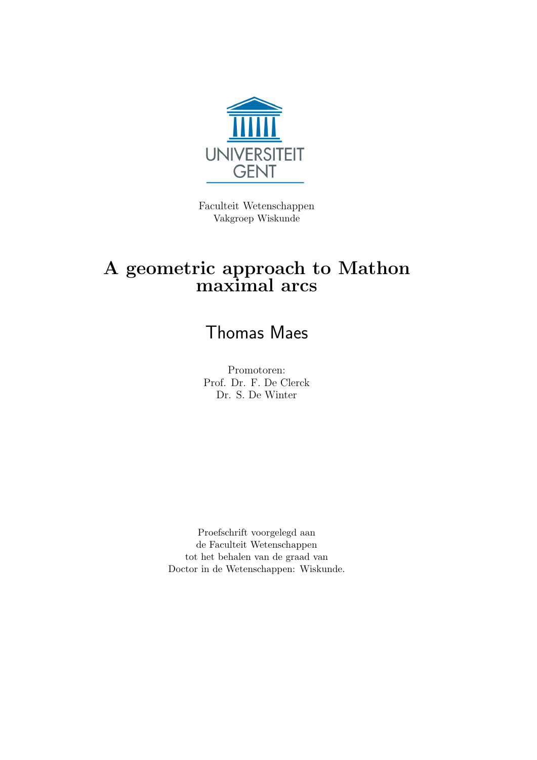UNIVERSITEIT GENT

Faculteit Wetenschappen
Vakgroep Wiskunde

# A geometric approach to Mathon maximal arcs

## Thomas Maes

Promotoren:
Prof. Dr. F. De Clerck
Dr. S. De Winter

Proefschrift voorgelegd aan
de Faculteit Wetenschappen
tot het behalen van de graad van
Doctor in de Wetenschappen: Wiskunde.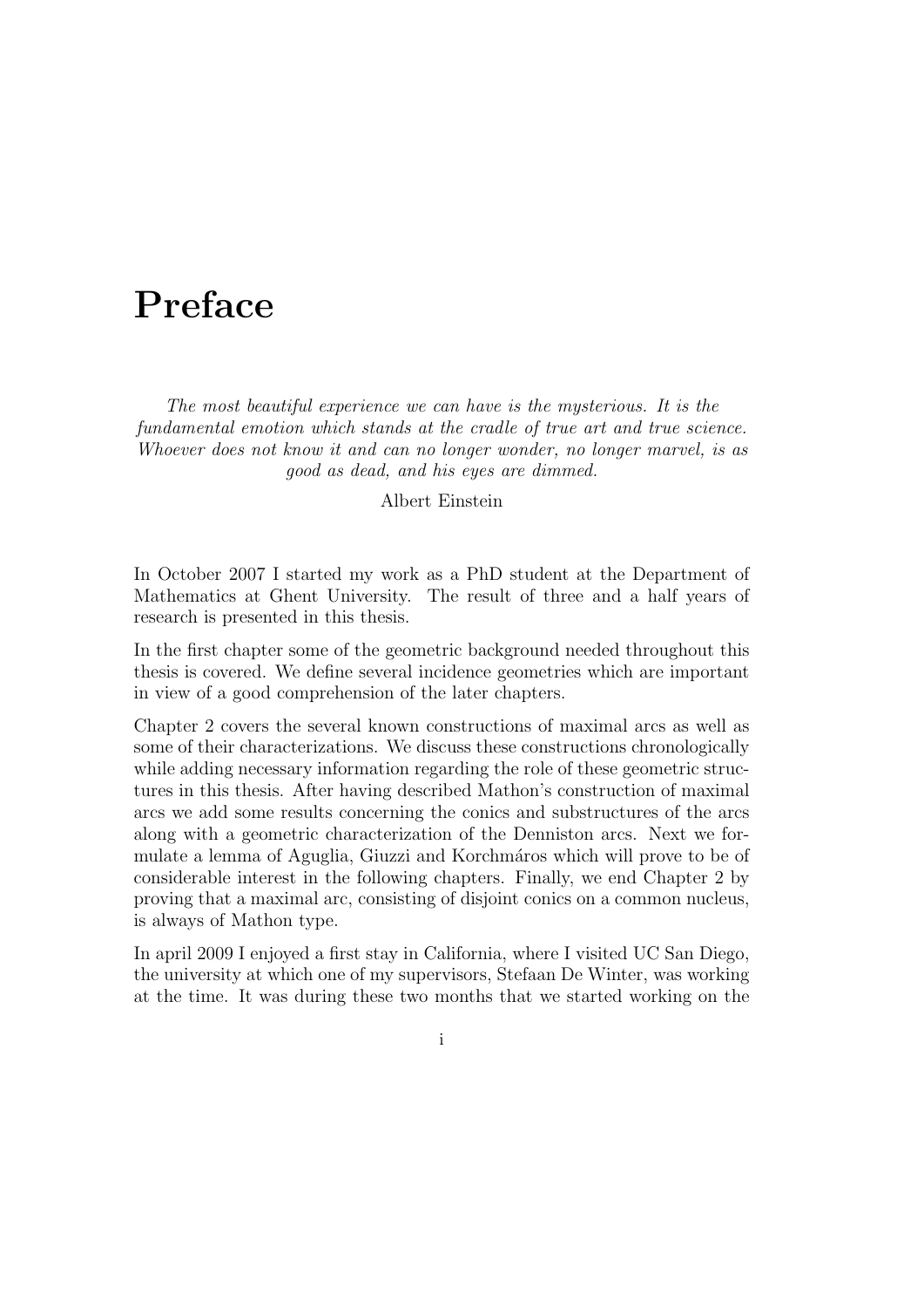# Preface

*The most beautiful experience we can have is the mysterious. It is the fundamental emotion which stands at the cradle of true art and true science. Whoever does not know it and can no longer wonder, no longer marvel, is as good as dead, and his eyes are dimmed.*

Albert Einstein

In October 2007 I started my work as a PhD student at the Department of Mathematics at Ghent University. The result of three and a half years of research is presented in this thesis.

In the first chapter some of the geometric background needed throughout this thesis is covered. We define several incidence geometries which are important in view of a good comprehension of the later chapters.

Chapter 2 covers the several known constructions of maximal arcs as well as some of their characterizations. We discuss these constructions chronologically while adding necessary information regarding the role of these geometric structures in this thesis. After having described Mathon's construction of maximal arcs we add some results concerning the conics and substructures of the arcs along with a geometric characterization of the Denniston arcs. Next we formulate a lemma of Aguglia, Giuzzi and Korchmáros which will prove to be of considerable interest in the following chapters. Finally, we end Chapter 2 by proving that a maximal arc, consisting of disjoint conics on a common nucleus, is always of Mathon type.

In april 2009 I enjoyed a first stay in California, where I visited UC San Diego, the university at which one of my supervisors, Stefaan De Winter, was working at the time. It was during these two months that we started working on the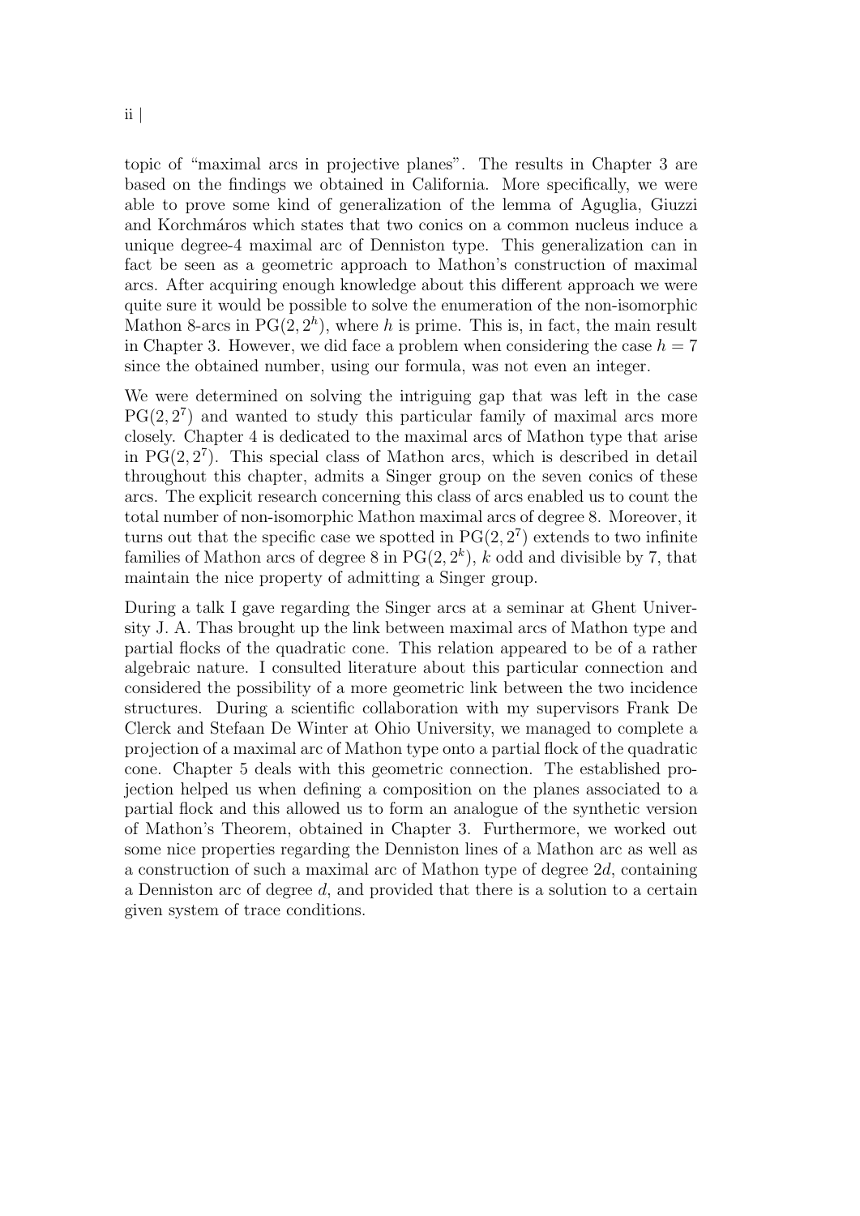topic of "maximal arcs in projective planes". The results in Chapter 3 are based on the findings we obtained in California. More specifically, we were able to prove some kind of generalization of the lemma of Aguglia, Giuzzi and Korchmáros which states that two conics on a common nucleus induce a unique degree-4 maximal arc of Denniston type. This generalization can in fact be seen as a geometric approach to Mathon's construction of maximal arcs. After acquiring enough knowledge about this different approach we were quite sure it would be possible to solve the enumeration of the non-isomorphic Mathon 8-arcs in $\mathrm{PG}(2, 2^h)$, where $h$ is prime. This is, in fact, the main result in Chapter 3. However, we did face a problem when considering the case $h = 7$ since the obtained number, using our formula, was not even an integer.

We were determined on solving the intriguing gap that was left in the case $\mathrm{PG}(2, 2^7)$ and wanted to study this particular family of maximal arcs more closely. Chapter 4 is dedicated to the maximal arcs of Mathon type that arise in $\mathrm{PG}(2, 2^7)$. This special class of Mathon arcs, which is described in detail throughout this chapter, admits a Singer group on the seven conics of these arcs. The explicit research concerning this class of arcs enabled us to count the total number of non-isomorphic Mathon maximal arcs of degree 8. Moreover, it turns out that the specific case we spotted in $\mathrm{PG}(2, 2^7)$ extends to two infinite families of Mathon arcs of degree 8 in $\mathrm{PG}(2, 2^k)$, $k$ odd and divisible by 7, that maintain the nice property of admitting a Singer group.

During a talk I gave regarding the Singer arcs at a seminar at Ghent University J. A. Thas brought up the link between maximal arcs of Mathon type and partial flocks of the quadratic cone. This relation appeared to be of a rather algebraic nature. I consulted literature about this particular connection and considered the possibility of a more geometric link between the two incidence structures. During a scientific collaboration with my supervisors Frank De Clerck and Stefaan De Winter at Ohio University, we managed to complete a projection of a maximal arc of Mathon type onto a partial flock of the quadratic cone. Chapter 5 deals with this geometric connection. The established projection helped us when defining a composition on the planes associated to a partial flock and this allowed us to form an analogue of the synthetic version of Mathon's Theorem, obtained in Chapter 3. Furthermore, we worked out some nice properties regarding the Denniston lines of a Mathon arc as well as a construction of such a maximal arc of Mathon type of degree $2d$, containing a Denniston arc of degree $d$, and provided that there is a solution to a certain given system of trace conditions.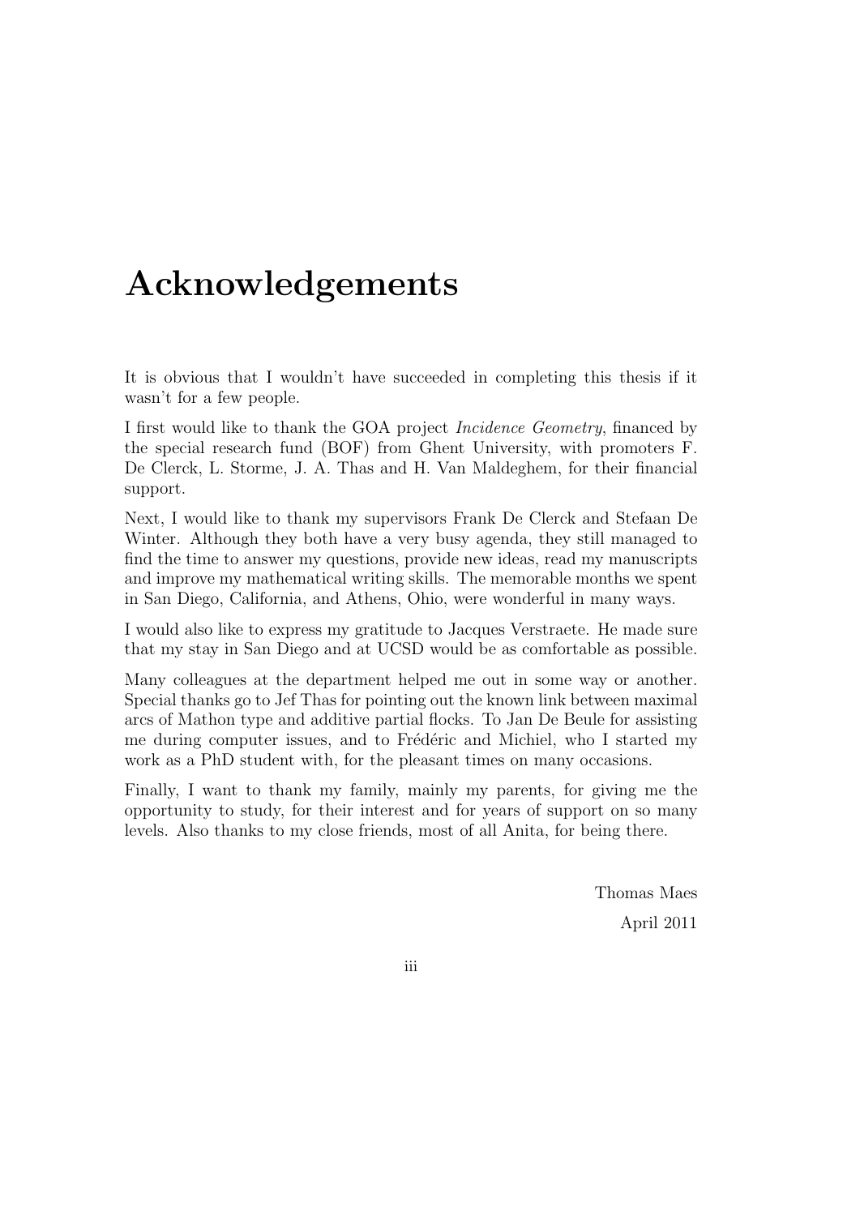# Acknowledgements

It is obvious that I wouldn't have succeeded in completing this thesis if it wasn't for a few people.

I first would like to thank the GOA project *Incidence Geometry*, financed by the special research fund (BOF) from Ghent University, with promoters F. De Clerck, L. Storme, J. A. Thas and H. Van Maldeghem, for their financial support.

Next, I would like to thank my supervisors Frank De Clerck and Stefaan De Winter. Although they both have a very busy agenda, they still managed to find the time to answer my questions, provide new ideas, read my manuscripts and improve my mathematical writing skills. The memorable months we spent in San Diego, California, and Athens, Ohio, were wonderful in many ways.

I would also like to express my gratitude to Jacques Verstraete. He made sure that my stay in San Diego and at UCSD would be as comfortable as possible.

Many colleagues at the department helped me out in some way or another. Special thanks go to Jef Thas for pointing out the known link between maximal arcs of Mathon type and additive partial flocks. To Jan De Beule for assisting me during computer issues, and to Frédéric and Michiel, who I started my work as a PhD student with, for the pleasant times on many occasions.

Finally, I want to thank my family, mainly my parents, for giving me the opportunity to study, for their interest and for years of support on so many levels. Also thanks to my close friends, most of all Anita, for being there.

Thomas Maes

April 2011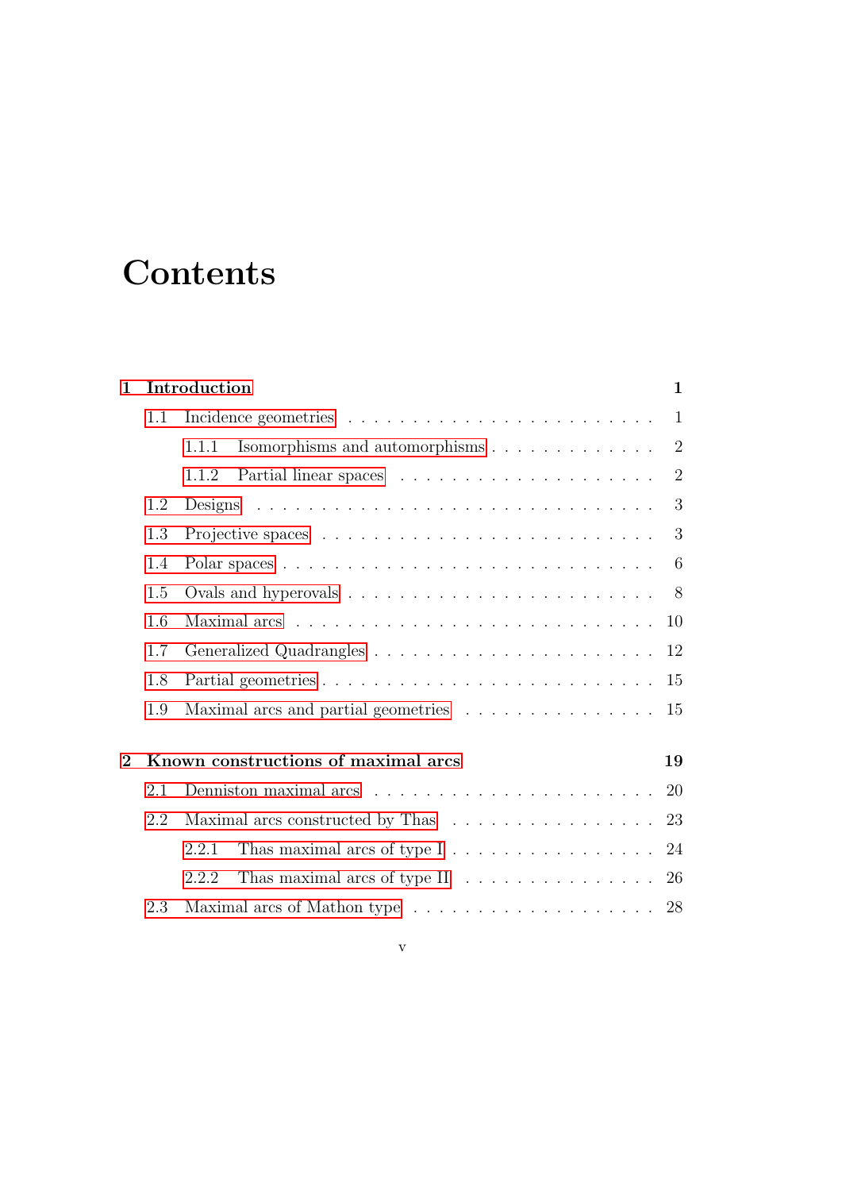# Contents

**1 Introduction** **1**

- 1.1 Incidence geometries . . . . . . . . . . . . . . . . . . . . . . . . 1
  - 1.1.1 Isomorphisms and automorphisms . . . . . . . . . . . . . 2
  - 1.1.2 Partial linear spaces . . . . . . . . . . . . . . . . . . . . 2
- 1.2 Designs . . . . . . . . . . . . . . . . . . . . . . . . . . . . . 3
- 1.3 Projective spaces . . . . . . . . . . . . . . . . . . . . . . . . 3
- 1.4 Polar spaces . . . . . . . . . . . . . . . . . . . . . . . . . . 6
- 1.5 Ovals and hyperovals . . . . . . . . . . . . . . . . . . . . . . 8
- 1.6 Maximal arcs . . . . . . . . . . . . . . . . . . . . . . . . . . 10
- 1.7 Generalized Quadrangles . . . . . . . . . . . . . . . . . . . . 12
- 1.8 Partial geometries . . . . . . . . . . . . . . . . . . . . . . . 15
- 1.9 Maximal arcs and partial geometries . . . . . . . . . . . . . . 15

**2 Known constructions of maximal arcs** **19**

- 2.1 Denniston maximal arcs . . . . . . . . . . . . . . . . . . . . . 20
- 2.2 Maximal arcs constructed by Thas . . . . . . . . . . . . . . . 23
  - 2.2.1 Thas maximal arcs of type I . . . . . . . . . . . . . . . . 24
  - 2.2.2 Thas maximal arcs of type II . . . . . . . . . . . . . . . 26
- 2.3 Maximal arcs of Mathon type . . . . . . . . . . . . . . . . . . 28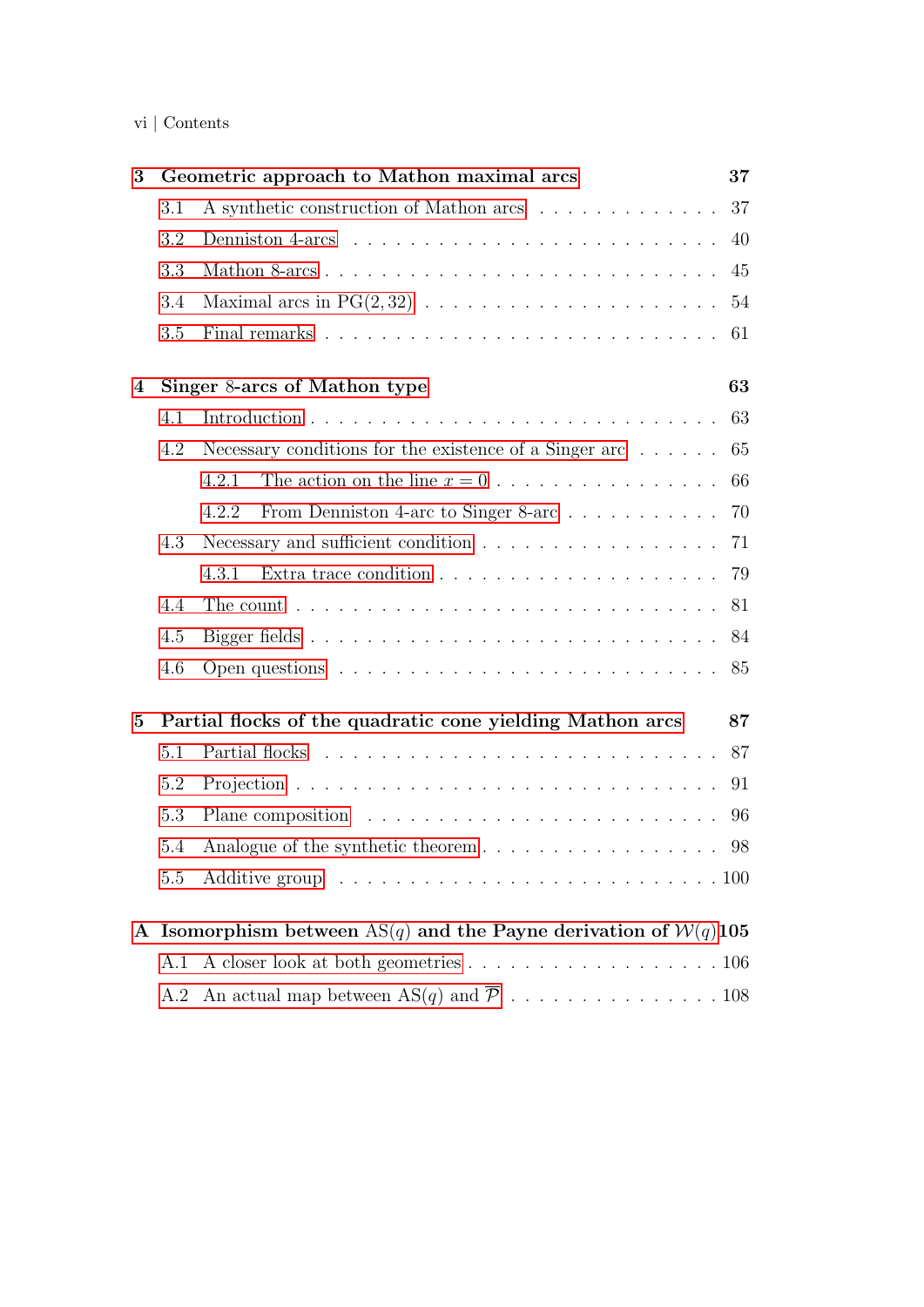| | |
|---|---|
| **3 Geometric approach to Mathon maximal arcs** | **37** |
| 3.1 A synthetic construction of Mathon arcs | 37 |
| 3.2 Denniston 4-arcs | 40 |
| 3.3 Mathon 8-arcs | 45 |
| 3.4 Maximal arcs in PG(2, 32) | 54 |
| 3.5 Final remarks | 61 |
| **4 Singer 8-arcs of Mathon type** | **63** |
| 4.1 Introduction | 63 |
| 4.2 Necessary conditions for the existence of a Singer arc | 65 |
| 4.2.1 The action on the line $x = 0$ | 66 |
| 4.2.2 From Denniston 4-arc to Singer 8-arc | 70 |
| 4.3 Necessary and sufficient condition | 71 |
| 4.3.1 Extra trace condition | 79 |
| 4.4 The count | 81 |
| 4.5 Bigger fields | 84 |
| 4.6 Open questions | 85 |
| **5 Partial flocks of the quadratic cone yielding Mathon arcs** | **87** |
| 5.1 Partial flocks | 87 |
| 5.2 Projection | 91 |
| 5.3 Plane composition | 96 |
| 5.4 Analogue of the synthetic theorem | 98 |
| 5.5 Additive group | 100 |
| **A Isomorphism between AS($q$) and the Payne derivation of $\mathcal{W}(q)$** | **105** |
| A.1 A closer look at both geometries | 106 |
| A.2 An actual map between AS($q$) and $\overline{\mathcal{P}}$ | 108 |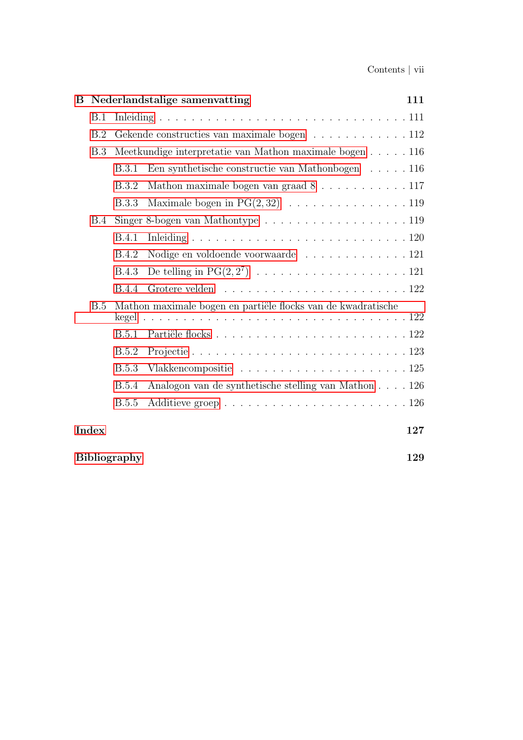**B Nederlandstalige samenvatting** 111

- B.1 Inleiding . . . 111
- B.2 Gekende constructies van maximale bogen . . . 112
- B.3 Meetkundige interpretatie van Mathon maximale bogen . . . 116
  - B.3.1 Een synthetische constructie van Mathonbogen . . . 116
  - B.3.2 Mathon maximale bogen van graad 8 . . . 117
  - B.3.3 Maximale bogen in PG$(2, 32)$ . . . 119
- B.4 Singer 8-bogen van Mathontype . . . 119
  - B.4.1 Inleiding . . . 120
  - B.4.2 Nodige en voldoende voorwaarde . . . 121
  - B.4.3 De telling in PG$(2, 2^7)$ . . . 121
  - B.4.4 Grotere velden . . . 122
- B.5 Mathon maximale bogen en partiële flocks van de kwadratische kegel . . . 122
  - B.5.1 Partiële flocks . . . 122
  - B.5.2 Projectie . . . 123
  - B.5.3 Vlakkencompositie . . . 125
  - B.5.4 Analogon van de synthetische stelling van Mathon . . . 126
  - B.5.5 Additieve groep . . . 126

**Index** 127

**Bibliography** 129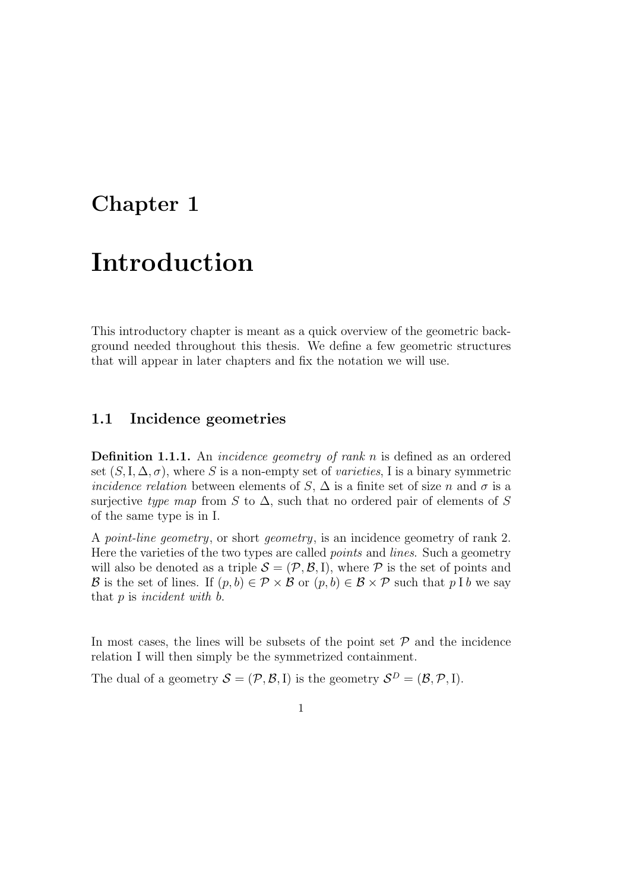# Chapter 1

# Introduction

This introductory chapter is meant as a quick overview of the geometric background needed throughout this thesis. We define a few geometric structures that will appear in later chapters and fix the notation we will use.

## 1.1 Incidence geometries

**Definition 1.1.1.** An *incidence geometry of rank n* is defined as an ordered set $(S, \mathrm{I}, \Delta, \sigma)$, where $S$ is a non-empty set of *varieties*, $\mathrm{I}$ is a binary symmetric *incidence relation* between elements of $S$, $\Delta$ is a finite set of size $n$ and $\sigma$ is a surjective *type map* from $S$ to $\Delta$, such that no ordered pair of elements of $S$ of the same type is in $\mathrm{I}$.

A *point-line geometry*, or short *geometry*, is an incidence geometry of rank 2. Here the varieties of the two types are called *points* and *lines*. Such a geometry will also be denoted as a triple $\mathcal{S} = (\mathcal{P}, \mathcal{B}, \mathrm{I})$, where $\mathcal{P}$ is the set of points and $\mathcal{B}$ is the set of lines. If $(p, b) \in \mathcal{P} \times \mathcal{B}$ or $(p, b) \in \mathcal{B} \times \mathcal{P}$ such that $p \, \mathrm{I} \, b$ we say that $p$ is *incident with* $b$.

In most cases, the lines will be subsets of the point set $\mathcal{P}$ and the incidence relation $\mathrm{I}$ will then simply be the symmetrized containment.

The dual of a geometry $\mathcal{S} = (\mathcal{P}, \mathcal{B}, \mathrm{I})$ is the geometry $\mathcal{S}^D = (\mathcal{B}, \mathcal{P}, \mathrm{I})$.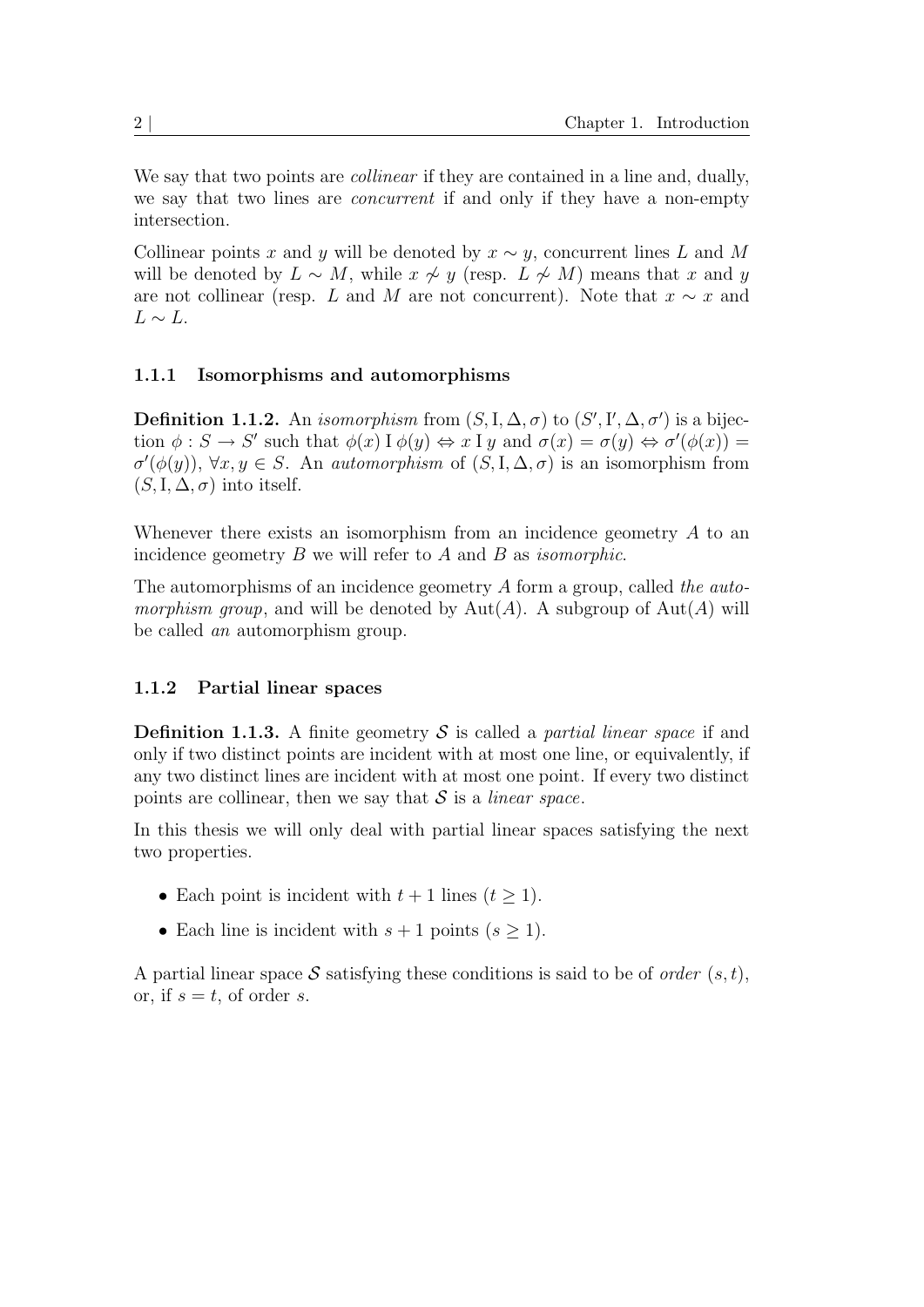We say that two points are *collinear* if they are contained in a line and, dually, we say that two lines are *concurrent* if and only if they have a non-empty intersection.

Collinear points $x$ and $y$ will be denoted by $x \sim y$, concurrent lines $L$ and $M$ will be denoted by $L \sim M$, while $x \not\sim y$ (resp. $L \not\sim M$) means that $x$ and $y$ are not collinear (resp. $L$ and $M$ are not concurrent). Note that $x \sim x$ and $L \sim L$.

### 1.1.1 Isomorphisms and automorphisms

**Definition 1.1.2.** An *isomorphism* from $(S, \mathrm{I}, \Delta, \sigma)$ to $(S', \mathrm{I}', \Delta, \sigma')$ is a bijection $\phi : S \to S'$ such that $\phi(x) \,\mathrm{I}\, \phi(y) \Leftrightarrow x \,\mathrm{I}\, y$ and $\sigma(x) = \sigma(y) \Leftrightarrow \sigma'(\phi(x)) = \sigma'(\phi(y))$, $\forall x, y \in S$. An *automorphism* of $(S, \mathrm{I}, \Delta, \sigma)$ is an isomorphism from $(S, \mathrm{I}, \Delta, \sigma)$ into itself.

Whenever there exists an isomorphism from an incidence geometry $A$ to an incidence geometry $B$ we will refer to $A$ and $B$ as *isomorphic*.

The automorphisms of an incidence geometry $A$ form a group, called *the automorphism group*, and will be denoted by $\mathrm{Aut}(A)$. A subgroup of $\mathrm{Aut}(A)$ will be called *an* automorphism group.

### 1.1.2 Partial linear spaces

**Definition 1.1.3.** A finite geometry $\mathcal{S}$ is called a *partial linear space* if and only if two distinct points are incident with at most one line, or equivalently, if any two distinct lines are incident with at most one point. If every two distinct points are collinear, then we say that $\mathcal{S}$ is a *linear space*.

In this thesis we will only deal with partial linear spaces satisfying the next two properties.

- Each point is incident with $t + 1$ lines ($t \geq 1$).
- Each line is incident with $s + 1$ points ($s \geq 1$).

A partial linear space $\mathcal{S}$ satisfying these conditions is said to be of *order* $(s, t)$, or, if $s = t$, of order $s$.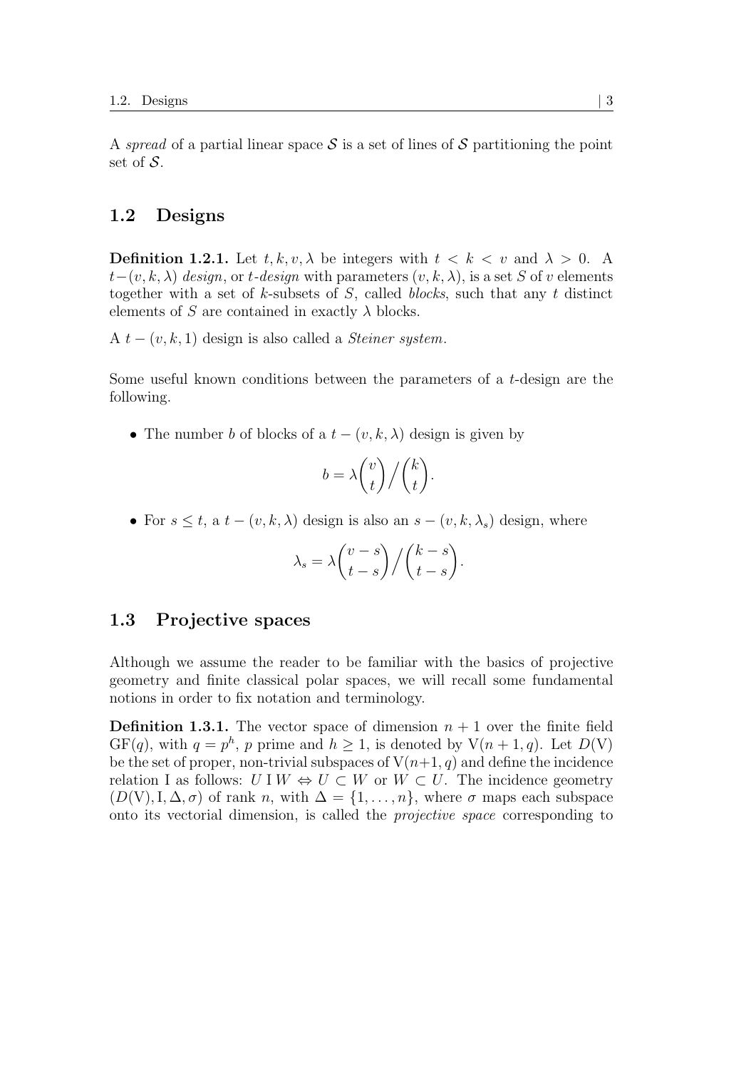A *spread* of a partial linear space $\mathcal{S}$ is a set of lines of $\mathcal{S}$ partitioning the point set of $\mathcal{S}$.

## 1.2 Designs

**Definition 1.2.1.** Let $t, k, v, \lambda$ be integers with $t < k < v$ and $\lambda > 0$. A $t-(v, k, \lambda)$ *design*, or $t$-*design* with parameters $(v, k, \lambda)$, is a set $S$ of $v$ elements together with a set of $k$-subsets of $S$, called *blocks*, such that any $t$ distinct elements of $S$ are contained in exactly $\lambda$ blocks.

A $t - (v, k, 1)$ design is also called a *Steiner system*.

Some useful known conditions between the parameters of a $t$-design are the following.

- The number $b$ of blocks of a $t - (v, k, \lambda)$ design is given by

$$b = \lambda \binom{v}{t} \Big/ \binom{k}{t}.$$

- For $s \leq t$, a $t - (v, k, \lambda)$ design is also an $s - (v, k, \lambda_s)$ design, where

$$\lambda_s = \lambda \binom{v-s}{t-s} \Big/ \binom{k-s}{t-s}.$$

## 1.3 Projective spaces

Although we assume the reader to be familiar with the basics of projective geometry and finite classical polar spaces, we will recall some fundamental notions in order to fix notation and terminology.

**Definition 1.3.1.** The vector space of dimension $n + 1$ over the finite field $\mathrm{GF}(q)$, with $q = p^h$, $p$ prime and $h \geq 1$, is denoted by $\mathrm{V}(n + 1, q)$. Let $D(\mathrm{V})$ be the set of proper, non-trivial subspaces of $\mathrm{V}(n+1, q)$ and define the incidence relation $\mathrm{I}$ as follows: $U \,\mathrm{I}\, W \Leftrightarrow U \subset W$ or $W \subset U$. The incidence geometry $(D(\mathrm{V}), \mathrm{I}, \Delta, \sigma)$ of rank $n$, with $\Delta = \{1, \ldots, n\}$, where $\sigma$ maps each subspace onto its vectorial dimension, is called the *projective space* corresponding to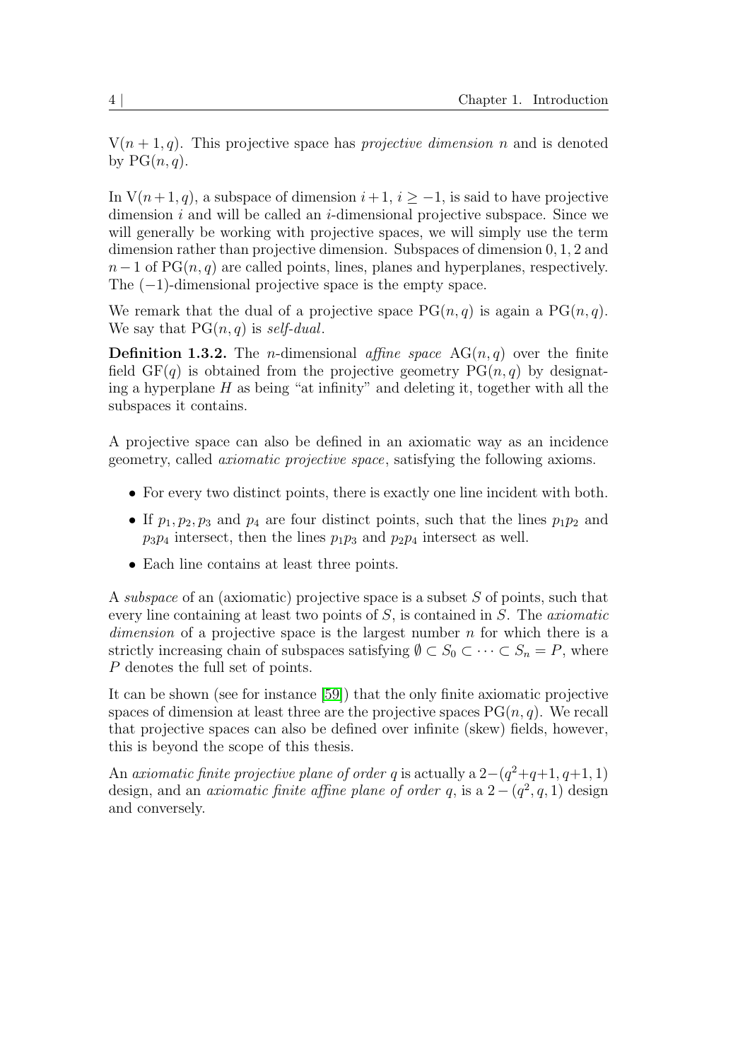$V(n+1,q)$. This projective space has *projective dimension* $n$ and is denoted by $PG(n,q)$.

In $V(n+1,q)$, a subspace of dimension $i+1$, $i \geq -1$, is said to have projective dimension $i$ and will be called an $i$-dimensional projective subspace. Since we will generally be working with projective spaces, we will simply use the term dimension rather than projective dimension. Subspaces of dimension $0, 1, 2$ and $n-1$ of $PG(n,q)$ are called points, lines, planes and hyperplanes, respectively. The $(-1)$-dimensional projective space is the empty space.

We remark that the dual of a projective space $PG(n,q)$ is again a $PG(n,q)$. We say that $PG(n,q)$ is *self-dual*.

**Definition 1.3.2.** The $n$-dimensional *affine space* $AG(n,q)$ over the finite field $GF(q)$ is obtained from the projective geometry $PG(n,q)$ by designating a hyperplane $H$ as being "at infinity" and deleting it, together with all the subspaces it contains.

A projective space can also be defined in an axiomatic way as an incidence geometry, called *axiomatic projective space*, satisfying the following axioms.

- For every two distinct points, there is exactly one line incident with both.
- If $p_1, p_2, p_3$ and $p_4$ are four distinct points, such that the lines $p_1p_2$ and $p_3p_4$ intersect, then the lines $p_1p_3$ and $p_2p_4$ intersect as well.
- Each line contains at least three points.

A *subspace* of an (axiomatic) projective space is a subset $S$ of points, such that every line containing at least two points of $S$, is contained in $S$. The *axiomatic dimension* of a projective space is the largest number $n$ for which there is a strictly increasing chain of subspaces satisfying $\emptyset \subset S_0 \subset \cdots \subset S_n = P$, where $P$ denotes the full set of points.

It can be shown (see for instance [59]) that the only finite axiomatic projective spaces of dimension at least three are the projective spaces $PG(n,q)$. We recall that projective spaces can also be defined over infinite (skew) fields, however, this is beyond the scope of this thesis.

An *axiomatic finite projective plane of order* $q$ is actually a $2-(q^2+q+1, q+1, 1)$ design, and an *axiomatic finite affine plane of order* $q$, is a $2-(q^2, q, 1)$ design and conversely.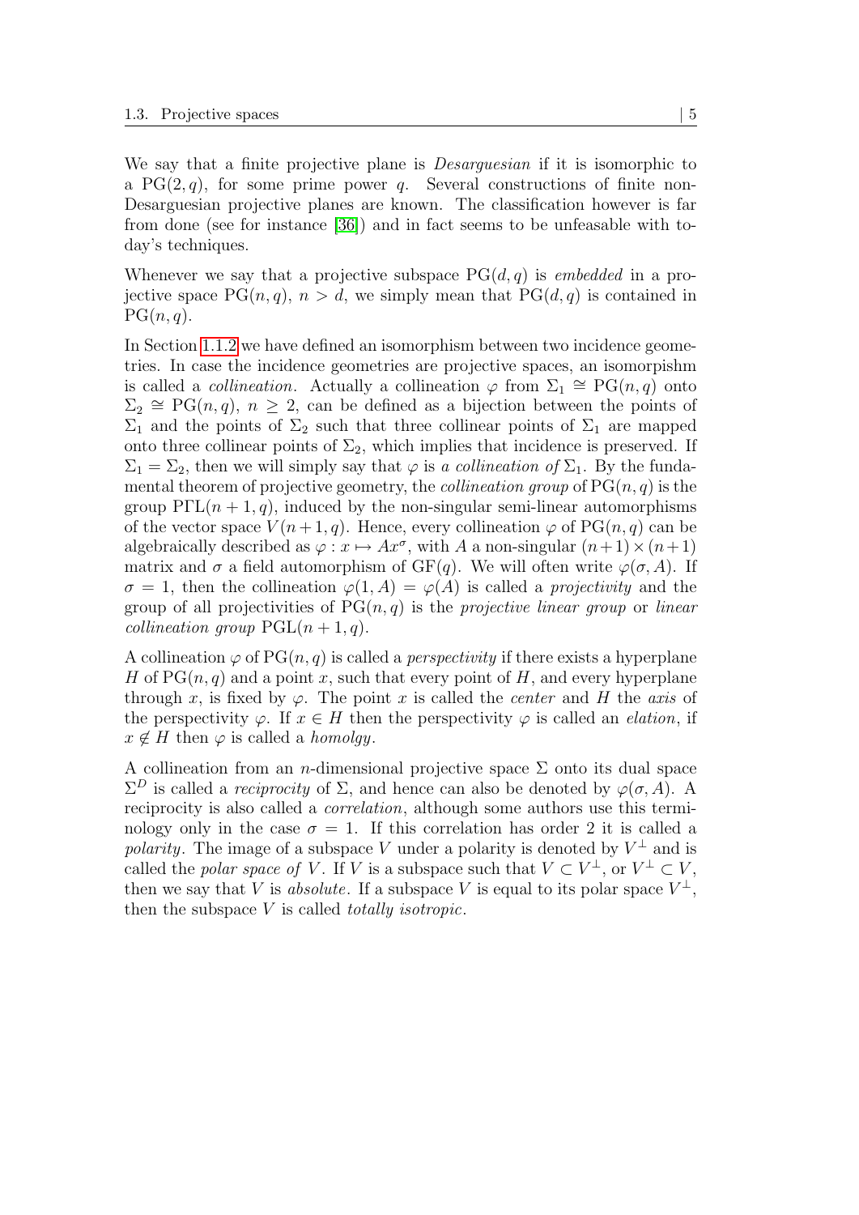We say that a finite projective plane is *Desarguesian* if it is isomorphic to a $\mathrm{PG}(2,q)$, for some prime power $q$. Several constructions of finite non-Desarguesian projective planes are known. The classification however is far from done (see for instance [36]) and in fact seems to be unfeasable with today's techniques.

Whenever we say that a projective subspace $\mathrm{PG}(d,q)$ is *embedded* in a projective space $\mathrm{PG}(n,q)$, $n > d$, we simply mean that $\mathrm{PG}(d,q)$ is contained in $\mathrm{PG}(n,q)$.

In Section 1.1.2 we have defined an isomorphism between two incidence geometries. In case the incidence geometries are projective spaces, an isomorpishm is called a *collineation*. Actually a collineation $\varphi$ from $\Sigma_1 \cong \mathrm{PG}(n,q)$ onto $\Sigma_2 \cong \mathrm{PG}(n,q)$, $n \geq 2$, can be defined as a bijection between the points of $\Sigma_1$ and the points of $\Sigma_2$ such that three collinear points of $\Sigma_1$ are mapped onto three collinear points of $\Sigma_2$, which implies that incidence is preserved. If $\Sigma_1 = \Sigma_2$, then we will simply say that $\varphi$ is *a collineation of* $\Sigma_1$. By the fundamental theorem of projective geometry, the *collineation group* of $\mathrm{PG}(n,q)$ is the group $\mathrm{P\Gamma L}(n+1,q)$, induced by the non-singular semi-linear automorphisms of the vector space $V(n+1,q)$. Hence, every collineation $\varphi$ of $\mathrm{PG}(n,q)$ can be algebraically described as $\varphi : x \mapsto Ax^{\sigma}$, with $A$ a non-singular $(n+1)\times(n+1)$ matrix and $\sigma$ a field automorphism of $\mathrm{GF}(q)$. We will often write $\varphi(\sigma, A)$. If $\sigma = 1$, then the collineation $\varphi(1,A) = \varphi(A)$ is called a *projectivity* and the group of all projectivities of $\mathrm{PG}(n,q)$ is the *projective linear group* or *linear collineation group* $\mathrm{PGL}(n+1,q)$.

A collineation $\varphi$ of $\mathrm{PG}(n,q)$ is called a *perspectivity* if there exists a hyperplane $H$ of $\mathrm{PG}(n,q)$ and a point $x$, such that every point of $H$, and every hyperplane through $x$, is fixed by $\varphi$. The point $x$ is called the *center* and $H$ the *axis* of the perspectivity $\varphi$. If $x \in H$ then the perspectivity $\varphi$ is called an *elation*, if $x \notin H$ then $\varphi$ is called a *homolgy*.

A collineation from an $n$-dimensional projective space $\Sigma$ onto its dual space $\Sigma^D$ is called a *reciprocity* of $\Sigma$, and hence can also be denoted by $\varphi(\sigma, A)$. A reciprocity is also called a *correlation*, although some authors use this terminology only in the case $\sigma = 1$. If this correlation has order 2 it is called a *polarity*. The image of a subspace $V$ under a polarity is denoted by $V^{\perp}$ and is called the *polar space of* $V$. If $V$ is a subspace such that $V \subset V^{\perp}$, or $V^{\perp} \subset V$, then we say that $V$ is *absolute*. If a subspace $V$ is equal to its polar space $V^{\perp}$, then the subspace $V$ is called *totally isotropic*.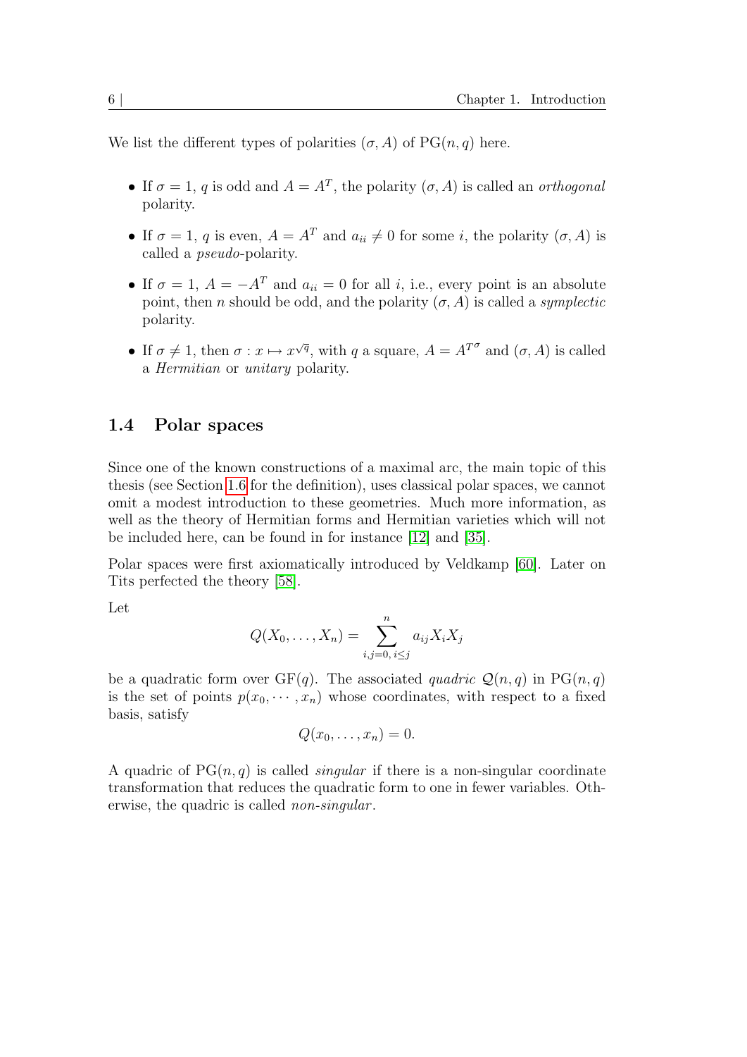We list the different types of polarities $(\sigma, A)$ of $\mathrm{PG}(n, q)$ here.

- If $\sigma = 1$, $q$ is odd and $A = A^T$, the polarity $(\sigma, A)$ is called an *orthogonal* polarity.
- If $\sigma = 1$, $q$ is even, $A = A^T$ and $a_{ii} \neq 0$ for some $i$, the polarity $(\sigma, A)$ is called a *pseudo*-polarity.
- If $\sigma = 1$, $A = -A^T$ and $a_{ii} = 0$ for all $i$, i.e., every point is an absolute point, then $n$ should be odd, and the polarity $(\sigma, A)$ is called a *symplectic* polarity.
- If $\sigma \neq 1$, then $\sigma : x \mapsto x^{\sqrt{q}}$, with $q$ a square, $A = A^{T^\sigma}$ and $(\sigma, A)$ is called a *Hermitian* or *unitary* polarity.

## 1.4 Polar spaces

Since one of the known constructions of a maximal arc, the main topic of this thesis (see Section 1.6 for the definition), uses classical polar spaces, we cannot omit a modest introduction to these geometries. Much more information, as well as the theory of Hermitian forms and Hermitian varieties which will not be included here, can be found in for instance [12] and [35].

Polar spaces were first axiomatically introduced by Veldkamp [60]. Later on Tits perfected the theory [58].

Let

$$Q(X_0, \ldots, X_n) = \sum_{i,j=0,\, i \leq j}^{n} a_{ij} X_i X_j$$

be a quadratic form over $\mathrm{GF}(q)$. The associated *quadric* $\mathcal{Q}(n, q)$ in $\mathrm{PG}(n, q)$ is the set of points $p(x_0, \cdots, x_n)$ whose coordinates, with respect to a fixed basis, satisfy

$$Q(x_0, \ldots, x_n) = 0.$$

A quadric of $\mathrm{PG}(n, q)$ is called *singular* if there is a non-singular coordinate transformation that reduces the quadratic form to one in fewer variables. Otherwise, the quadric is called *non-singular*.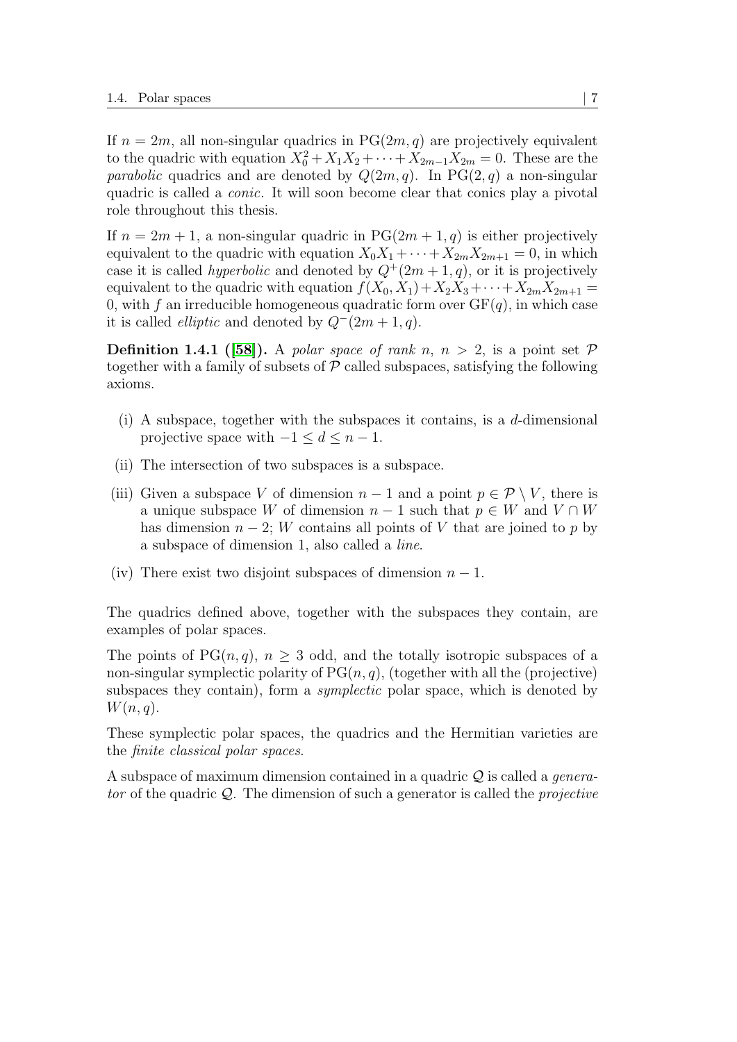If $n = 2m$, all non-singular quadrics in $\mathrm{PG}(2m, q)$ are projectively equivalent to the quadric with equation $X_0^2 + X_1X_2 + \cdots + X_{2m-1}X_{2m} = 0$. These are the *parabolic* quadrics and are denoted by $Q(2m, q)$. In $\mathrm{PG}(2, q)$ a non-singular quadric is called a *conic*. It will soon become clear that conics play a pivotal role throughout this thesis.

If $n = 2m + 1$, a non-singular quadric in $\mathrm{PG}(2m + 1, q)$ is either projectively equivalent to the quadric with equation $X_0X_1 + \cdots + X_{2m}X_{2m+1} = 0$, in which case it is called *hyperbolic* and denoted by $Q^+(2m + 1, q)$, or it is projectively equivalent to the quadric with equation $f(X_0, X_1) + X_2X_3 + \cdots + X_{2m}X_{2m+1} = 0$, with $f$ an irreducible homogeneous quadratic form over $\mathrm{GF}(q)$, in which case it is called *elliptic* and denoted by $Q^-(2m + 1, q)$.

**Definition 1.4.1 ([58]).** A *polar space of rank n*, $n > 2$, is a point set $\mathcal{P}$ together with a family of subsets of $\mathcal{P}$ called subspaces, satisfying the following axioms.

(i) A subspace, together with the subspaces it contains, is a $d$-dimensional projective space with $-1 \leq d \leq n - 1$.

(ii) The intersection of two subspaces is a subspace.

(iii) Given a subspace $V$ of dimension $n - 1$ and a point $p \in \mathcal{P} \setminus V$, there is a unique subspace $W$ of dimension $n - 1$ such that $p \in W$ and $V \cap W$ has dimension $n - 2$; $W$ contains all points of $V$ that are joined to $p$ by a subspace of dimension 1, also called a *line*.

(iv) There exist two disjoint subspaces of dimension $n - 1$.

The quadrics defined above, together with the subspaces they contain, are examples of polar spaces.

The points of $\mathrm{PG}(n, q)$, $n \geq 3$ odd, and the totally isotropic subspaces of a non-singular symplectic polarity of $\mathrm{PG}(n, q)$, (together with all the (projective) subspaces they contain), form a *symplectic* polar space, which is denoted by $W(n, q)$.

These symplectic polar spaces, the quadrics and the Hermitian varieties are the *finite classical polar spaces*.

A subspace of maximum dimension contained in a quadric $\mathcal{Q}$ is called a *generator* of the quadric $\mathcal{Q}$. The dimension of such a generator is called the *projective*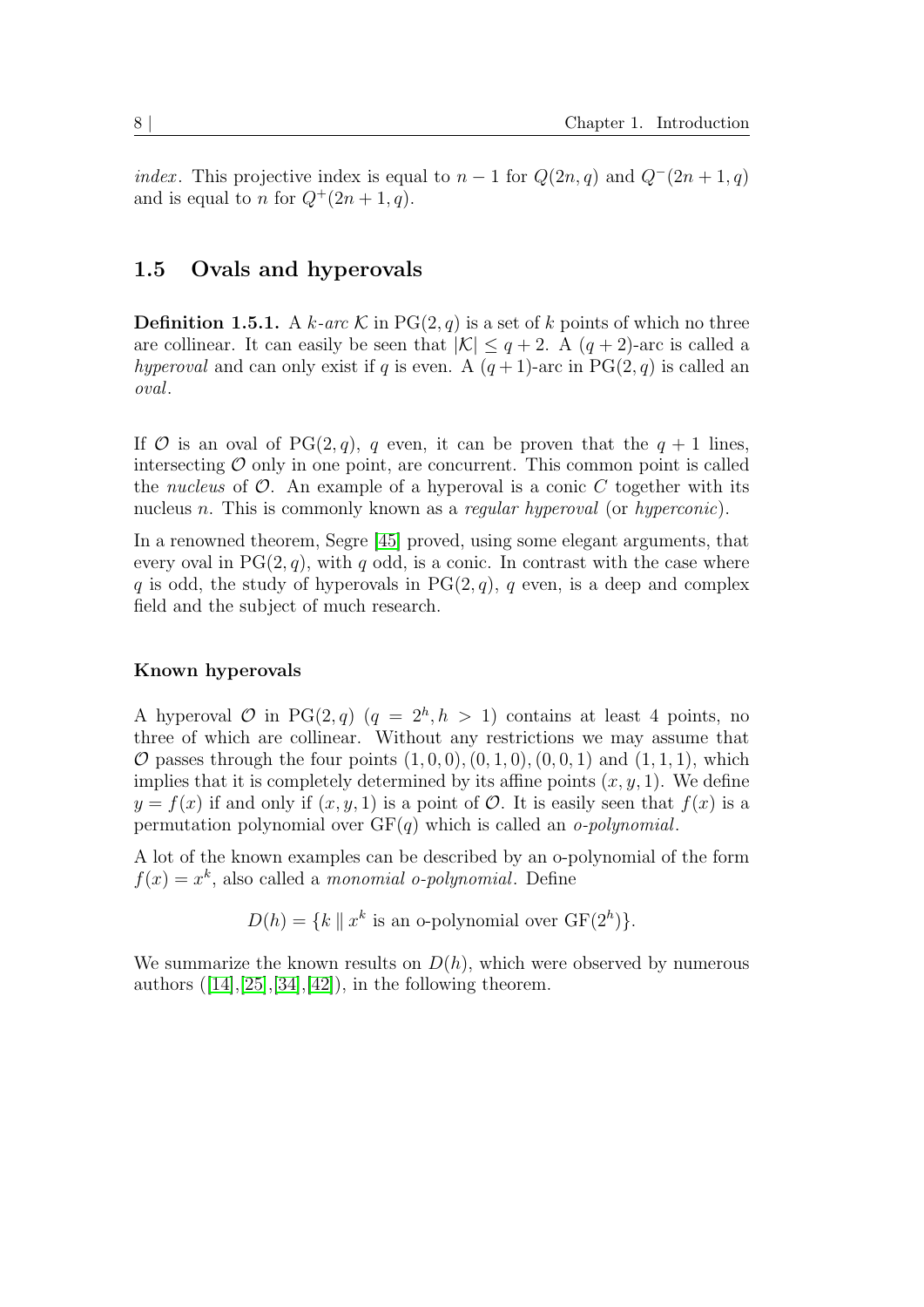*index*. This projective index is equal to $n-1$ for $Q(2n,q)$ and $Q^-(2n+1,q)$ and is equal to $n$ for $Q^+(2n+1,q)$.

## 1.5 Ovals and hyperovals

**Definition 1.5.1.** A *$k$-arc* $\mathcal{K}$ in $\mathrm{PG}(2,q)$ is a set of $k$ points of which no three are collinear. It can easily be seen that $|\mathcal{K}| \leq q+2$. A $(q+2)$-arc is called a *hyperoval* and can only exist if $q$ is even. A $(q+1)$-arc in $\mathrm{PG}(2,q)$ is called an *oval*.

If $\mathcal{O}$ is an oval of $\mathrm{PG}(2,q)$, $q$ even, it can be proven that the $q+1$ lines, intersecting $\mathcal{O}$ only in one point, are concurrent. This common point is called the *nucleus* of $\mathcal{O}$. An example of a hyperoval is a conic $C$ together with its nucleus $n$. This is commonly known as a *regular hyperoval* (or *hyperconic*).

In a renowned theorem, Segre [45] proved, using some elegant arguments, that every oval in $\mathrm{PG}(2,q)$, with $q$ odd, is a conic. In contrast with the case where $q$ is odd, the study of hyperovals in $\mathrm{PG}(2,q)$, $q$ even, is a deep and complex field and the subject of much research.

#### Known hyperovals

A hyperoval $\mathcal{O}$ in $\mathrm{PG}(2,q)$ $(q=2^h, h>1)$ contains at least 4 points, no three of which are collinear. Without any restrictions we may assume that $\mathcal{O}$ passes through the four points $(1,0,0),(0,1,0),(0,0,1)$ and $(1,1,1)$, which implies that it is completely determined by its affine points $(x,y,1)$. We define $y=f(x)$ if and only if $(x,y,1)$ is a point of $\mathcal{O}$. It is easily seen that $f(x)$ is a permutation polynomial over $\mathrm{GF}(q)$ which is called an *o-polynomial*.

A lot of the known examples can be described by an o-polynomial of the form $f(x)=x^k$, also called a *monomial o-polynomial*. Define

$$D(h) = \{k \parallel x^k \text{ is an o-polynomial over } \mathrm{GF}(2^h)\}.$$

We summarize the known results on $D(h)$, which were observed by numerous authors ([14],[25],[34],[42]), in the following theorem.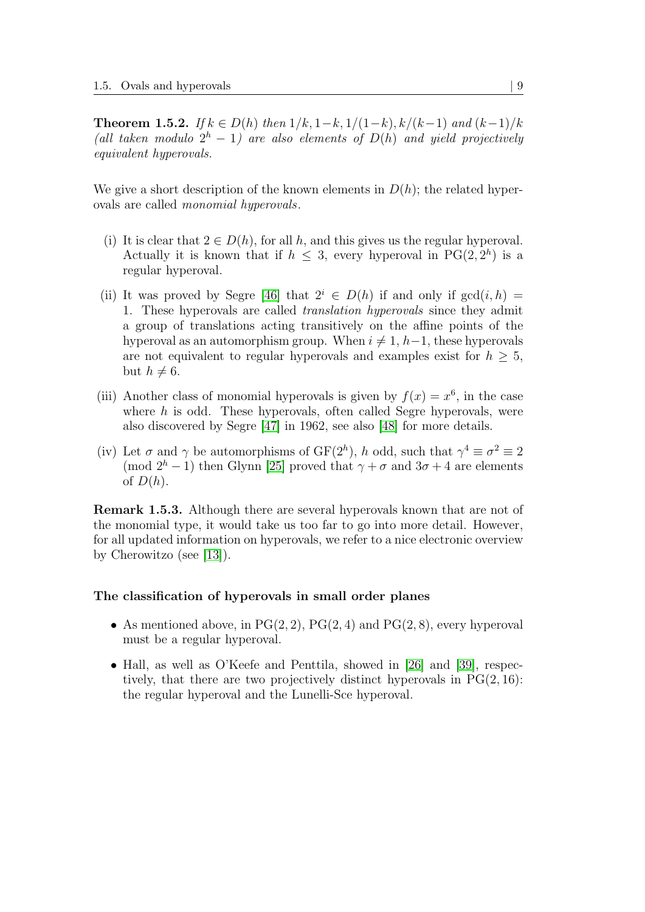**Theorem 1.5.2.** *If $k \in D(h)$ then $1/k, 1-k, 1/(1-k), k/(k-1)$ and $(k-1)/k$ (all taken modulo $2^h - 1$) are also elements of $D(h)$ and yield projectively equivalent hyperovals.*

We give a short description of the known elements in $D(h)$; the related hyperovals are called *monomial hyperovals*.

(i) It is clear that $2 \in D(h)$, for all $h$, and this gives us the regular hyperoval. Actually it is known that if $h \leq 3$, every hyperoval in $\mathrm{PG}(2, 2^h)$ is a regular hyperoval.

(ii) It was proved by Segre [46] that $2^i \in D(h)$ if and only if $\gcd(i, h) = 1$. These hyperovals are called *translation hyperovals* since they admit a group of translations acting transitively on the affine points of the hyperoval as an automorphism group. When $i \neq 1, h-1$, these hyperovals are not equivalent to regular hyperovals and examples exist for $h \geq 5$, but $h \neq 6$.

(iii) Another class of monomial hyperovals is given by $f(x) = x^6$, in the case where $h$ is odd. These hyperovals, often called Segre hyperovals, were also discovered by Segre [47] in 1962, see also [48] for more details.

(iv) Let $\sigma$ and $\gamma$ be automorphisms of $\mathrm{GF}(2^h)$, $h$ odd, such that $\gamma^4 \equiv \sigma^2 \equiv 2 \pmod{2^h - 1}$ then Glynn [25] proved that $\gamma + \sigma$ and $3\sigma + 4$ are elements of $D(h)$.

**Remark 1.5.3.** Although there are several hyperovals known that are not of the monomial type, it would take us too far to go into more detail. However, for all updated information on hyperovals, we refer to a nice electronic overview by Cherowitzo (see [13]).

**The classification of hyperovals in small order planes**

- As mentioned above, in $\mathrm{PG}(2, 2)$, $\mathrm{PG}(2, 4)$ and $\mathrm{PG}(2, 8)$, every hyperoval must be a regular hyperoval.
- Hall, as well as O'Keefe and Penttila, showed in [26] and [39], respectively, that there are two projectively distinct hyperovals in $\mathrm{PG}(2, 16)$: the regular hyperoval and the Lunelli-Sce hyperoval.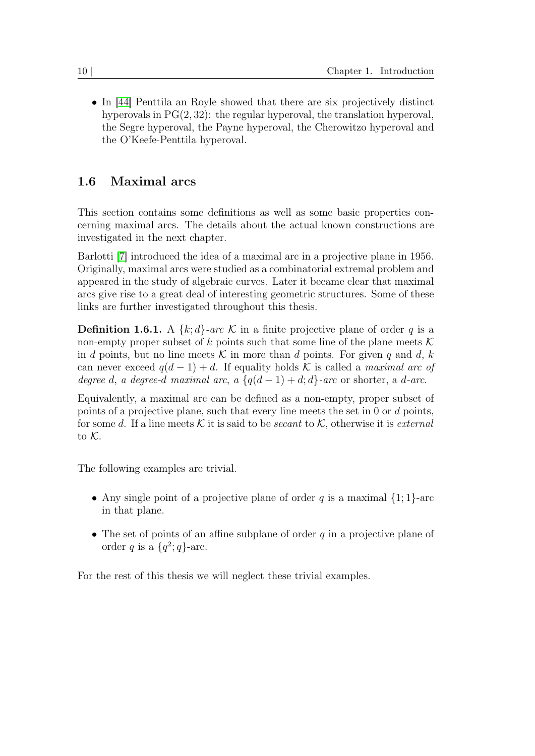- In [44] Penttila an Royle showed that there are six projectively distinct hyperovals in $\mathrm{PG}(2, 32)$: the regular hyperoval, the translation hyperoval, the Segre hyperoval, the Payne hyperoval, the Cherowitzo hyperoval and the O'Keefe-Penttila hyperoval.

## 1.6 Maximal arcs

This section contains some definitions as well as some basic properties concerning maximal arcs. The details about the actual known constructions are investigated in the next chapter.

Barlotti [7] introduced the idea of a maximal arc in a projective plane in 1956. Originally, maximal arcs were studied as a combinatorial extremal problem and appeared in the study of algebraic curves. Later it became clear that maximal arcs give rise to a great deal of interesting geometric structures. Some of these links are further investigated throughout this thesis.

**Definition 1.6.1.** A $\{k; d\}$-*arc* $\mathcal{K}$ in a finite projective plane of order $q$ is a non-empty proper subset of $k$ points such that some line of the plane meets $\mathcal{K}$ in $d$ points, but no line meets $\mathcal{K}$ in more than $d$ points. For given $q$ and $d$, $k$ can never exceed $q(d-1)+d$. If equality holds $\mathcal{K}$ is called a *maximal arc of degree* $d$, *a degree-*$d$ *maximal arc*, *a* $\{q(d-1)+d; d\}$*-arc* or shorter, a $d$*-arc*.

Equivalently, a maximal arc can be defined as a non-empty, proper subset of points of a projective plane, such that every line meets the set in 0 or $d$ points, for some $d$. If a line meets $\mathcal{K}$ it is said to be *secant* to $\mathcal{K}$, otherwise it is *external* to $\mathcal{K}$.

The following examples are trivial.

- Any single point of a projective plane of order $q$ is a maximal $\{1; 1\}$-arc in that plane.
- The set of points of an affine subplane of order $q$ in a projective plane of order $q$ is a $\{q^2; q\}$-arc.

For the rest of this thesis we will neglect these trivial examples.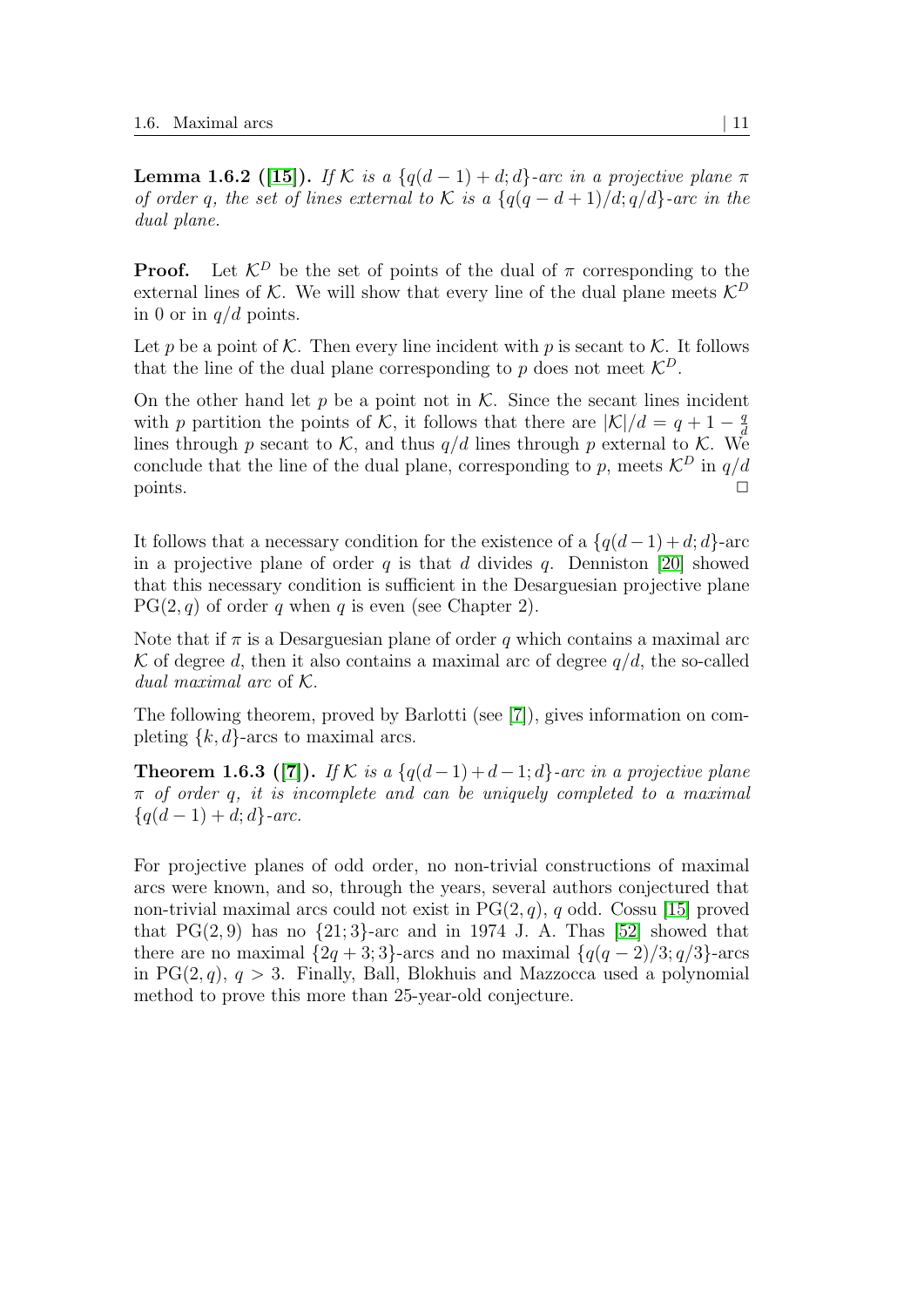**Lemma 1.6.2 ([15]).** *If $\mathcal{K}$ is a $\{q(d-1)+d;d\}$-arc in a projective plane $\pi$ of order $q$, the set of lines external to $\mathcal{K}$ is a $\{q(q-d+1)/d;q/d\}$-arc in the dual plane.*

**Proof.** Let $\mathcal{K}^D$ be the set of points of the dual of $\pi$ corresponding to the external lines of $\mathcal{K}$. We will show that every line of the dual plane meets $\mathcal{K}^D$ in 0 or in $q/d$ points.

Let $p$ be a point of $\mathcal{K}$. Then every line incident with $p$ is secant to $\mathcal{K}$. It follows that the line of the dual plane corresponding to $p$ does not meet $\mathcal{K}^D$.

On the other hand let $p$ be a point not in $\mathcal{K}$. Since the secant lines incident with $p$ partition the points of $\mathcal{K}$, it follows that there are $|\mathcal{K}|/d = q+1-\frac{q}{d}$ lines through $p$ secant to $\mathcal{K}$, and thus $q/d$ lines through $p$ external to $\mathcal{K}$. We conclude that the line of the dual plane, corresponding to $p$, meets $\mathcal{K}^D$ in $q/d$ points. □

It follows that a necessary condition for the existence of a $\{q(d-1)+d;d\}$-arc in a projective plane of order $q$ is that $d$ divides $q$. Denniston [20] showed that this necessary condition is sufficient in the Desarguesian projective plane $\mathrm{PG}(2,q)$ of order $q$ when $q$ is even (see Chapter 2).

Note that if $\pi$ is a Desarguesian plane of order $q$ which contains a maximal arc $\mathcal{K}$ of degree $d$, then it also contains a maximal arc of degree $q/d$, the so-called *dual maximal arc* of $\mathcal{K}$.

The following theorem, proved by Barlotti (see [7]), gives information on completing $\{k,d\}$-arcs to maximal arcs.

**Theorem 1.6.3 ([7]).** *If $\mathcal{K}$ is a $\{q(d-1)+d-1;d\}$-arc in a projective plane $\pi$ of order $q$, it is incomplete and can be uniquely completed to a maximal $\{q(d-1)+d;d\}$-arc.*

For projective planes of odd order, no non-trivial constructions of maximal arcs were known, and so, through the years, several authors conjectured that non-trivial maximal arcs could not exist in $\mathrm{PG}(2,q)$, $q$ odd. Cossu [15] proved that $\mathrm{PG}(2,9)$ has no $\{21;3\}$-arc and in 1974 J. A. Thas [52] showed that there are no maximal $\{2q+3;3\}$-arcs and no maximal $\{q(q-2)/3;q/3\}$-arcs in $\mathrm{PG}(2,q)$, $q>3$. Finally, Ball, Blokhuis and Mazzocca used a polynomial method to prove this more than 25-year-old conjecture.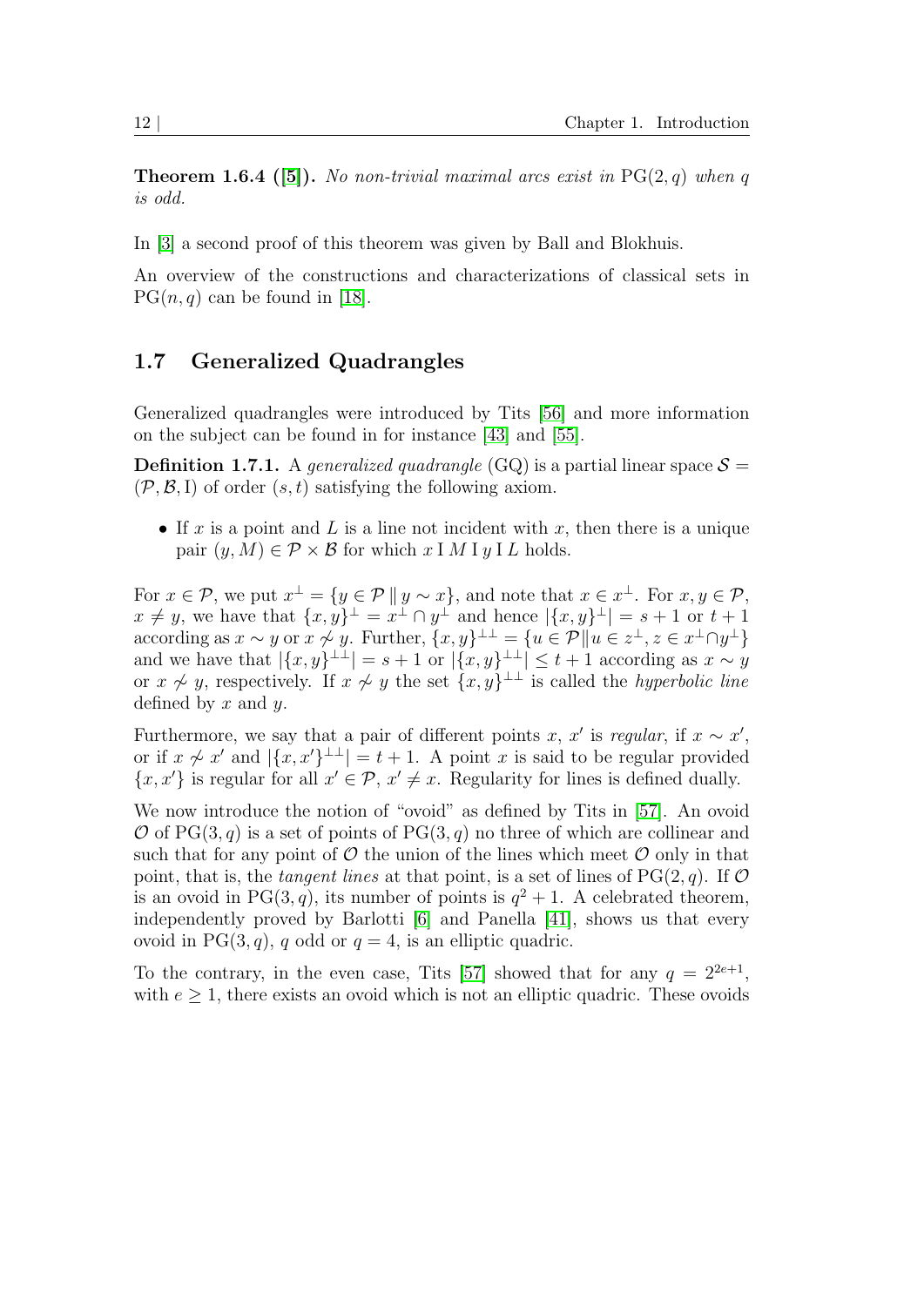**Theorem 1.6.4 ([5]).** *No non-trivial maximal arcs exist in* $\mathrm{PG}(2, q)$ *when* $q$ *is odd.*

In [3] a second proof of this theorem was given by Ball and Blokhuis.

An overview of the constructions and characterizations of classical sets in $\mathrm{PG}(n, q)$ can be found in [18].

## 1.7 Generalized Quadrangles

Generalized quadrangles were introduced by Tits [56] and more information on the subject can be found in for instance [43] and [55].

**Definition 1.7.1.** A *generalized quadrangle* (GQ) is a partial linear space $\mathcal{S} = (\mathcal{P}, \mathcal{B}, \mathrm{I})$ of order $(s, t)$ satisfying the following axiom.

- If $x$ is a point and $L$ is a line not incident with $x$, then there is a unique pair $(y, M) \in \mathcal{P} \times \mathcal{B}$ for which $x \,\mathrm{I}\, M \,\mathrm{I}\, y \,\mathrm{I}\, L$ holds.

For $x \in \mathcal{P}$, we put $x^\perp = \{y \in \mathcal{P} \,\|\, y \sim x\}$, and note that $x \in x^\perp$. For $x, y \in \mathcal{P}$, $x \neq y$, we have that $\{x, y\}^\perp = x^\perp \cap y^\perp$ and hence $|\{x, y\}^\perp| = s + 1$ or $t + 1$ according as $x \sim y$ or $x \not\sim y$. Further, $\{x, y\}^{\perp\perp} = \{u \in \mathcal{P} \| u \in z^\perp, z \in x^\perp \cap y^\perp\}$ and we have that $|\{x, y\}^{\perp\perp}| = s + 1$ or $|\{x, y\}^{\perp\perp}| \leq t + 1$ according as $x \sim y$ or $x \not\sim y$, respectively. If $x \not\sim y$ the set $\{x, y\}^{\perp\perp}$ is called the *hyperbolic line* defined by $x$ and $y$.

Furthermore, we say that a pair of different points $x$, $x'$ is *regular*, if $x \sim x'$, or if $x \not\sim x'$ and $|\{x, x'\}^{\perp\perp}| = t + 1$. A point $x$ is said to be regular provided $\{x, x'\}$ is regular for all $x' \in \mathcal{P}$, $x' \neq x$. Regularity for lines is defined dually.

We now introduce the notion of "ovoid" as defined by Tits in [57]. An ovoid $\mathcal{O}$ of $\mathrm{PG}(3, q)$ is a set of points of $\mathrm{PG}(3, q)$ no three of which are collinear and such that for any point of $\mathcal{O}$ the union of the lines which meet $\mathcal{O}$ only in that point, that is, the *tangent lines* at that point, is a set of lines of $\mathrm{PG}(2, q)$. If $\mathcal{O}$ is an ovoid in $\mathrm{PG}(3, q)$, its number of points is $q^2 + 1$. A celebrated theorem, independently proved by Barlotti [6] and Panella [41], shows us that every ovoid in $\mathrm{PG}(3, q)$, $q$ odd or $q = 4$, is an elliptic quadric.

To the contrary, in the even case, Tits [57] showed that for any $q = 2^{2e+1}$, with $e \geq 1$, there exists an ovoid which is not an elliptic quadric. These ovoids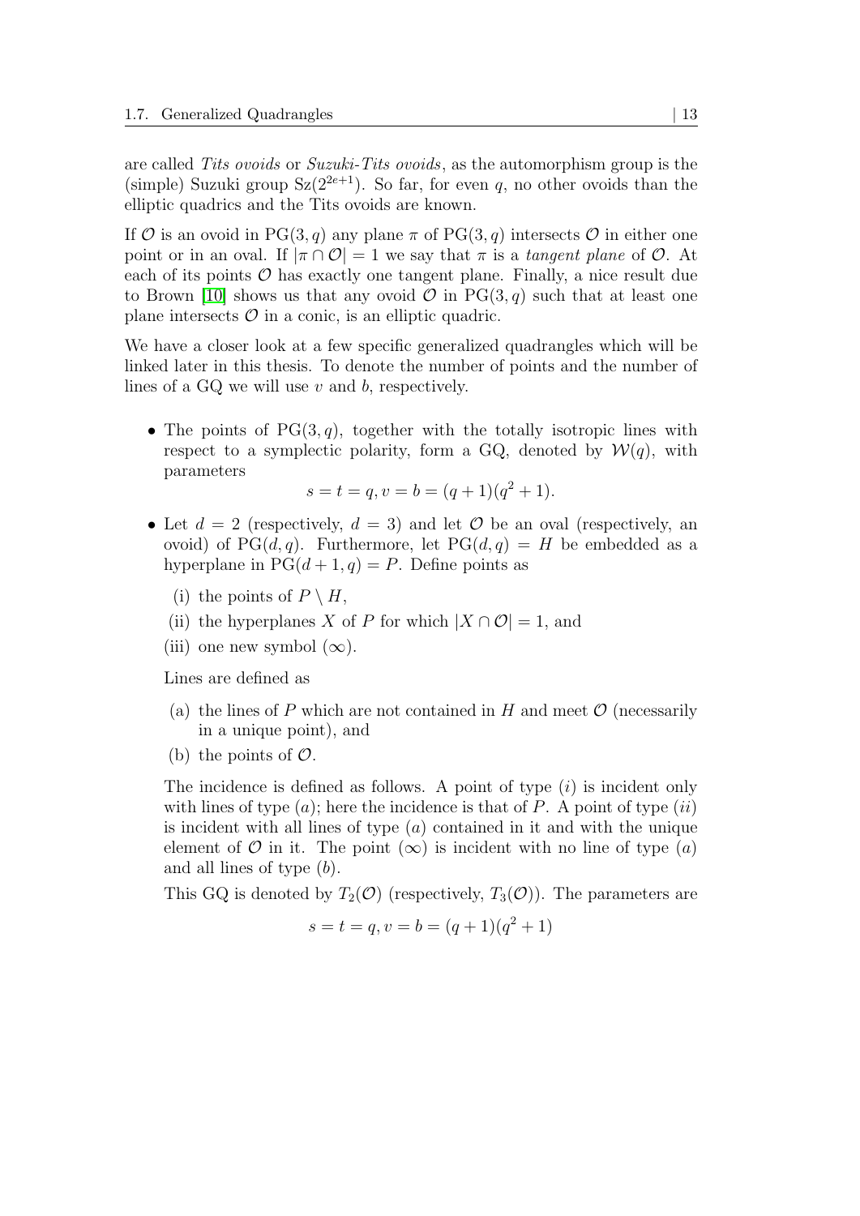are called *Tits ovoids* or *Suzuki-Tits ovoids*, as the automorphism group is the (simple) Suzuki group $\mathrm{Sz}(2^{2e+1})$. So far, for even $q$, no other ovoids than the elliptic quadrics and the Tits ovoids are known.

If $\mathcal{O}$ is an ovoid in $\mathrm{PG}(3,q)$ any plane $\pi$ of $\mathrm{PG}(3,q)$ intersects $\mathcal{O}$ in either one point or in an oval. If $|\pi \cap \mathcal{O}| = 1$ we say that $\pi$ is a *tangent plane* of $\mathcal{O}$. At each of its points $\mathcal{O}$ has exactly one tangent plane. Finally, a nice result due to Brown [10] shows us that any ovoid $\mathcal{O}$ in $\mathrm{PG}(3,q)$ such that at least one plane intersects $\mathcal{O}$ in a conic, is an elliptic quadric.

We have a closer look at a few specific generalized quadrangles which will be linked later in this thesis. To denote the number of points and the number of lines of a GQ we will use $v$ and $b$, respectively.

- The points of $\mathrm{PG}(3,q)$, together with the totally isotropic lines with respect to a symplectic polarity, form a GQ, denoted by $\mathcal{W}(q)$, with parameters
$$s = t = q, v = b = (q+1)(q^2+1).$$
- Let $d = 2$ (respectively, $d = 3$) and let $\mathcal{O}$ be an oval (respectively, an ovoid) of $\mathrm{PG}(d,q)$. Furthermore, let $\mathrm{PG}(d,q) = H$ be embedded as a hyperplane in $\mathrm{PG}(d+1,q) = P$. Define points as

  (i) the points of $P \setminus H$,

  (ii) the hyperplanes $X$ of $P$ for which $|X \cap \mathcal{O}| = 1$, and

  (iii) one new symbol $(\infty)$.

  Lines are defined as

  (a) the lines of $P$ which are not contained in $H$ and meet $\mathcal{O}$ (necessarily in a unique point), and

  (b) the points of $\mathcal{O}$.

  The incidence is defined as follows. A point of type $(i)$ is incident only with lines of type $(a)$; here the incidence is that of $P$. A point of type $(ii)$ is incident with all lines of type $(a)$ contained in it and with the unique element of $\mathcal{O}$ in it. The point $(\infty)$ is incident with no line of type $(a)$ and all lines of type $(b)$.

  This GQ is denoted by $T_2(\mathcal{O})$ (respectively, $T_3(\mathcal{O})$). The parameters are
$$s = t = q, v = b = (q+1)(q^2+1)$$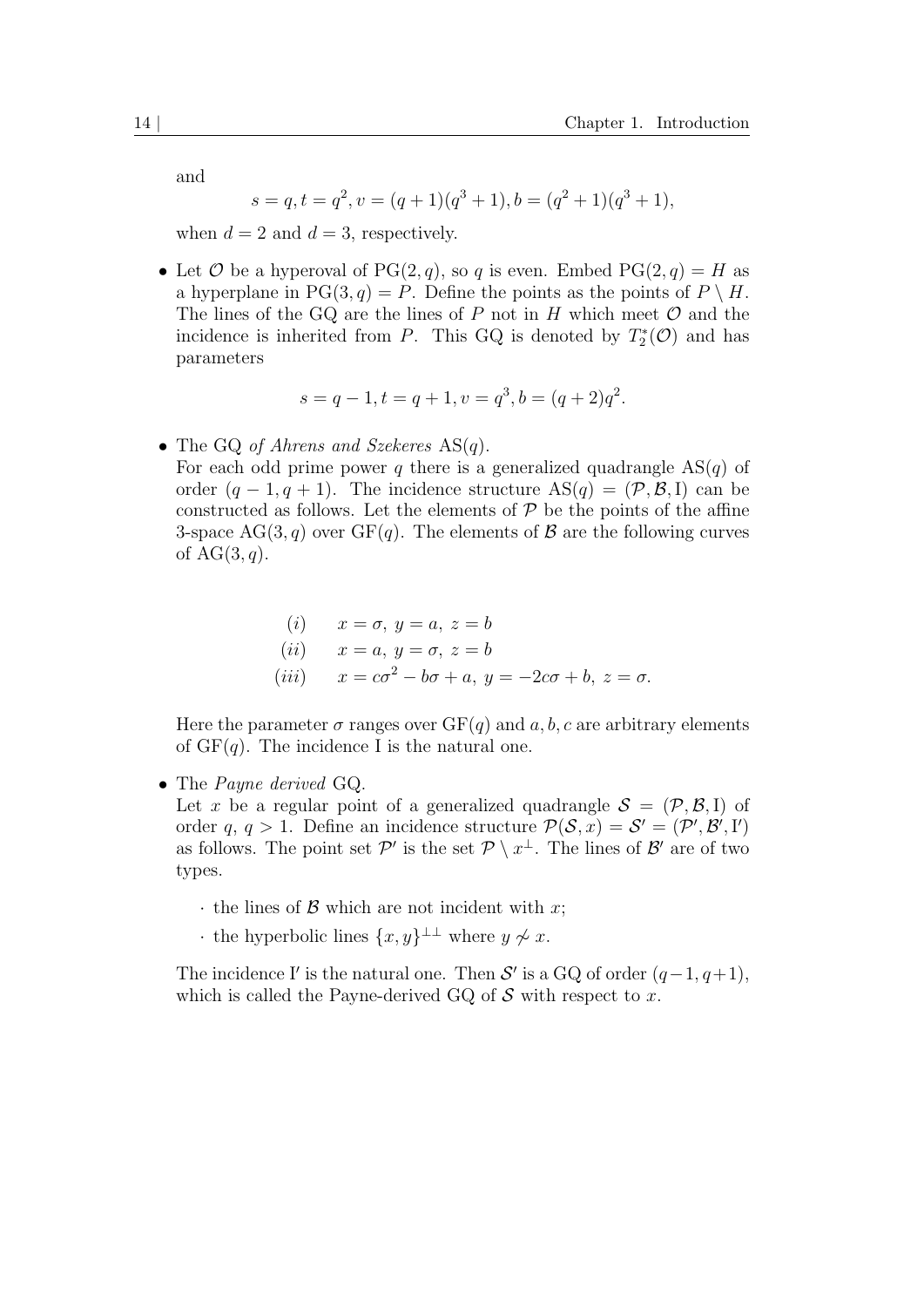and

$$s = q, t = q^2, v = (q+1)(q^3+1), b = (q^2+1)(q^3+1),$$

when $d = 2$ and $d = 3$, respectively.

- Let $\mathcal{O}$ be a hyperoval of $\mathrm{PG}(2,q)$, so $q$ is even. Embed $\mathrm{PG}(2,q) = H$ as a hyperplane in $\mathrm{PG}(3,q) = P$. Define the points as the points of $P \setminus H$. The lines of the GQ are the lines of $P$ not in $H$ which meet $\mathcal{O}$ and the incidence is inherited from $P$. This GQ is denoted by $T_2^*(\mathcal{O})$ and has parameters

$$s = q-1, t = q+1, v = q^3, b = (q+2)q^2.$$

- The GQ *of Ahrens and Szekeres* $\mathrm{AS}(q)$.
For each odd prime power $q$ there is a generalized quadrangle $\mathrm{AS}(q)$ of order $(q-1, q+1)$. The incidence structure $\mathrm{AS}(q) = (\mathcal{P}, \mathcal{B}, \mathrm{I})$ can be constructed as follows. Let the elements of $\mathcal{P}$ be the points of the affine 3-space $\mathrm{AG}(3,q)$ over $\mathrm{GF}(q)$. The elements of $\mathcal{B}$ are the following curves of $\mathrm{AG}(3,q)$.

$$\begin{array}{ll} (i) & x = \sigma,\ y = a,\ z = b \\ (ii) & x = a,\ y = \sigma,\ z = b \\ (iii) & x = c\sigma^2 - b\sigma + a,\ y = -2c\sigma + b,\ z = \sigma. \end{array}$$

Here the parameter $\sigma$ ranges over $\mathrm{GF}(q)$ and $a, b, c$ are arbitrary elements of $\mathrm{GF}(q)$. The incidence I is the natural one.

- The *Payne derived* GQ.
Let $x$ be a regular point of a generalized quadrangle $\mathcal{S} = (\mathcal{P}, \mathcal{B}, \mathrm{I})$ of order $q$, $q > 1$. Define an incidence structure $\mathcal{P}(\mathcal{S}, x) = \mathcal{S}' = (\mathcal{P}', \mathcal{B}', \mathrm{I}')$ as follows. The point set $\mathcal{P}'$ is the set $\mathcal{P} \setminus x^{\perp}$. The lines of $\mathcal{B}'$ are of two types.

  - the lines of $\mathcal{B}$ which are not incident with $x$;
  - the hyperbolic lines $\{x, y\}^{\perp\perp}$ where $y \not\sim x$.

The incidence $\mathrm{I}'$ is the natural one. Then $\mathcal{S}'$ is a GQ of order $(q-1, q+1)$, which is called the Payne-derived GQ of $\mathcal{S}$ with respect to $x$.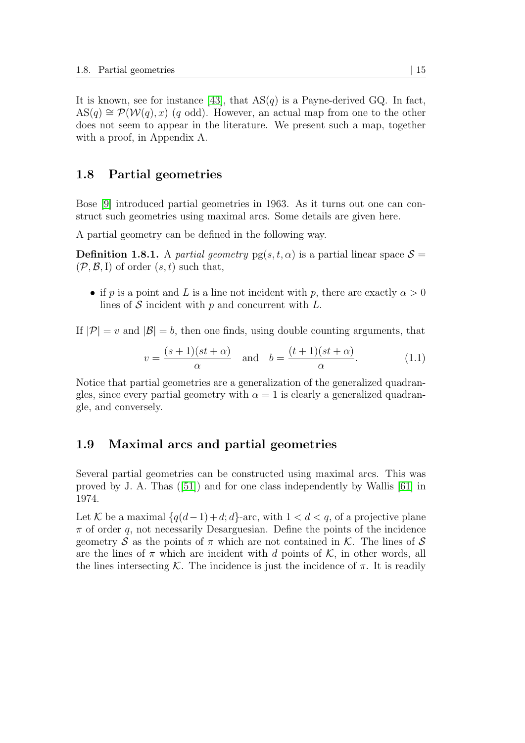It is known, see for instance [43], that $\mathrm{AS}(q)$ is a Payne-derived GQ. In fact, $\mathrm{AS}(q) \cong \mathcal{P}(\mathcal{W}(q), x)$ ($q$ odd). However, an actual map from one to the other does not seem to appear in the literature. We present such a map, together with a proof, in Appendix A.

## 1.8 Partial geometries

Bose [9] introduced partial geometries in 1963. As it turns out one can construct such geometries using maximal arcs. Some details are given here.

A partial geometry can be defined in the following way.

**Definition 1.8.1.** A *partial geometry* $\mathrm{pg}(s, t, \alpha)$ is a partial linear space $\mathcal{S} = (\mathcal{P}, \mathcal{B}, \mathrm{I})$ of order $(s, t)$ such that,

- if $p$ is a point and $L$ is a line not incident with $p$, there are exactly $\alpha > 0$ lines of $\mathcal{S}$ incident with $p$ and concurrent with $L$.

If $|\mathcal{P}| = v$ and $|\mathcal{B}| = b$, then one finds, using double counting arguments, that

$$v = \frac{(s+1)(st+\alpha)}{\alpha} \quad \text{and} \quad b = \frac{(t+1)(st+\alpha)}{\alpha}. \tag{1.1}$$

Notice that partial geometries are a generalization of the generalized quadrangles, since every partial geometry with $\alpha = 1$ is clearly a generalized quadrangle, and conversely.

## 1.9 Maximal arcs and partial geometries

Several partial geometries can be constructed using maximal arcs. This was proved by J. A. Thas ([51]) and for one class independently by Wallis [61] in 1974.

Let $\mathcal{K}$ be a maximal $\{q(d-1)+d; d\}$-arc, with $1 < d < q$, of a projective plane $\pi$ of order $q$, not necessarily Desarguesian. Define the points of the incidence geometry $\mathcal{S}$ as the points of $\pi$ which are not contained in $\mathcal{K}$. The lines of $\mathcal{S}$ are the lines of $\pi$ which are incident with $d$ points of $\mathcal{K}$, in other words, all the lines intersecting $\mathcal{K}$. The incidence is just the incidence of $\pi$. It is readily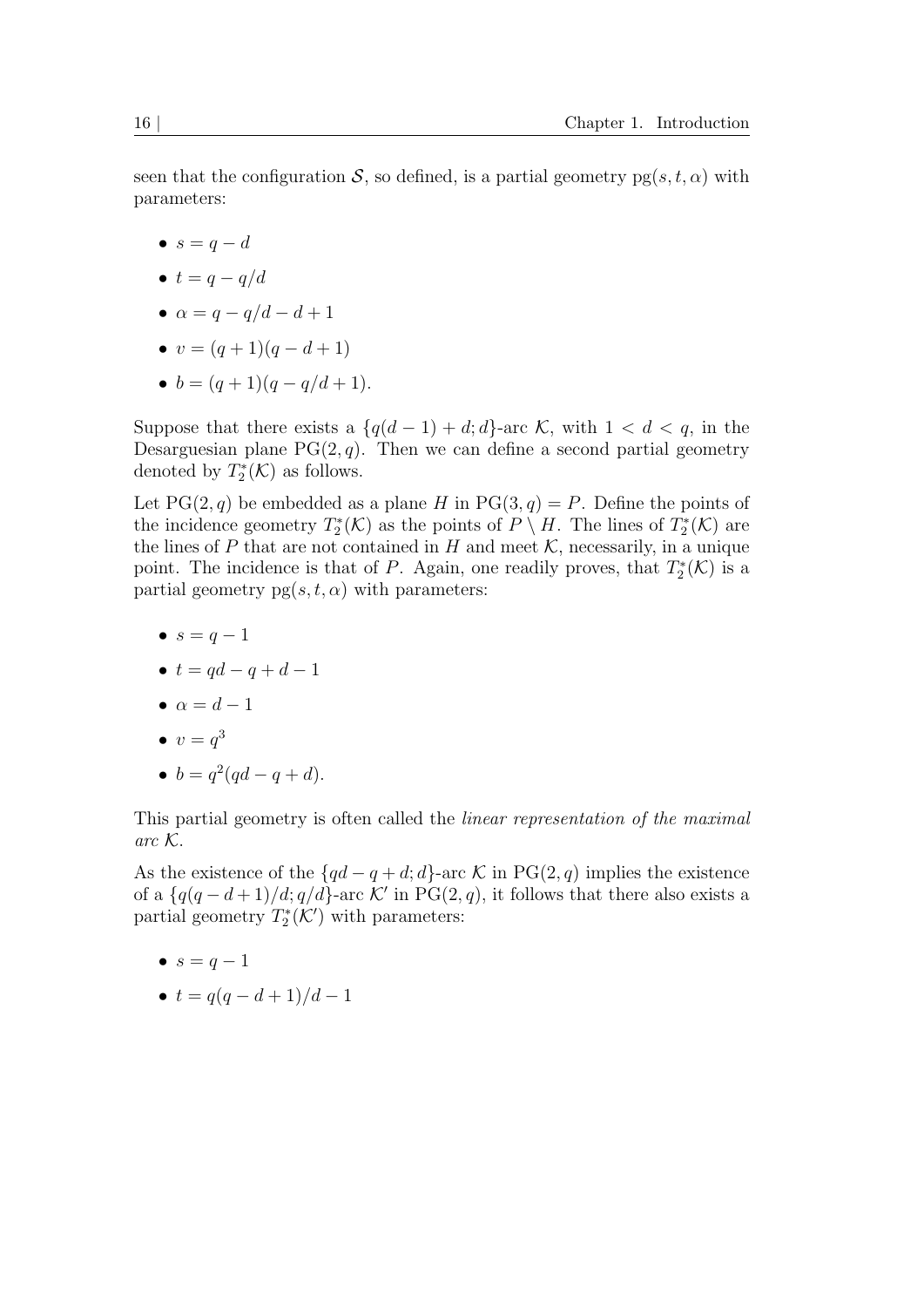seen that the configuration $\mathcal{S}$, so defined, is a partial geometry $\mathrm{pg}(s, t, \alpha)$ with parameters:

- $s = q - d$
- $t = q - q/d$
- $\alpha = q - q/d - d + 1$
- $v = (q + 1)(q - d + 1)$
- $b = (q + 1)(q - q/d + 1)$.

Suppose that there exists a $\{q(d - 1) + d; d\}$-arc $\mathcal{K}$, with $1 < d < q$, in the Desarguesian plane $\mathrm{PG}(2, q)$. Then we can define a second partial geometry denoted by $T_2^*(\mathcal{K})$ as follows.

Let $\mathrm{PG}(2, q)$ be embedded as a plane $H$ in $\mathrm{PG}(3, q) = P$. Define the points of the incidence geometry $T_2^*(\mathcal{K})$ as the points of $P \setminus H$. The lines of $T_2^*(\mathcal{K})$ are the lines of $P$ that are not contained in $H$ and meet $\mathcal{K}$, necessarily, in a unique point. The incidence is that of $P$. Again, one readily proves, that $T_2^*(\mathcal{K})$ is a partial geometry $\mathrm{pg}(s, t, \alpha)$ with parameters:

- $s = q - 1$
- $t = qd - q + d - 1$
- $\alpha = d - 1$
- $v = q^3$
- $b = q^2(qd - q + d)$.

This partial geometry is often called the *linear representation of the maximal arc* $\mathcal{K}$.

As the existence of the $\{qd - q + d; d\}$-arc $\mathcal{K}$ in $\mathrm{PG}(2, q)$ implies the existence of a $\{q(q - d + 1)/d; q/d\}$-arc $\mathcal{K}'$ in $\mathrm{PG}(2, q)$, it follows that there also exists a partial geometry $T_2^*(\mathcal{K}')$ with parameters:

- $s = q - 1$
- $t = q(q - d + 1)/d - 1$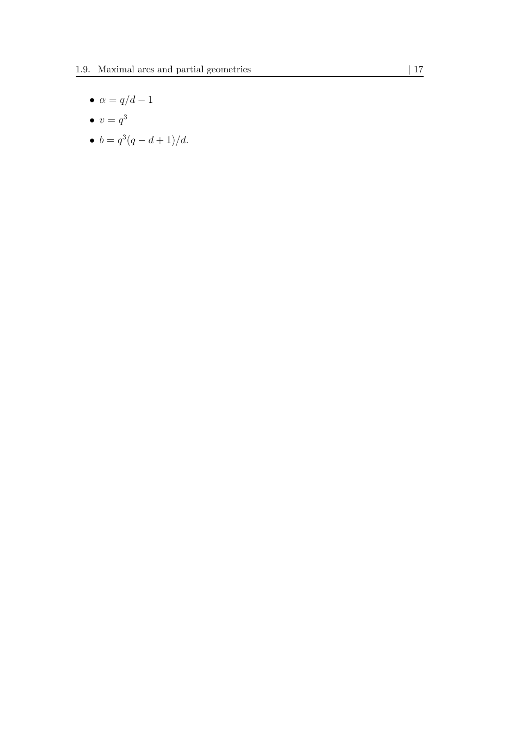- $\alpha = q/d - 1$
- $v = q^3$
- $b = q^3(q - d + 1)/d$.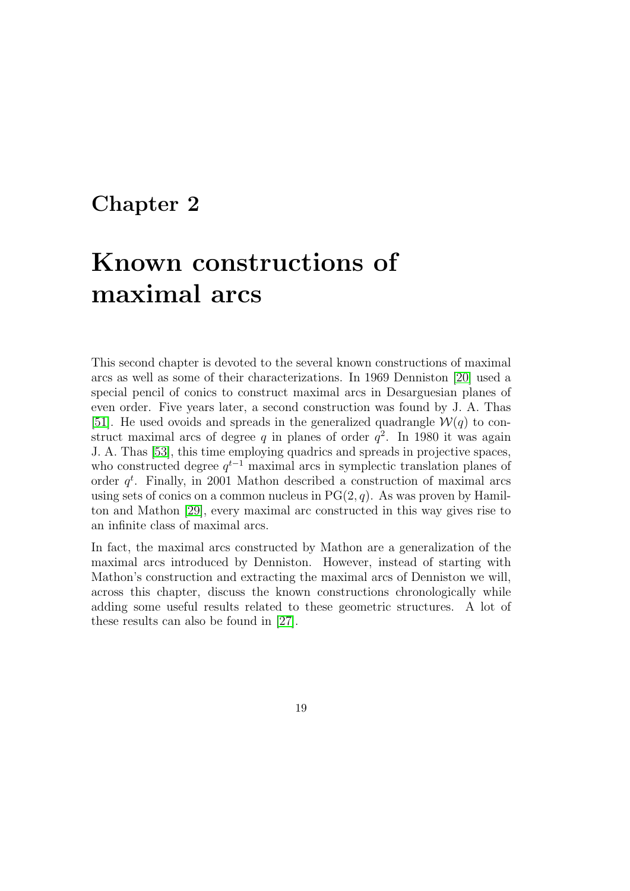# Chapter 2

# Known constructions of maximal arcs

This second chapter is devoted to the several known constructions of maximal arcs as well as some of their characterizations. In 1969 Denniston [20] used a special pencil of conics to construct maximal arcs in Desarguesian planes of even order. Five years later, a second construction was found by J. A. Thas [51]. He used ovoids and spreads in the generalized quadrangle $\mathcal{W}(q)$ to construct maximal arcs of degree $q$ in planes of order $q^2$. In 1980 it was again J. A. Thas [53], this time employing quadrics and spreads in projective spaces, who constructed degree $q^{t-1}$ maximal arcs in symplectic translation planes of order $q^t$. Finally, in 2001 Mathon described a construction of maximal arcs using sets of conics on a common nucleus in $\mathrm{PG}(2, q)$. As was proven by Hamilton and Mathon [29], every maximal arc constructed in this way gives rise to an infinite class of maximal arcs.

In fact, the maximal arcs constructed by Mathon are a generalization of the maximal arcs introduced by Denniston. However, instead of starting with Mathon's construction and extracting the maximal arcs of Denniston we will, across this chapter, discuss the known constructions chronologically while adding some useful results related to these geometric structures. A lot of these results can also be found in [27].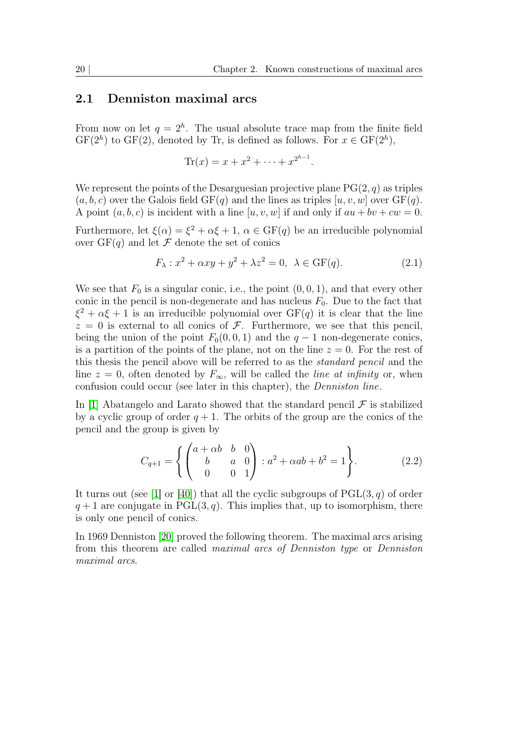## 2.1 Denniston maximal arcs

From now on let $q = 2^h$. The usual absolute trace map from the finite field $\mathrm{GF}(2^h)$ to $\mathrm{GF}(2)$, denoted by Tr, is defined as follows. For $x \in \mathrm{GF}(2^h)$,

$$\mathrm{Tr}(x) = x + x^2 + \cdots + x^{2^{h-1}}.$$

We represent the points of the Desarguesian projective plane $\mathrm{PG}(2, q)$ as triples $(a, b, c)$ over the Galois field $\mathrm{GF}(q)$ and the lines as triples $[u, v, w]$ over $\mathrm{GF}(q)$. A point $(a, b, c)$ is incident with a line $[u, v, w]$ if and only if $au + bv + cw = 0$.

Furthermore, let $\xi(\alpha) = \xi^2 + \alpha\xi + 1$, $\alpha \in \mathrm{GF}(q)$ be an irreducible polynomial over $\mathrm{GF}(q)$ and let $\mathcal{F}$ denote the set of conics

$$F_\lambda : x^2 + \alpha xy + y^2 + \lambda z^2 = 0, \;\; \lambda \in \mathrm{GF}(q). \tag{2.1}$$

We see that $F_0$ is a singular conic, i.e., the point $(0, 0, 1)$, and that every other conic in the pencil is non-degenerate and has nucleus $F_0$. Due to the fact that $\xi^2 + \alpha\xi + 1$ is an irreducible polynomial over $\mathrm{GF}(q)$ it is clear that the line $z = 0$ is external to all conics of $\mathcal{F}$. Furthermore, we see that this pencil, being the union of the point $F_0(0, 0, 1)$ and the $q - 1$ non-degenerate conics, is a partition of the points of the plane, not on the line $z = 0$. For the rest of this thesis the pencil above will be referred to as the *standard pencil* and the line $z = 0$, often denoted by $F_\infty$, will be called the *line at infinity* or, when confusion could occur (see later in this chapter), the *Denniston line*.

In [1] Abatangelo and Larato showed that the standard pencil $\mathcal{F}$ is stabilized by a cyclic group of order $q + 1$. The orbits of the group are the conics of the pencil and the group is given by

$$C_{q+1} = \left\{ \begin{pmatrix} a + \alpha b & b & 0 \\ b & a & 0 \\ 0 & 0 & 1 \end{pmatrix} : a^2 + \alpha ab + b^2 = 1 \right\}. \tag{2.2}$$

It turns out (see [1] or [40]) that all the cyclic subgroups of $\mathrm{PGL}(3, q)$ of order $q + 1$ are conjugate in $\mathrm{PGL}(3, q)$. This implies that, up to isomorphism, there is only one pencil of conics.

In 1969 Denniston [20] proved the following theorem. The maximal arcs arising from this theorem are called *maximal arcs of Denniston type* or *Denniston maximal arcs*.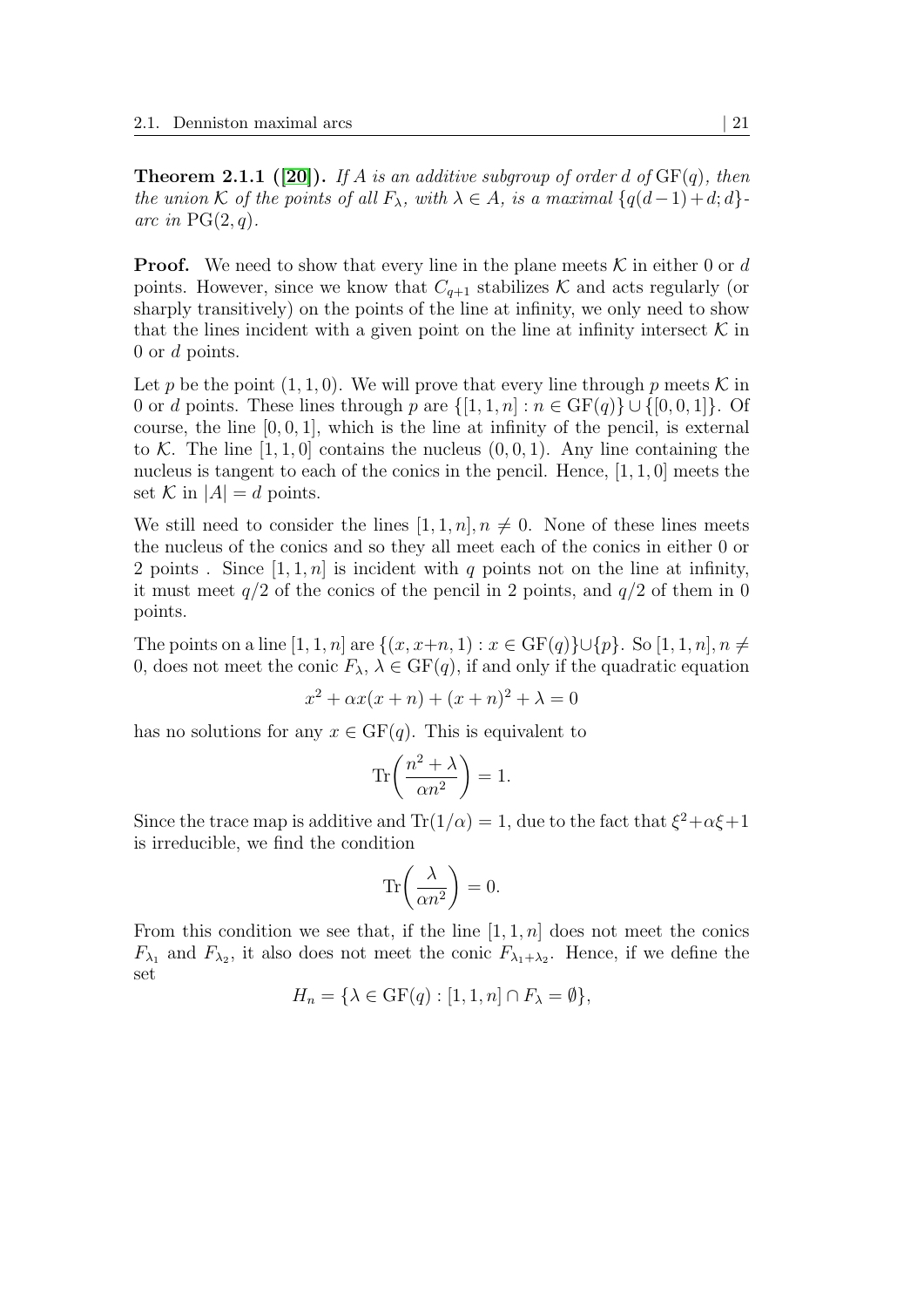**Theorem 2.1.1 ([20]).** *If $A$ is an additive subgroup of order $d$ of $\mathrm{GF}(q)$, then the union $\mathcal{K}$ of the points of all $F_\lambda$, with $\lambda \in A$, is a maximal $\{q(d-1)+d; d\}$-arc in $\mathrm{PG}(2,q)$.*

**Proof.** We need to show that every line in the plane meets $\mathcal{K}$ in either 0 or $d$ points. However, since we know that $C_{q+1}$ stabilizes $\mathcal{K}$ and acts regularly (or sharply transitively) on the points of the line at infinity, we only need to show that the lines incident with a given point on the line at infinity intersect $\mathcal{K}$ in 0 or $d$ points.

Let $p$ be the point $(1,1,0)$. We will prove that every line through $p$ meets $\mathcal{K}$ in 0 or $d$ points. These lines through $p$ are $\{[1,1,n] : n \in \mathrm{GF}(q)\} \cup \{[0,0,1]\}$. Of course, the line $[0,0,1]$, which is the line at infinity of the pencil, is external to $\mathcal{K}$. The line $[1,1,0]$ contains the nucleus $(0,0,1)$. Any line containing the nucleus is tangent to each of the conics in the pencil. Hence, $[1,1,0]$ meets the set $\mathcal{K}$ in $|A| = d$ points.

We still need to consider the lines $[1,1,n], n \neq 0$. None of these lines meets the nucleus of the conics and so they all meet each of the conics in either 0 or 2 points . Since $[1,1,n]$ is incident with $q$ points not on the line at infinity, it must meet $q/2$ of the conics of the pencil in 2 points, and $q/2$ of them in 0 points.

The points on a line $[1,1,n]$ are $\{(x, x+n, 1) : x \in \mathrm{GF}(q)\} \cup \{p\}$. So $[1,1,n], n \neq 0$, does not meet the conic $F_\lambda$, $\lambda \in \mathrm{GF}(q)$, if and only if the quadratic equation

$$x^2 + \alpha x(x+n) + (x+n)^2 + \lambda = 0$$

has no solutions for any $x \in \mathrm{GF}(q)$. This is equivalent to

$$\mathrm{Tr}\left(\frac{n^2 + \lambda}{\alpha n^2}\right) = 1.$$

Since the trace map is additive and $\mathrm{Tr}(1/\alpha) = 1$, due to the fact that $\xi^2 + \alpha\xi + 1$ is irreducible, we find the condition

$$\mathrm{Tr}\left(\frac{\lambda}{\alpha n^2}\right) = 0.$$

From this condition we see that, if the line $[1,1,n]$ does not meet the conics $F_{\lambda_1}$ and $F_{\lambda_2}$, it also does not meet the conic $F_{\lambda_1+\lambda_2}$. Hence, if we define the set

$$H_n = \{\lambda \in \mathrm{GF}(q) : [1,1,n] \cap F_\lambda = \emptyset\},$$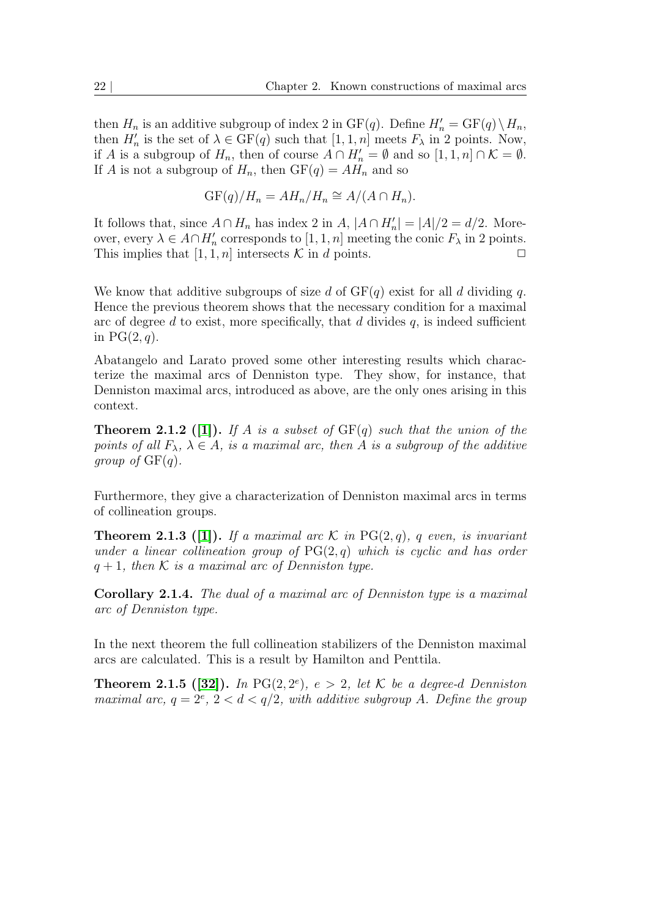then $H_n$ is an additive subgroup of index 2 in $\mathrm{GF}(q)$. Define $H_n' = \mathrm{GF}(q) \setminus H_n$, then $H_n'$ is the set of $\lambda \in \mathrm{GF}(q)$ such that $[1, 1, n]$ meets $F_\lambda$ in 2 points. Now, if $A$ is a subgroup of $H_n$, then of course $A \cap H_n' = \emptyset$ and so $[1, 1, n] \cap \mathcal{K} = \emptyset$. If $A$ is not a subgroup of $H_n$, then $\mathrm{GF}(q) = AH_n$ and so

$$\mathrm{GF}(q)/H_n = AH_n/H_n \cong A/(A \cap H_n).$$

It follows that, since $A \cap H_n$ has index 2 in $A$, $|A \cap H_n'| = |A|/2 = d/2$. Moreover, every $\lambda \in A \cap H_n'$ corresponds to $[1, 1, n]$ meeting the conic $F_\lambda$ in 2 points. This implies that $[1, 1, n]$ intersects $\mathcal{K}$ in $d$ points. □

We know that additive subgroups of size $d$ of $\mathrm{GF}(q)$ exist for all $d$ dividing $q$. Hence the previous theorem shows that the necessary condition for a maximal arc of degree $d$ to exist, more specifically, that $d$ divides $q$, is indeed sufficient in $\mathrm{PG}(2, q)$.

Abatangelo and Larato proved some other interesting results which characterize the maximal arcs of Denniston type. They show, for instance, that Denniston maximal arcs, introduced as above, are the only ones arising in this context.

**Theorem 2.1.2 ([1]).** *If $A$ is a subset of $\mathrm{GF}(q)$ such that the union of the points of all $F_\lambda$, $\lambda \in A$, is a maximal arc, then $A$ is a subgroup of the additive group of $\mathrm{GF}(q)$.*

Furthermore, they give a characterization of Denniston maximal arcs in terms of collineation groups.

**Theorem 2.1.3 ([1]).** *If a maximal arc $\mathcal{K}$ in $\mathrm{PG}(2, q)$, $q$ even, is invariant under a linear collineation group of $\mathrm{PG}(2, q)$ which is cyclic and has order $q + 1$, then $\mathcal{K}$ is a maximal arc of Denniston type.*

**Corollary 2.1.4.** *The dual of a maximal arc of Denniston type is a maximal arc of Denniston type.*

In the next theorem the full collineation stabilizers of the Denniston maximal arcs are calculated. This is a result by Hamilton and Penttila.

**Theorem 2.1.5 ([32]).** *In $\mathrm{PG}(2, 2^e)$, $e > 2$, let $\mathcal{K}$ be a degree-$d$ Denniston maximal arc, $q = 2^e$, $2 < d < q/2$, with additive subgroup $A$. Define the group*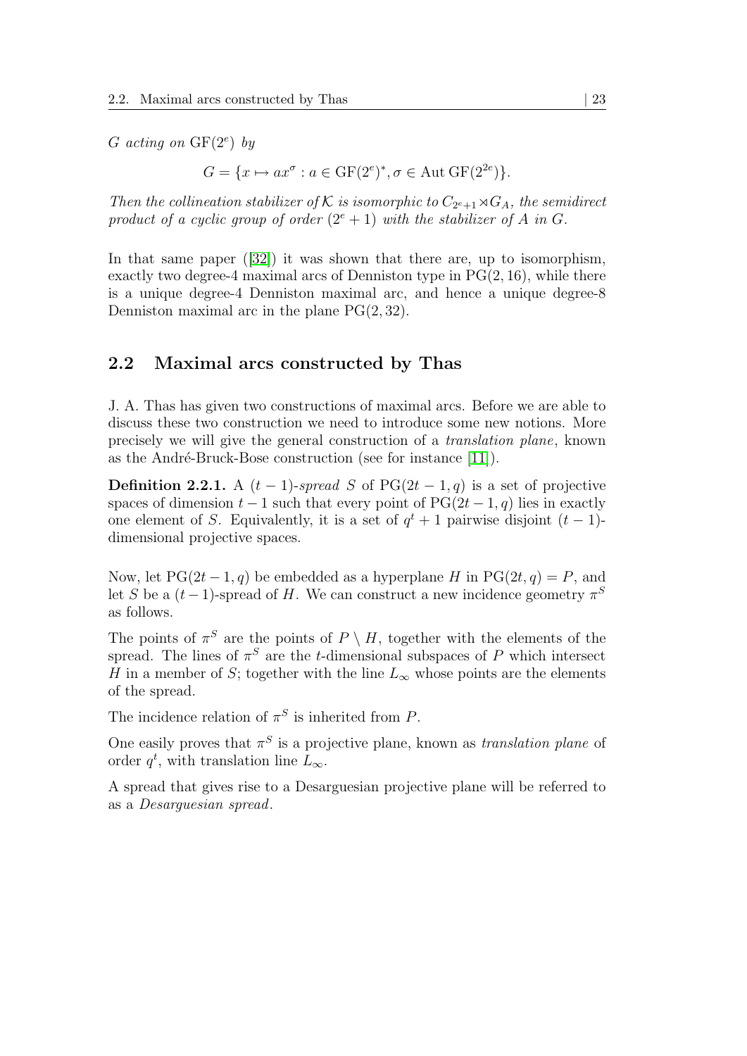*$G$ acting on $\mathrm{GF}(2^e)$ by*

$$G = \{x \mapsto ax^\sigma : a \in \mathrm{GF}(2^e)^*, \sigma \in \mathrm{Aut}\, \mathrm{GF}(2^{2e})\}.$$

*Then the collineation stabilizer of $\mathcal{K}$ is isomorphic to $C_{2^e+1} \rtimes G_A$, the semidirect product of a cyclic group of order $(2^e + 1)$ with the stabilizer of $A$ in $G$.*

In that same paper ([32]) it was shown that there are, up to isomorphism, exactly two degree-4 maximal arcs of Denniston type in $\mathrm{PG}(2, 16)$, while there is a unique degree-4 Denniston maximal arc, and hence a unique degree-8 Denniston maximal arc in the plane $\mathrm{PG}(2, 32)$.

## 2.2 Maximal arcs constructed by Thas

J. A. Thas has given two constructions of maximal arcs. Before we are able to discuss these two construction we need to introduce some new notions. More precisely we will give the general construction of a *translation plane*, known as the André-Bruck-Bose construction (see for instance [11]).

**Definition 2.2.1.** A $(t-1)$*-spread* $S$ of $\mathrm{PG}(2t-1, q)$ is a set of projective spaces of dimension $t-1$ such that every point of $\mathrm{PG}(2t-1, q)$ lies in exactly one element of $S$. Equivalently, it is a set of $q^t + 1$ pairwise disjoint $(t-1)$-dimensional projective spaces.

Now, let $\mathrm{PG}(2t-1, q)$ be embedded as a hyperplane $H$ in $\mathrm{PG}(2t, q) = P$, and let $S$ be a $(t-1)$-spread of $H$. We can construct a new incidence geometry $\pi^S$ as follows.

The points of $\pi^S$ are the points of $P \setminus H$, together with the elements of the spread. The lines of $\pi^S$ are the $t$-dimensional subspaces of $P$ which intersect $H$ in a member of $S$; together with the line $L_\infty$ whose points are the elements of the spread.

The incidence relation of $\pi^S$ is inherited from $P$.

One easily proves that $\pi^S$ is a projective plane, known as *translation plane* of order $q^t$, with translation line $L_\infty$.

A spread that gives rise to a Desarguesian projective plane will be referred to as a *Desarguesian spread*.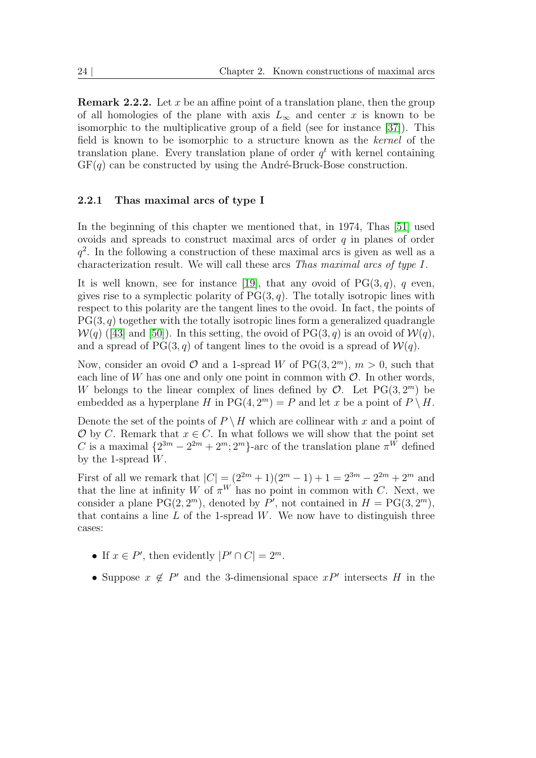**Remark 2.2.2.** Let $x$ be an affine point of a translation plane, then the group of all homologies of the plane with axis $L_\infty$ and center $x$ is known to be isomorphic to the multiplicative group of a field (see for instance [37]). This field is known to be isomorphic to a structure known as the *kernel* of the translation plane. Every translation plane of order $q^t$ with kernel containing $\mathrm{GF}(q)$ can be constructed by using the André-Bruck-Bose construction.

### 2.2.1 Thas maximal arcs of type I

In the beginning of this chapter we mentioned that, in 1974, Thas [51] used ovoids and spreads to construct maximal arcs of order $q$ in planes of order $q^2$. In the following a construction of these maximal arcs is given as well as a characterization result. We will call these arcs *Thas maximal arcs of type I*.

It is well known, see for instance [19], that any ovoid of $\mathrm{PG}(3,q)$, $q$ even, gives rise to a symplectic polarity of $\mathrm{PG}(3,q)$. The totally isotropic lines with respect to this polarity are the tangent lines to the ovoid. In fact, the points of $\mathrm{PG}(3,q)$ together with the totally isotropic lines form a generalized quadrangle $\mathcal{W}(q)$ ([43] and [50]). In this setting, the ovoid of $\mathrm{PG}(3,q)$ is an ovoid of $\mathcal{W}(q)$, and a spread of $\mathrm{PG}(3,q)$ of tangent lines to the ovoid is a spread of $\mathcal{W}(q)$.

Now, consider an ovoid $\mathcal{O}$ and a 1-spread $W$ of $\mathrm{PG}(3,2^m)$, $m>0$, such that each line of $W$ has one and only one point in common with $\mathcal{O}$. In other words, $W$ belongs to the linear complex of lines defined by $\mathcal{O}$. Let $\mathrm{PG}(3,2^m)$ be embedded as a hyperplane $H$ in $\mathrm{PG}(4,2^m)=P$ and let $x$ be a point of $P\setminus H$.

Denote the set of the points of $P\setminus H$ which are collinear with $x$ and a point of $\mathcal{O}$ by $C$. Remark that $x\in C$. In what follows we will show that the point set $C$ is a maximal $\{2^{3m}-2^{2m}+2^m;2^m\}$-arc of the translation plane $\pi^W$ defined by the 1-spread $W$.

First of all we remark that $|C|=(2^{2m}+1)(2^m-1)+1=2^{3m}-2^{2m}+2^m$ and that the line at infinity $W$ of $\pi^W$ has no point in common with $C$. Next, we consider a plane $\mathrm{PG}(2,2^m)$, denoted by $P'$, not contained in $H=\mathrm{PG}(3,2^m)$, that contains a line $L$ of the 1-spread $W$. We now have to distinguish three cases:

- If $x\in P'$, then evidently $|P'\cap C|=2^m$.
- Suppose $x\notin P'$ and the 3-dimensional space $xP'$ intersects $H$ in the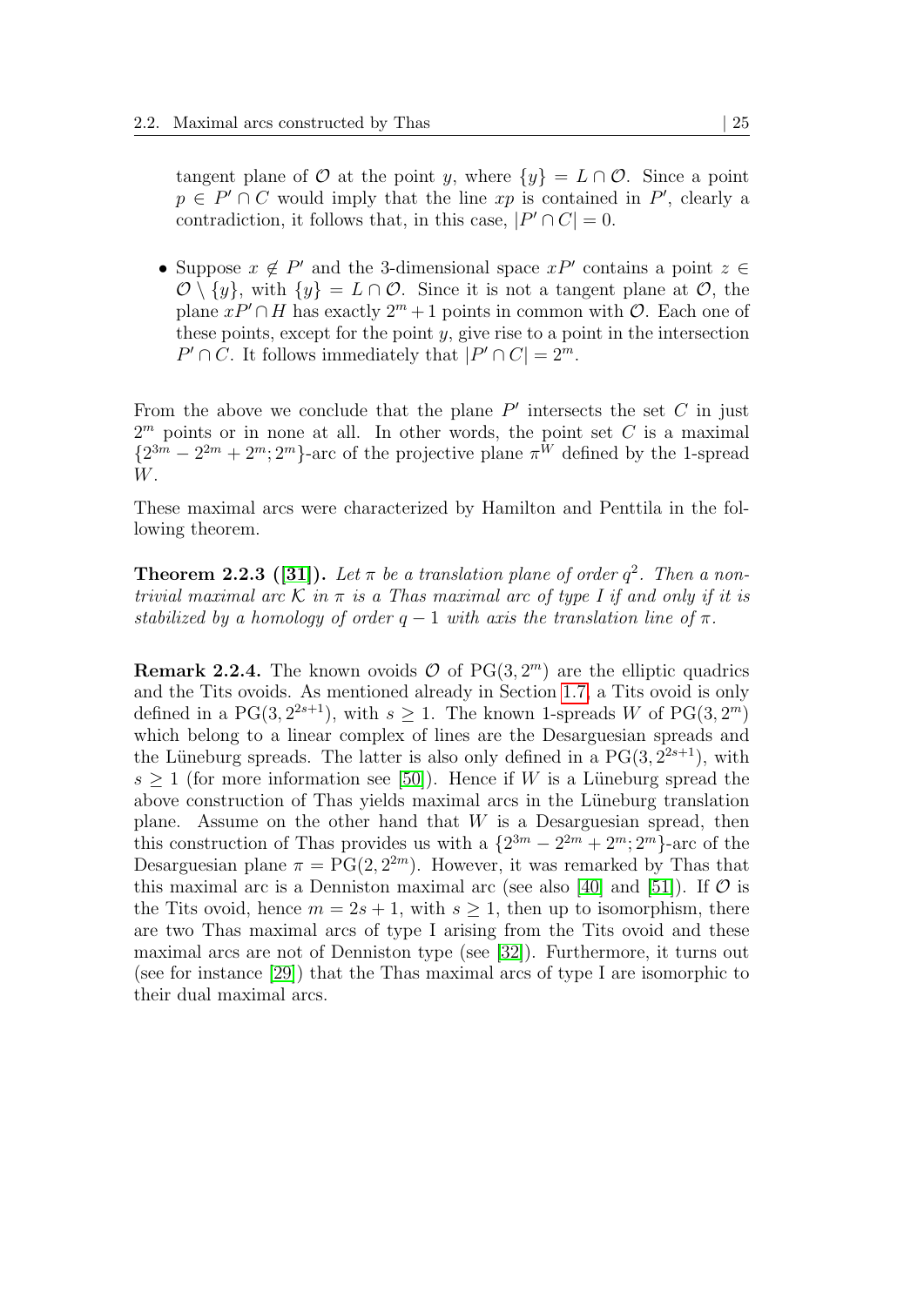tangent plane of $\mathcal{O}$ at the point $y$, where $\{y\} = L \cap \mathcal{O}$. Since a point $p \in P' \cap C$ would imply that the line $xp$ is contained in $P'$, clearly a contradiction, it follows that, in this case, $|P' \cap C| = 0$.

- Suppose $x \notin P'$ and the 3-dimensional space $xP'$ contains a point $z \in \mathcal{O} \setminus \{y\}$, with $\{y\} = L \cap \mathcal{O}$. Since it is not a tangent plane at $\mathcal{O}$, the plane $xP' \cap H$ has exactly $2^m + 1$ points in common with $\mathcal{O}$. Each one of these points, except for the point $y$, give rise to a point in the intersection $P' \cap C$. It follows immediately that $|P' \cap C| = 2^m$.

From the above we conclude that the plane $P'$ intersects the set $C$ in just $2^m$ points or in none at all. In other words, the point set $C$ is a maximal $\{2^{3m} - 2^{2m} + 2^m; 2^m\}$-arc of the projective plane $\pi^W$ defined by the 1-spread $W$.

These maximal arcs were characterized by Hamilton and Penttila in the following theorem.

**Theorem 2.2.3 ([31]).** *Let $\pi$ be a translation plane of order $q^2$. Then a non-trivial maximal arc $\mathcal{K}$ in $\pi$ is a Thas maximal arc of type I if and only if it is stabilized by a homology of order $q - 1$ with axis the translation line of $\pi$.*

**Remark 2.2.4.** The known ovoids $\mathcal{O}$ of $\mathrm{PG}(3, 2^m)$ are the elliptic quadrics and the Tits ovoids. As mentioned already in Section 1.7, a Tits ovoid is only defined in a $\mathrm{PG}(3, 2^{2s+1})$, with $s \geq 1$. The known 1-spreads $W$ of $\mathrm{PG}(3, 2^m)$ which belong to a linear complex of lines are the Desarguesian spreads and the Lüneburg spreads. The latter is also only defined in a $\mathrm{PG}(3, 2^{2s+1})$, with $s \geq 1$ (for more information see [50]). Hence if $W$ is a Lüneburg spread the above construction of Thas yields maximal arcs in the Lüneburg translation plane. Assume on the other hand that $W$ is a Desarguesian spread, then this construction of Thas provides us with a $\{2^{3m} - 2^{2m} + 2^m; 2^m\}$-arc of the Desarguesian plane $\pi = \mathrm{PG}(2, 2^{2m})$. However, it was remarked by Thas that this maximal arc is a Denniston maximal arc (see also [40] and [51]). If $\mathcal{O}$ is the Tits ovoid, hence $m = 2s + 1$, with $s \geq 1$, then up to isomorphism, there are two Thas maximal arcs of type I arising from the Tits ovoid and these maximal arcs are not of Denniston type (see [32]). Furthermore, it turns out (see for instance [29]) that the Thas maximal arcs of type I are isomorphic to their dual maximal arcs.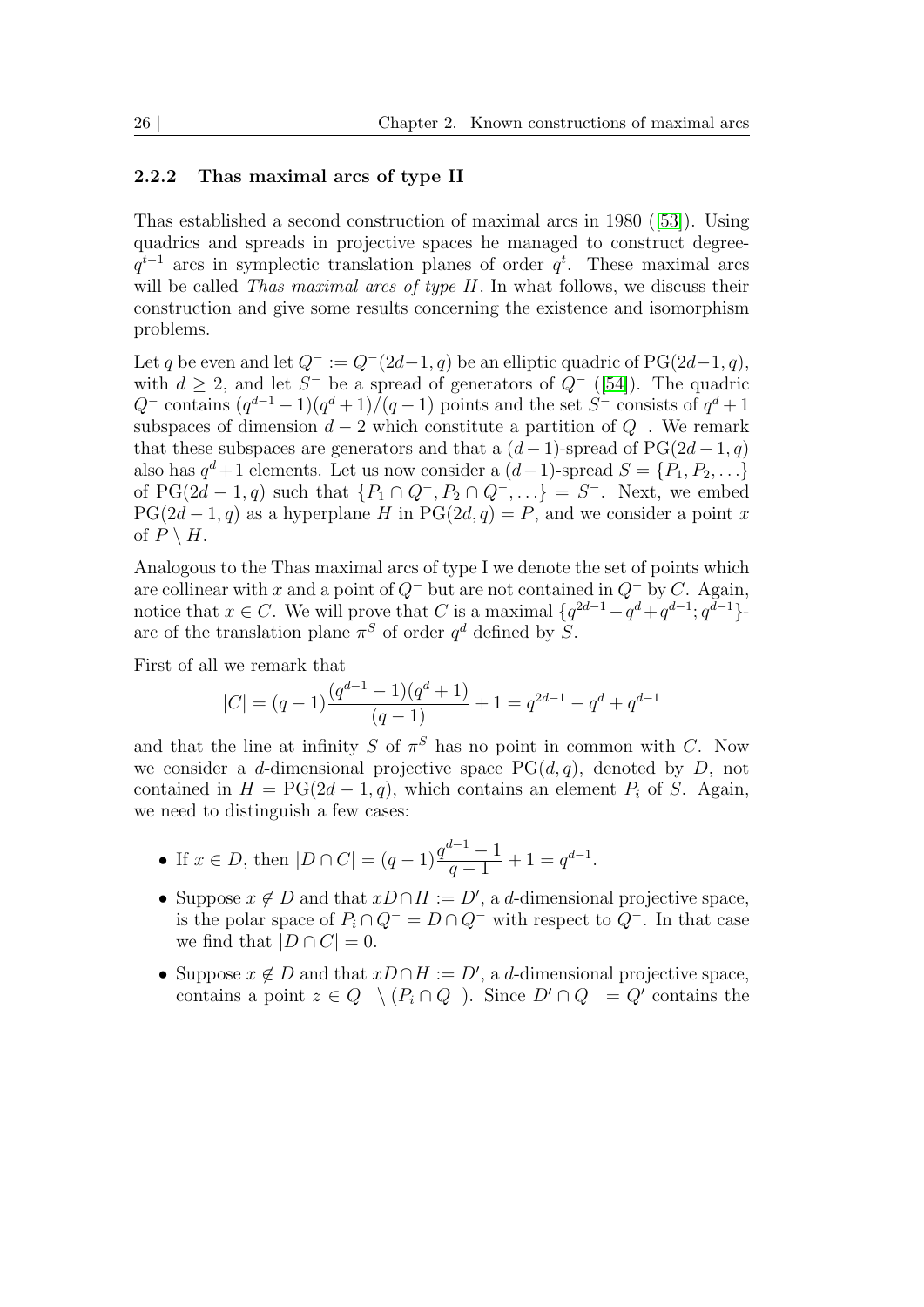### 2.2.2 Thas maximal arcs of type II

Thas established a second construction of maximal arcs in 1980 ([53]). Using quadrics and spreads in projective spaces he managed to construct degree-$q^{t-1}$ arcs in symplectic translation planes of order $q^t$. These maximal arcs will be called *Thas maximal arcs of type II*. In what follows, we discuss their construction and give some results concerning the existence and isomorphism problems.

Let $q$ be even and let $Q^- := Q^-(2d-1, q)$ be an elliptic quadric of $\mathrm{PG}(2d-1, q)$, with $d \geq 2$, and let $S^-$ be a spread of generators of $Q^-$ ([54]). The quadric $Q^-$ contains $(q^{d-1}-1)(q^d+1)/(q-1)$ points and the set $S^-$ consists of $q^d+1$ subspaces of dimension $d-2$ which constitute a partition of $Q^-$. We remark that these subspaces are generators and that a $(d-1)$-spread of $\mathrm{PG}(2d-1, q)$ also has $q^d+1$ elements. Let us now consider a $(d-1)$-spread $S = \{P_1, P_2, \ldots\}$ of $\mathrm{PG}(2d-1, q)$ such that $\{P_1 \cap Q^-, P_2 \cap Q^-, \ldots\} = S^-$. Next, we embed $\mathrm{PG}(2d-1, q)$ as a hyperplane $H$ in $\mathrm{PG}(2d, q) = P$, and we consider a point $x$ of $P \setminus H$.

Analogous to the Thas maximal arcs of type I we denote the set of points which are collinear with $x$ and a point of $Q^-$ but are not contained in $Q^-$ by $C$. Again, notice that $x \in C$. We will prove that $C$ is a maximal $\{q^{2d-1} - q^d + q^{d-1}; q^{d-1}\}$-arc of the translation plane $\pi^S$ of order $q^d$ defined by $S$.

First of all we remark that

$$|C| = (q-1)\frac{(q^{d-1}-1)(q^d+1)}{(q-1)} + 1 = q^{2d-1} - q^d + q^{d-1}$$

and that the line at infinity $S$ of $\pi^S$ has no point in common with $C$. Now we consider a $d$-dimensional projective space $\mathrm{PG}(d, q)$, denoted by $D$, not contained in $H = \mathrm{PG}(2d-1, q)$, which contains an element $P_i$ of $S$. Again, we need to distinguish a few cases:

- If $x \in D$, then $|D \cap C| = (q-1)\dfrac{q^{d-1}-1}{q-1} + 1 = q^{d-1}$.
- Suppose $x \notin D$ and that $xD \cap H := D'$, a $d$-dimensional projective space, is the polar space of $P_i \cap Q^- = D \cap Q^-$ with respect to $Q^-$. In that case we find that $|D \cap C| = 0$.
- Suppose $x \notin D$ and that $xD \cap H := D'$, a $d$-dimensional projective space, contains a point $z \in Q^- \setminus (P_i \cap Q^-)$. Since $D' \cap Q^- = Q'$ contains the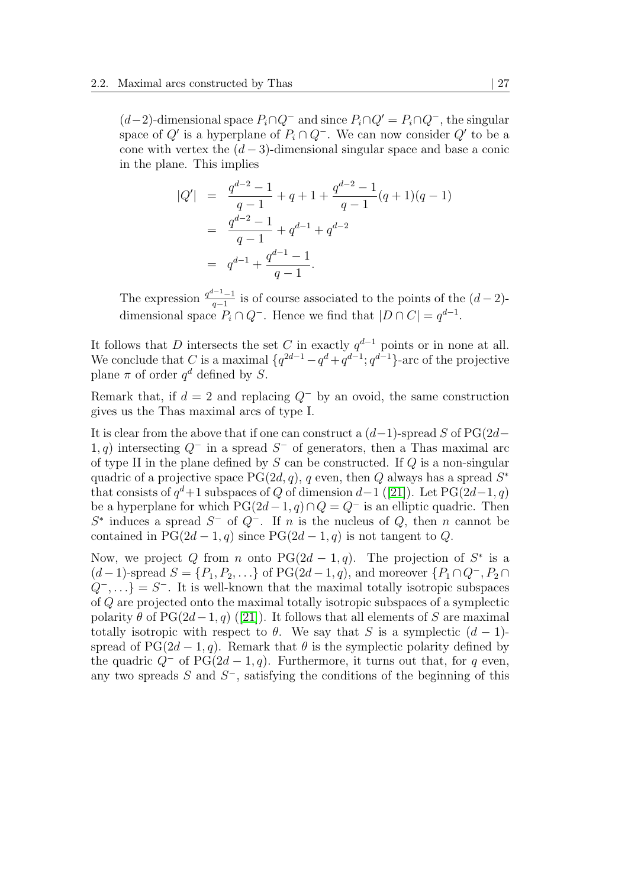$(d-2)$-dimensional space $P_i \cap Q^-$ and since $P_i \cap Q' = P_i \cap Q^-$, the singular space of $Q'$ is a hyperplane of $P_i \cap Q^-$. We can now consider $Q'$ to be a cone with vertex the $(d-3)$-dimensional singular space and base a conic in the plane. This implies

$$
\begin{aligned}
|Q'| &= \frac{q^{d-2}-1}{q-1} + q + 1 + \frac{q^{d-2}-1}{q-1}(q+1)(q-1) \\
&= \frac{q^{d-2}-1}{q-1} + q^{d-1} + q^{d-2} \\
&= q^{d-1} + \frac{q^{d-1}-1}{q-1}.
\end{aligned}
$$

The expression $\frac{q^{d-1}-1}{q-1}$ is of course associated to the points of the $(d-2)$-dimensional space $P_i \cap Q^-$. Hence we find that $|D \cap C| = q^{d-1}$.

It follows that $D$ intersects the set $C$ in exactly $q^{d-1}$ points or in none at all. We conclude that $C$ is a maximal $\{q^{2d-1} - q^d + q^{d-1}; q^{d-1}\}$-arc of the projective plane $\pi$ of order $q^d$ defined by $S$.

Remark that, if $d = 2$ and replacing $Q^-$ by an ovoid, the same construction gives us the Thas maximal arcs of type I.

It is clear from the above that if one can construct a $(d-1)$-spread $S$ of $\mathrm{PG}(2d-1, q)$ intersecting $Q^-$ in a spread $S^-$ of generators, then a Thas maximal arc of type II in the plane defined by $S$ can be constructed. If $Q$ is a non-singular quadric of a projective space $\mathrm{PG}(2d, q)$, $q$ even, then $Q$ always has a spread $S^*$ that consists of $q^d+1$ subspaces of $Q$ of dimension $d-1$ ([21]). Let $\mathrm{PG}(2d-1, q)$ be a hyperplane for which $\mathrm{PG}(2d-1, q) \cap Q = Q^-$ is an elliptic quadric. Then $S^*$ induces a spread $S^-$ of $Q^-$. If $n$ is the nucleus of $Q$, then $n$ cannot be contained in $\mathrm{PG}(2d-1, q)$ since $\mathrm{PG}(2d-1, q)$ is not tangent to $Q$.

Now, we project $Q$ from $n$ onto $\mathrm{PG}(2d-1, q)$. The projection of $S^*$ is a $(d-1)$-spread $S = \{P_1, P_2, \ldots\}$ of $\mathrm{PG}(2d-1, q)$, and moreover $\{P_1 \cap Q^-, P_2 \cap Q^-, \ldots\} = S^-$. It is well-known that the maximal totally isotropic subspaces of $Q$ are projected onto the maximal totally isotropic subspaces of a symplectic polarity $\theta$ of $\mathrm{PG}(2d-1, q)$ ([21]). It follows that all elements of $S$ are maximal totally isotropic with respect to $\theta$. We say that $S$ is a symplectic $(d-1)$-spread of $\mathrm{PG}(2d-1, q)$. Remark that $\theta$ is the symplectic polarity defined by the quadric $Q^-$ of $\mathrm{PG}(2d-1, q)$. Furthermore, it turns out that, for $q$ even, any two spreads $S$ and $S^-$, satisfying the conditions of the beginning of this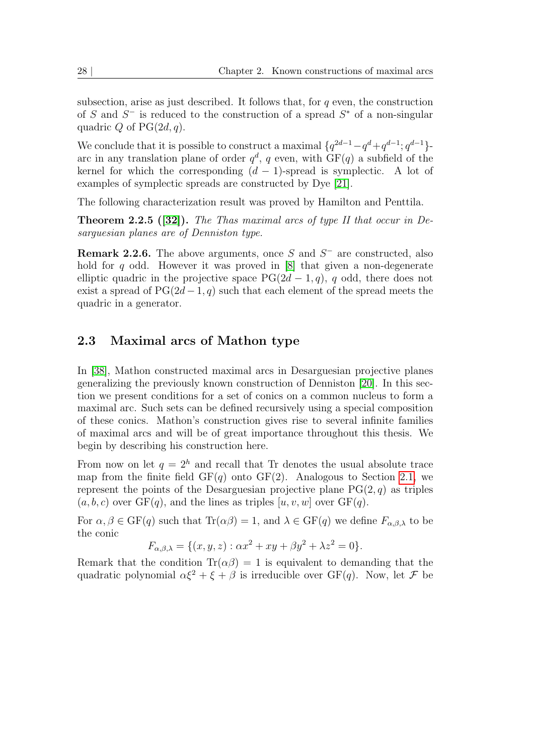subsection, arise as just described. It follows that, for $q$ even, the construction of $S$ and $S^-$ is reduced to the construction of a spread $S^*$ of a non-singular quadric $Q$ of $\mathrm{PG}(2d, q)$.

We conclude that it is possible to construct a maximal $\{q^{2d-1} - q^d + q^{d-1}; q^{d-1}\}$-arc in any translation plane of order $q^d$, $q$ even, with $\mathrm{GF}(q)$ a subfield of the kernel for which the corresponding $(d-1)$-spread is symplectic. A lot of examples of symplectic spreads are constructed by Dye [21].

The following characterization result was proved by Hamilton and Penttila.

**Theorem 2.2.5 ([32]).** *The Thas maximal arcs of type II that occur in Desarguesian planes are of Denniston type.*

**Remark 2.2.6.** The above arguments, once $S$ and $S^-$ are constructed, also hold for $q$ odd. However it was proved in [8] that given a non-degenerate elliptic quadric in the projective space $\mathrm{PG}(2d-1, q)$, $q$ odd, there does not exist a spread of $\mathrm{PG}(2d-1, q)$ such that each element of the spread meets the quadric in a generator.

## 2.3 Maximal arcs of Mathon type

In [38], Mathon constructed maximal arcs in Desarguesian projective planes generalizing the previously known construction of Denniston [20]. In this section we present conditions for a set of conics on a common nucleus to form a maximal arc. Such sets can be defined recursively using a special composition of these conics. Mathon's construction gives rise to several infinite families of maximal arcs and will be of great importance throughout this thesis. We begin by describing his construction here.

From now on let $q = 2^h$ and recall that Tr denotes the usual absolute trace map from the finite field $\mathrm{GF}(q)$ onto $\mathrm{GF}(2)$. Analogous to Section 2.1, we represent the points of the Desarguesian projective plane $\mathrm{PG}(2, q)$ as triples $(a, b, c)$ over $\mathrm{GF}(q)$, and the lines as triples $[u, v, w]$ over $\mathrm{GF}(q)$.

For $\alpha, \beta \in \mathrm{GF}(q)$ such that $\mathrm{Tr}(\alpha\beta) = 1$, and $\lambda \in \mathrm{GF}(q)$ we define $F_{\alpha,\beta,\lambda}$ to be the conic

$$F_{\alpha,\beta,\lambda} = \{(x, y, z) : \alpha x^2 + xy + \beta y^2 + \lambda z^2 = 0\}.$$

Remark that the condition $\mathrm{Tr}(\alpha\beta) = 1$ is equivalent to demanding that the quadratic polynomial $\alpha\xi^2 + \xi + \beta$ is irreducible over $\mathrm{GF}(q)$. Now, let $\mathcal{F}$ be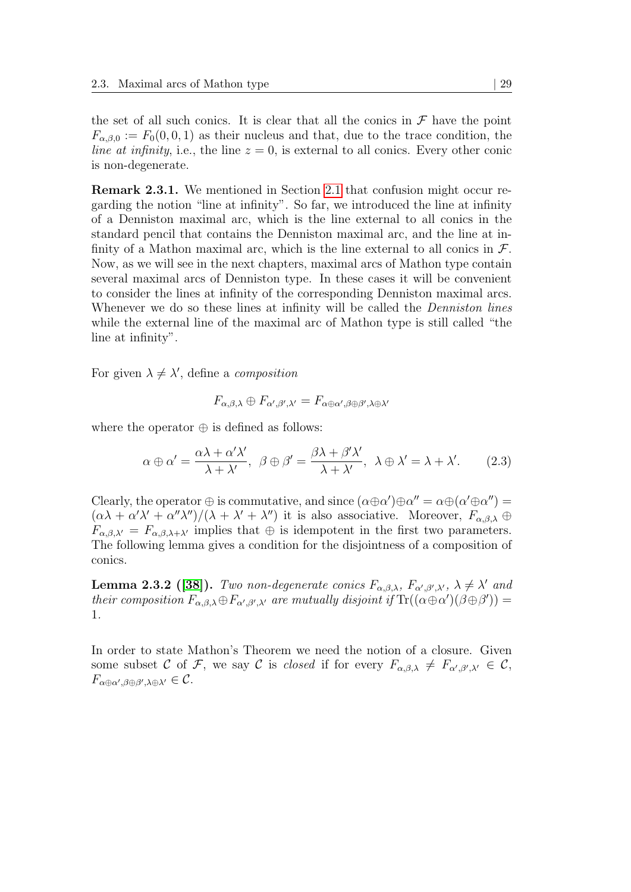the set of all such conics. It is clear that all the conics in $\mathcal{F}$ have the point $F_{\alpha,\beta,0} := F_0(0,0,1)$ as their nucleus and that, due to the trace condition, the *line at infinity*, i.e., the line $z = 0$, is external to all conics. Every other conic is non-degenerate.

**Remark 2.3.1.** We mentioned in Section 2.1 that confusion might occur regarding the notion "line at infinity". So far, we introduced the line at infinity of a Denniston maximal arc, which is the line external to all conics in the standard pencil that contains the Denniston maximal arc, and the line at infinity of a Mathon maximal arc, which is the line external to all conics in $\mathcal{F}$. Now, as we will see in the next chapters, maximal arcs of Mathon type contain several maximal arcs of Denniston type. In these cases it will be convenient to consider the lines at infinity of the corresponding Denniston maximal arcs. Whenever we do so these lines at infinity will be called the *Denniston lines* while the external line of the maximal arc of Mathon type is still called "the line at infinity".

For given $\lambda \neq \lambda'$, define a *composition*

$$F_{\alpha,\beta,\lambda} \oplus F_{\alpha',\beta',\lambda'} = F_{\alpha\oplus\alpha',\beta\oplus\beta',\lambda\oplus\lambda'}$$

where the operator $\oplus$ is defined as follows:

$$\alpha \oplus \alpha' = \frac{\alpha\lambda + \alpha'\lambda'}{\lambda + \lambda'},\ \ \beta \oplus \beta' = \frac{\beta\lambda + \beta'\lambda'}{\lambda + \lambda'},\ \ \lambda \oplus \lambda' = \lambda + \lambda'. \tag{2.3}$$

Clearly, the operator $\oplus$ is commutative, and since $(\alpha\oplus\alpha')\oplus\alpha'' = \alpha\oplus(\alpha'\oplus\alpha'') = (\alpha\lambda + \alpha'\lambda' + \alpha''\lambda'')/(\lambda + \lambda' + \lambda'')$ it is also associative. Moreover, $F_{\alpha,\beta,\lambda} \oplus F_{\alpha,\beta,\lambda'} = F_{\alpha,\beta,\lambda+\lambda'}$ implies that $\oplus$ is idempotent in the first two parameters. The following lemma gives a condition for the disjointness of a composition of conics.

**Lemma 2.3.2 ([38]).** *Two non-degenerate conics $F_{\alpha,\beta,\lambda}$, $F_{\alpha',\beta',\lambda'}$, $\lambda \neq \lambda'$ and their composition $F_{\alpha,\beta,\lambda} \oplus F_{\alpha',\beta',\lambda'}$ are mutually disjoint if* $\mathrm{Tr}((\alpha\oplus\alpha')(\beta\oplus\beta')) = 1$.

In order to state Mathon's Theorem we need the notion of a closure. Given some subset $\mathcal{C}$ of $\mathcal{F}$, we say $\mathcal{C}$ is *closed* if for every $F_{\alpha,\beta,\lambda} \neq F_{\alpha',\beta',\lambda'} \in \mathcal{C}$, $F_{\alpha\oplus\alpha',\beta\oplus\beta',\lambda\oplus\lambda'} \in \mathcal{C}$.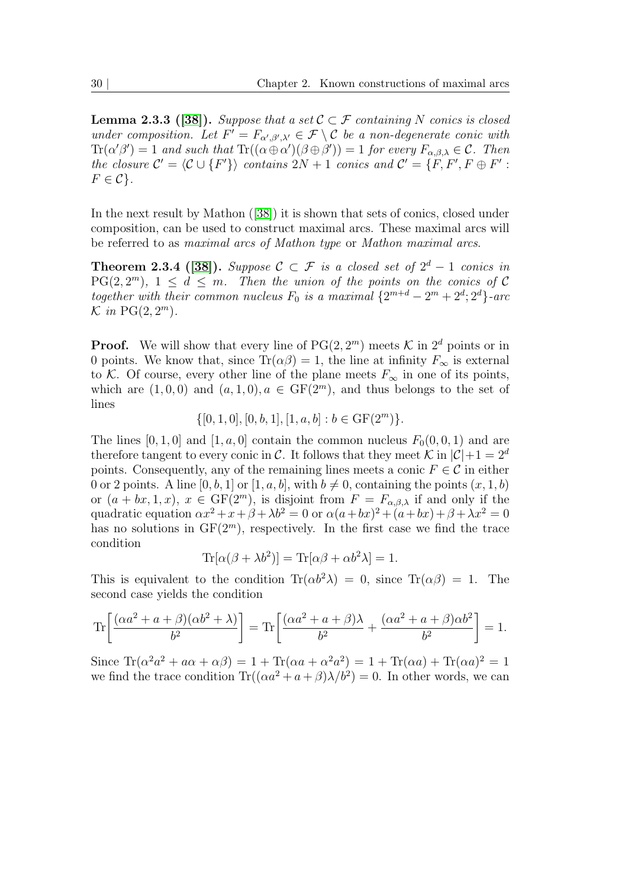**Lemma 2.3.3 ([38]).** *Suppose that a set $\mathcal{C} \subset \mathcal{F}$ containing $N$ conics is closed under composition. Let $F' = F_{\alpha',\beta',\lambda'} \in \mathcal{F} \setminus \mathcal{C}$ be a non-degenerate conic with $\mathrm{Tr}(\alpha'\beta') = 1$ and such that $\mathrm{Tr}((\alpha \oplus \alpha')(\beta \oplus \beta')) = 1$ for every $F_{\alpha,\beta,\lambda} \in \mathcal{C}$. Then the closure $\mathcal{C}' = \langle \mathcal{C} \cup \{F'\}\rangle$ contains $2N+1$ conics and $\mathcal{C}' = \{F, F', F \oplus F' : F \in \mathcal{C}\}$.*

In the next result by Mathon ([38]) it is shown that sets of conics, closed under composition, can be used to construct maximal arcs. These maximal arcs will be referred to as *maximal arcs of Mathon type* or *Mathon maximal arcs*.

**Theorem 2.3.4 ([38]).** *Suppose $\mathcal{C} \subset \mathcal{F}$ is a closed set of $2^d - 1$ conics in $\mathrm{PG}(2, 2^m)$, $1 \leq d \leq m$. Then the union of the points on the conics of $\mathcal{C}$ together with their common nucleus $F_0$ is a maximal $\{2^{m+d} - 2^m + 2^d; 2^d\}$-arc $\mathcal{K}$ in $\mathrm{PG}(2, 2^m)$.*

**Proof.** We will show that every line of $\mathrm{PG}(2, 2^m)$ meets $\mathcal{K}$ in $2^d$ points or in 0 points. We know that, since $\mathrm{Tr}(\alpha\beta) = 1$, the line at infinity $F_\infty$ is external to $\mathcal{K}$. Of course, every other line of the plane meets $F_\infty$ in one of its points, which are $(1, 0, 0)$ and $(a, 1, 0), a \in \mathrm{GF}(2^m)$, and thus belongs to the set of lines

$$\{[0, 1, 0], [0, b, 1], [1, a, b] : b \in \mathrm{GF}(2^m)\}.$$

The lines $[0, 1, 0]$ and $[1, a, 0]$ contain the common nucleus $F_0(0, 0, 1)$ and are therefore tangent to every conic in $\mathcal{C}$. It follows that they meet $\mathcal{K}$ in $|\mathcal{C}|+1 = 2^d$ points. Consequently, any of the remaining lines meets a conic $F \in \mathcal{C}$ in either 0 or 2 points. A line $[0, b, 1]$ or $[1, a, b]$, with $b \neq 0$, containing the points $(x, 1, b)$ or $(a + bx, 1, x)$, $x \in \mathrm{GF}(2^m)$, is disjoint from $F = F_{\alpha,\beta,\lambda}$ if and only if the quadratic equation $\alpha x^2 + x + \beta + \lambda b^2 = 0$ or $\alpha(a+bx)^2 + (a+bx) + \beta + \lambda x^2 = 0$ has no solutions in $\mathrm{GF}(2^m)$, respectively. In the first case we find the trace condition

$$\mathrm{Tr}[\alpha(\beta + \lambda b^2)] = \mathrm{Tr}[\alpha\beta + \alpha b^2 \lambda] = 1.$$

This is equivalent to the condition $\mathrm{Tr}(\alpha b^2 \lambda) = 0$, since $\mathrm{Tr}(\alpha\beta) = 1$. The second case yields the condition

$$\mathrm{Tr}\left[\frac{(\alpha a^2 + a + \beta)(\alpha b^2 + \lambda)}{b^2}\right] = \mathrm{Tr}\left[\frac{(\alpha a^2 + a + \beta)\lambda}{b^2} + \frac{(\alpha a^2 + a + \beta)\alpha b^2}{b^2}\right] = 1.$$

Since $\mathrm{Tr}(\alpha^2 a^2 + a\alpha + \alpha\beta) = 1 + \mathrm{Tr}(\alpha a + \alpha^2 a^2) = 1 + \mathrm{Tr}(\alpha a) + \mathrm{Tr}(\alpha a)^2 = 1$ we find the trace condition $\mathrm{Tr}((\alpha a^2 + a + \beta)\lambda / b^2) = 0$. In other words, we can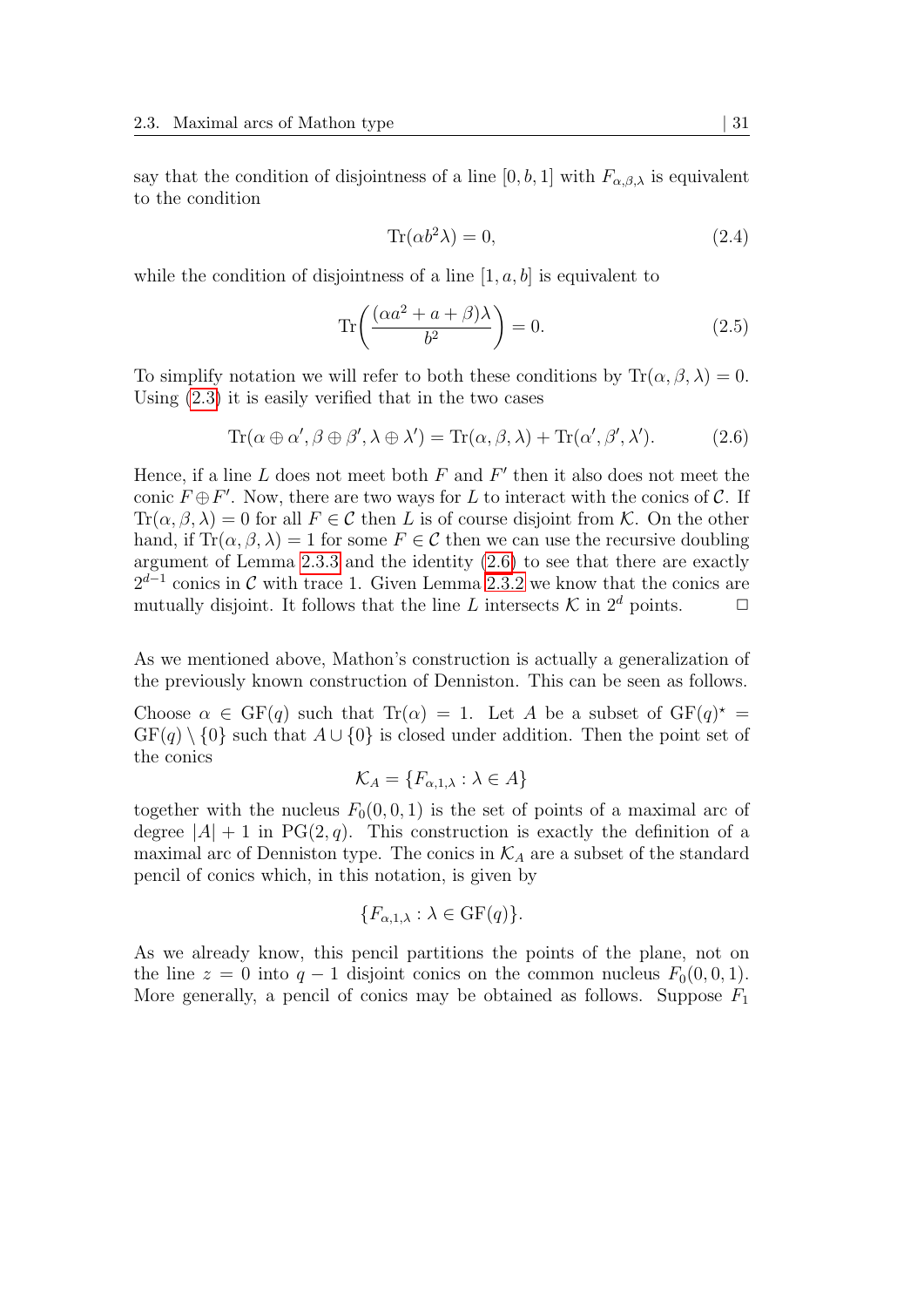say that the condition of disjointness of a line $[0, b, 1]$ with $F_{\alpha,\beta,\lambda}$ is equivalent to the condition

$$\mathrm{Tr}(\alpha b^2 \lambda) = 0, \tag{2.4}$$

while the condition of disjointness of a line $[1, a, b]$ is equivalent to

$$\mathrm{Tr}\bigg(\frac{(\alpha a^2 + a + \beta)\lambda}{b^2}\bigg) = 0. \tag{2.5}$$

To simplify notation we will refer to both these conditions by $\mathrm{Tr}(\alpha, \beta, \lambda) = 0$. Using (2.3) it is easily verified that in the two cases

$$\mathrm{Tr}(\alpha \oplus \alpha', \beta \oplus \beta', \lambda \oplus \lambda') = \mathrm{Tr}(\alpha, \beta, \lambda) + \mathrm{Tr}(\alpha', \beta', \lambda'). \tag{2.6}$$

Hence, if a line $L$ does not meet both $F$ and $F'$ then it also does not meet the conic $F \oplus F'$. Now, there are two ways for $L$ to interact with the conics of $\mathcal{C}$. If $\mathrm{Tr}(\alpha, \beta, \lambda) = 0$ for all $F \in \mathcal{C}$ then $L$ is of course disjoint from $\mathcal{K}$. On the other hand, if $\mathrm{Tr}(\alpha, \beta, \lambda) = 1$ for some $F \in \mathcal{C}$ then we can use the recursive doubling argument of Lemma 2.3.3 and the identity (2.6) to see that there are exactly $2^{d-1}$ conics in $\mathcal{C}$ with trace 1. Given Lemma 2.3.2 we know that the conics are mutually disjoint. It follows that the line $L$ intersects $\mathcal{K}$ in $2^d$ points. $\square$

As we mentioned above, Mathon's construction is actually a generalization of the previously known construction of Denniston. This can be seen as follows.

Choose $\alpha \in \mathrm{GF}(q)$ such that $\mathrm{Tr}(\alpha) = 1$. Let $A$ be a subset of $\mathrm{GF}(q)^\star = \mathrm{GF}(q) \setminus \{0\}$ such that $A \cup \{0\}$ is closed under addition. Then the point set of the conics

$$\mathcal{K}_A = \{F_{\alpha,1,\lambda} : \lambda \in A\}$$

together with the nucleus $F_0(0, 0, 1)$ is the set of points of a maximal arc of degree $|A| + 1$ in $\mathrm{PG}(2, q)$. This construction is exactly the definition of a maximal arc of Denniston type. The conics in $\mathcal{K}_A$ are a subset of the standard pencil of conics which, in this notation, is given by

$$\{F_{\alpha,1,\lambda} : \lambda \in \mathrm{GF}(q)\}.$$

As we already know, this pencil partitions the points of the plane, not on the line $z = 0$ into $q - 1$ disjoint conics on the common nucleus $F_0(0, 0, 1)$. More generally, a pencil of conics may be obtained as follows. Suppose $F_1$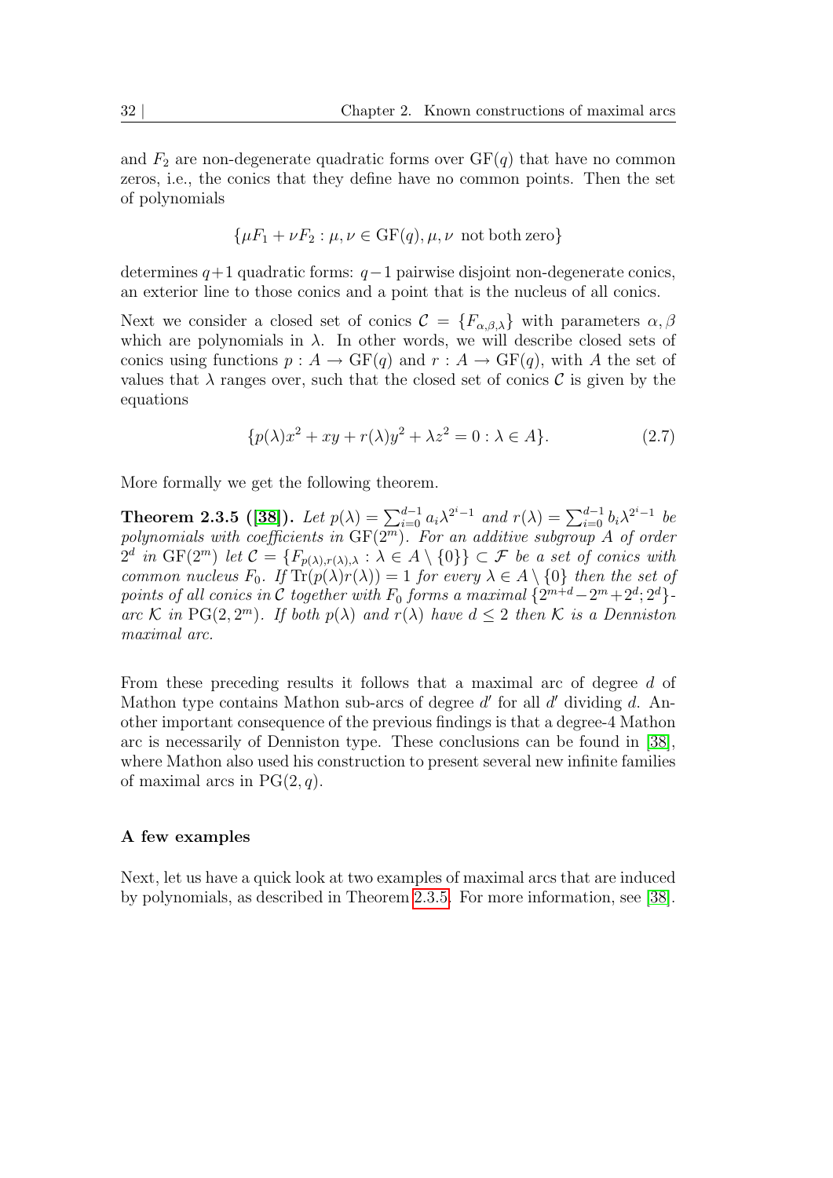and $F_2$ are non-degenerate quadratic forms over $\mathrm{GF}(q)$ that have no common zeros, i.e., the conics that they define have no common points. Then the set of polynomials

$$\{\mu F_1 + \nu F_2 : \mu, \nu \in \mathrm{GF}(q), \mu, \nu \text{ not both zero}\}$$

determines $q+1$ quadratic forms: $q-1$ pairwise disjoint non-degenerate conics, an exterior line to those conics and a point that is the nucleus of all conics.

Next we consider a closed set of conics $\mathcal{C} = \{F_{\alpha,\beta,\lambda}\}$ with parameters $\alpha, \beta$ which are polynomials in $\lambda$. In other words, we will describe closed sets of conics using functions $p : A \to \mathrm{GF}(q)$ and $r : A \to \mathrm{GF}(q)$, with $A$ the set of values that $\lambda$ ranges over, such that the closed set of conics $\mathcal{C}$ is given by the equations

$$\{p(\lambda)x^2 + xy + r(\lambda)y^2 + \lambda z^2 = 0 : \lambda \in A\}. \tag{2.7}$$

More formally we get the following theorem.

**Theorem 2.3.5 ([38]).** *Let $p(\lambda) = \sum_{i=0}^{d-1} a_i \lambda^{2^i - 1}$ and $r(\lambda) = \sum_{i=0}^{d-1} b_i \lambda^{2^i - 1}$ be polynomials with coefficients in $\mathrm{GF}(2^m)$. For an additive subgroup $A$ of order $2^d$ in $\mathrm{GF}(2^m)$ let $\mathcal{C} = \{F_{p(\lambda),r(\lambda),\lambda} : \lambda \in A \setminus \{0\}\} \subset \mathcal{F}$ be a set of conics with common nucleus $F_0$. If $\mathrm{Tr}(p(\lambda)r(\lambda)) = 1$ for every $\lambda \in A \setminus \{0\}$ then the set of points of all conics in $\mathcal{C}$ together with $F_0$ forms a maximal $\{2^{m+d} - 2^m + 2^d; 2^d\}$-arc $\mathcal{K}$ in $\mathrm{PG}(2, 2^m)$. If both $p(\lambda)$ and $r(\lambda)$ have $d \leq 2$ then $\mathcal{K}$ is a Denniston maximal arc.*

From these preceding results it follows that a maximal arc of degree $d$ of Mathon type contains Mathon sub-arcs of degree $d'$ for all $d'$ dividing $d$. Another important consequence of the previous findings is that a degree-4 Mathon arc is necessarily of Denniston type. These conclusions can be found in [38], where Mathon also used his construction to present several new infinite families of maximal arcs in $\mathrm{PG}(2, q)$.

### A few examples

Next, let us have a quick look at two examples of maximal arcs that are induced by polynomials, as described in Theorem 2.3.5. For more information, see [38].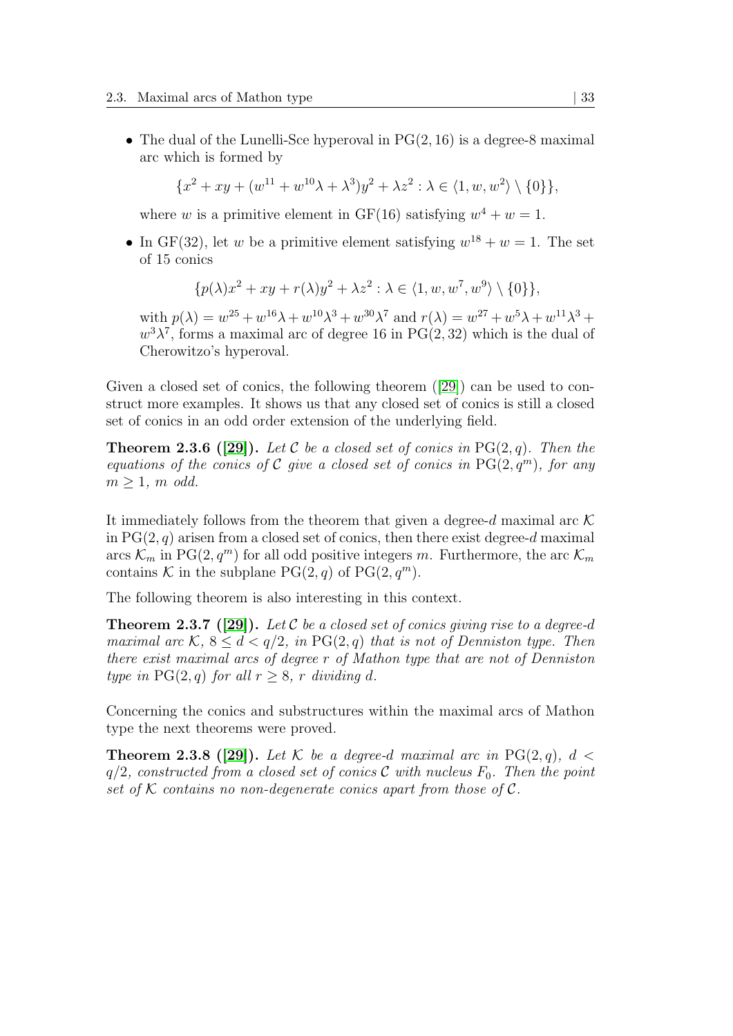- The dual of the Lunelli-Sce hyperoval in $\mathrm{PG}(2,16)$ is a degree-8 maximal arc which is formed by

$$\{x^2 + xy + (w^{11} + w^{10}\lambda + \lambda^3)y^2 + \lambda z^2 : \lambda \in \langle 1, w, w^2 \rangle \setminus \{0\}\},$$

  where $w$ is a primitive element in $\mathrm{GF}(16)$ satisfying $w^4 + w = 1$.

- In $\mathrm{GF}(32)$, let $w$ be a primitive element satisfying $w^{18} + w = 1$. The set of 15 conics

$$\{p(\lambda)x^2 + xy + r(\lambda)y^2 + \lambda z^2 : \lambda \in \langle 1, w, w^7, w^9 \rangle \setminus \{0\}\},$$

  with $p(\lambda) = w^{25} + w^{16}\lambda + w^{10}\lambda^3 + w^{30}\lambda^7$ and $r(\lambda) = w^{27} + w^5\lambda + w^{11}\lambda^3 + w^3\lambda^7$, forms a maximal arc of degree 16 in $\mathrm{PG}(2,32)$ which is the dual of Cherowitzo's hyperoval.

Given a closed set of conics, the following theorem ([29]) can be used to construct more examples. It shows us that any closed set of conics is still a closed set of conics in an odd order extension of the underlying field.

**Theorem 2.3.6 ([29]).** *Let $\mathcal{C}$ be a closed set of conics in $\mathrm{PG}(2,q)$. Then the equations of the conics of $\mathcal{C}$ give a closed set of conics in $\mathrm{PG}(2,q^m)$, for any $m \geq 1$, $m$ odd.*

It immediately follows from the theorem that given a degree-$d$ maximal arc $\mathcal{K}$ in $\mathrm{PG}(2,q)$ arisen from a closed set of conics, then there exist degree-$d$ maximal arcs $\mathcal{K}_m$ in $\mathrm{PG}(2,q^m)$ for all odd positive integers $m$. Furthermore, the arc $\mathcal{K}_m$ contains $\mathcal{K}$ in the subplane $\mathrm{PG}(2,q)$ of $\mathrm{PG}(2,q^m)$.

The following theorem is also interesting in this context.

**Theorem 2.3.7 ([29]).** *Let $\mathcal{C}$ be a closed set of conics giving rise to a degree-$d$ maximal arc $\mathcal{K}$, $8 \leq d < q/2$, in $\mathrm{PG}(2,q)$ that is not of Denniston type. Then there exist maximal arcs of degree $r$ of Mathon type that are not of Denniston type in $\mathrm{PG}(2,q)$ for all $r \geq 8$, $r$ dividing $d$.*

Concerning the conics and substructures within the maximal arcs of Mathon type the next theorems were proved.

**Theorem 2.3.8 ([29]).** *Let $\mathcal{K}$ be a degree-$d$ maximal arc in $\mathrm{PG}(2,q)$, $d < q/2$, constructed from a closed set of conics $\mathcal{C}$ with nucleus $F_0$. Then the point set of $\mathcal{K}$ contains no non-degenerate conics apart from those of $\mathcal{C}$.*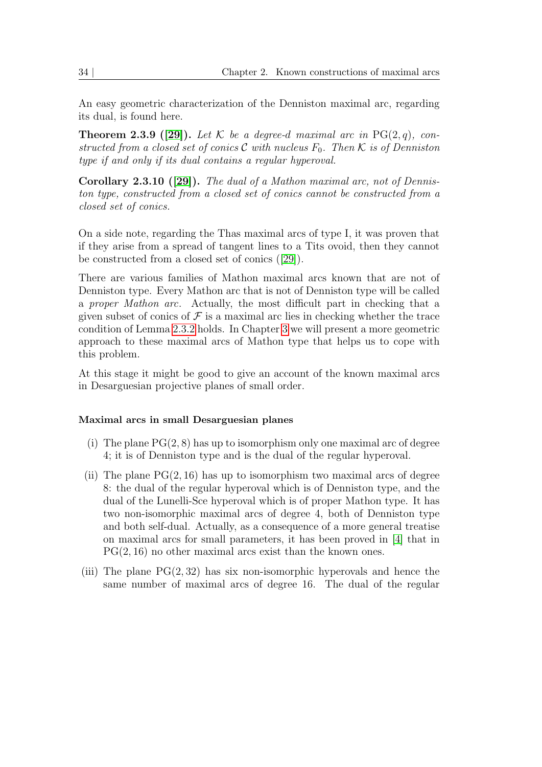An easy geometric characterization of the Denniston maximal arc, regarding its dual, is found here.

**Theorem 2.3.9 ([29]).** *Let $\mathcal{K}$ be a degree-$d$ maximal arc in* $\mathrm{PG}(2, q)$*, constructed from a closed set of conics $\mathcal{C}$ with nucleus $F_0$. Then $\mathcal{K}$ is of Denniston type if and only if its dual contains a regular hyperoval.*

**Corollary 2.3.10 ([29]).** *The dual of a Mathon maximal arc, not of Denniston type, constructed from a closed set of conics cannot be constructed from a closed set of conics.*

On a side note, regarding the Thas maximal arcs of type I, it was proven that if they arise from a spread of tangent lines to a Tits ovoid, then they cannot be constructed from a closed set of conics ([29]).

There are various families of Mathon maximal arcs known that are not of Denniston type. Every Mathon arc that is not of Denniston type will be called a *proper Mathon arc*. Actually, the most difficult part in checking that a given subset of conics of $\mathcal{F}$ is a maximal arc lies in checking whether the trace condition of Lemma 2.3.2 holds. In Chapter 3 we will present a more geometric approach to these maximal arcs of Mathon type that helps us to cope with this problem.

At this stage it might be good to give an account of the known maximal arcs in Desarguesian projective planes of small order.

#### Maximal arcs in small Desarguesian planes

(i) The plane $\mathrm{PG}(2, 8)$ has up to isomorphism only one maximal arc of degree 4; it is of Denniston type and is the dual of the regular hyperoval.

(ii) The plane $\mathrm{PG}(2, 16)$ has up to isomorphism two maximal arcs of degree 8: the dual of the regular hyperoval which is of Denniston type, and the dual of the Lunelli-Sce hyperoval which is of proper Mathon type. It has two non-isomorphic maximal arcs of degree 4, both of Denniston type and both self-dual. Actually, as a consequence of a more general treatise on maximal arcs for small parameters, it has been proved in [4] that in $\mathrm{PG}(2, 16)$ no other maximal arcs exist than the known ones.

(iii) The plane $\mathrm{PG}(2, 32)$ has six non-isomorphic hyperovals and hence the same number of maximal arcs of degree 16. The dual of the regular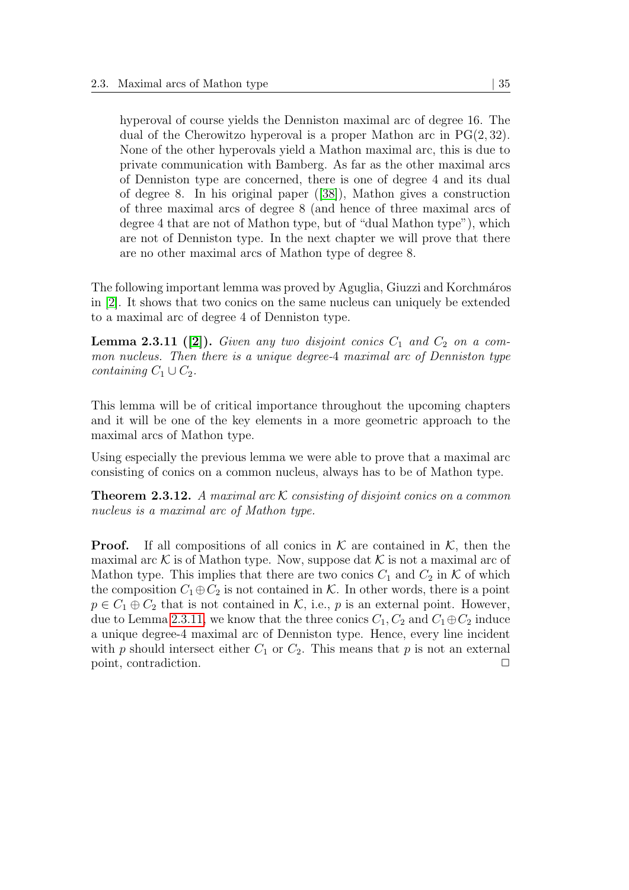hyperoval of course yields the Denniston maximal arc of degree 16. The dual of the Cherowitzo hyperoval is a proper Mathon arc in $\mathrm{PG}(2, 32)$. None of the other hyperovals yield a Mathon maximal arc, this is due to private communication with Bamberg. As far as the other maximal arcs of Denniston type are concerned, there is one of degree 4 and its dual of degree 8. In his original paper ([38]), Mathon gives a construction of three maximal arcs of degree 8 (and hence of three maximal arcs of degree 4 that are not of Mathon type, but of "dual Mathon type"), which are not of Denniston type. In the next chapter we will prove that there are no other maximal arcs of Mathon type of degree 8.

The following important lemma was proved by Aguglia, Giuzzi and Korchmáros in [2]. It shows that two conics on the same nucleus can uniquely be extended to a maximal arc of degree 4 of Denniston type.

**Lemma 2.3.11 ([2]).** *Given any two disjoint conics $C_1$ and $C_2$ on a common nucleus. Then there is a unique degree-4 maximal arc of Denniston type containing $C_1 \cup C_2$.*

This lemma will be of critical importance throughout the upcoming chapters and it will be one of the key elements in a more geometric approach to the maximal arcs of Mathon type.

Using especially the previous lemma we were able to prove that a maximal arc consisting of conics on a common nucleus, always has to be of Mathon type.

**Theorem 2.3.12.** *A maximal arc $\mathcal{K}$ consisting of disjoint conics on a common nucleus is a maximal arc of Mathon type.*

**Proof.** If all compositions of all conics in $\mathcal{K}$ are contained in $\mathcal{K}$, then the maximal arc $\mathcal{K}$ is of Mathon type. Now, suppose dat $\mathcal{K}$ is not a maximal arc of Mathon type. This implies that there are two conics $C_1$ and $C_2$ in $\mathcal{K}$ of which the composition $C_1 \oplus C_2$ is not contained in $\mathcal{K}$. In other words, there is a point $p \in C_1 \oplus C_2$ that is not contained in $\mathcal{K}$, i.e., $p$ is an external point. However, due to Lemma 2.3.11, we know that the three conics $C_1, C_2$ and $C_1 \oplus C_2$ induce a unique degree-4 maximal arc of Denniston type. Hence, every line incident with $p$ should intersect either $C_1$ or $C_2$. This means that $p$ is not an external point, contradiction. $\square$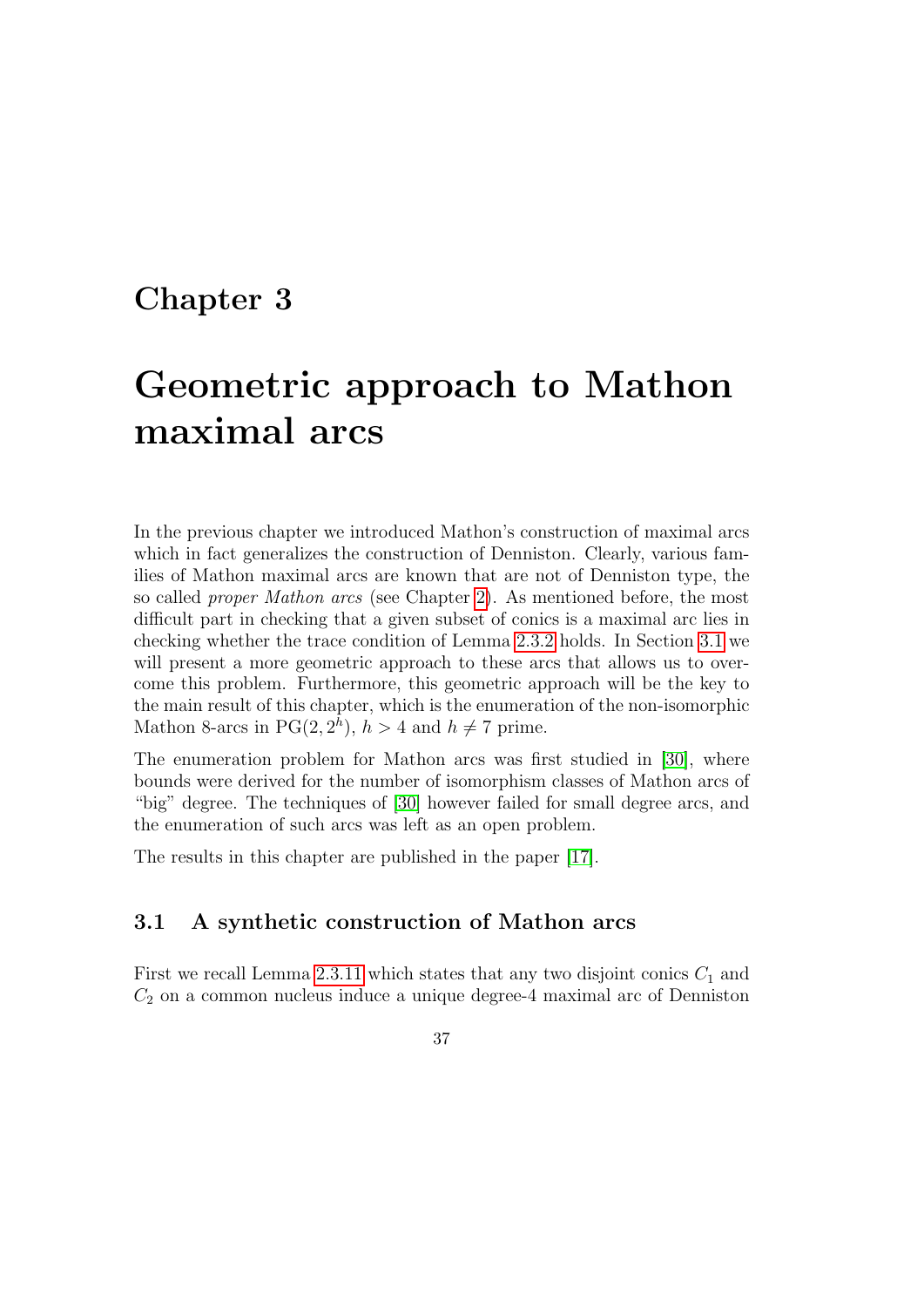# Chapter 3

# Geometric approach to Mathon maximal arcs

In the previous chapter we introduced Mathon's construction of maximal arcs which in fact generalizes the construction of Denniston. Clearly, various families of Mathon maximal arcs are known that are not of Denniston type, the so called *proper Mathon arcs* (see Chapter 2). As mentioned before, the most difficult part in checking that a given subset of conics is a maximal arc lies in checking whether the trace condition of Lemma 2.3.2 holds. In Section 3.1 we will present a more geometric approach to these arcs that allows us to overcome this problem. Furthermore, this geometric approach will be the key to the main result of this chapter, which is the enumeration of the non-isomorphic Mathon 8-arcs in $\mathrm{PG}(2, 2^h)$, $h > 4$ and $h \neq 7$ prime.

The enumeration problem for Mathon arcs was first studied in [30], where bounds were derived for the number of isomorphism classes of Mathon arcs of "big" degree. The techniques of [30] however failed for small degree arcs, and the enumeration of such arcs was left as an open problem.

The results in this chapter are published in the paper [17].

## 3.1 A synthetic construction of Mathon arcs

First we recall Lemma 2.3.11 which states that any two disjoint conics $C_1$ and $C_2$ on a common nucleus induce a unique degree-4 maximal arc of Denniston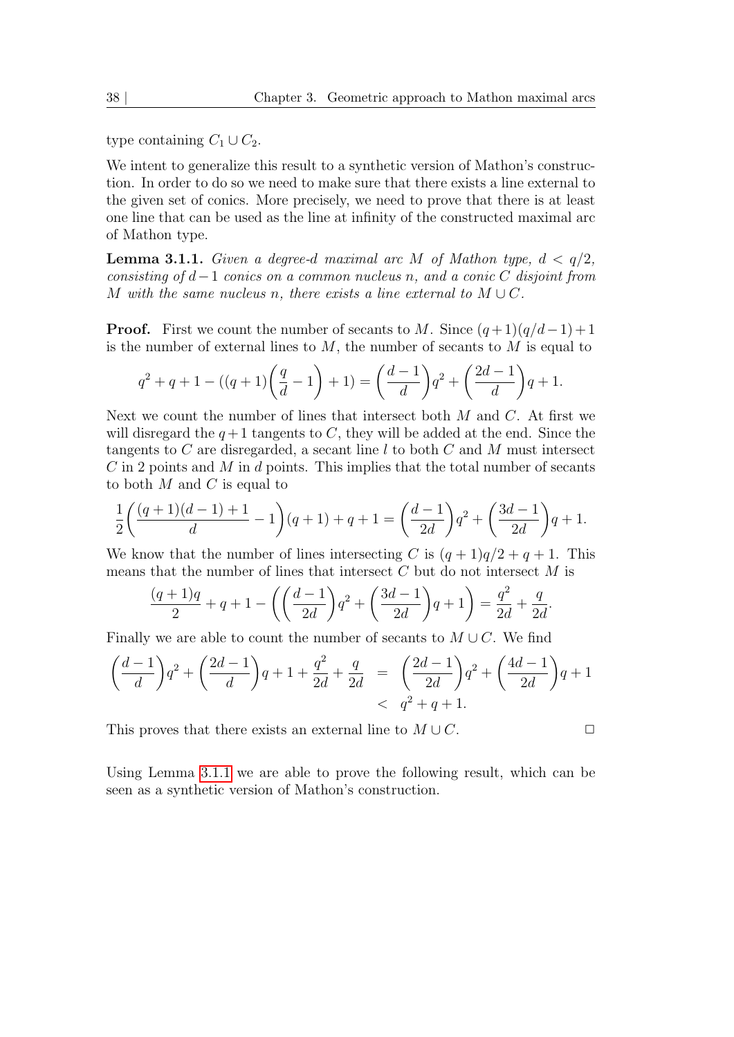type containing $C_1 \cup C_2$.

We intent to generalize this result to a synthetic version of Mathon's construction. In order to do so we need to make sure that there exists a line external to the given set of conics. More precisely, we need to prove that there is at least one line that can be used as the line at infinity of the constructed maximal arc of Mathon type.

**Lemma 3.1.1.** *Given a degree-$d$ maximal arc $M$ of Mathon type, $d < q/2$, consisting of $d-1$ conics on a common nucleus $n$, and a conic $C$ disjoint from $M$ with the same nucleus $n$, there exists a line external to $M \cup C$.*

**Proof.** First we count the number of secants to $M$. Since $(q+1)(q/d-1)+1$ is the number of external lines to $M$, the number of secants to $M$ is equal to

$$q^2+q+1-((q+1)\left(\frac{q}{d}-1\right)+1) = \left(\frac{d-1}{d}\right)q^2 + \left(\frac{2d-1}{d}\right)q+1.$$

Next we count the number of lines that intersect both $M$ and $C$. At first we will disregard the $q+1$ tangents to $C$, they will be added at the end. Since the tangents to $C$ are disregarded, a secant line $l$ to both $C$ and $M$ must intersect $C$ in 2 points and $M$ in $d$ points. This implies that the total number of secants to both $M$ and $C$ is equal to

$$\frac{1}{2}\left(\frac{(q+1)(d-1)+1}{d}-1\right)(q+1)+q+1 = \left(\frac{d-1}{2d}\right)q^2 + \left(\frac{3d-1}{2d}\right)q+1.$$

We know that the number of lines intersecting $C$ is $(q+1)q/2+q+1$. This means that the number of lines that intersect $C$ but do not intersect $M$ is

$$\frac{(q+1)q}{2}+q+1-\left(\left(\frac{d-1}{2d}\right)q^2+\left(\frac{3d-1}{2d}\right)q+1\right) = \frac{q^2}{2d}+\frac{q}{2d}.$$

Finally we are able to count the number of secants to $M \cup C$. We find

$$\begin{aligned}\left(\frac{d-1}{d}\right)q^2+\left(\frac{2d-1}{d}\right)q+1+\frac{q^2}{2d}+\frac{q}{2d} &= \left(\frac{2d-1}{2d}\right)q^2+\left(\frac{4d-1}{2d}\right)q+1 \\ &< q^2+q+1.\end{aligned}$$

This proves that there exists an external line to $M \cup C$. $\square$

Using Lemma 3.1.1 we are able to prove the following result, which can be seen as a synthetic version of Mathon's construction.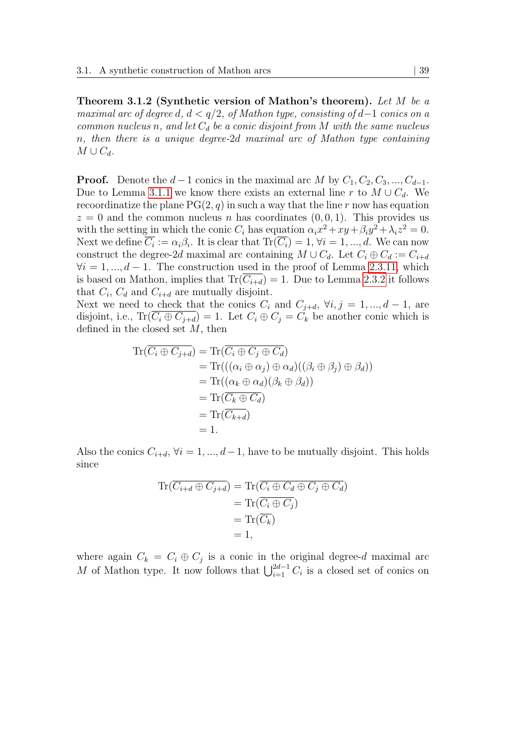**Theorem 3.1.2 (Synthetic version of Mathon's theorem).** *Let $M$ be a maximal arc of degree $d$, $d < q/2$, of Mathon type, consisting of $d-1$ conics on a common nucleus $n$, and let $C_d$ be a conic disjoint from $M$ with the same nucleus $n$, then there is a unique degree-$2d$ maximal arc of Mathon type containing $M \cup C_d$.*

**Proof.** Denote the $d-1$ conics in the maximal arc $M$ by $C_1, C_2, C_3, ..., C_{d-1}$. Due to Lemma 3.1.1 we know there exists an external line $r$ to $M \cup C_d$. We recoordinatize the plane $\mathrm{PG}(2, q)$ in such a way that the line $r$ now has equation $z = 0$ and the common nucleus $n$ has coordinates $(0, 0, 1)$. This provides us with the setting in which the conic $C_i$ has equation $\alpha_i x^2 + xy + \beta_i y^2 + \lambda_i z^2 = 0$. Next we define $\overline{C_i} := \alpha_i \beta_i$. It is clear that $\mathrm{Tr}(\overline{C_i}) = 1$, $\forall i = 1, ..., d$. We can now construct the degree-$2d$ maximal arc containing $M \cup C_d$. Let $C_i \oplus C_d := C_{i+d}$ $\forall i = 1, ..., d-1$. The construction used in the proof of Lemma 2.3.11, which is based on Mathon, implies that $\mathrm{Tr}(\overline{C_{i+d}}) = 1$. Due to Lemma 2.3.2 it follows that $C_i$, $C_d$ and $C_{i+d}$ are mutually disjoint.
Next we need to check that the conics $C_i$ and $C_{j+d}$, $\forall i, j = 1, ..., d-1$, are disjoint, i.e., $\mathrm{Tr}(\overline{C_i \oplus C_{j+d}}) = 1$. Let $C_i \oplus C_j = C_k$ be another conic which is defined in the closed set $M$, then

$$
\begin{aligned}
\mathrm{Tr}(\overline{C_i \oplus C_{j+d}}) &= \mathrm{Tr}(\overline{C_i \oplus C_j \oplus C_d}) \\
&= \mathrm{Tr}(((\alpha_i \oplus \alpha_j) \oplus \alpha_d)((\beta_i \oplus \beta_j) \oplus \beta_d)) \\
&= \mathrm{Tr}((\alpha_k \oplus \alpha_d)(\beta_k \oplus \beta_d)) \\
&= \mathrm{Tr}(\overline{C_k \oplus C_d}) \\
&= \mathrm{Tr}(\overline{C_{k+d}}) \\
&= 1.
\end{aligned}
$$

Also the conics $C_{i+d}$, $\forall i = 1, ..., d-1$, have to be mutually disjoint. This holds since

$$
\begin{aligned}
\mathrm{Tr}(\overline{C_{i+d} \oplus C_{j+d}}) &= \mathrm{Tr}(\overline{C_i \oplus C_d \oplus C_j \oplus C_d}) \\
&= \mathrm{Tr}(\overline{C_i \oplus C_j}) \\
&= \mathrm{Tr}(\overline{C_k}) \\
&= 1,
\end{aligned}
$$

where again $C_k = C_i \oplus C_j$ is a conic in the original degree-$d$ maximal arc $M$ of Mathon type. It now follows that $\bigcup_{i=1}^{2d-1} C_i$ is a closed set of conics on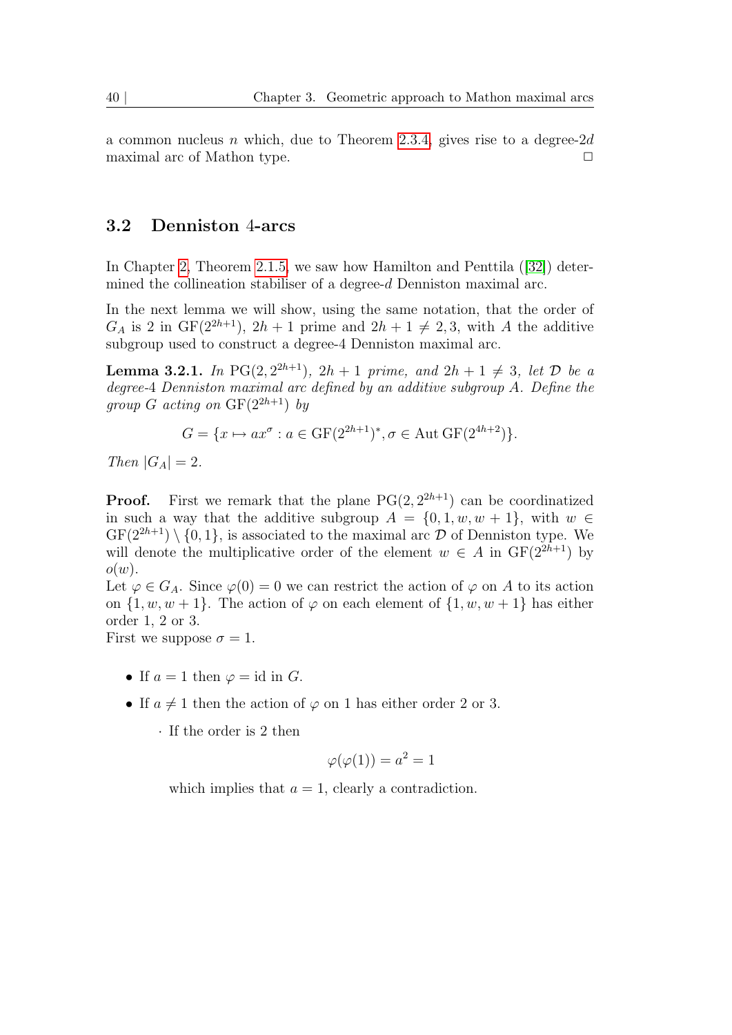a common nucleus $n$ which, due to Theorem 2.3.4, gives rise to a degree-$2d$ maximal arc of Mathon type. □

## 3.2 Denniston 4-arcs

In Chapter 2, Theorem 2.1.5, we saw how Hamilton and Penttila ([32]) determined the collineation stabiliser of a degree-$d$ Denniston maximal arc.

In the next lemma we will show, using the same notation, that the order of $G_A$ is 2 in $\mathrm{GF}(2^{2h+1})$, $2h+1$ prime and $2h+1 \neq 2, 3$, with $A$ the additive subgroup used to construct a degree-4 Denniston maximal arc.

**Lemma 3.2.1.** *In $\mathrm{PG}(2, 2^{2h+1})$, $2h+1$ prime, and $2h+1 \neq 3$, let $\mathcal{D}$ be a degree-4 Denniston maximal arc defined by an additive subgroup $A$. Define the group $G$ acting on $\mathrm{GF}(2^{2h+1})$ by*

$$G = \{x \mapsto ax^{\sigma} : a \in \mathrm{GF}(2^{2h+1})^*, \sigma \in \mathrm{Aut}\,\mathrm{GF}(2^{4h+2})\}.$$

*Then $|G_A| = 2$.*

**Proof.** First we remark that the plane $\mathrm{PG}(2, 2^{2h+1})$ can be coordinatized in such a way that the additive subgroup $A = \{0, 1, w, w+1\}$, with $w \in \mathrm{GF}(2^{2h+1}) \setminus \{0, 1\}$, is associated to the maximal arc $\mathcal{D}$ of Denniston type. We will denote the multiplicative order of the element $w \in A$ in $\mathrm{GF}(2^{2h+1})$ by $o(w)$.

Let $\varphi \in G_A$. Since $\varphi(0) = 0$ we can restrict the action of $\varphi$ on $A$ to its action on $\{1, w, w+1\}$. The action of $\varphi$ on each element of $\{1, w, w+1\}$ has either order 1, 2 or 3.

First we suppose $\sigma = 1$.

- If $a = 1$ then $\varphi = \mathrm{id}$ in $G$.
- If $a \neq 1$ then the action of $\varphi$ on 1 has either order 2 or 3.
  - If the order is 2 then

    $$\varphi(\varphi(1)) = a^2 = 1$$

    which implies that $a = 1$, clearly a contradiction.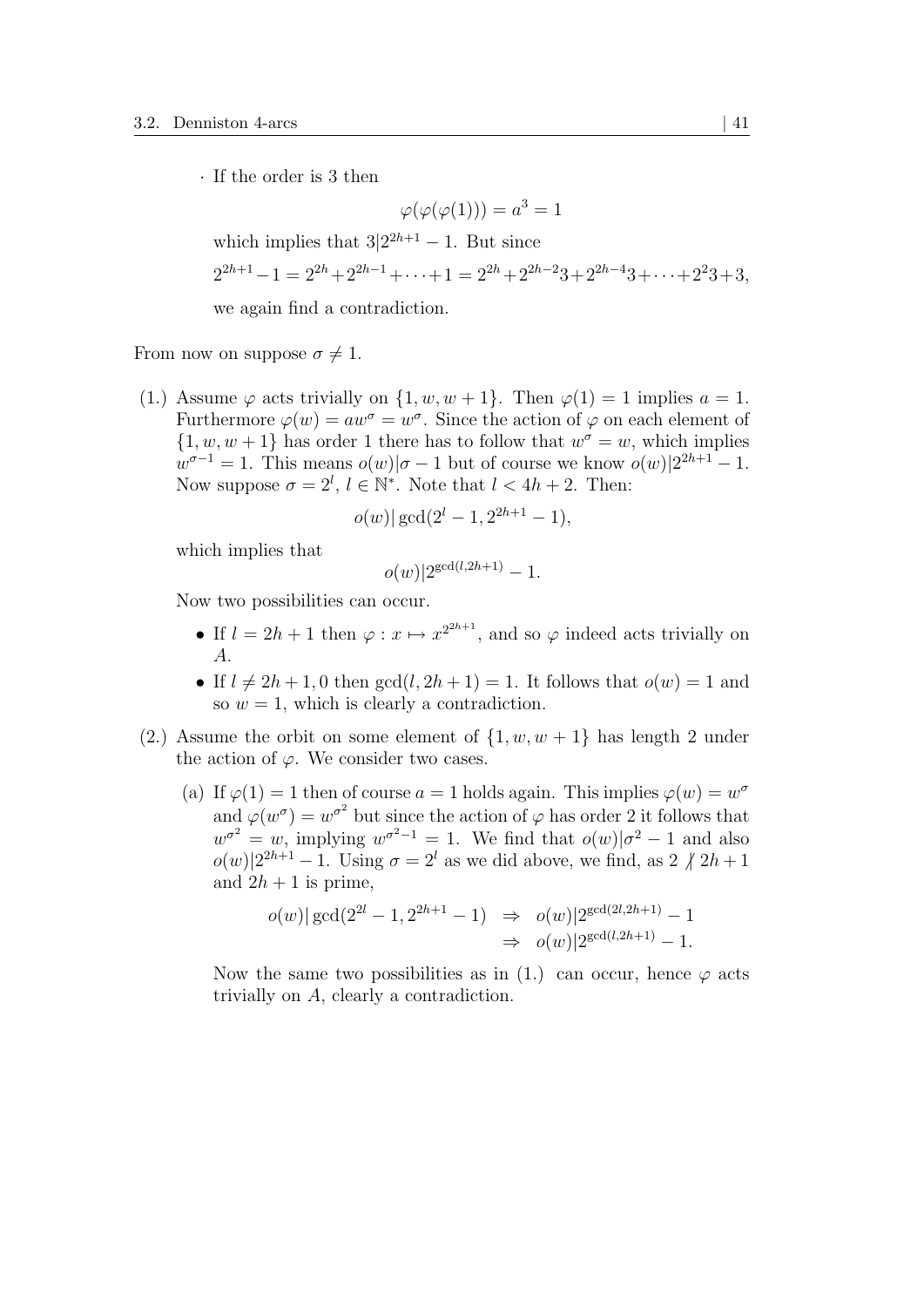· If the order is 3 then

$$\varphi(\varphi(\varphi(1))) = a^3 = 1$$

which implies that $3|2^{2h+1} - 1$. But since

$$2^{2h+1} - 1 = 2^{2h} + 2^{2h-1} + \cdots + 1 = 2^{2h} + 2^{2h-2}3 + 2^{2h-4}3 + \cdots + 2^2 3 + 3,$$

we again find a contradiction.

From now on suppose $\sigma \neq 1$.

(1.) Assume $\varphi$ acts trivially on $\{1, w, w+1\}$. Then $\varphi(1) = 1$ implies $a = 1$. Furthermore $\varphi(w) = aw^\sigma = w^\sigma$. Since the action of $\varphi$ on each element of $\{1, w, w+1\}$ has order 1 there has to follow that $w^\sigma = w$, which implies $w^{\sigma-1} = 1$. This means $o(w)|\sigma - 1$ but of course we know $o(w)|2^{2h+1} - 1$. Now suppose $\sigma = 2^l$, $l \in \mathbb{N}^*$. Note that $l < 4h + 2$. Then:

$$o(w)|\gcd(2^l - 1, 2^{2h+1} - 1),$$

which implies that

$$o(w)|2^{\gcd(l,2h+1)} - 1.$$

Now two possibilities can occur.

- If $l = 2h+1$ then $\varphi : x \mapsto x^{2^{2h+1}}$, and so $\varphi$ indeed acts trivially on $A$.
- If $l \neq 2h+1, 0$ then $\gcd(l, 2h+1) = 1$. It follows that $o(w) = 1$ and so $w = 1$, which is clearly a contradiction.

(2.) Assume the orbit on some element of $\{1, w, w+1\}$ has length 2 under the action of $\varphi$. We consider two cases.

(a) If $\varphi(1) = 1$ then of course $a = 1$ holds again. This implies $\varphi(w) = w^\sigma$ and $\varphi(w^\sigma) = w^{\sigma^2}$ but since the action of $\varphi$ has order 2 it follows that $w^{\sigma^2} = w$, implying $w^{\sigma^2-1} = 1$. We find that $o(w)|\sigma^2 - 1$ and also $o(w)|2^{2h+1} - 1$. Using $\sigma = 2^l$ as we did above, we find, as $2 \nmid 2h+1$ and $2h+1$ is prime,

$$\begin{aligned} o(w)|\gcd(2^{2l} - 1, 2^{2h+1} - 1) &\Rightarrow o(w)|2^{\gcd(2l,2h+1)} - 1 \\ &\Rightarrow o(w)|2^{\gcd(l,2h+1)} - 1. \end{aligned}$$

Now the same two possibilities as in (1.) can occur, hence $\varphi$ acts trivially on $A$, clearly a contradiction.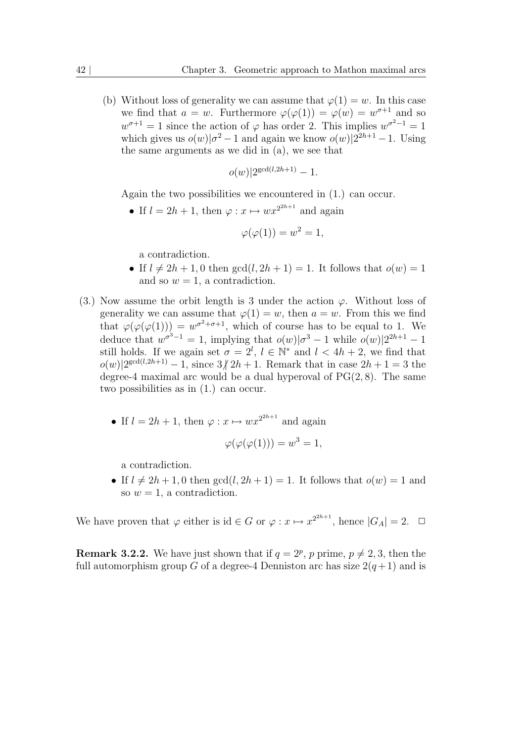(b) Without loss of generality we can assume that $\varphi(1) = w$. In this case we find that $a = w$. Furthermore $\varphi(\varphi(1)) = \varphi(w) = w^{\sigma+1}$ and so $w^{\sigma+1} = 1$ since the action of $\varphi$ has order 2. This implies $w^{\sigma^2-1} = 1$ which gives us $o(w)|\sigma^2 - 1$ and again we know $o(w)|2^{2h+1} - 1$. Using the same arguments as we did in (a), we see that

$$o(w)|2^{\gcd(l,2h+1)} - 1.$$

Again the two possibilities we encountered in (1.) can occur.

- If $l = 2h+1$, then $\varphi : x \mapsto wx^{2^{2h+1}}$ and again

$$\varphi(\varphi(1)) = w^2 = 1,$$

a contradiction.

- If $l \neq 2h+1, 0$ then $\gcd(l, 2h+1) = 1$. It follows that $o(w) = 1$ and so $w = 1$, a contradiction.

(3.) Now assume the orbit length is 3 under the action $\varphi$. Without loss of generality we can assume that $\varphi(1) = w$, then $a = w$. From this we find that $\varphi(\varphi(\varphi(1))) = w^{\sigma^2+\sigma+1}$, which of course has to be equal to 1. We deduce that $w^{\sigma^3-1} = 1$, implying that $o(w)|\sigma^3 - 1$ while $o(w)|2^{2h+1} - 1$ still holds. If we again set $\sigma = 2^l$, $l \in \mathbb{N}^*$ and $l < 4h+2$, we find that $o(w)|2^{\gcd(l,2h+1)} - 1$, since $3 \not| \, 2h+1$. Remark that in case $2h+1 = 3$ the degree-4 maximal arc would be a dual hyperoval of $\mathrm{PG}(2, 8)$. The same two possibilities as in (1.) can occur.

- If $l = 2h+1$, then $\varphi : x \mapsto wx^{2^{2h+1}}$ and again

$$\varphi(\varphi(\varphi(1))) = w^3 = 1,$$

a contradiction.

- If $l \neq 2h+1, 0$ then $\gcd(l, 2h+1) = 1$. It follows that $o(w) = 1$ and so $w = 1$, a contradiction.

We have proven that $\varphi$ either is $\mathrm{id} \in G$ or $\varphi : x \mapsto x^{2^{2h+1}}$, hence $|G_A| = 2$. $\square$

**Remark 3.2.2.** We have just shown that if $q = 2^p$, $p$ prime, $p \neq 2, 3$, then the full automorphism group $G$ of a degree-4 Denniston arc has size $2(q+1)$ and is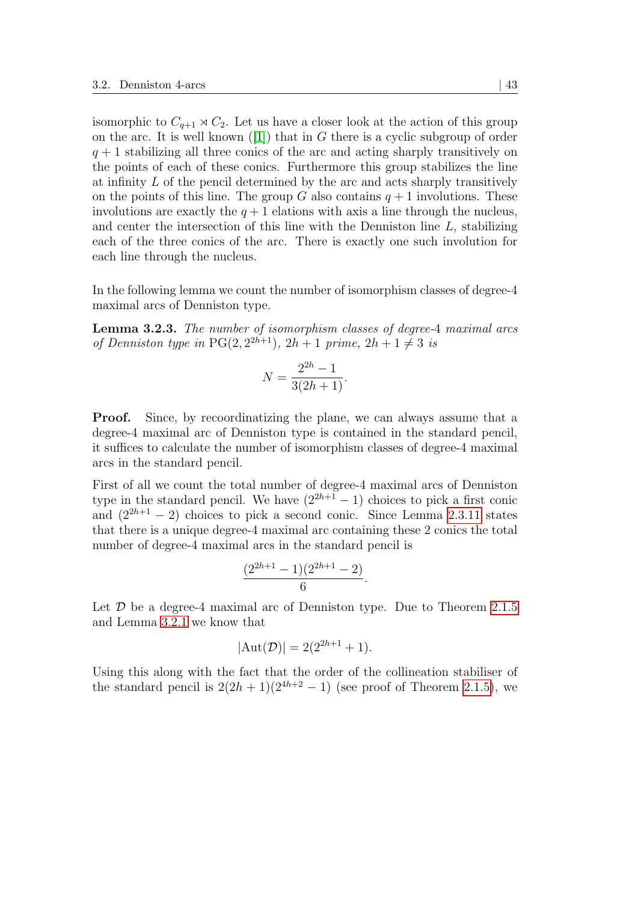isomorphic to $C_{q+1} \rtimes C_2$. Let us have a closer look at the action of this group on the arc. It is well known ([1]) that in $G$ there is a cyclic subgroup of order $q+1$ stabilizing all three conics of the arc and acting sharply transitively on the points of each of these conics. Furthermore this group stabilizes the line at infinity $L$ of the pencil determined by the arc and acts sharply transitively on the points of this line. The group $G$ also contains $q+1$ involutions. These involutions are exactly the $q+1$ elations with axis a line through the nucleus, and center the intersection of this line with the Denniston line $L$, stabilizing each of the three conics of the arc. There is exactly one such involution for each line through the nucleus.

In the following lemma we count the number of isomorphism classes of degree-4 maximal arcs of Denniston type.

**Lemma 3.2.3.** *The number of isomorphism classes of degree-4 maximal arcs of Denniston type in* $\mathrm{PG}(2, 2^{2h+1})$*,* $2h+1$ *prime,* $2h+1 \neq 3$ *is*

$$N = \frac{2^{2h} - 1}{3(2h+1)}.$$

**Proof.** Since, by recoordinatizing the plane, we can always assume that a degree-4 maximal arc of Denniston type is contained in the standard pencil, it suffices to calculate the number of isomorphism classes of degree-4 maximal arcs in the standard pencil.

First of all we count the total number of degree-4 maximal arcs of Denniston type in the standard pencil. We have $(2^{2h+1} - 1)$ choices to pick a first conic and $(2^{2h+1} - 2)$ choices to pick a second conic. Since Lemma 2.3.11 states that there is a unique degree-4 maximal arc containing these 2 conics the total number of degree-4 maximal arcs in the standard pencil is

$$\frac{(2^{2h+1} - 1)(2^{2h+1} - 2)}{6}.$$

Let $\mathcal{D}$ be a degree-4 maximal arc of Denniston type. Due to Theorem 2.1.5 and Lemma 3.2.1 we know that

$$|\mathrm{Aut}(\mathcal{D})| = 2(2^{2h+1} + 1).$$

Using this along with the fact that the order of the collineation stabiliser of the standard pencil is $2(2h+1)(2^{4h+2} - 1)$ (see proof of Theorem 2.1.5), we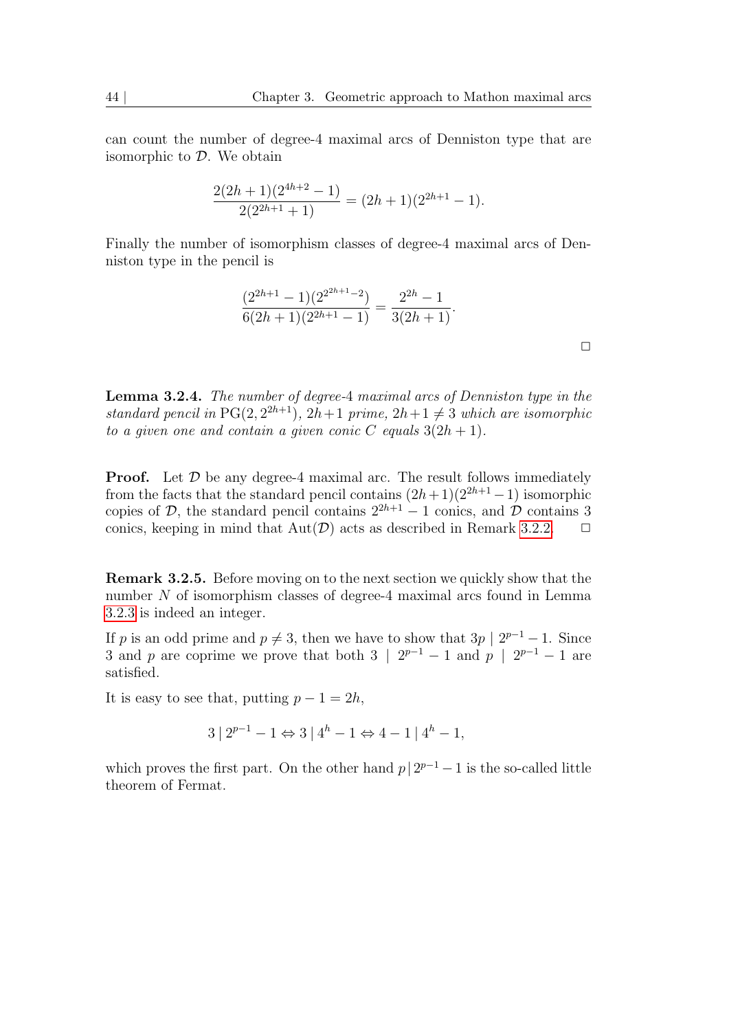can count the number of degree-4 maximal arcs of Denniston type that are isomorphic to $\mathcal{D}$. We obtain

$$\frac{2(2h+1)(2^{4h+2}-1)}{2(2^{2h+1}+1)} = (2h+1)(2^{2h+1}-1).$$

Finally the number of isomorphism classes of degree-4 maximal arcs of Denniston type in the pencil is

$$\frac{(2^{2h+1}-1)(2^{2^{2h+1}-2})}{6(2h+1)(2^{2h+1}-1)} = \frac{2^{2h}-1}{3(2h+1)}.$$

□

**Lemma 3.2.4.** *The number of degree-4 maximal arcs of Denniston type in the standard pencil in* $\mathrm{PG}(2, 2^{2h+1})$*,* $2h+1$ *prime,* $2h+1 \neq 3$ *which are isomorphic to a given one and contain a given conic* $C$ *equals* $3(2h+1)$*.*

**Proof.** Let $\mathcal{D}$ be any degree-4 maximal arc. The result follows immediately from the facts that the standard pencil contains $(2h+1)(2^{2h+1}-1)$ isomorphic copies of $\mathcal{D}$, the standard pencil contains $2^{2h+1}-1$ conics, and $\mathcal{D}$ contains 3 conics, keeping in mind that $\mathrm{Aut}(\mathcal{D})$ acts as described in Remark 3.2.2. □

**Remark 3.2.5.** Before moving on to the next section we quickly show that the number $N$ of isomorphism classes of degree-4 maximal arcs found in Lemma 3.2.3 is indeed an integer.

If $p$ is an odd prime and $p \neq 3$, then we have to show that $3p \mid 2^{p-1}-1$. Since 3 and $p$ are coprime we prove that both $3 \mid 2^{p-1}-1$ and $p \mid 2^{p-1}-1$ are satisfied.

It is easy to see that, putting $p-1 = 2h$,

$$3 \mid 2^{p-1}-1 \Leftrightarrow 3 \mid 4^h - 1 \Leftrightarrow 4-1 \mid 4^h - 1,$$

which proves the first part. On the other hand $p \mid 2^{p-1}-1$ is the so-called little theorem of Fermat.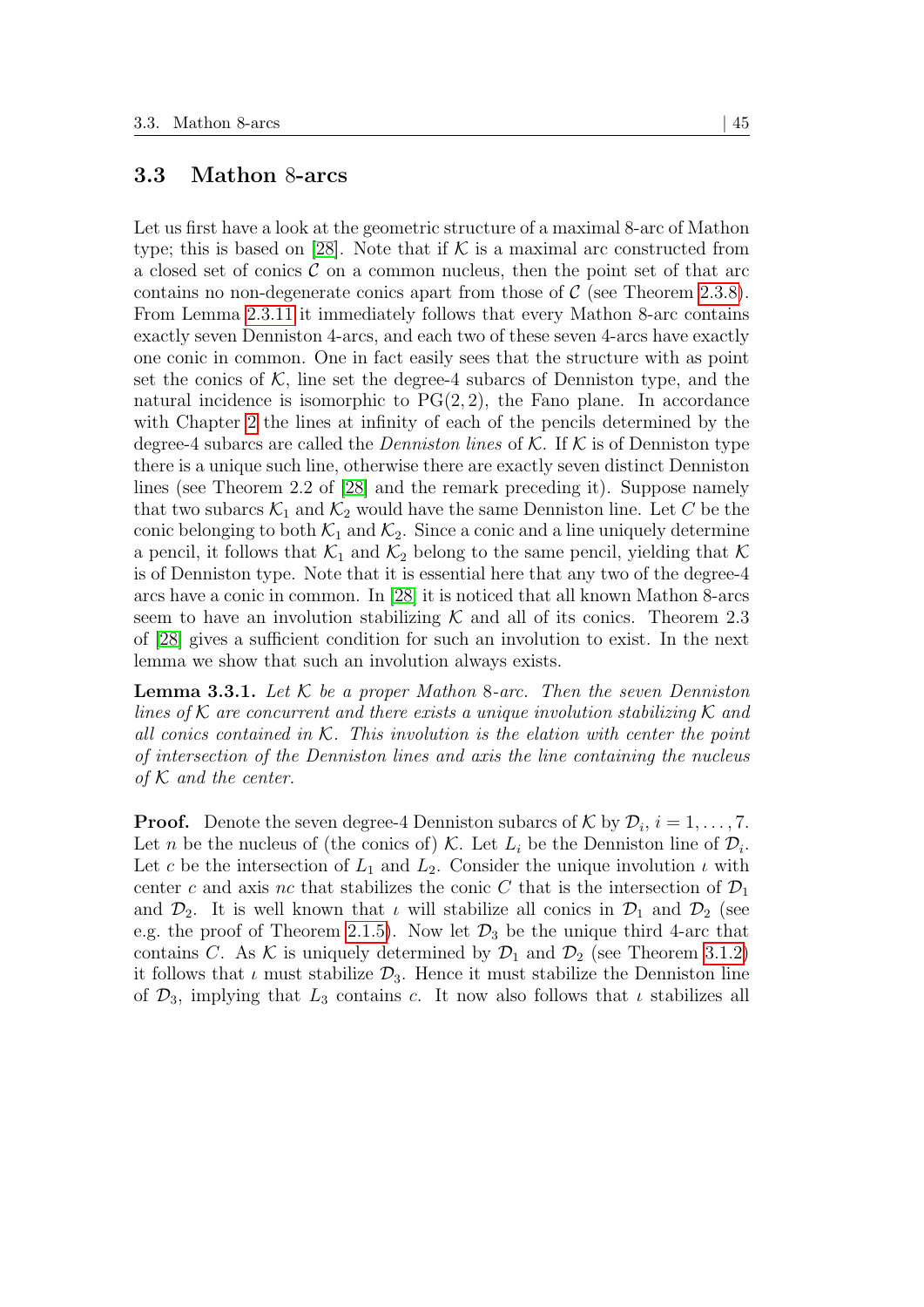## 3.3 Mathon 8-arcs

Let us first have a look at the geometric structure of a maximal 8-arc of Mathon type; this is based on [28]. Note that if $\mathcal{K}$ is a maximal arc constructed from a closed set of conics $\mathcal{C}$ on a common nucleus, then the point set of that arc contains no non-degenerate conics apart from those of $\mathcal{C}$ (see Theorem 2.3.8). From Lemma 2.3.11 it immediately follows that every Mathon 8-arc contains exactly seven Denniston 4-arcs, and each two of these seven 4-arcs have exactly one conic in common. One in fact easily sees that the structure with as point set the conics of $\mathcal{K}$, line set the degree-4 subarcs of Denniston type, and the natural incidence is isomorphic to $\mathrm{PG}(2,2)$, the Fano plane. In accordance with Chapter 2 the lines at infinity of each of the pencils determined by the degree-4 subarcs are called the *Denniston lines* of $\mathcal{K}$. If $\mathcal{K}$ is of Denniston type there is a unique such line, otherwise there are exactly seven distinct Denniston lines (see Theorem 2.2 of [28] and the remark preceding it). Suppose namely that two subarcs $\mathcal{K}_1$ and $\mathcal{K}_2$ would have the same Denniston line. Let $C$ be the conic belonging to both $\mathcal{K}_1$ and $\mathcal{K}_2$. Since a conic and a line uniquely determine a pencil, it follows that $\mathcal{K}_1$ and $\mathcal{K}_2$ belong to the same pencil, yielding that $\mathcal{K}$ is of Denniston type. Note that it is essential here that any two of the degree-4 arcs have a conic in common. In [28] it is noticed that all known Mathon 8-arcs seem to have an involution stabilizing $\mathcal{K}$ and all of its conics. Theorem 2.3 of [28] gives a sufficient condition for such an involution to exist. In the next lemma we show that such an involution always exists.

**Lemma 3.3.1.** *Let $\mathcal{K}$ be a proper Mathon 8-arc. Then the seven Denniston lines of $\mathcal{K}$ are concurrent and there exists a unique involution stabilizing $\mathcal{K}$ and all conics contained in $\mathcal{K}$. This involution is the elation with center the point of intersection of the Denniston lines and axis the line containing the nucleus of $\mathcal{K}$ and the center.*

**Proof.** Denote the seven degree-4 Denniston subarcs of $\mathcal{K}$ by $\mathcal{D}_i$, $i = 1, \ldots, 7$. Let $n$ be the nucleus of (the conics of) $\mathcal{K}$. Let $L_i$ be the Denniston line of $\mathcal{D}_i$. Let $c$ be the intersection of $L_1$ and $L_2$. Consider the unique involution $\iota$ with center $c$ and axis $nc$ that stabilizes the conic $C$ that is the intersection of $\mathcal{D}_1$ and $\mathcal{D}_2$. It is well known that $\iota$ will stabilize all conics in $\mathcal{D}_1$ and $\mathcal{D}_2$ (see e.g. the proof of Theorem 2.1.5). Now let $\mathcal{D}_3$ be the unique third 4-arc that contains $C$. As $\mathcal{K}$ is uniquely determined by $\mathcal{D}_1$ and $\mathcal{D}_2$ (see Theorem 3.1.2) it follows that $\iota$ must stabilize $\mathcal{D}_3$. Hence it must stabilize the Denniston line of $\mathcal{D}_3$, implying that $L_3$ contains $c$. It now also follows that $\iota$ stabilizes all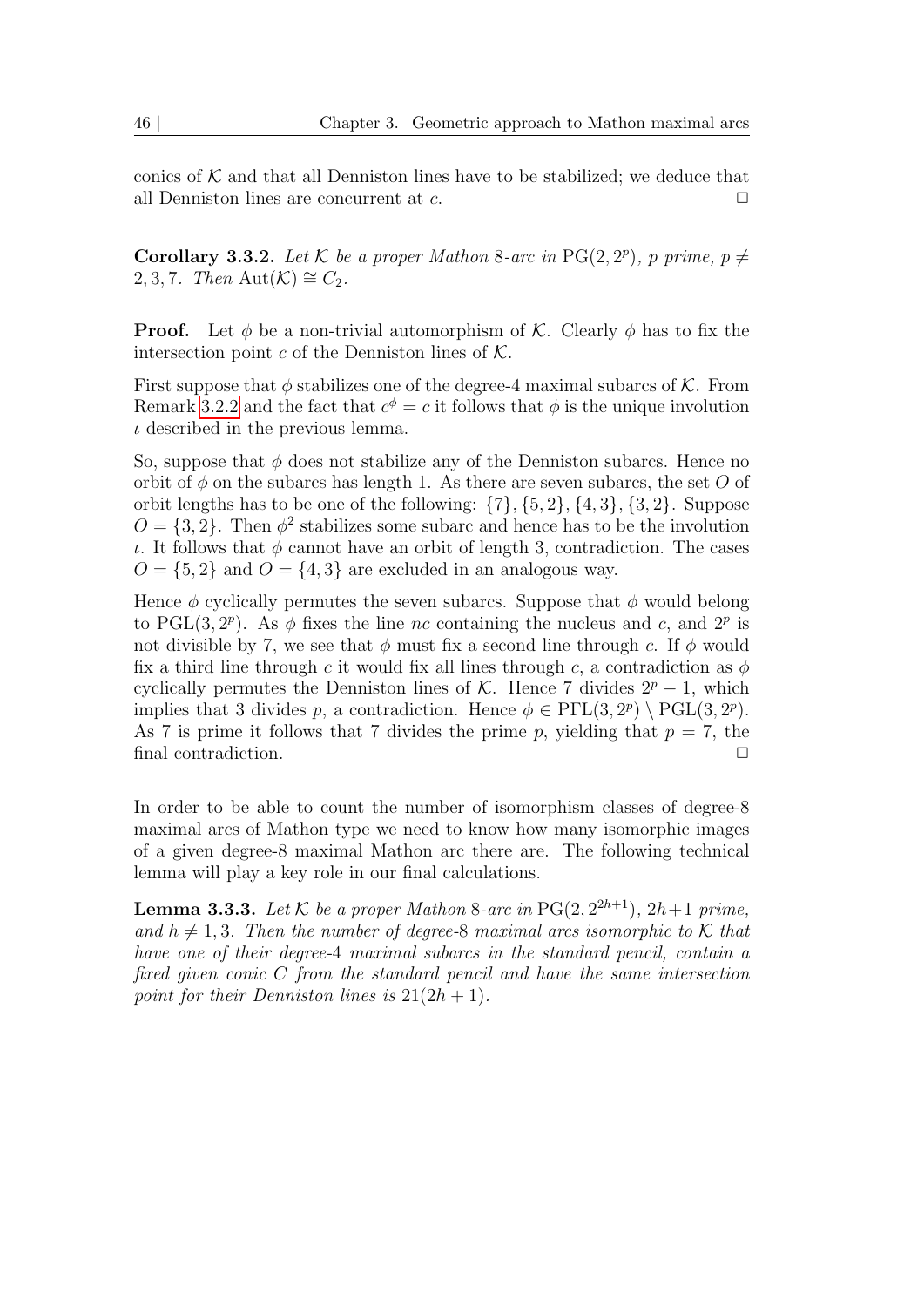conics of $\mathcal{K}$ and that all Denniston lines have to be stabilized; we deduce that all Denniston lines are concurrent at $c$. $\square$

**Corollary 3.3.2.** *Let $\mathcal{K}$ be a proper Mathon 8-arc in $\mathrm{PG}(2, 2^p)$, $p$ prime, $p \neq 2, 3, 7$. Then $\mathrm{Aut}(\mathcal{K}) \cong C_2$.*

**Proof.** Let $\phi$ be a non-trivial automorphism of $\mathcal{K}$. Clearly $\phi$ has to fix the intersection point $c$ of the Denniston lines of $\mathcal{K}$.

First suppose that $\phi$ stabilizes one of the degree-4 maximal subarcs of $\mathcal{K}$. From Remark 3.2.2 and the fact that $c^\phi = c$ it follows that $\phi$ is the unique involution $\iota$ described in the previous lemma.

So, suppose that $\phi$ does not stabilize any of the Denniston subarcs. Hence no orbit of $\phi$ on the subarcs has length 1. As there are seven subarcs, the set $O$ of orbit lengths has to be one of the following: $\{7\}, \{5, 2\}, \{4, 3\}, \{3, 2\}$. Suppose $O = \{3, 2\}$. Then $\phi^2$ stabilizes some subarc and hence has to be the involution $\iota$. It follows that $\phi$ cannot have an orbit of length 3, contradiction. The cases $O = \{5, 2\}$ and $O = \{4, 3\}$ are excluded in an analogous way.

Hence $\phi$ cyclically permutes the seven subarcs. Suppose that $\phi$ would belong to $\mathrm{PGL}(3, 2^p)$. As $\phi$ fixes the line $nc$ containing the nucleus and $c$, and $2^p$ is not divisible by 7, we see that $\phi$ must fix a second line through $c$. If $\phi$ would fix a third line through $c$ it would fix all lines through $c$, a contradiction as $\phi$ cyclically permutes the Denniston lines of $\mathcal{K}$. Hence 7 divides $2^p - 1$, which implies that 3 divides $p$, a contradiction. Hence $\phi \in \mathrm{P\Gamma L}(3, 2^p) \setminus \mathrm{PGL}(3, 2^p)$. As 7 is prime it follows that 7 divides the prime $p$, yielding that $p = 7$, the final contradiction. $\square$

In order to be able to count the number of isomorphism classes of degree-8 maximal arcs of Mathon type we need to know how many isomorphic images of a given degree-8 maximal Mathon arc there are. The following technical lemma will play a key role in our final calculations.

**Lemma 3.3.3.** *Let $\mathcal{K}$ be a proper Mathon 8-arc in $\mathrm{PG}(2, 2^{2h+1})$, $2h+1$ prime, and $h \neq 1, 3$. Then the number of degree-8 maximal arcs isomorphic to $\mathcal{K}$ that have one of their degree-4 maximal subarcs in the standard pencil, contain a fixed given conic $C$ from the standard pencil and have the same intersection point for their Denniston lines is $21(2h + 1)$.*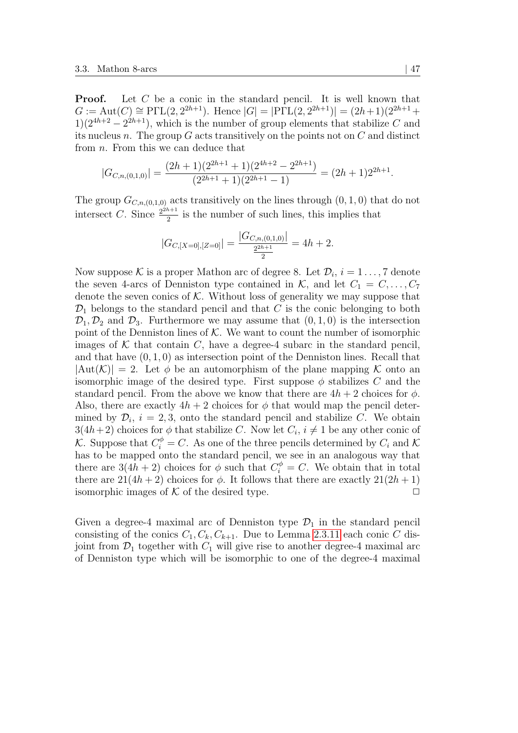**Proof.** Let $C$ be a conic in the standard pencil. It is well known that $G := \mathrm{Aut}(C) \cong \mathrm{P\Gamma L}(2, 2^{2h+1})$. Hence $|G| = |\mathrm{P\Gamma L}(2, 2^{2h+1})| = (2h+1)(2^{2h+1}+1)(2^{4h+2} - 2^{2h+1})$, which is the number of group elements that stabilize $C$ and its nucleus $n$. The group $G$ acts transitively on the points not on $C$ and distinct from $n$. From this we can deduce that

$$|G_{C,n,(0,1,0)}| = \frac{(2h+1)(2^{2h+1}+1)(2^{4h+2} - 2^{2h+1})}{(2^{2h+1}+1)(2^{2h+1}-1)} = (2h+1)2^{2h+1}.$$

The group $G_{C,n,(0,1,0)}$ acts transitively on the lines through $(0,1,0)$ that do not intersect $C$. Since $\frac{2^{2h+1}}{2}$ is the number of such lines, this implies that

$$|G_{C,[X=0],[Z=0]}| = \frac{|G_{C,n,(0,1,0)}|}{\frac{2^{2h+1}}{2}} = 4h+2.$$

Now suppose $\mathcal{K}$ is a proper Mathon arc of degree 8. Let $\mathcal{D}_i$, $i = 1\ldots,7$ denote the seven 4-arcs of Denniston type contained in $\mathcal{K}$, and let $C_1 = C, \ldots, C_7$ denote the seven conics of $\mathcal{K}$. Without loss of generality we may suppose that $\mathcal{D}_1$ belongs to the standard pencil and that $C$ is the conic belonging to both $\mathcal{D}_1, \mathcal{D}_2$ and $\mathcal{D}_3$. Furthermore we may assume that $(0,1,0)$ is the intersection point of the Denniston lines of $\mathcal{K}$. We want to count the number of isomorphic images of $\mathcal{K}$ that contain $C$, have a degree-4 subarc in the standard pencil, and that have $(0,1,0)$ as intersection point of the Denniston lines. Recall that $|\mathrm{Aut}(\mathcal{K})| = 2$. Let $\phi$ be an automorphism of the plane mapping $\mathcal{K}$ onto an isomorphic image of the desired type. First suppose $\phi$ stabilizes $C$ and the standard pencil. From the above we know that there are $4h+2$ choices for $\phi$. Also, there are exactly $4h+2$ choices for $\phi$ that would map the pencil determined by $\mathcal{D}_i$, $i = 2,3$, onto the standard pencil and stabilize $C$. We obtain $3(4h+2)$ choices for $\phi$ that stabilize $C$. Now let $C_i$, $i \neq 1$ be any other conic of $\mathcal{K}$. Suppose that $C_i^\phi = C$. As one of the three pencils determined by $C_i$ and $\mathcal{K}$ has to be mapped onto the standard pencil, we see in an analogous way that there are $3(4h+2)$ choices for $\phi$ such that $C_i^\phi = C$. We obtain that in total there are $21(4h+2)$ choices for $\phi$. It follows that there are exactly $21(2h+1)$ isomorphic images of $\mathcal{K}$ of the desired type. $\square$

Given a degree-4 maximal arc of Denniston type $\mathcal{D}_1$ in the standard pencil consisting of the conics $C_1, C_k, C_{k+1}$. Due to Lemma 2.3.11 each conic $C$ disjoint from $\mathcal{D}_1$ together with $C_1$ will give rise to another degree-4 maximal arc of Denniston type which will be isomorphic to one of the degree-4 maximal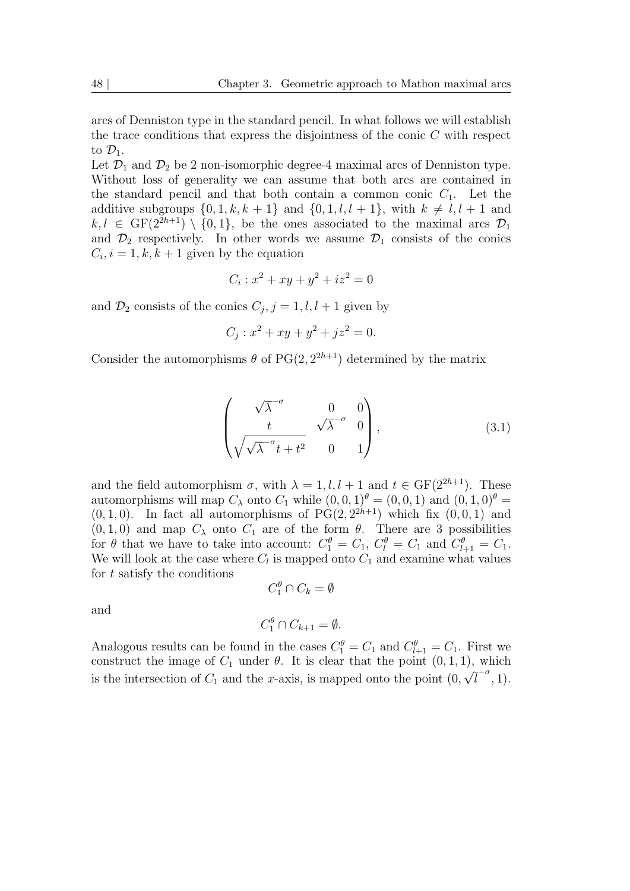arcs of Denniston type in the standard pencil. In what follows we will establish the trace conditions that express the disjointness of the conic $C$ with respect to $\mathcal{D}_1$.

Let $\mathcal{D}_1$ and $\mathcal{D}_2$ be 2 non-isomorphic degree-4 maximal arcs of Denniston type. Without loss of generality we can assume that both arcs are contained in the standard pencil and that both contain a common conic $C_1$. Let the additive subgroups $\{0, 1, k, k+1\}$ and $\{0, 1, l, l+1\}$, with $k \neq l, l+1$ and $k, l \in \mathrm{GF}(2^{2h+1}) \setminus \{0, 1\}$, be the ones associated to the maximal arcs $\mathcal{D}_1$ and $\mathcal{D}_2$ respectively. In other words we assume $\mathcal{D}_1$ consists of the conics $C_i, i = 1, k, k+1$ given by the equation

$$C_i : x^2 + xy + y^2 + iz^2 = 0$$

and $\mathcal{D}_2$ consists of the conics $C_j, j = 1, l, l+1$ given by

$$C_j : x^2 + xy + y^2 + jz^2 = 0.$$

Consider the automorphisms $\theta$ of $\mathrm{PG}(2, 2^{2h+1})$ determined by the matrix

$$\begin{pmatrix} \sqrt{\lambda}^{-\sigma} & 0 & 0 \\ t & \sqrt{\lambda}^{-\sigma} & 0 \\ \sqrt{\sqrt{\lambda}^{-\sigma} t + t^2} & 0 & 1 \end{pmatrix}, \tag{3.1}$$

and the field automorphism $\sigma$, with $\lambda = 1, l, l+1$ and $t \in \mathrm{GF}(2^{2h+1})$. These automorphisms will map $C_\lambda$ onto $C_1$ while $(0, 0, 1)^\theta = (0, 0, 1)$ and $(0, 1, 0)^\theta = (0, 1, 0)$. In fact all automorphisms of $\mathrm{PG}(2, 2^{2h+1})$ which fix $(0, 0, 1)$ and $(0, 1, 0)$ and map $C_\lambda$ onto $C_1$ are of the form $\theta$. There are 3 possibilities for $\theta$ that we have to take into account: $C_1^\theta = C_1$, $C_l^\theta = C_1$ and $C_{l+1}^\theta = C_1$. We will look at the case where $C_l$ is mapped onto $C_1$ and examine what values for $t$ satisfy the conditions

$$C_1^\theta \cap C_k = \emptyset$$

and

$$C_1^\theta \cap C_{k+1} = \emptyset.$$

Analogous results can be found in the cases $C_1^\theta = C_1$ and $C_{l+1}^\theta = C_1$. First we construct the image of $C_1$ under $\theta$. It is clear that the point $(0, 1, 1)$, which is the intersection of $C_1$ and the $x$-axis, is mapped onto the point $(0, \sqrt{l}^{-\sigma}, 1)$.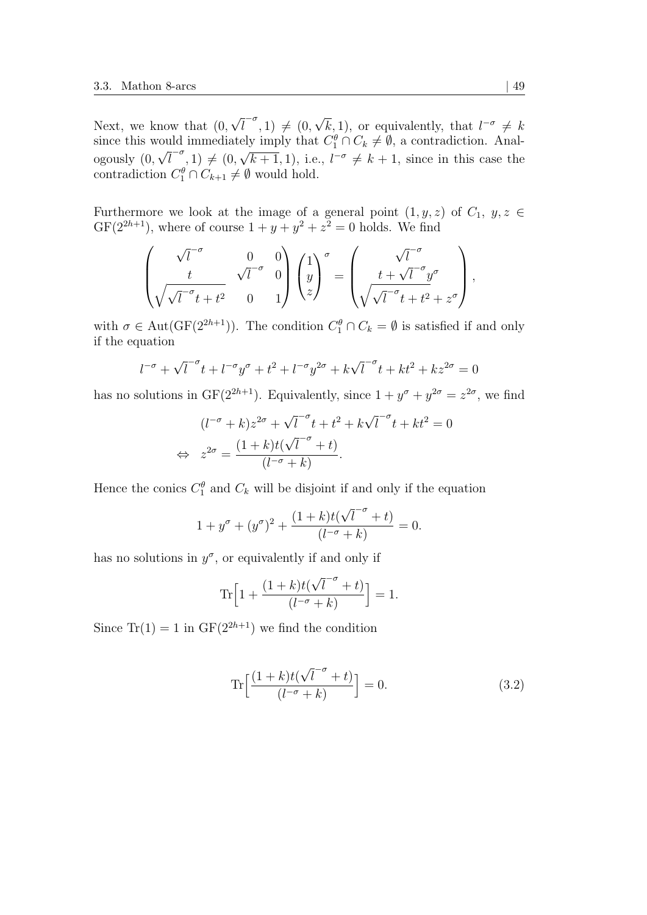Next, we know that $(0, \sqrt{l}^{-\sigma}, 1) \neq (0, \sqrt{k}, 1)$, or equivalently, that $l^{-\sigma} \neq k$ since this would immediately imply that $C_1^\theta \cap C_k \neq \emptyset$, a contradiction. Analogously $(0, \sqrt{l}^{-\sigma}, 1) \neq (0, \sqrt{k+1}, 1)$, i.e., $l^{-\sigma} \neq k+1$, since in this case the contradiction $C_1^\theta \cap C_{k+1} \neq \emptyset$ would hold.

Furthermore we look at the image of a general point $(1, y, z)$ of $C_1$, $y, z \in \mathrm{GF}(2^{2h+1})$, where of course $1 + y + y^2 + z^2 = 0$ holds. We find

$$\begin{pmatrix} \sqrt{l}^{-\sigma} & 0 & 0 \\ t & \sqrt{l}^{-\sigma} & 0 \\ \sqrt{\sqrt{l}^{-\sigma} t + t^2} & 0 & 1 \end{pmatrix} \begin{pmatrix} 1 \\ y \\ z \end{pmatrix}^\sigma = \begin{pmatrix} \sqrt{l}^{-\sigma} \\ t + \sqrt{l}^{-\sigma} y^\sigma \\ \sqrt{\sqrt{l}^{-\sigma} t + t^2} + z^\sigma \end{pmatrix},$$

with $\sigma \in \mathrm{Aut}(\mathrm{GF}(2^{2h+1}))$. The condition $C_1^\theta \cap C_k = \emptyset$ is satisfied if and only if the equation

$$l^{-\sigma} + \sqrt{l}^{-\sigma} t + l^{-\sigma} y^\sigma + t^2 + l^{-\sigma} y^{2\sigma} + k\sqrt{l}^{-\sigma} t + kt^2 + kz^{2\sigma} = 0$$

has no solutions in $\mathrm{GF}(2^{2h+1})$. Equivalently, since $1 + y^\sigma + y^{2\sigma} = z^{2\sigma}$, we find

$$\begin{aligned} &(l^{-\sigma} + k)z^{2\sigma} + \sqrt{l}^{-\sigma} t + t^2 + k\sqrt{l}^{-\sigma} t + kt^2 = 0 \\ \Leftrightarrow \quad & z^{2\sigma} = \frac{(1+k)t(\sqrt{l}^{-\sigma} + t)}{(l^{-\sigma} + k)}. \end{aligned}$$

Hence the conics $C_1^\theta$ and $C_k$ will be disjoint if and only if the equation

$$1 + y^\sigma + (y^\sigma)^2 + \frac{(1+k)t(\sqrt{l}^{-\sigma} + t)}{(l^{-\sigma} + k)} = 0.$$

has no solutions in $y^\sigma$, or equivalently if and only if

$$\mathrm{Tr}\Big[1 + \frac{(1+k)t(\sqrt{l}^{-\sigma} + t)}{(l^{-\sigma} + k)}\Big] = 1.$$

Since $\mathrm{Tr}(1) = 1$ in $\mathrm{GF}(2^{2h+1})$ we find the condition

$$\mathrm{Tr}\Big[\frac{(1+k)t(\sqrt{l}^{-\sigma} + t)}{(l^{-\sigma} + k)}\Big] = 0. \tag{3.2}$$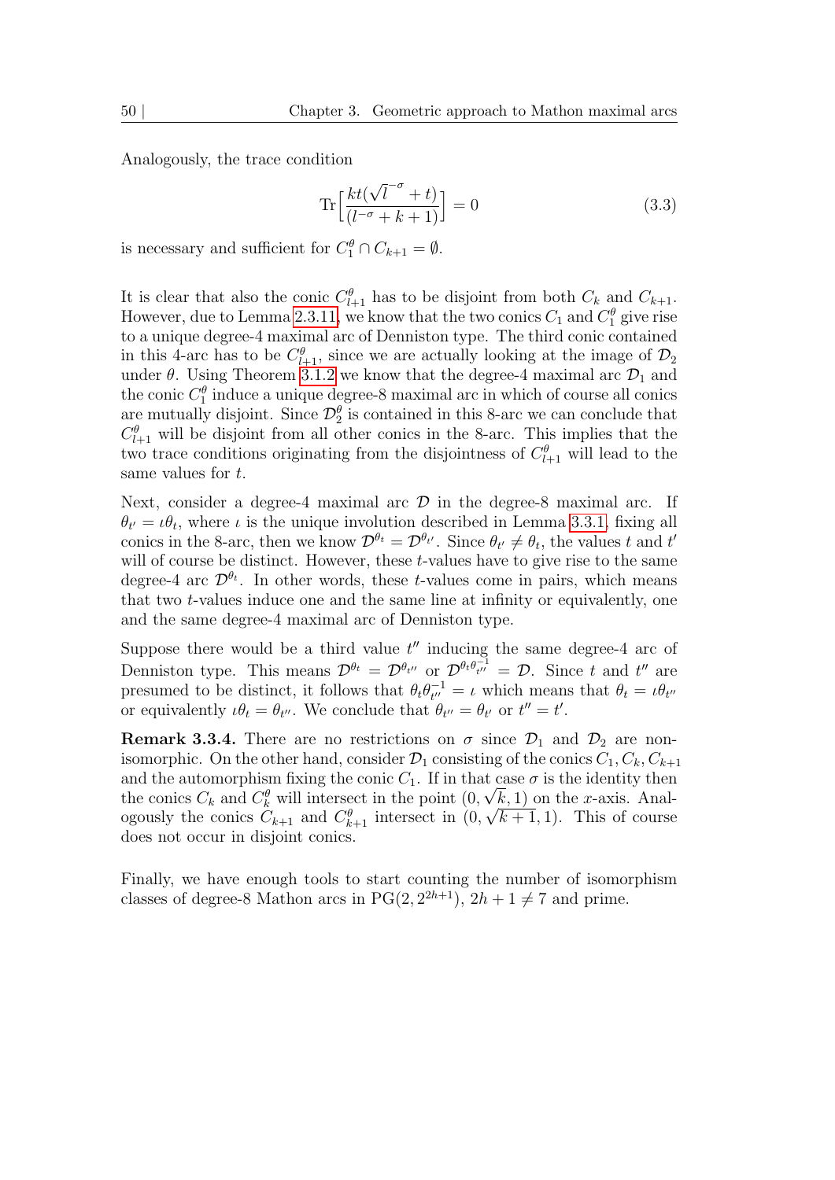Analogously, the trace condition

$$\mathrm{Tr}\Big[\frac{kt(\sqrt{l}^{-\sigma}+t)}{(l^{-\sigma}+k+1)}\Big]=0 \tag{3.3}$$

is necessary and sufficient for $C_1^\theta \cap C_{k+1} = \emptyset$.

It is clear that also the conic $C_{l+1}^\theta$ has to be disjoint from both $C_k$ and $C_{k+1}$. However, due to Lemma 2.3.11, we know that the two conics $C_1$ and $C_1^\theta$ give rise to a unique degree-4 maximal arc of Denniston type. The third conic contained in this 4-arc has to be $C_{l+1}^\theta$, since we are actually looking at the image of $\mathcal{D}_2$ under $\theta$. Using Theorem 3.1.2 we know that the degree-4 maximal arc $\mathcal{D}_1$ and the conic $C_1^\theta$ induce a unique degree-8 maximal arc in which of course all conics are mutually disjoint. Since $\mathcal{D}_2^\theta$ is contained in this 8-arc we can conclude that $C_{l+1}^\theta$ will be disjoint from all other conics in the 8-arc. This implies that the two trace conditions originating from the disjointness of $C_{l+1}^\theta$ will lead to the same values for $t$.

Next, consider a degree-4 maximal arc $\mathcal{D}$ in the degree-8 maximal arc. If $\theta_{t'} = \iota\theta_t$, where $\iota$ is the unique involution described in Lemma 3.3.1, fixing all conics in the 8-arc, then we know $\mathcal{D}^{\theta_t} = \mathcal{D}^{\theta_{t'}}$. Since $\theta_{t'} \neq \theta_t$, the values $t$ and $t'$ will of course be distinct. However, these $t$-values have to give rise to the same degree-4 arc $\mathcal{D}^{\theta_t}$. In other words, these $t$-values come in pairs, which means that two $t$-values induce one and the same line at infinity or equivalently, one and the same degree-4 maximal arc of Denniston type.

Suppose there would be a third value $t''$ inducing the same degree-4 arc of Denniston type. This means $\mathcal{D}^{\theta_t} = \mathcal{D}^{\theta_{t''}}$ or $\mathcal{D}^{\theta_t\theta_{t''}^{-1}} = \mathcal{D}$. Since $t$ and $t''$ are presumed to be distinct, it follows that $\theta_t\theta_{t''}^{-1} = \iota$ which means that $\theta_t = \iota\theta_{t''}$ or equivalently $\iota\theta_t = \theta_{t''}$. We conclude that $\theta_{t''} = \theta_{t'}$ or $t'' = t'$.

**Remark 3.3.4.** There are no restrictions on $\sigma$ since $\mathcal{D}_1$ and $\mathcal{D}_2$ are non-isomorphic. On the other hand, consider $\mathcal{D}_1$ consisting of the conics $C_1, C_k, C_{k+1}$ and the automorphism fixing the conic $C_1$. If in that case $\sigma$ is the identity then the conics $C_k$ and $C_k^\theta$ will intersect in the point $(0, \sqrt{k}, 1)$ on the $x$-axis. Analogously the conics $C_{k+1}$ and $C_{k+1}^\theta$ intersect in $(0, \sqrt{k+1}, 1)$. This of course does not occur in disjoint conics.

Finally, we have enough tools to start counting the number of isomorphism classes of degree-8 Mathon arcs in $\mathrm{PG}(2, 2^{2h+1})$, $2h+1 \neq 7$ and prime.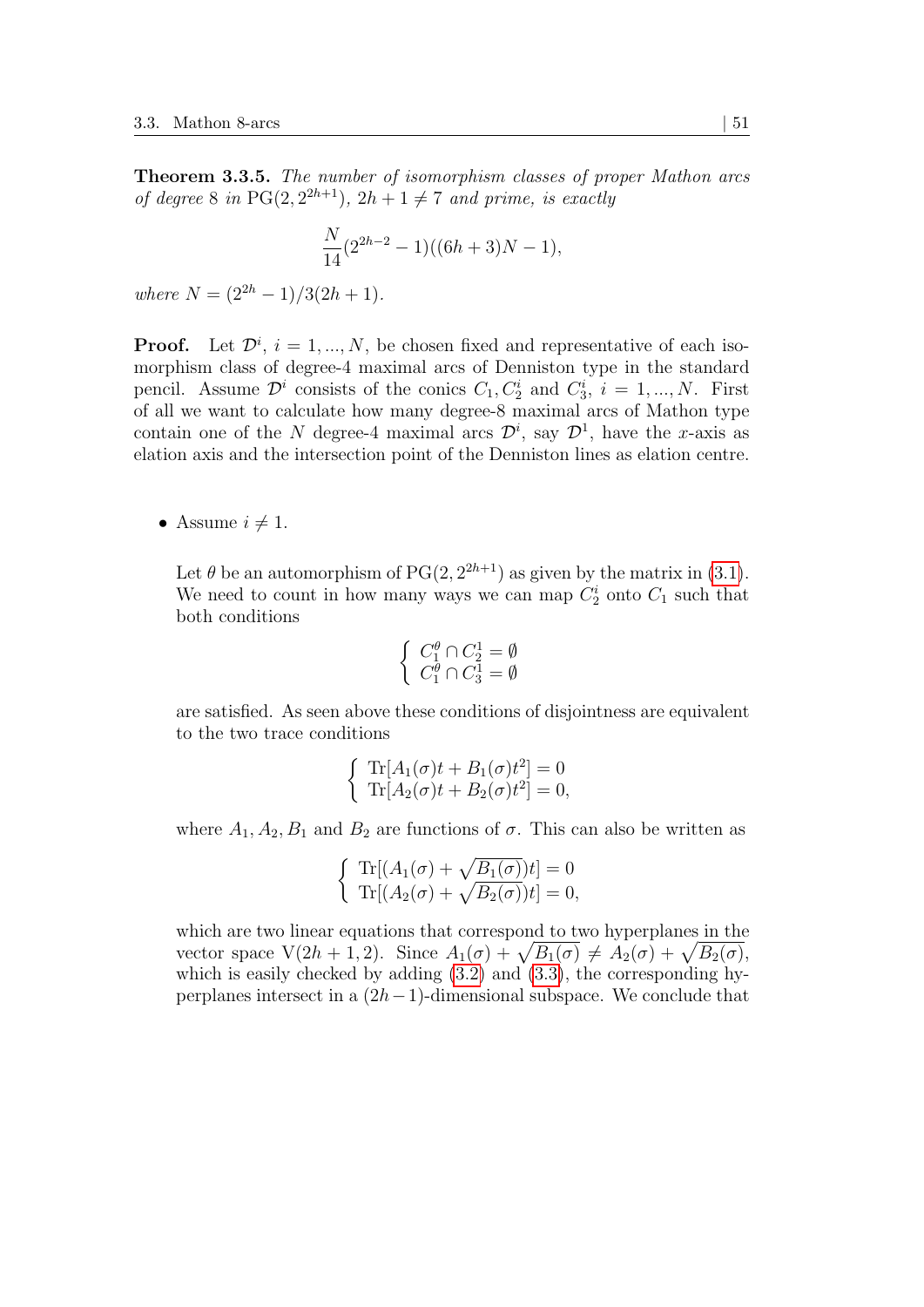**Theorem 3.3.5.** *The number of isomorphism classes of proper Mathon arcs of degree 8 in* $\mathrm{PG}(2, 2^{2h+1})$*,* $2h+1 \neq 7$ *and prime, is exactly*

$$\frac{N}{14}(2^{2h-2}-1)((6h+3)N-1),$$

*where* $N = (2^{2h}-1)/3(2h+1)$.

**Proof.** Let $\mathcal{D}^i$, $i = 1, ..., N$, be chosen fixed and representative of each isomorphism class of degree-4 maximal arcs of Denniston type in the standard pencil. Assume $\mathcal{D}^i$ consists of the conics $C_1, C_2^i$ and $C_3^i$, $i = 1, ..., N$. First of all we want to calculate how many degree-8 maximal arcs of Mathon type contain one of the $N$ degree-4 maximal arcs $\mathcal{D}^i$, say $\mathcal{D}^1$, have the $x$-axis as elation axis and the intersection point of the Denniston lines as elation centre.

- Assume $i \neq 1$.

  Let $\theta$ be an automorphism of $\mathrm{PG}(2, 2^{2h+1})$ as given by the matrix in (3.1). We need to count in how many ways we can map $C_2^i$ onto $C_1$ such that both conditions

  $$\begin{cases} C_1^\theta \cap C_2^1 = \emptyset \\ C_1^\theta \cap C_3^1 = \emptyset \end{cases}$$

  are satisfied. As seen above these conditions of disjointness are equivalent to the two trace conditions

  $$\begin{cases} \mathrm{Tr}[A_1(\sigma)t + B_1(\sigma)t^2] = 0 \\ \mathrm{Tr}[A_2(\sigma)t + B_2(\sigma)t^2] = 0, \end{cases}$$

  where $A_1, A_2, B_1$ and $B_2$ are functions of $\sigma$. This can also be written as

  $$\begin{cases} \mathrm{Tr}[(A_1(\sigma) + \sqrt{B_1(\sigma)})t] = 0 \\ \mathrm{Tr}[(A_2(\sigma) + \sqrt{B_2(\sigma)})t] = 0, \end{cases}$$

  which are two linear equations that correspond to two hyperplanes in the vector space $\mathrm{V}(2h+1, 2)$. Since $A_1(\sigma) + \sqrt{B_1(\sigma)} \neq A_2(\sigma) + \sqrt{B_2(\sigma)}$, which is easily checked by adding (3.2) and (3.3), the corresponding hyperplanes intersect in a $(2h-1)$-dimensional subspace. We conclude that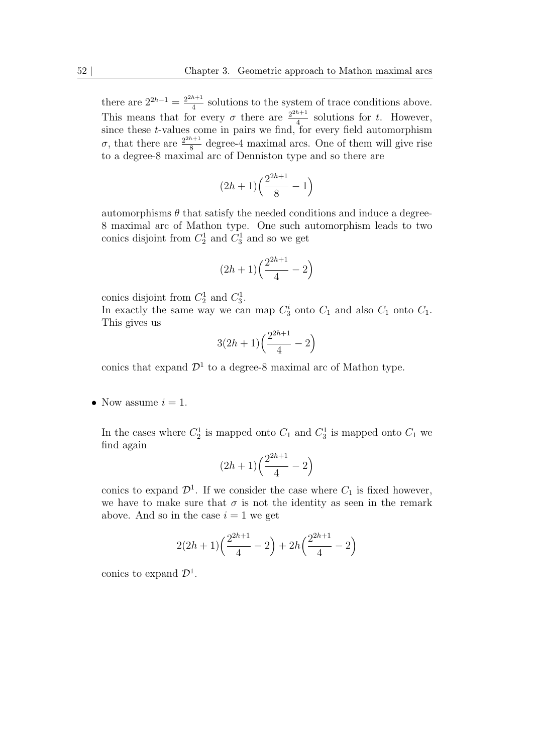there are $2^{2h-1} = \frac{2^{2h+1}}{4}$ solutions to the system of trace conditions above. This means that for every $\sigma$ there are $\frac{2^{2h+1}}{4}$ solutions for $t$. However, since these $t$-values come in pairs we find, for every field automorphism $\sigma$, that there are $\frac{2^{2h+1}}{8}$ degree-4 maximal arcs. One of them will give rise to a degree-8 maximal arc of Denniston type and so there are

$$(2h+1)\Big(\frac{2^{2h+1}}{8} - 1\Big)$$

automorphisms $\theta$ that satisfy the needed conditions and induce a degree-8 maximal arc of Mathon type. One such automorphism leads to two conics disjoint from $C_2^1$ and $C_3^1$ and so we get

$$(2h+1)\Big(\frac{2^{2h+1}}{4} - 2\Big)$$

conics disjoint from $C_2^1$ and $C_3^1$.
In exactly the same way we can map $C_3^i$ onto $C_1$ and also $C_1$ onto $C_1$. This gives us

$$3(2h+1)\Big(\frac{2^{2h+1}}{4} - 2\Big)$$

conics that expand $\mathcal{D}^1$ to a degree-8 maximal arc of Mathon type.

- Now assume $i = 1$.

  In the cases where $C_2^1$ is mapped onto $C_1$ and $C_3^1$ is mapped onto $C_1$ we find again

  $$(2h+1)\Big(\frac{2^{2h+1}}{4} - 2\Big)$$

  conics to expand $\mathcal{D}^1$. If we consider the case where $C_1$ is fixed however, we have to make sure that $\sigma$ is not the identity as seen in the remark above. And so in the case $i = 1$ we get

  $$2(2h+1)\Big(\frac{2^{2h+1}}{4} - 2\Big) + 2h\Big(\frac{2^{2h+1}}{4} - 2\Big)$$

  conics to expand $\mathcal{D}^1$.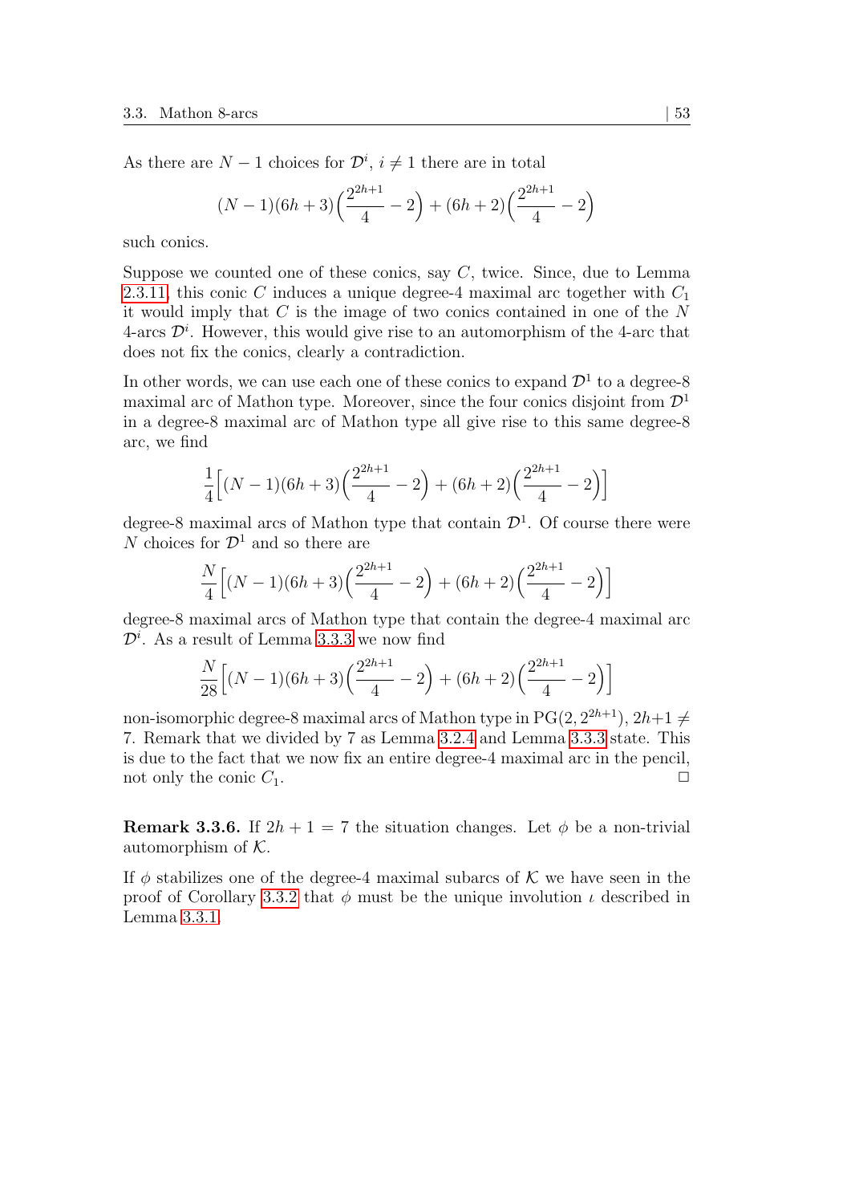As there are $N-1$ choices for $\mathcal{D}^i$, $i \neq 1$ there are in total

$$(N-1)(6h+3)\Big(\frac{2^{2h+1}}{4}-2\Big)+(6h+2)\Big(\frac{2^{2h+1}}{4}-2\Big)$$

such conics.

Suppose we counted one of these conics, say $C$, twice. Since, due to Lemma 2.3.11, this conic $C$ induces a unique degree-4 maximal arc together with $C_1$ it would imply that $C$ is the image of two conics contained in one of the $N$ 4-arcs $\mathcal{D}^i$. However, this would give rise to an automorphism of the 4-arc that does not fix the conics, clearly a contradiction.

In other words, we can use each one of these conics to expand $\mathcal{D}^1$ to a degree-8 maximal arc of Mathon type. Moreover, since the four conics disjoint from $\mathcal{D}^1$ in a degree-8 maximal arc of Mathon type all give rise to this same degree-8 arc, we find

$$\frac{1}{4}\Big[(N-1)(6h+3)\Big(\frac{2^{2h+1}}{4}-2\Big)+(6h+2)\Big(\frac{2^{2h+1}}{4}-2\Big)\Big]$$

degree-8 maximal arcs of Mathon type that contain $\mathcal{D}^1$. Of course there were $N$ choices for $\mathcal{D}^1$ and so there are

$$\frac{N}{4}\Big[(N-1)(6h+3)\Big(\frac{2^{2h+1}}{4}-2\Big)+(6h+2)\Big(\frac{2^{2h+1}}{4}-2\Big)\Big]$$

degree-8 maximal arcs of Mathon type that contain the degree-4 maximal arc $\mathcal{D}^i$. As a result of Lemma 3.3.3 we now find

$$\frac{N}{28}\Big[(N-1)(6h+3)\Big(\frac{2^{2h+1}}{4}-2\Big)+(6h+2)\Big(\frac{2^{2h+1}}{4}-2\Big)\Big]$$

non-isomorphic degree-8 maximal arcs of Mathon type in $\mathrm{PG}(2,2^{2h+1})$, $2h+1 \neq 7$. Remark that we divided by 7 as Lemma 3.2.4 and Lemma 3.3.3 state. This is due to the fact that we now fix an entire degree-4 maximal arc in the pencil, not only the conic $C_1$. □

**Remark 3.3.6.** If $2h+1=7$ the situation changes. Let $\phi$ be a non-trivial automorphism of $\mathcal{K}$.

If $\phi$ stabilizes one of the degree-4 maximal subarcs of $\mathcal{K}$ we have seen in the proof of Corollary 3.3.2 that $\phi$ must be the unique involution $\iota$ described in Lemma 3.3.1.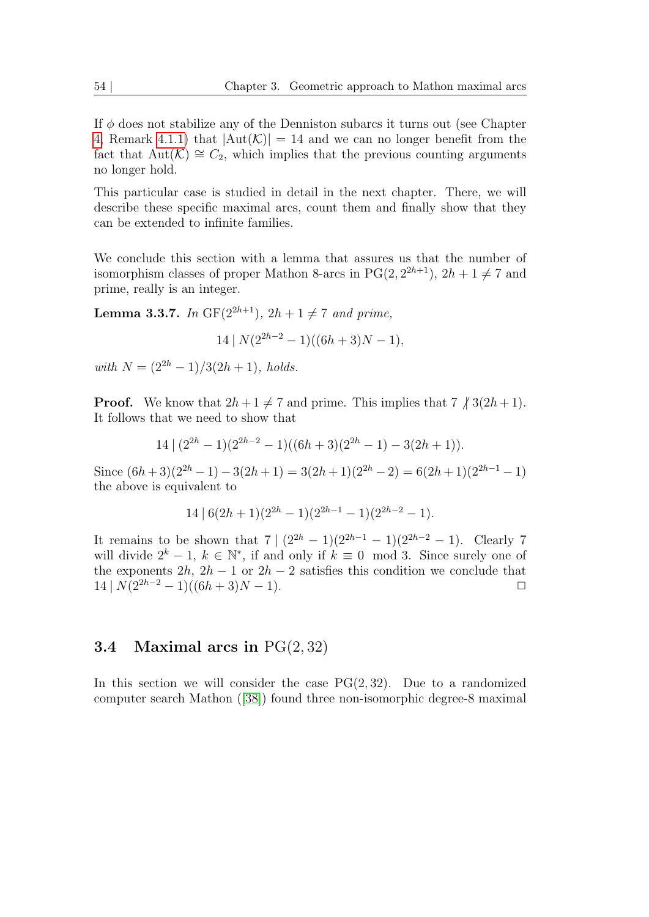If $\phi$ does not stabilize any of the Denniston subarcs it turns out (see Chapter 4, Remark 4.1.1) that $|\mathrm{Aut}(\mathcal{K})| = 14$ and we can no longer benefit from the fact that $\mathrm{Aut}(\mathcal{K}) \cong C_2$, which implies that the previous counting arguments no longer hold.

This particular case is studied in detail in the next chapter. There, we will describe these specific maximal arcs, count them and finally show that they can be extended to infinite families.

We conclude this section with a lemma that assures us that the number of isomorphism classes of proper Mathon 8-arcs in $\mathrm{PG}(2, 2^{2h+1})$, $2h+1 \neq 7$ and prime, really is an integer.

**Lemma 3.3.7.** *In* $\mathrm{GF}(2^{2h+1})$*,* $2h+1 \neq 7$ *and prime,*

$$14 \mid N(2^{2h-2}-1)((6h+3)N-1),$$

*with* $N = (2^{2h}-1)/3(2h+1)$*, holds.*

**Proof.** We know that $2h+1 \neq 7$ and prime. This implies that $7 \nmid 3(2h+1)$. It follows that we need to show that

$$14 \mid (2^{2h}-1)(2^{2h-2}-1)((6h+3)(2^{2h}-1)-3(2h+1)).$$

Since $(6h+3)(2^{2h}-1)-3(2h+1) = 3(2h+1)(2^{2h}-2) = 6(2h+1)(2^{2h-1}-1)$ the above is equivalent to

$$14 \mid 6(2h+1)(2^{2h}-1)(2^{2h-1}-1)(2^{2h-2}-1).$$

It remains to be shown that $7 \mid (2^{2h}-1)(2^{2h-1}-1)(2^{2h-2}-1)$. Clearly 7 will divide $2^k-1$, $k \in \mathbb{N}^*$, if and only if $k \equiv 0 \mod 3$. Since surely one of the exponents $2h$, $2h-1$ or $2h-2$ satisfies this condition we conclude that $14 \mid N(2^{2h-2}-1)((6h+3)N-1)$. $\square$

## 3.4 Maximal arcs in $\mathrm{PG}(2, 32)$

In this section we will consider the case $\mathrm{PG}(2, 32)$. Due to a randomized computer search Mathon ([38]) found three non-isomorphic degree-8 maximal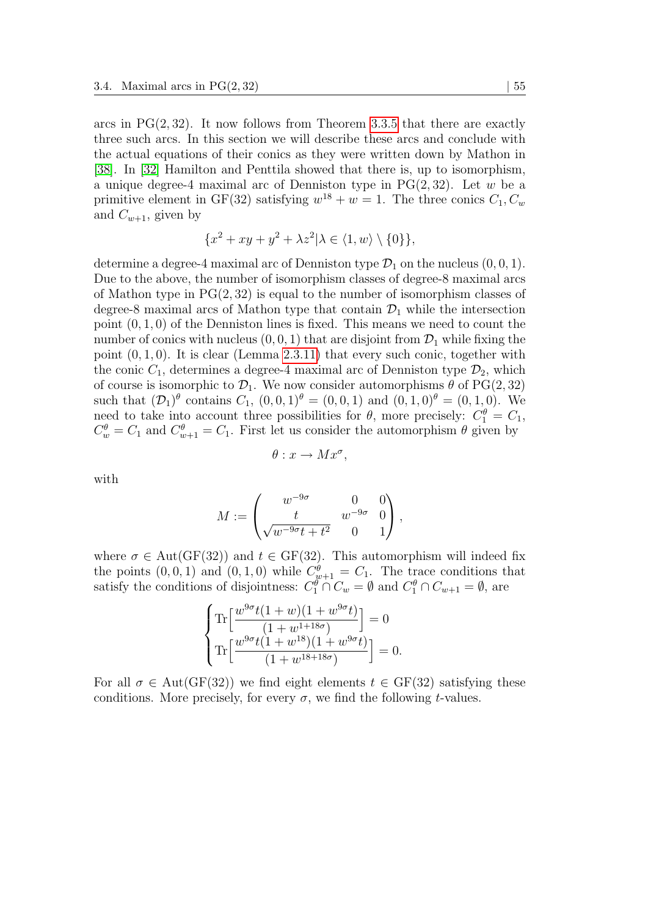arcs in $\mathrm{PG}(2,32)$. It now follows from Theorem 3.3.5 that there are exactly three such arcs. In this section we will describe these arcs and conclude with the actual equations of their conics as they were written down by Mathon in [38]. In [32] Hamilton and Penttila showed that there is, up to isomorphism, a unique degree-4 maximal arc of Denniston type in $\mathrm{PG}(2,32)$. Let $w$ be a primitive element in $\mathrm{GF}(32)$ satisfying $w^{18}+w=1$. The three conics $C_1, C_w$ and $C_{w+1}$, given by

$$\{x^2+xy+y^2+\lambda z^2 | \lambda \in \langle 1, w\rangle \setminus \{0\}\},$$

determine a degree-4 maximal arc of Denniston type $\mathcal{D}_1$ on the nucleus $(0,0,1)$. Due to the above, the number of isomorphism classes of degree-8 maximal arcs of Mathon type in $\mathrm{PG}(2,32)$ is equal to the number of isomorphism classes of degree-8 maximal arcs of Mathon type that contain $\mathcal{D}_1$ while the intersection point $(0,1,0)$ of the Denniston lines is fixed. This means we need to count the number of conics with nucleus $(0,0,1)$ that are disjoint from $\mathcal{D}_1$ while fixing the point $(0,1,0)$. It is clear (Lemma 2.3.11) that every such conic, together with the conic $C_1$, determines a degree-4 maximal arc of Denniston type $\mathcal{D}_2$, which of course is isomorphic to $\mathcal{D}_1$. We now consider automorphisms $\theta$ of $\mathrm{PG}(2,32)$ such that $(\mathcal{D}_1)^\theta$ contains $C_1$, $(0,0,1)^\theta=(0,0,1)$ and $(0,1,0)^\theta=(0,1,0)$. We need to take into account three possibilities for $\theta$, more precisely: $C_1^\theta=C_1$, $C_w^\theta=C_1$ and $C_{w+1}^\theta=C_1$. First let us consider the automorphism $\theta$ given by

$$\theta : x \to Mx^\sigma,$$

with

$$M := \begin{pmatrix} w^{-9\sigma} & 0 & 0 \\ t & w^{-9\sigma} & 0 \\ \sqrt{w^{-9\sigma}t+t^2} & 0 & 1 \end{pmatrix},$$

where $\sigma \in \mathrm{Aut}(\mathrm{GF}(32))$ and $t \in \mathrm{GF}(32)$. This automorphism will indeed fix the points $(0,0,1)$ and $(0,1,0)$ while $C_{w+1}^\theta = C_1$. The trace conditions that satisfy the conditions of disjointness: $C_1^\theta \cap C_w = \emptyset$ and $C_1^\theta \cap C_{w+1} = \emptyset$, are

$$\begin{cases} \mathrm{Tr}\Big[\dfrac{w^{9\sigma}t(1+w)(1+w^{9\sigma}t)}{(1+w^{1+18\sigma})}\Big] = 0 \\ \mathrm{Tr}\Big[\dfrac{w^{9\sigma}t(1+w^{18})(1+w^{9\sigma}t)}{(1+w^{18+18\sigma})}\Big] = 0. \end{cases}$$

For all $\sigma \in \mathrm{Aut}(\mathrm{GF}(32))$ we find eight elements $t \in \mathrm{GF}(32)$ satisfying these conditions. More precisely, for every $\sigma$, we find the following $t$-values.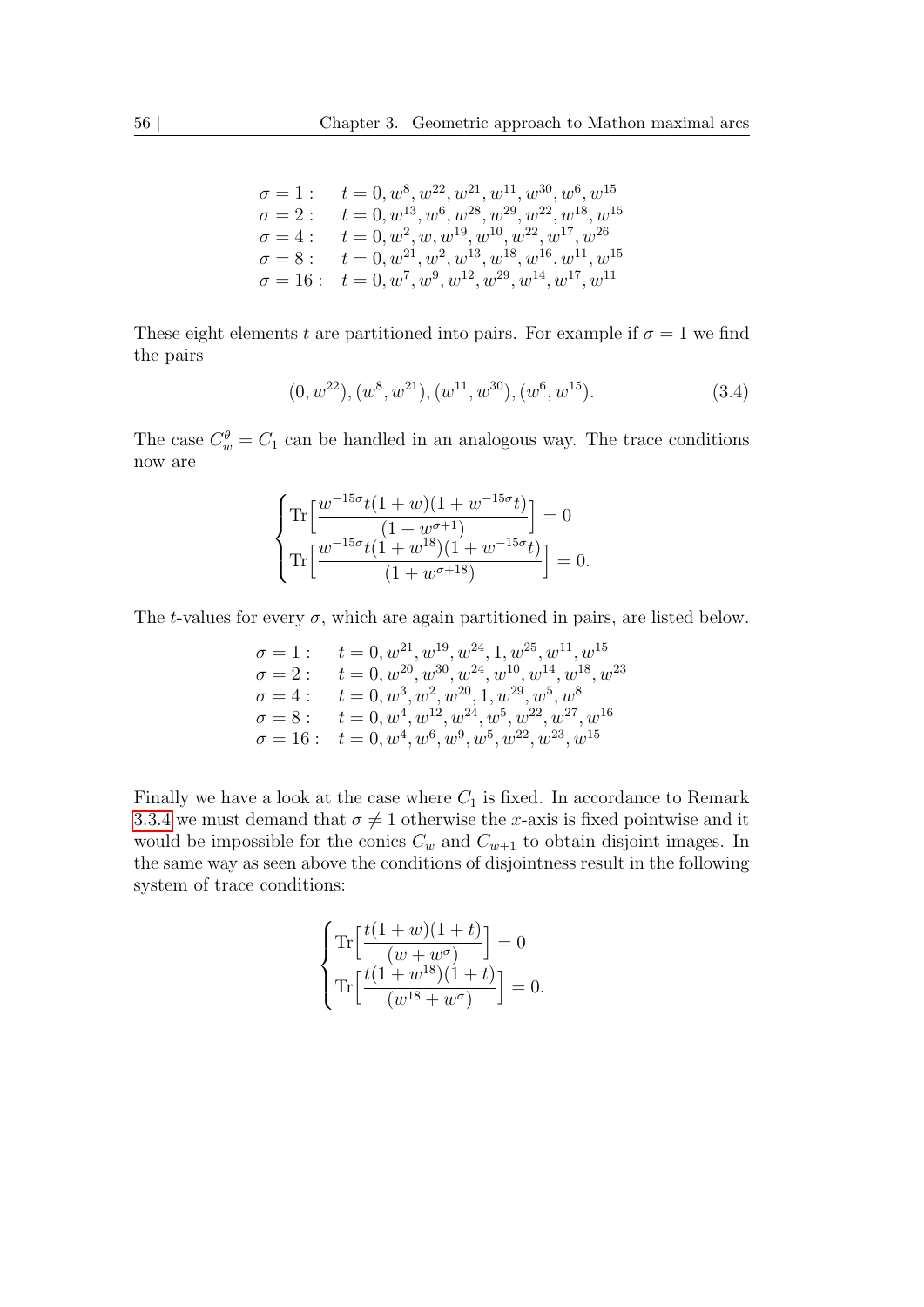$$
\begin{array}{ll}
\sigma = 1: & t = 0, w^8, w^{22}, w^{21}, w^{11}, w^{30}, w^6, w^{15} \\
\sigma = 2: & t = 0, w^{13}, w^6, w^{28}, w^{29}, w^{22}, w^{18}, w^{15} \\
\sigma = 4: & t = 0, w^2, w, w^{19}, w^{10}, w^{22}, w^{17}, w^{26} \\
\sigma = 8: & t = 0, w^{21}, w^2, w^{13}, w^{18}, w^{16}, w^{11}, w^{15} \\
\sigma = 16: & t = 0, w^7, w^9, w^{12}, w^{29}, w^{14}, w^{17}, w^{11}
\end{array}
$$

These eight elements $t$ are partitioned into pairs. For example if $\sigma = 1$ we find the pairs

$$
(0, w^{22}), (w^8, w^{21}), (w^{11}, w^{30}), (w^6, w^{15}). \tag{3.4}
$$

The case $C_w^\theta = C_1$ can be handled in an analogous way. The trace conditions now are

$$
\begin{cases}
\mathrm{Tr}\Big[\dfrac{w^{-15\sigma}t(1+w)(1+w^{-15\sigma}t)}{(1+w^{\sigma+1})}\Big] = 0 \\
\mathrm{Tr}\Big[\dfrac{w^{-15\sigma}t(1+w^{18})(1+w^{-15\sigma}t)}{(1+w^{\sigma+18})}\Big] = 0.
\end{cases}
$$

The $t$-values for every $\sigma$, which are again partitioned in pairs, are listed below.

$$
\begin{array}{ll}
\sigma = 1: & t = 0, w^{21}, w^{19}, w^{24}, 1, w^{25}, w^{11}, w^{15} \\
\sigma = 2: & t = 0, w^{20}, w^{30}, w^{24}, w^{10}, w^{14}, w^{18}, w^{23} \\
\sigma = 4: & t = 0, w^3, w^2, w^{20}, 1, w^{29}, w^5, w^8 \\
\sigma = 8: & t = 0, w^4, w^{12}, w^{24}, w^5, w^{22}, w^{27}, w^{16} \\
\sigma = 16: & t = 0, w^4, w^6, w^9, w^5, w^{22}, w^{23}, w^{15}
\end{array}
$$

Finally we have a look at the case where $C_1$ is fixed. In accordance to Remark 3.3.4 we must demand that $\sigma \neq 1$ otherwise the $x$-axis is fixed pointwise and it would be impossible for the conics $C_w$ and $C_{w+1}$ to obtain disjoint images. In the same way as seen above the conditions of disjointness result in the following system of trace conditions:

$$
\begin{cases}
\mathrm{Tr}\Big[\dfrac{t(1+w)(1+t)}{(w+w^\sigma)}\Big] = 0 \\
\mathrm{Tr}\Big[\dfrac{t(1+w^{18})(1+t)}{(w^{18}+w^\sigma)}\Big] = 0.
\end{cases}
$$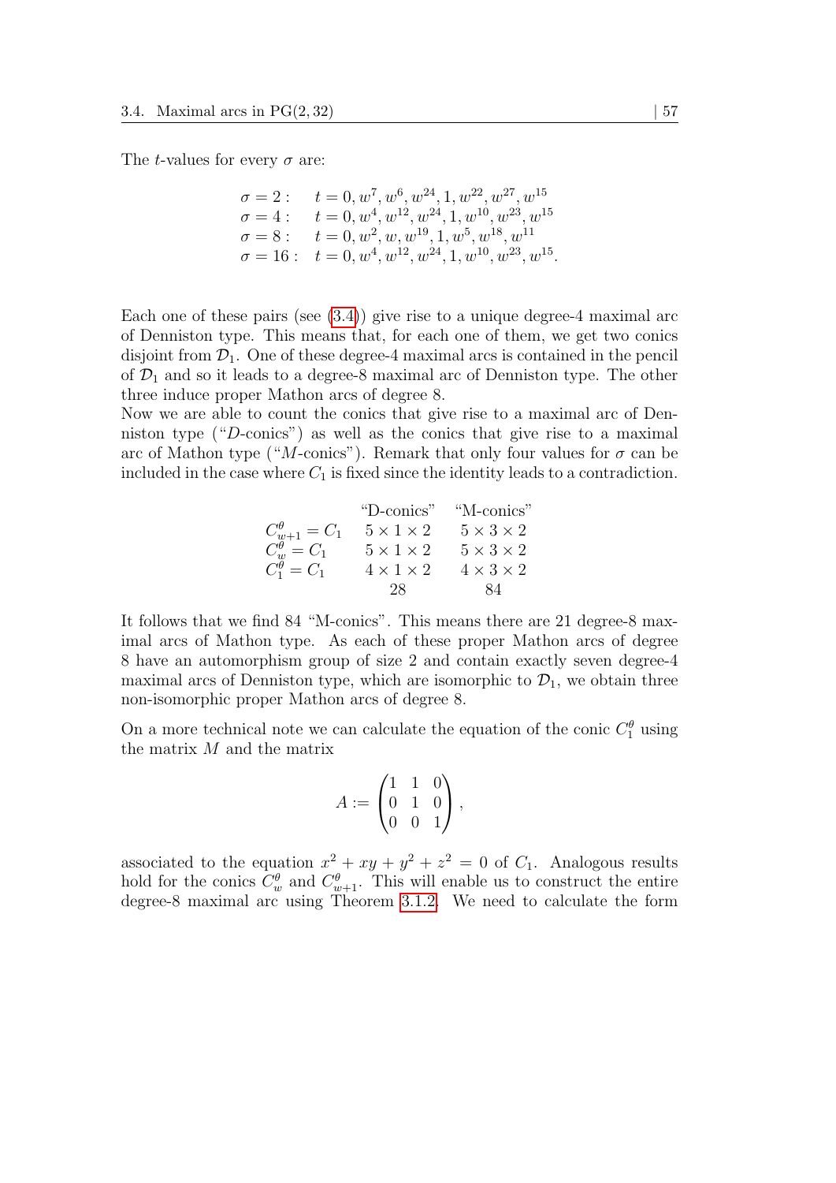The $t$-values for every $\sigma$ are:

$$
\begin{array}{ll}
\sigma = 2: & t = 0, w^7, w^6, w^{24}, 1, w^{22}, w^{27}, w^{15} \\
\sigma = 4: & t = 0, w^4, w^{12}, w^{24}, 1, w^{10}, w^{23}, w^{15} \\
\sigma = 8: & t = 0, w^2, w, w^{19}, 1, w^5, w^{18}, w^{11} \\
\sigma = 16: & t = 0, w^4, w^{12}, w^{24}, 1, w^{10}, w^{23}, w^{15}.
\end{array}
$$

Each one of these pairs (see (3.4)) give rise to a unique degree-4 maximal arc of Denniston type. This means that, for each one of them, we get two conics disjoint from $\mathcal{D}_1$. One of these degree-4 maximal arcs is contained in the pencil of $\mathcal{D}_1$ and so it leads to a degree-8 maximal arc of Denniston type. The other three induce proper Mathon arcs of degree 8.

Now we are able to count the conics that give rise to a maximal arc of Denniston type ("$D$-conics") as well as the conics that give rise to a maximal arc of Mathon type ("$M$-conics"). Remark that only four values for $\sigma$ can be included in the case where $C_1$ is fixed since the identity leads to a contradiction.

| | "D-conics" | "M-conics" |
|---|---|---|
| $C^\theta_{w+1} = C_1$ | $5 \times 1 \times 2$ | $5 \times 3 \times 2$ |
| $C^\theta_w = C_1$ | $5 \times 1 \times 2$ | $5 \times 3 \times 2$ |
| $C^\theta_1 = C_1$ | $4 \times 1 \times 2$ | $4 \times 3 \times 2$ |
| | 28 | 84 |

It follows that we find 84 "M-conics". This means there are 21 degree-8 maximal arcs of Mathon type. As each of these proper Mathon arcs of degree 8 have an automorphism group of size 2 and contain exactly seven degree-4 maximal arcs of Denniston type, which are isomorphic to $\mathcal{D}_1$, we obtain three non-isomorphic proper Mathon arcs of degree 8.

On a more technical note we can calculate the equation of the conic $C^\theta_1$ using the matrix $M$ and the matrix

$$
A := \begin{pmatrix} 1 & 1 & 0 \\ 0 & 1 & 0 \\ 0 & 0 & 1 \end{pmatrix},
$$

associated to the equation $x^2 + xy + y^2 + z^2 = 0$ of $C_1$. Analogous results hold for the conics $C^\theta_w$ and $C^\theta_{w+1}$. This will enable us to construct the entire degree-8 maximal arc using Theorem 3.1.2. We need to calculate the form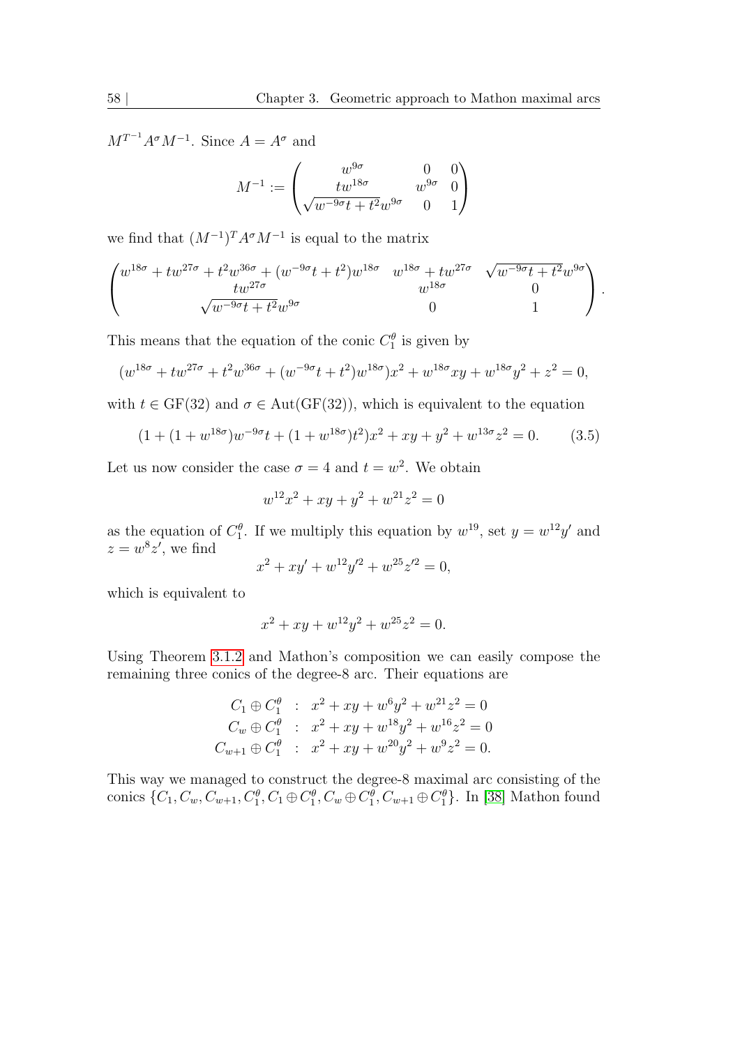$M^{T^{-1}} A^\sigma M^{-1}$. Since $A = A^\sigma$ and

$$M^{-1} := \begin{pmatrix} w^{9\sigma} & 0 & 0 \\ tw^{18\sigma} & w^{9\sigma} & 0 \\ \sqrt{w^{-9\sigma}t + t^2}w^{9\sigma} & 0 & 1 \end{pmatrix}$$

we find that $(M^{-1})^T A^\sigma M^{-1}$ is equal to the matrix

$$\begin{pmatrix} w^{18\sigma} + tw^{27\sigma} + t^2 w^{36\sigma} + (w^{-9\sigma}t + t^2)w^{18\sigma} & w^{18\sigma} + tw^{27\sigma} & \sqrt{w^{-9\sigma}t + t^2}w^{9\sigma} \\ tw^{27\sigma} & w^{18\sigma} & 0 \\ \sqrt{w^{-9\sigma}t + t^2}w^{9\sigma} & 0 & 1 \end{pmatrix}.$$

This means that the equation of the conic $C_1^\theta$ is given by

$$(w^{18\sigma} + tw^{27\sigma} + t^2 w^{36\sigma} + (w^{-9\sigma}t + t^2)w^{18\sigma})x^2 + w^{18\sigma}xy + w^{18\sigma}y^2 + z^2 = 0,$$

with $t \in \mathrm{GF}(32)$ and $\sigma \in \mathrm{Aut}(\mathrm{GF}(32))$, which is equivalent to the equation

$$(1 + (1 + w^{18\sigma})w^{-9\sigma}t + (1 + w^{18\sigma})t^2)x^2 + xy + y^2 + w^{13\sigma}z^2 = 0. \qquad (3.5)$$

Let us now consider the case $\sigma = 4$ and $t = w^2$. We obtain

$$w^{12}x^2 + xy + y^2 + w^{21}z^2 = 0$$

as the equation of $C_1^\theta$. If we multiply this equation by $w^{19}$, set $y = w^{12}y'$ and $z = w^8 z'$, we find

$$x^2 + xy' + w^{12}y'^2 + w^{25}z'^2 = 0,$$

which is equivalent to

$$x^2 + xy + w^{12}y^2 + w^{25}z^2 = 0.$$

Using Theorem 3.1.2 and Mathon's composition we can easily compose the remaining three conics of the degree-8 arc. Their equations are

$$\begin{aligned} C_1 \oplus C_1^\theta &: \ x^2 + xy + w^6y^2 + w^{21}z^2 = 0 \\ C_w \oplus C_1^\theta &: \ x^2 + xy + w^{18}y^2 + w^{16}z^2 = 0 \\ C_{w+1} \oplus C_1^\theta &: \ x^2 + xy + w^{20}y^2 + w^9z^2 = 0. \end{aligned}$$

This way we managed to construct the degree-8 maximal arc consisting of the conics $\{C_1, C_w, C_{w+1}, C_1^\theta, C_1 \oplus C_1^\theta, C_w \oplus C_1^\theta, C_{w+1} \oplus C_1^\theta\}$. In [38] Mathon found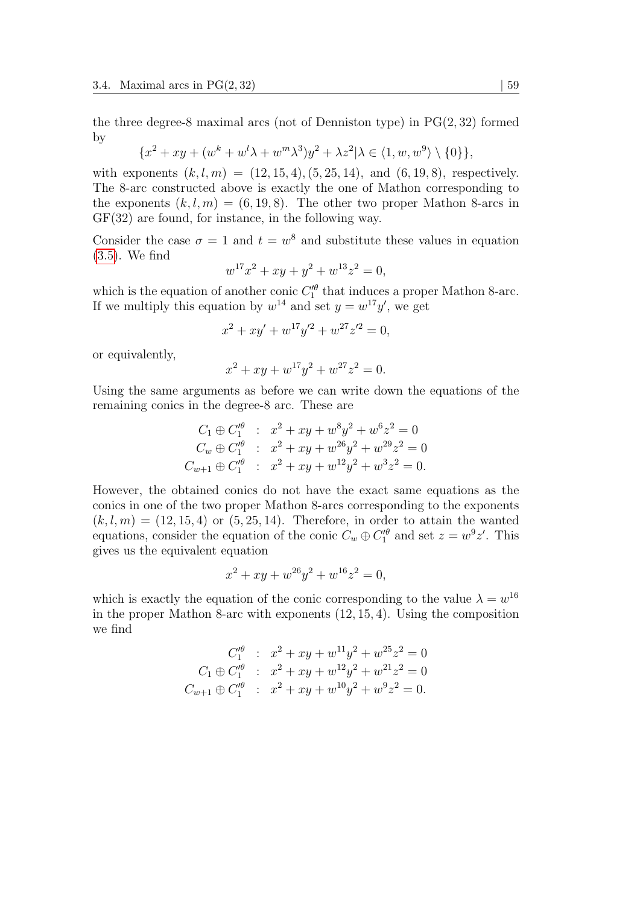the three degree-8 maximal arcs (not of Denniston type) in $\mathrm{PG}(2,32)$ formed by

$$\{x^2 + xy + (w^k + w^l\lambda + w^m\lambda^3)y^2 + \lambda z^2 | \lambda \in \langle 1, w, w^9\rangle \setminus \{0\}\},$$

with exponents $(k,l,m) = (12,15,4), (5,25,14)$, and $(6,19,8)$, respectively. The 8-arc constructed above is exactly the one of Mathon corresponding to the exponents $(k,l,m) = (6,19,8)$. The other two proper Mathon 8-arcs in $\mathrm{GF}(32)$ are found, for instance, in the following way.

Consider the case $\sigma = 1$ and $t = w^8$ and substitute these values in equation (3.5). We find

$$w^{17}x^2 + xy + y^2 + w^{13}z^2 = 0,$$

which is the equation of another conic $C_1'^{\theta}$ that induces a proper Mathon 8-arc. If we multiply this equation by $w^{14}$ and set $y = w^{17}y'$, we get

$$x^2 + xy' + w^{17}y'^2 + w^{27}z'^2 = 0,$$

or equivalently,

$$x^2 + xy + w^{17}y^2 + w^{27}z^2 = 0.$$

Using the same arguments as before we can write down the equations of the remaining conics in the degree-8 arc. These are

$$\begin{aligned}
C_1 \oplus C_1'^{\theta} &: x^2 + xy + w^8y^2 + w^6z^2 = 0 \\
C_w \oplus C_1'^{\theta} &: x^2 + xy + w^{26}y^2 + w^{29}z^2 = 0 \\
C_{w+1} \oplus C_1'^{\theta} &: x^2 + xy + w^{12}y^2 + w^3z^2 = 0.
\end{aligned}$$

However, the obtained conics do not have the exact same equations as the conics in one of the two proper Mathon 8-arcs corresponding to the exponents $(k,l,m) = (12,15,4)$ or $(5,25,14)$. Therefore, in order to attain the wanted equations, consider the equation of the conic $C_w \oplus C_1'^{\theta}$ and set $z = w^9z'$. This gives us the equivalent equation

$$x^2 + xy + w^{26}y^2 + w^{16}z^2 = 0,$$

which is exactly the equation of the conic corresponding to the value $\lambda = w^{16}$ in the proper Mathon 8-arc with exponents $(12,15,4)$. Using the composition we find

$$\begin{aligned}
C_1'^{\theta} &: x^2 + xy + w^{11}y^2 + w^{25}z^2 = 0 \\
C_1 \oplus C_1'^{\theta} &: x^2 + xy + w^{12}y^2 + w^{21}z^2 = 0 \\
C_{w+1} \oplus C_1'^{\theta} &: x^2 + xy + w^{10}y^2 + w^9z^2 = 0.
\end{aligned}$$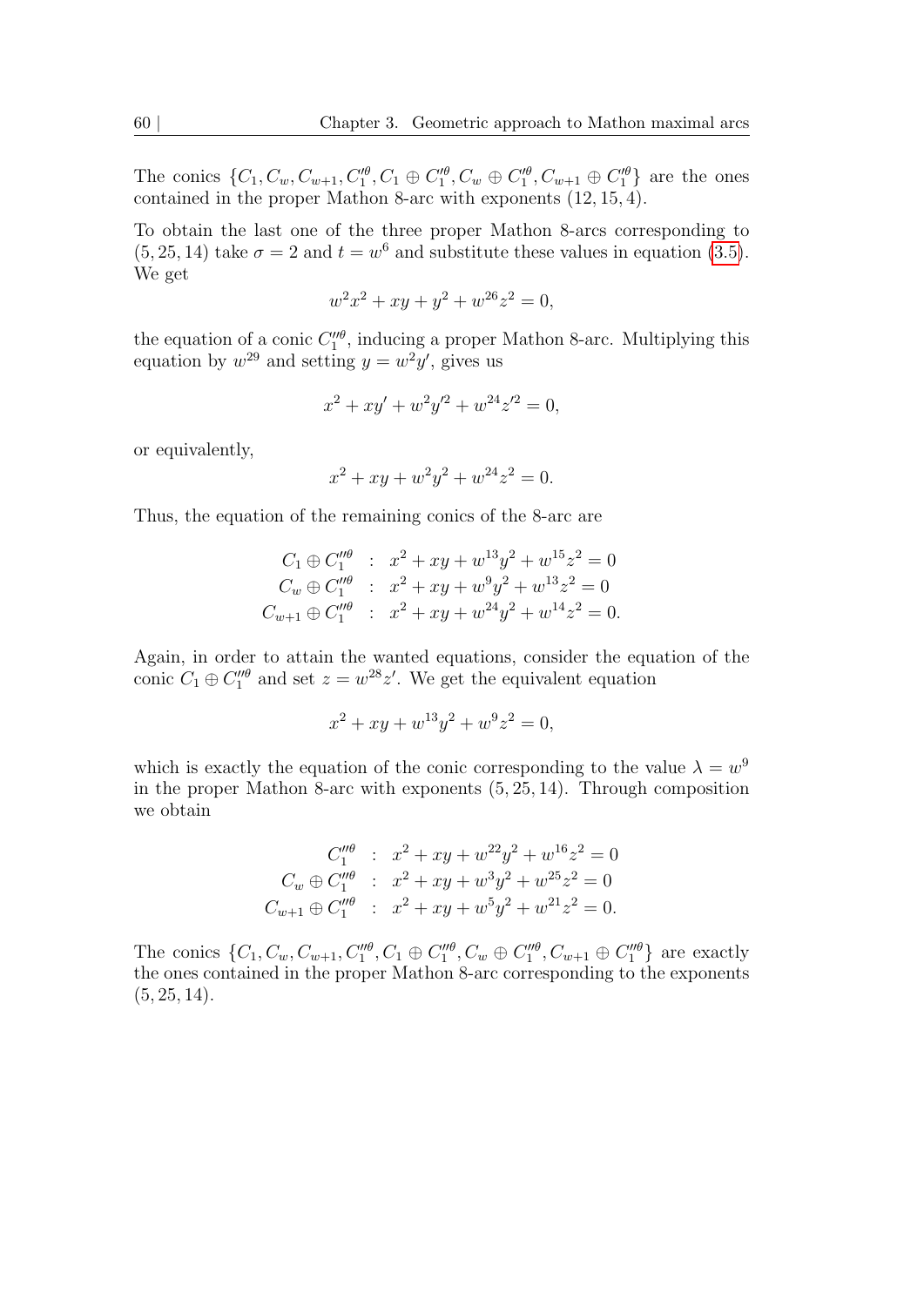The conics $\{C_1, C_w, C_{w+1}, C_1'^{\theta}, C_1 \oplus C_1'^{\theta}, C_w \oplus C_1'^{\theta}, C_{w+1} \oplus C_1'^{\theta}\}$ are the ones contained in the proper Mathon 8-arc with exponents $(12, 15, 4)$.

To obtain the last one of the three proper Mathon 8-arcs corresponding to $(5, 25, 14)$ take $\sigma = 2$ and $t = w^6$ and substitute these values in equation (3.5). We get

$$w^2x^2 + xy + y^2 + w^{26}z^2 = 0,$$

the equation of a conic $C_1''^{\theta}$, inducing a proper Mathon 8-arc. Multiplying this equation by $w^{29}$ and setting $y = w^2y'$, gives us

$$x^2 + xy' + w^2y'^2 + w^{24}z'^2 = 0,$$

or equivalently,

$$x^2 + xy + w^2y^2 + w^{24}z^2 = 0.$$

Thus, the equation of the remaining conics of the 8-arc are

$$\begin{aligned}
C_1 \oplus C_1''^{\theta} \quad &: \quad x^2 + xy + w^{13}y^2 + w^{15}z^2 = 0 \\
C_w \oplus C_1''^{\theta} \quad &: \quad x^2 + xy + w^{9}y^2 + w^{13}z^2 = 0 \\
C_{w+1} \oplus C_1''^{\theta} \quad &: \quad x^2 + xy + w^{24}y^2 + w^{14}z^2 = 0.
\end{aligned}$$

Again, in order to attain the wanted equations, consider the equation of the conic $C_1 \oplus C_1''^{\theta}$ and set $z = w^{28}z'$. We get the equivalent equation

$$x^2 + xy + w^{13}y^2 + w^9z^2 = 0,$$

which is exactly the equation of the conic corresponding to the value $\lambda = w^9$ in the proper Mathon 8-arc with exponents $(5, 25, 14)$. Through composition we obtain

$$\begin{aligned}
C_1''^{\theta} \quad &: \quad x^2 + xy + w^{22}y^2 + w^{16}z^2 = 0 \\
C_w \oplus C_1''^{\theta} \quad &: \quad x^2 + xy + w^{3}y^2 + w^{25}z^2 = 0 \\
C_{w+1} \oplus C_1''^{\theta} \quad &: \quad x^2 + xy + w^{5}y^2 + w^{21}z^2 = 0.
\end{aligned}$$

The conics $\{C_1, C_w, C_{w+1}, C_1''^{\theta}, C_1 \oplus C_1''^{\theta}, C_w \oplus C_1''^{\theta}, C_{w+1} \oplus C_1''^{\theta}\}$ are exactly the ones contained in the proper Mathon 8-arc corresponding to the exponents $(5, 25, 14)$.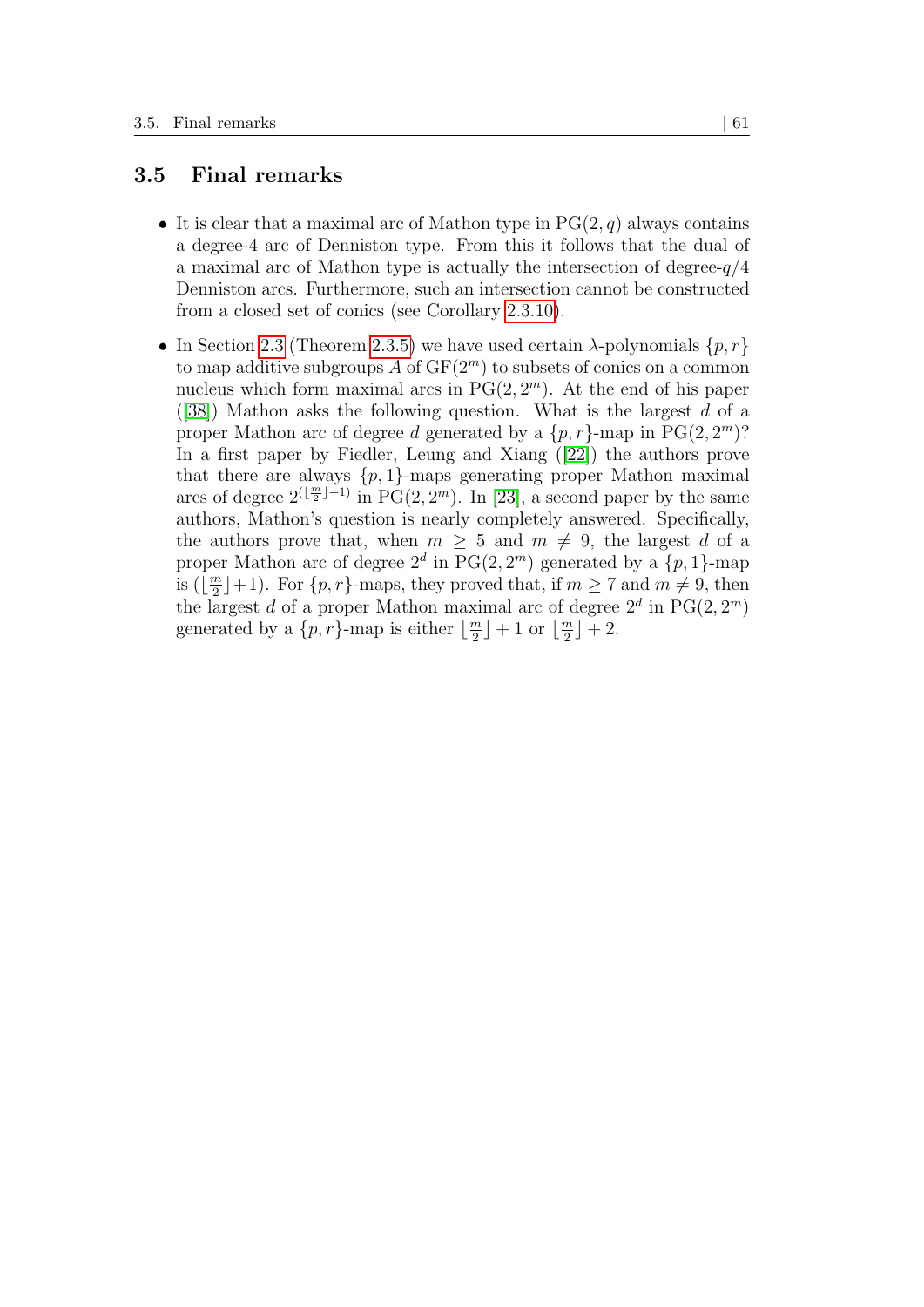## 3.5 Final remarks

- It is clear that a maximal arc of Mathon type in $\mathrm{PG}(2,q)$ always contains a degree-4 arc of Denniston type. From this it follows that the dual of a maximal arc of Mathon type is actually the intersection of degree-$q/4$ Denniston arcs. Furthermore, such an intersection cannot be constructed from a closed set of conics (see Corollary 2.3.10).
- In Section 2.3 (Theorem 2.3.5) we have used certain $\lambda$-polynomials $\{p,r\}$ to map additive subgroups $A$ of $\mathrm{GF}(2^m)$ to subsets of conics on a common nucleus which form maximal arcs in $\mathrm{PG}(2,2^m)$. At the end of his paper ([38]) Mathon asks the following question. What is the largest $d$ of a proper Mathon arc of degree $d$ generated by a $\{p,r\}$-map in $\mathrm{PG}(2,2^m)$? In a first paper by Fiedler, Leung and Xiang ([22]) the authors prove that there are always $\{p,1\}$-maps generating proper Mathon maximal arcs of degree $2^{(\lfloor \frac{m}{2} \rfloor +1)}$ in $\mathrm{PG}(2,2^m)$. In [23], a second paper by the same authors, Mathon's question is nearly completely answered. Specifically, the authors prove that, when $m \geq 5$ and $m \neq 9$, the largest $d$ of a proper Mathon arc of degree $2^d$ in $\mathrm{PG}(2,2^m)$ generated by a $\{p,1\}$-map is $(\lfloor \frac{m}{2} \rfloor +1)$. For $\{p,r\}$-maps, they proved that, if $m \geq 7$ and $m \neq 9$, then the largest $d$ of a proper Mathon maximal arc of degree $2^d$ in $\mathrm{PG}(2,2^m)$ generated by a $\{p,r\}$-map is either $\lfloor \frac{m}{2} \rfloor + 1$ or $\lfloor \frac{m}{2} \rfloor + 2$.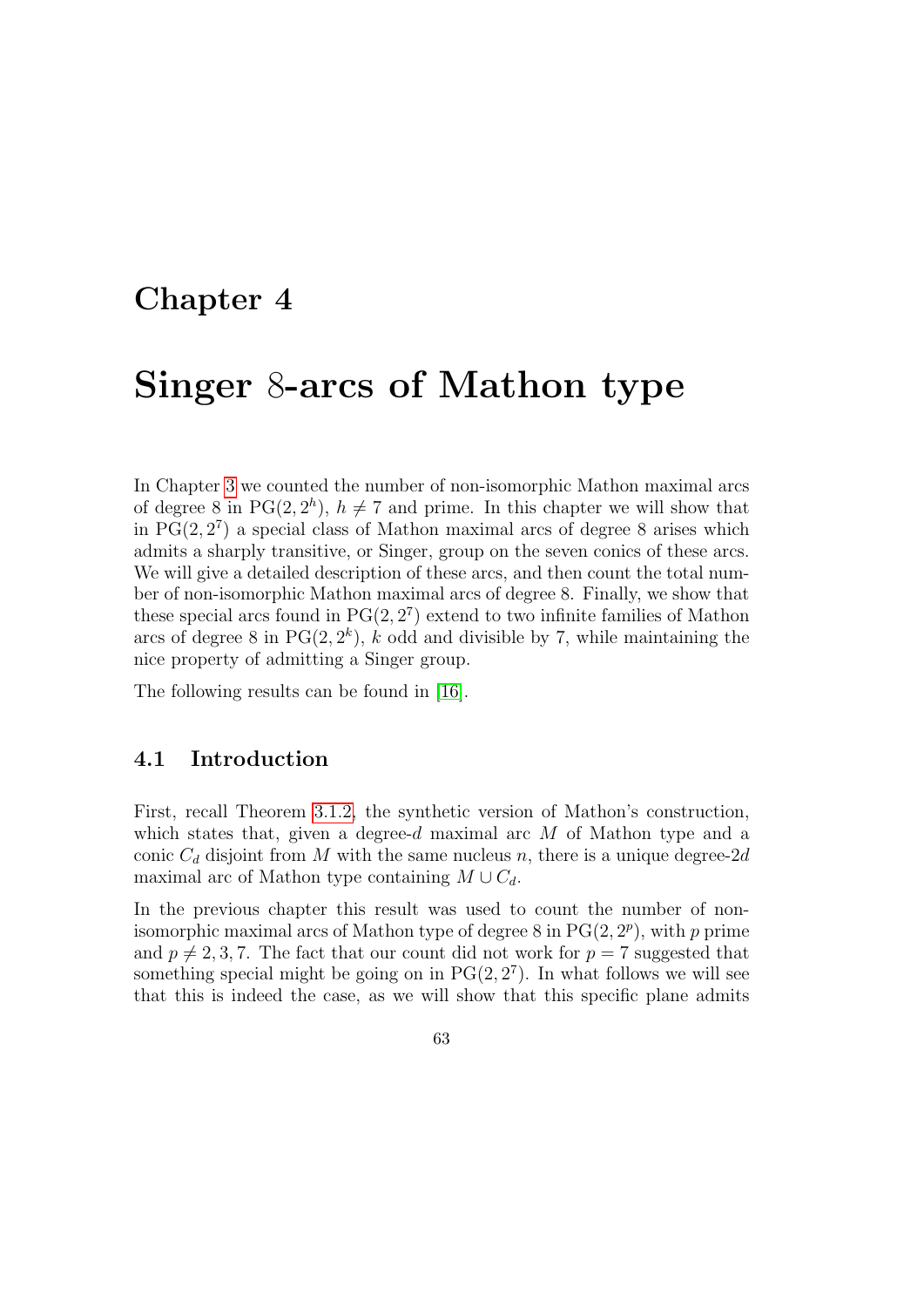# Chapter 4

# Singer 8-arcs of Mathon type

In Chapter 3 we counted the number of non-isomorphic Mathon maximal arcs of degree 8 in $\mathrm{PG}(2, 2^h)$, $h \neq 7$ and prime. In this chapter we will show that in $\mathrm{PG}(2, 2^7)$ a special class of Mathon maximal arcs of degree 8 arises which admits a sharply transitive, or Singer, group on the seven conics of these arcs. We will give a detailed description of these arcs, and then count the total number of non-isomorphic Mathon maximal arcs of degree 8. Finally, we show that these special arcs found in $\mathrm{PG}(2, 2^7)$ extend to two infinite families of Mathon arcs of degree 8 in $\mathrm{PG}(2, 2^k)$, $k$ odd and divisible by 7, while maintaining the nice property of admitting a Singer group.

The following results can be found in [16].

## 4.1 Introduction

First, recall Theorem 3.1.2, the synthetic version of Mathon's construction, which states that, given a degree-$d$ maximal arc $M$ of Mathon type and a conic $C_d$ disjoint from $M$ with the same nucleus $n$, there is a unique degree-$2d$ maximal arc of Mathon type containing $M \cup C_d$.

In the previous chapter this result was used to count the number of non-isomorphic maximal arcs of Mathon type of degree 8 in $\mathrm{PG}(2, 2^p)$, with $p$ prime and $p \neq 2, 3, 7$. The fact that our count did not work for $p = 7$ suggested that something special might be going on in $\mathrm{PG}(2, 2^7)$. In what follows we will see that this is indeed the case, as we will show that this specific plane admits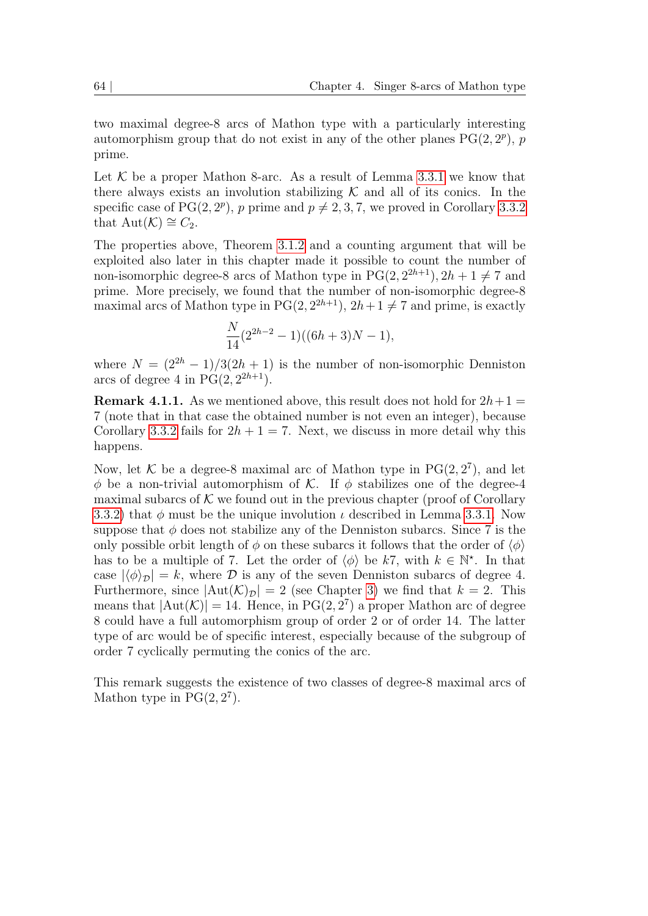two maximal degree-8 arcs of Mathon type with a particularly interesting automorphism group that do not exist in any of the other planes $\mathrm{PG}(2, 2^p)$, $p$ prime.

Let $\mathcal{K}$ be a proper Mathon 8-arc. As a result of Lemma 3.3.1 we know that there always exists an involution stabilizing $\mathcal{K}$ and all of its conics. In the specific case of $\mathrm{PG}(2, 2^p)$, $p$ prime and $p \neq 2, 3, 7$, we proved in Corollary 3.3.2 that $\mathrm{Aut}(\mathcal{K}) \cong C_2$.

The properties above, Theorem 3.1.2 and a counting argument that will be exploited also later in this chapter made it possible to count the number of non-isomorphic degree-8 arcs of Mathon type in $\mathrm{PG}(2, 2^{2h+1})$, $2h+1 \neq 7$ and prime. More precisely, we found that the number of non-isomorphic degree-8 maximal arcs of Mathon type in $\mathrm{PG}(2, 2^{2h+1})$, $2h+1 \neq 7$ and prime, is exactly

$$\frac{N}{14}(2^{2h-2} - 1)((6h+3)N - 1),$$

where $N = (2^{2h} - 1)/3(2h+1)$ is the number of non-isomorphic Denniston arcs of degree 4 in $\mathrm{PG}(2, 2^{2h+1})$.

**Remark 4.1.1.** As we mentioned above, this result does not hold for $2h+1 = 7$ (note that in that case the obtained number is not even an integer), because Corollary 3.3.2 fails for $2h+1 = 7$. Next, we discuss in more detail why this happens.

Now, let $\mathcal{K}$ be a degree-8 maximal arc of Mathon type in $\mathrm{PG}(2, 2^7)$, and let $\phi$ be a non-trivial automorphism of $\mathcal{K}$. If $\phi$ stabilizes one of the degree-4 maximal subarcs of $\mathcal{K}$ we found out in the previous chapter (proof of Corollary 3.3.2) that $\phi$ must be the unique involution $\iota$ described in Lemma 3.3.1. Now suppose that $\phi$ does not stabilize any of the Denniston subarcs. Since 7 is the only possible orbit length of $\phi$ on these subarcs it follows that the order of $\langle \phi \rangle$ has to be a multiple of 7. Let the order of $\langle \phi \rangle$ be $k7$, with $k \in \mathbb{N}^{\star}$. In that case $|\langle \phi \rangle_{\mathcal{D}}| = k$, where $\mathcal{D}$ is any of the seven Denniston subarcs of degree 4. Furthermore, since $|\mathrm{Aut}(\mathcal{K})_{\mathcal{D}}| = 2$ (see Chapter 3) we find that $k = 2$. This means that $|\mathrm{Aut}(\mathcal{K})| = 14$. Hence, in $\mathrm{PG}(2, 2^7)$ a proper Mathon arc of degree 8 could have a full automorphism group of order 2 or of order 14. The latter type of arc would be of specific interest, especially because of the subgroup of order 7 cyclically permuting the conics of the arc.

This remark suggests the existence of two classes of degree-8 maximal arcs of Mathon type in $\mathrm{PG}(2, 2^7)$.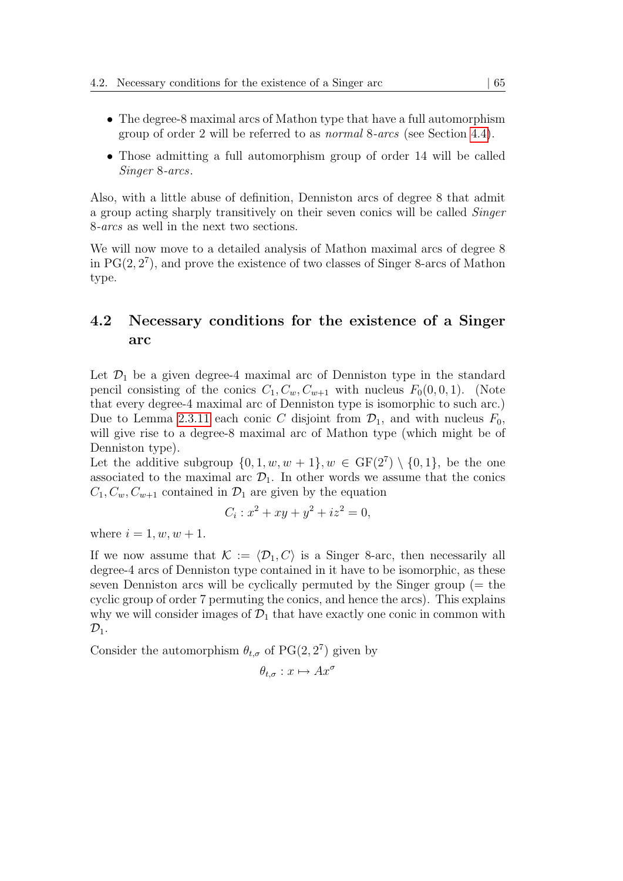- The degree-8 maximal arcs of Mathon type that have a full automorphism group of order 2 will be referred to as *normal 8-arcs* (see Section 4.4).
- Those admitting a full automorphism group of order 14 will be called *Singer 8-arcs*.

Also, with a little abuse of definition, Denniston arcs of degree 8 that admit a group acting sharply transitively on their seven conics will be called *Singer 8-arcs* as well in the next two sections.

We will now move to a detailed analysis of Mathon maximal arcs of degree 8 in $\mathrm{PG}(2, 2^7)$, and prove the existence of two classes of Singer 8-arcs of Mathon type.

## 4.2 Necessary conditions for the existence of a Singer arc

Let $\mathcal{D}_1$ be a given degree-4 maximal arc of Denniston type in the standard pencil consisting of the conics $C_1, C_w, C_{w+1}$ with nucleus $F_0(0,0,1)$. (Note that every degree-4 maximal arc of Denniston type is isomorphic to such arc.) Due to Lemma 2.3.11 each conic $C$ disjoint from $\mathcal{D}_1$, and with nucleus $F_0$, will give rise to a degree-8 maximal arc of Mathon type (which might be of Denniston type).

Let the additive subgroup $\{0, 1, w, w+1\}, w \in \mathrm{GF}(2^7) \setminus \{0, 1\}$, be the one associated to the maximal arc $\mathcal{D}_1$. In other words we assume that the conics $C_1, C_w, C_{w+1}$ contained in $\mathcal{D}_1$ are given by the equation

$$C_i : x^2 + xy + y^2 + iz^2 = 0,$$

where $i = 1, w, w+1$.

If we now assume that $\mathcal{K} := \langle \mathcal{D}_1, C \rangle$ is a Singer 8-arc, then necessarily all degree-4 arcs of Denniston type contained in it have to be isomorphic, as these seven Denniston arcs will be cyclically permuted by the Singer group (= the cyclic group of order 7 permuting the conics, and hence the arcs). This explains why we will consider images of $\mathcal{D}_1$ that have exactly one conic in common with $\mathcal{D}_1$.

Consider the automorphism $\theta_{t,\sigma}$ of $\mathrm{PG}(2, 2^7)$ given by

$$\theta_{t,\sigma} : x \mapsto Ax^\sigma$$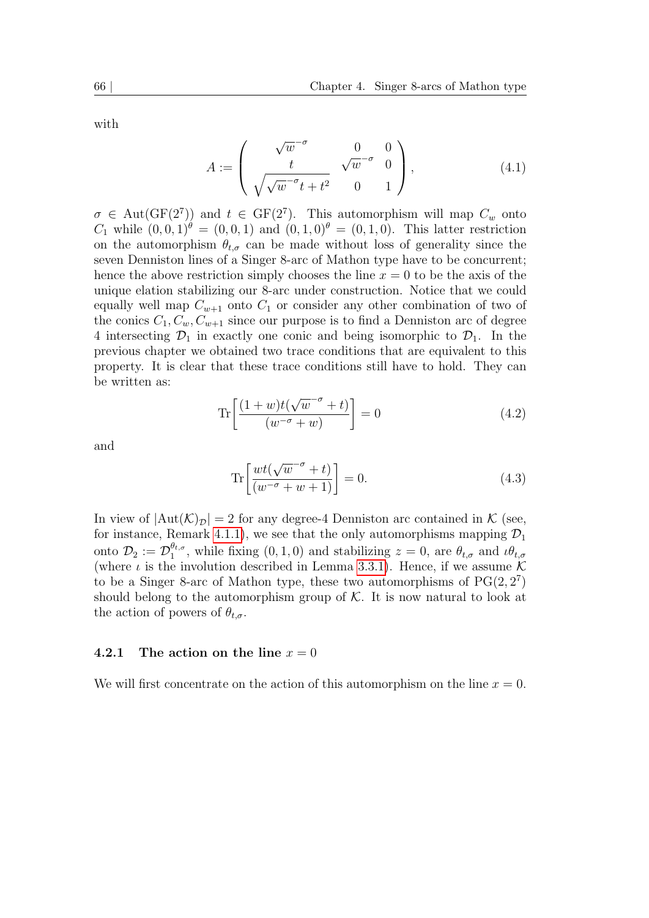with

$$A := \begin{pmatrix} \sqrt{w}^{-\sigma} & 0 & 0 \\ t & \sqrt{w}^{-\sigma} & 0 \\ \sqrt{\sqrt{w}^{-\sigma} t + t^2} & 0 & 1 \end{pmatrix}, \tag{4.1}$$

$\sigma \in \mathrm{Aut}(\mathrm{GF}(2^7))$ and $t \in \mathrm{GF}(2^7)$. This automorphism will map $C_w$ onto $C_1$ while $(0,0,1)^\theta = (0,0,1)$ and $(0,1,0)^\theta = (0,1,0)$. This latter restriction on the automorphism $\theta_{t,\sigma}$ can be made without loss of generality since the seven Denniston lines of a Singer 8-arc of Mathon type have to be concurrent; hence the above restriction simply chooses the line $x = 0$ to be the axis of the unique elation stabilizing our 8-arc under construction. Notice that we could equally well map $C_{w+1}$ onto $C_1$ or consider any other combination of two of the conics $C_1, C_w, C_{w+1}$ since our purpose is to find a Denniston arc of degree 4 intersecting $\mathcal{D}_1$ in exactly one conic and being isomorphic to $\mathcal{D}_1$. In the previous chapter we obtained two trace conditions that are equivalent to this property. It is clear that these trace conditions still have to hold. They can be written as:

$$\mathrm{Tr}\left[\frac{(1+w)t(\sqrt{w}^{-\sigma} + t)}{(w^{-\sigma} + w)}\right] = 0 \tag{4.2}$$

and

$$\mathrm{Tr}\left[\frac{wt(\sqrt{w}^{-\sigma} + t)}{(w^{-\sigma} + w + 1)}\right] = 0. \tag{4.3}$$

In view of $|\mathrm{Aut}(\mathcal{K})_{\mathcal{D}}| = 2$ for any degree-4 Denniston arc contained in $\mathcal{K}$ (see, for instance, Remark 4.1.1), we see that the only automorphisms mapping $\mathcal{D}_1$ onto $\mathcal{D}_2 := \mathcal{D}_1^{\theta_{t,\sigma}}$, while fixing $(0,1,0)$ and stabilizing $z = 0$, are $\theta_{t,\sigma}$ and $\iota\theta_{t,\sigma}$ (where $\iota$ is the involution described in Lemma 3.3.1). Hence, if we assume $\mathcal{K}$ to be a Singer 8-arc of Mathon type, these two automorphisms of $\mathrm{PG}(2, 2^7)$ should belong to the automorphism group of $\mathcal{K}$. It is now natural to look at the action of powers of $\theta_{t,\sigma}$.

### 4.2.1 The action on the line $x = 0$

We will first concentrate on the action of this automorphism on the line $x = 0$.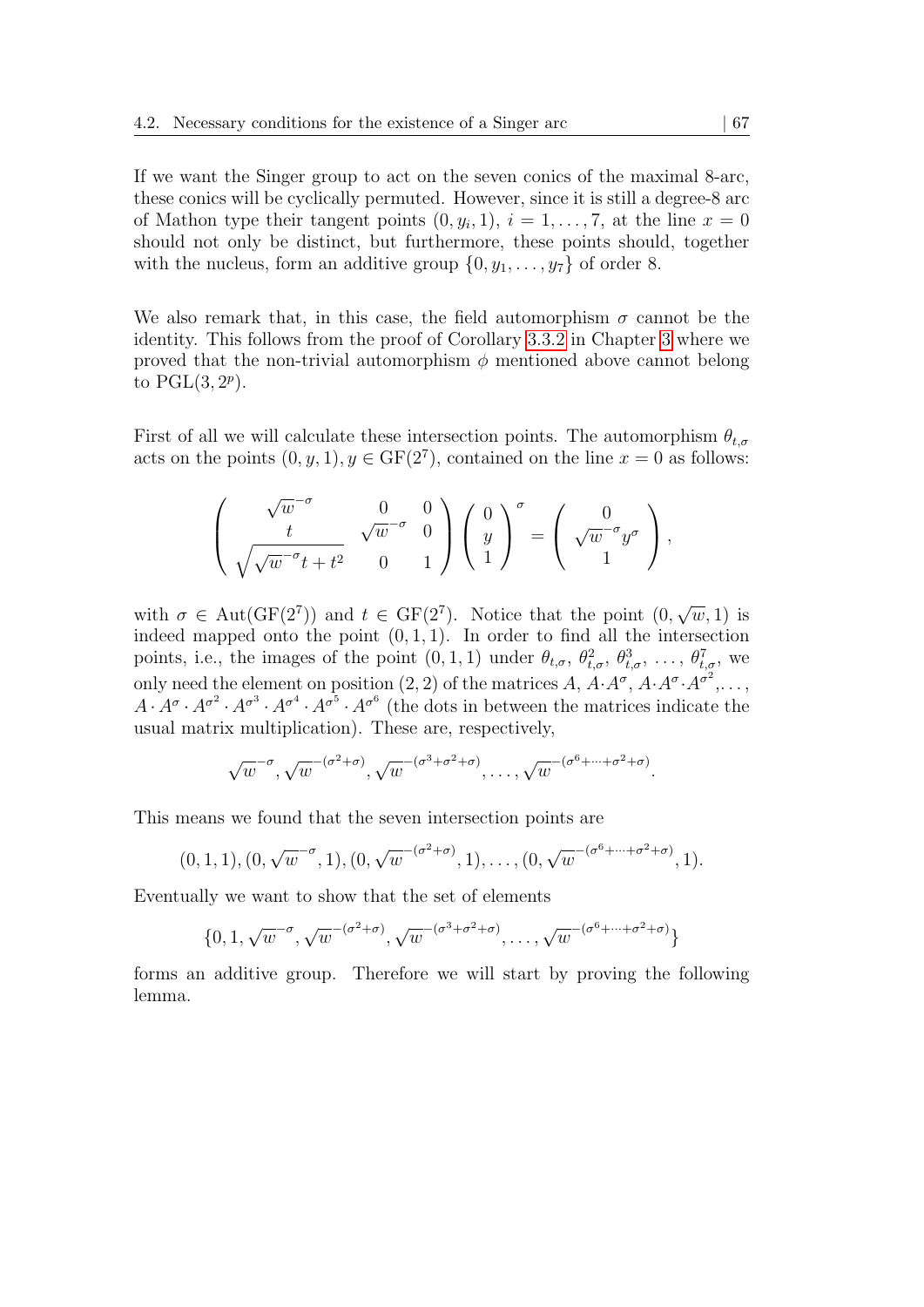If we want the Singer group to act on the seven conics of the maximal 8-arc, these conics will be cyclically permuted. However, since it is still a degree-8 arc of Mathon type their tangent points $(0, y_i, 1)$, $i = 1, \ldots, 7$, at the line $x = 0$ should not only be distinct, but furthermore, these points should, together with the nucleus, form an additive group $\{0, y_1, \ldots, y_7\}$ of order 8.

We also remark that, in this case, the field automorphism $\sigma$ cannot be the identity. This follows from the proof of Corollary 3.3.2 in Chapter 3 where we proved that the non-trivial automorphism $\phi$ mentioned above cannot belong to $\mathrm{PGL}(3, 2^p)$.

First of all we will calculate these intersection points. The automorphism $\theta_{t,\sigma}$ acts on the points $(0, y, 1), y \in \mathrm{GF}(2^7)$, contained on the line $x = 0$ as follows:

$$\begin{pmatrix} \sqrt{w}^{-\sigma} & 0 & 0 \\ t & \sqrt{w}^{-\sigma} & 0 \\ \sqrt{\sqrt{w}^{-\sigma} t + t^2} & 0 & 1 \end{pmatrix} \begin{pmatrix} 0 \\ y \\ 1 \end{pmatrix}^{\sigma} = \begin{pmatrix} 0 \\ \sqrt{w}^{-\sigma} y^{\sigma} \\ 1 \end{pmatrix},$$

with $\sigma \in \mathrm{Aut}(\mathrm{GF}(2^7))$ and $t \in \mathrm{GF}(2^7)$. Notice that the point $(0, \sqrt{w}, 1)$ is indeed mapped onto the point $(0, 1, 1)$. In order to find all the intersection points, i.e., the images of the point $(0, 1, 1)$ under $\theta_{t,\sigma}$, $\theta_{t,\sigma}^2$, $\theta_{t,\sigma}^3$, $\ldots$, $\theta_{t,\sigma}^7$, we only need the element on position $(2, 2)$ of the matrices $A$, $A \cdot A^{\sigma}$, $A \cdot A^{\sigma} \cdot A^{\sigma^2}, \ldots$, $A \cdot A^{\sigma} \cdot A^{\sigma^2} \cdot A^{\sigma^3} \cdot A^{\sigma^4} \cdot A^{\sigma^5} \cdot A^{\sigma^6}$ (the dots in between the matrices indicate the usual matrix multiplication). These are, respectively,

$$\sqrt{w}^{-\sigma}, \sqrt{w}^{-(\sigma^2+\sigma)}, \sqrt{w}^{-(\sigma^3+\sigma^2+\sigma)}, \ldots, \sqrt{w}^{-(\sigma^6+\cdots+\sigma^2+\sigma)}.$$

This means we found that the seven intersection points are

$$(0, 1, 1), (0, \sqrt{w}^{-\sigma}, 1), (0, \sqrt{w}^{-(\sigma^2+\sigma)}, 1), \ldots, (0, \sqrt{w}^{-(\sigma^6+\cdots+\sigma^2+\sigma)}, 1).$$

Eventually we want to show that the set of elements

$$\{0, 1, \sqrt{w}^{-\sigma}, \sqrt{w}^{-(\sigma^2+\sigma)}, \sqrt{w}^{-(\sigma^3+\sigma^2+\sigma)}, \ldots, \sqrt{w}^{-(\sigma^6+\cdots+\sigma^2+\sigma)}\}$$

forms an additive group. Therefore we will start by proving the following lemma.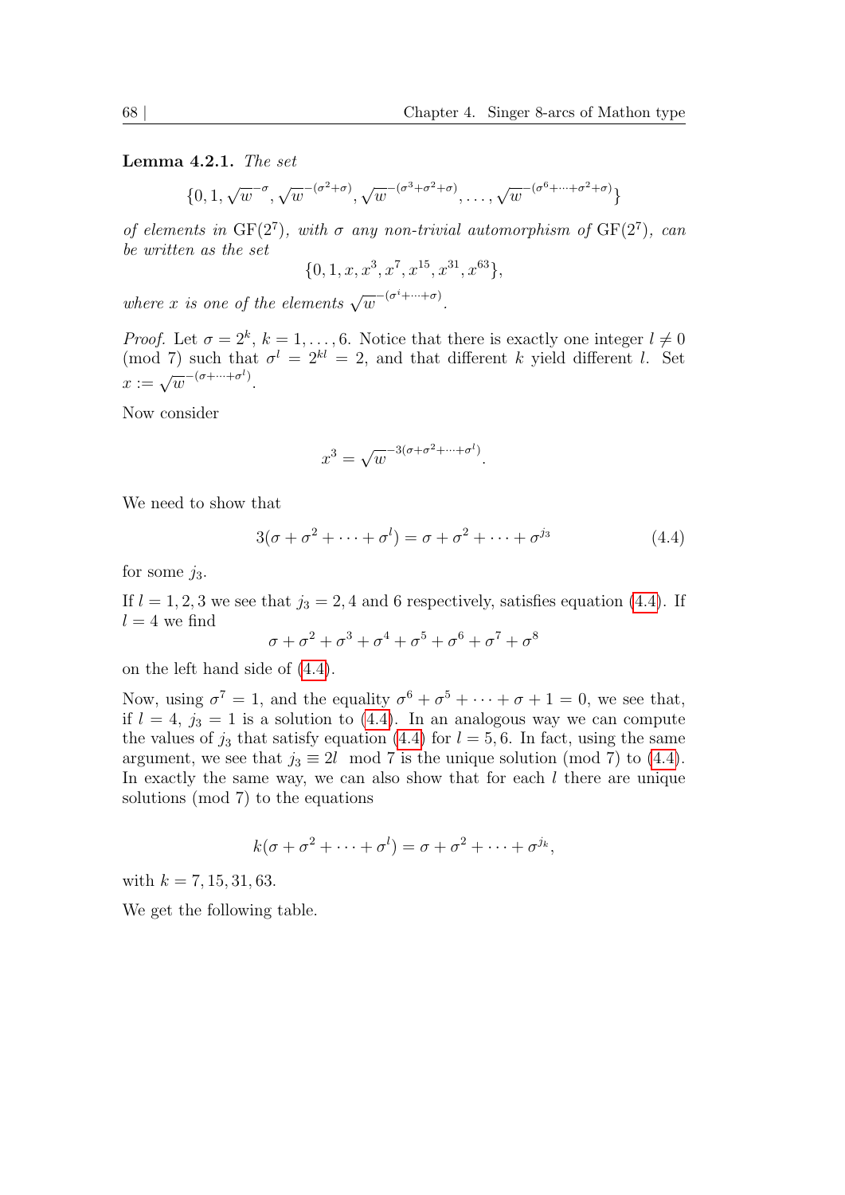**Lemma 4.2.1.** *The set*

$$\{0, 1, \sqrt{w}^{-\sigma}, \sqrt{w}^{-(\sigma^2+\sigma)}, \sqrt{w}^{-(\sigma^3+\sigma^2+\sigma)}, \ldots, \sqrt{w}^{-(\sigma^6+\cdots+\sigma^2+\sigma)}\}$$

*of elements in* $\mathrm{GF}(2^7)$*, with* $\sigma$ *any non-trivial automorphism of* $\mathrm{GF}(2^7)$*, can be written as the set*

$$\{0, 1, x, x^3, x^7, x^{15}, x^{31}, x^{63}\},$$

*where* $x$ *is one of the elements* $\sqrt{w}^{-(\sigma^i+\cdots+\sigma)}$.

*Proof.* Let $\sigma = 2^k$, $k = 1, \ldots, 6$. Notice that there is exactly one integer $l \neq 0 \pmod 7$ such that $\sigma^l = 2^{kl} = 2$, and that different $k$ yield different $l$. Set $x := \sqrt{w}^{-(\sigma+\cdots+\sigma^l)}$.

Now consider

$$x^3 = \sqrt{w}^{-3(\sigma+\sigma^2+\cdots+\sigma^l)}.$$

We need to show that

$$3(\sigma + \sigma^2 + \cdots + \sigma^l) = \sigma + \sigma^2 + \cdots + \sigma^{j_3} \tag{4.4}$$

for some $j_3$.

If $l = 1, 2, 3$ we see that $j_3 = 2, 4$ and $6$ respectively, satisfies equation (4.4). If $l = 4$ we find

$$\sigma + \sigma^2 + \sigma^3 + \sigma^4 + \sigma^5 + \sigma^6 + \sigma^7 + \sigma^8$$

on the left hand side of (4.4).

Now, using $\sigma^7 = 1$, and the equality $\sigma^6 + \sigma^5 + \cdots + \sigma + 1 = 0$, we see that, if $l = 4$, $j_3 = 1$ is a solution to (4.4). In an analogous way we can compute the values of $j_3$ that satisfy equation (4.4) for $l = 5, 6$. In fact, using the same argument, we see that $j_3 \equiv 2l \mod 7$ is the unique solution (mod 7) to (4.4). In exactly the same way, we can also show that for each $l$ there are unique solutions (mod 7) to the equations

$$k(\sigma + \sigma^2 + \cdots + \sigma^l) = \sigma + \sigma^2 + \cdots + \sigma^{j_k},$$

with $k = 7, 15, 31, 63$.

We get the following table.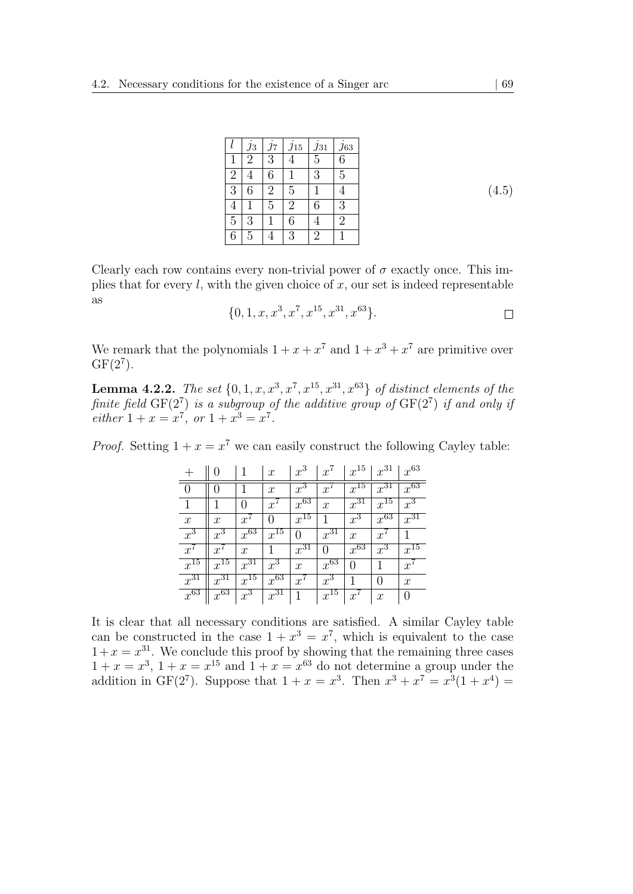| $l$ | $j_3$ | $j_7$ | $j_{15}$ | $j_{31}$ | $j_{63}$ |
|---|---|---|---|---|---|
| 1 | 2 | 3 | 4 | 5 | 6 |
| 2 | 4 | 6 | 1 | 3 | 5 |
| 3 | 6 | 2 | 5 | 1 | 4 |
| 4 | 1 | 5 | 2 | 6 | 3 |
| 5 | 3 | 1 | 6 | 4 | 2 |
| 6 | 5 | 4 | 3 | 2 | 1 |

(4.5)

Clearly each row contains every non-trivial power of $\sigma$ exactly once. This implies that for every $l$, with the given choice of $x$, our set is indeed representable as

$$\{0, 1, x, x^3, x^7, x^{15}, x^{31}, x^{63}\}.$$

□

We remark that the polynomials $1 + x + x^7$ and $1 + x^3 + x^7$ are primitive over $\mathrm{GF}(2^7)$.

**Lemma 4.2.2.** *The set $\{0, 1, x, x^3, x^7, x^{15}, x^{31}, x^{63}\}$ of distinct elements of the finite field $\mathrm{GF}(2^7)$ is a subgroup of the additive group of $\mathrm{GF}(2^7)$ if and only if either $1 + x = x^7$, or $1 + x^3 = x^7$.*

*Proof.* Setting $1 + x = x^7$ we can easily construct the following Cayley table:

| $+$ | $0$ | $1$ | $x$ | $x^3$ | $x^7$ | $x^{15}$ | $x^{31}$ | $x^{63}$ |
|---|---|---|---|---|---|---|---|---|
| $0$ | $0$ | $1$ | $x$ | $x^3$ | $x^7$ | $x^{15}$ | $x^{31}$ | $x^{63}$ |
| $1$ | $1$ | $0$ | $x^7$ | $x^{63}$ | $x$ | $x^{31}$ | $x^{15}$ | $x^3$ |
| $x$ | $x$ | $x^7$ | $0$ | $x^{15}$ | $1$ | $x^3$ | $x^{63}$ | $x^{31}$ |
| $x^3$ | $x^3$ | $x^{63}$ | $x^{15}$ | $0$ | $x^{31}$ | $x$ | $x^7$ | $1$ |
| $x^7$ | $x^7$ | $x$ | $1$ | $x^{31}$ | $0$ | $x^{63}$ | $x^3$ | $x^{15}$ |
| $x^{15}$ | $x^{15}$ | $x^{31}$ | $x^3$ | $x$ | $x^{63}$ | $0$ | $1$ | $x^7$ |
| $x^{31}$ | $x^{31}$ | $x^{15}$ | $x^{63}$ | $x^7$ | $x^3$ | $1$ | $0$ | $x$ |
| $x^{63}$ | $x^{63}$ | $x^3$ | $x^{31}$ | $1$ | $x^{15}$ | $x^7$ | $x$ | $0$ |

It is clear that all necessary conditions are satisfied. A similar Cayley table can be constructed in the case $1 + x^3 = x^7$, which is equivalent to the case $1 + x = x^{31}$. We conclude this proof by showing that the remaining three cases $1 + x = x^3$, $1 + x = x^{15}$ and $1 + x = x^{63}$ do not determine a group under the addition in $\mathrm{GF}(2^7)$. Suppose that $1 + x = x^3$. Then $x^3 + x^7 = x^3(1 + x^4) =$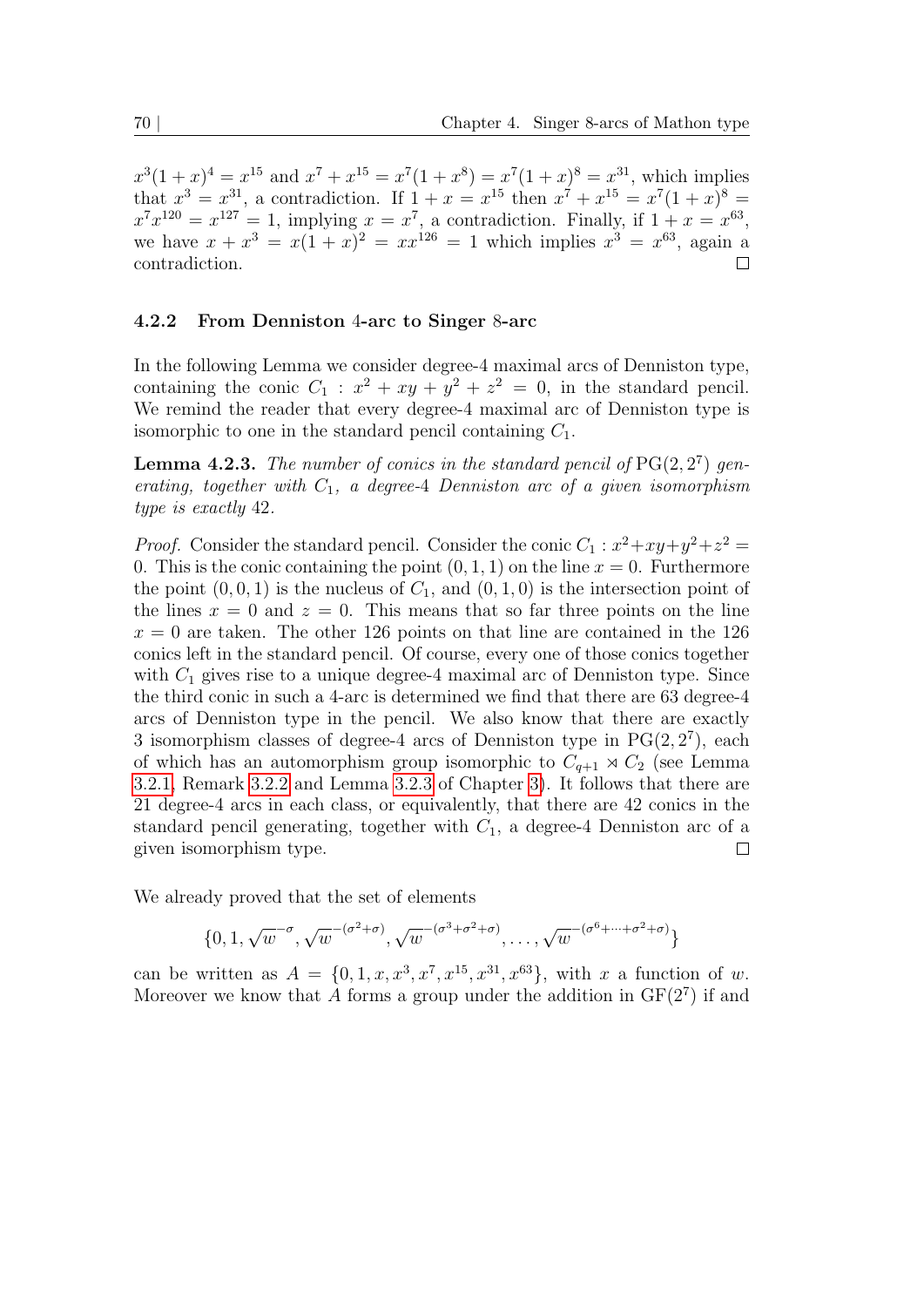$x^3(1+x)^4 = x^{15}$ and $x^7 + x^{15} = x^7(1+x^8) = x^7(1+x)^8 = x^{31}$, which implies that $x^3 = x^{31}$, a contradiction. If $1 + x = x^{15}$ then $x^7 + x^{15} = x^7(1+x)^8 = x^7x^{120} = x^{127} = 1$, implying $x = x^7$, a contradiction. Finally, if $1 + x = x^{63}$, we have $x + x^3 = x(1+x)^2 = xx^{126} = 1$ which implies $x^3 = x^{63}$, again a contradiction. □

### 4.2.2 From Denniston 4-arc to Singer 8-arc

In the following Lemma we consider degree-4 maximal arcs of Denniston type, containing the conic $C_1 : x^2 + xy + y^2 + z^2 = 0$, in the standard pencil. We remind the reader that every degree-4 maximal arc of Denniston type is isomorphic to one in the standard pencil containing $C_1$.

**Lemma 4.2.3.** *The number of conics in the standard pencil of* $\mathrm{PG}(2, 2^7)$ *generating, together with* $C_1$*, a degree-*4 *Denniston arc of a given isomorphism type is exactly* 42*.*

*Proof.* Consider the standard pencil. Consider the conic $C_1 : x^2+xy+y^2+z^2 = 0$. This is the conic containing the point $(0, 1, 1)$ on the line $x = 0$. Furthermore the point $(0, 0, 1)$ is the nucleus of $C_1$, and $(0, 1, 0)$ is the intersection point of the lines $x = 0$ and $z = 0$. This means that so far three points on the line $x = 0$ are taken. The other 126 points on that line are contained in the 126 conics left in the standard pencil. Of course, every one of those conics together with $C_1$ gives rise to a unique degree-4 maximal arc of Denniston type. Since the third conic in such a 4-arc is determined we find that there are 63 degree-4 arcs of Denniston type in the pencil. We also know that there are exactly 3 isomorphism classes of degree-4 arcs of Denniston type in $\mathrm{PG}(2, 2^7)$, each of which has an automorphism group isomorphic to $C_{q+1} \rtimes C_2$ (see Lemma 3.2.1, Remark 3.2.2 and Lemma 3.2.3 of Chapter 3). It follows that there are 21 degree-4 arcs in each class, or equivalently, that there are 42 conics in the standard pencil generating, together with $C_1$, a degree-4 Denniston arc of a given isomorphism type. □

We already proved that the set of elements

$$\{0, 1, \sqrt{w}^{-\sigma}, \sqrt{w}^{-(\sigma^2+\sigma)}, \sqrt{w}^{-(\sigma^3+\sigma^2+\sigma)}, \ldots, \sqrt{w}^{-(\sigma^6+\cdots+\sigma^2+\sigma)}\}$$

can be written as $A = \{0, 1, x, x^3, x^7, x^{15}, x^{31}, x^{63}\}$, with $x$ a function of $w$. Moreover we know that $A$ forms a group under the addition in $\mathrm{GF}(2^7)$ if and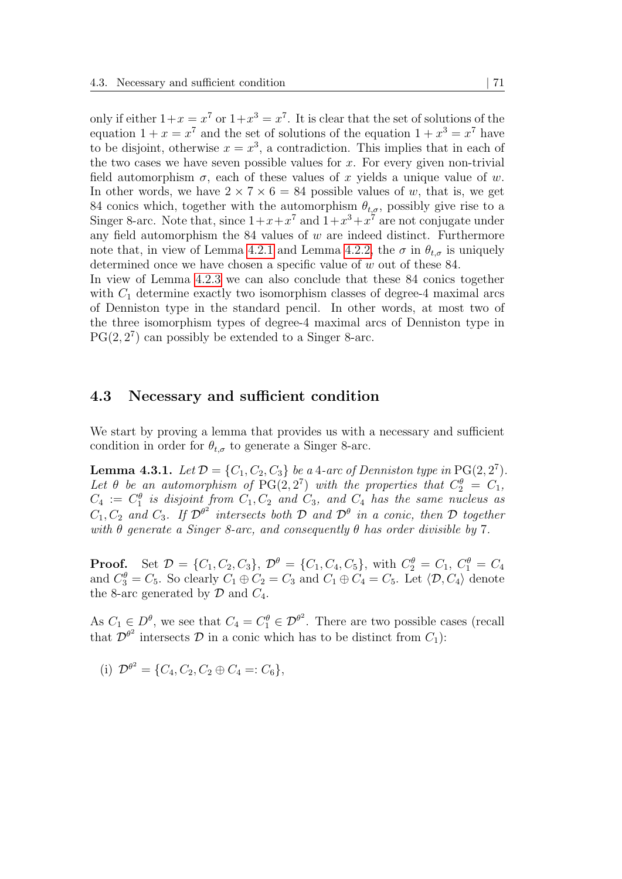only if either $1+x = x^7$ or $1+x^3 = x^7$. It is clear that the set of solutions of the equation $1 + x = x^7$ and the set of solutions of the equation $1 + x^3 = x^7$ have to be disjoint, otherwise $x = x^3$, a contradiction. This implies that in each of the two cases we have seven possible values for $x$. For every given non-trivial field automorphism $\sigma$, each of these values of $x$ yields a unique value of $w$. In other words, we have $2 \times 7 \times 6 = 84$ possible values of $w$, that is, we get 84 conics which, together with the automorphism $\theta_{t,\sigma}$, possibly give rise to a Singer 8-arc. Note that, since $1+x+x^7$ and $1+x^3+x^7$ are not conjugate under any field automorphism the 84 values of $w$ are indeed distinct. Furthermore note that, in view of Lemma 4.2.1 and Lemma 4.2.2, the $\sigma$ in $\theta_{t,\sigma}$ is uniquely determined once we have chosen a specific value of $w$ out of these 84.

In view of Lemma 4.2.3 we can also conclude that these 84 conics together with $C_1$ determine exactly two isomorphism classes of degree-4 maximal arcs of Denniston type in the standard pencil. In other words, at most two of the three isomorphism types of degree-4 maximal arcs of Denniston type in $\mathrm{PG}(2, 2^7)$ can possibly be extended to a Singer 8-arc.

## 4.3 Necessary and sufficient condition

We start by proving a lemma that provides us with a necessary and sufficient condition in order for $\theta_{t,\sigma}$ to generate a Singer 8-arc.

**Lemma 4.3.1.** *Let $\mathcal{D} = \{C_1, C_2, C_3\}$ be a 4-arc of Denniston type in $\mathrm{PG}(2, 2^7)$. Let $\theta$ be an automorphism of $\mathrm{PG}(2, 2^7)$ with the properties that $C_2^\theta = C_1$, $C_4 := C_1^\theta$ is disjoint from $C_1, C_2$ and $C_3$, and $C_4$ has the same nucleus as $C_1, C_2$ and $C_3$. If $\mathcal{D}^{\theta^2}$ intersects both $\mathcal{D}$ and $\mathcal{D}^\theta$ in a conic, then $\mathcal{D}$ together with $\theta$ generate a Singer 8-arc, and consequently $\theta$ has order divisible by 7.*

**Proof.** Set $\mathcal{D} = \{C_1, C_2, C_3\}$, $\mathcal{D}^\theta = \{C_1, C_4, C_5\}$, with $C_2^\theta = C_1$, $C_1^\theta = C_4$ and $C_3^\theta = C_5$. So clearly $C_1 \oplus C_2 = C_3$ and $C_1 \oplus C_4 = C_5$. Let $\langle \mathcal{D}, C_4 \rangle$ denote the 8-arc generated by $\mathcal{D}$ and $C_4$.

As $C_1 \in D^\theta$, we see that $C_4 = C_1^\theta \in \mathcal{D}^{\theta^2}$. There are two possible cases (recall that $\mathcal{D}^{\theta^2}$ intersects $\mathcal{D}$ in a conic which has to be distinct from $C_1$):

(i) $\mathcal{D}^{\theta^2} = \{C_4, C_2, C_2 \oplus C_4 =: C_6\}$,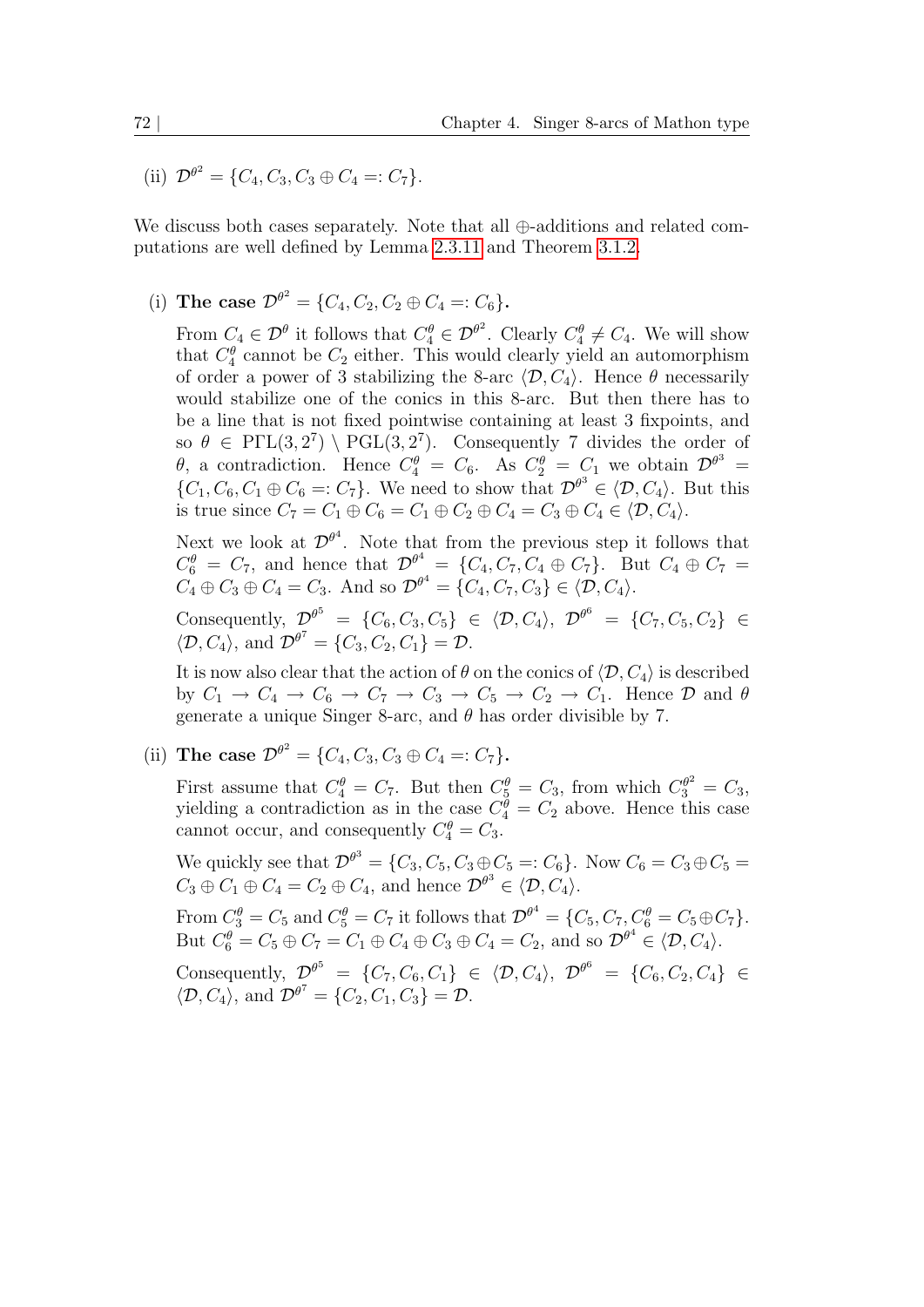(ii) $\mathcal{D}^{\theta^2} = \{C_4, C_3, C_3 \oplus C_4 =: C_7\}$.

We discuss both cases separately. Note that all $\oplus$-additions and related computations are well defined by Lemma 2.3.11 and Theorem 3.1.2.

(i) **The case $\mathcal{D}^{\theta^2} = \{C_4, C_2, C_2 \oplus C_4 =: C_6\}$.**

From $C_4 \in \mathcal{D}^\theta$ it follows that $C_4^\theta \in \mathcal{D}^{\theta^2}$. Clearly $C_4^\theta \neq C_4$. We will show that $C_4^\theta$ cannot be $C_2$ either. This would clearly yield an automorphism of order a power of 3 stabilizing the 8-arc $\langle \mathcal{D}, C_4 \rangle$. Hence $\theta$ necessarily would stabilize one of the conics in this 8-arc. But then there has to be a line that is not fixed pointwise containing at least 3 fixpoints, and so $\theta \in \mathrm{P\Gamma L}(3, 2^7) \setminus \mathrm{PGL}(3, 2^7)$. Consequently 7 divides the order of $\theta$, a contradiction. Hence $C_4^\theta = C_6$. As $C_2^\theta = C_1$ we obtain $\mathcal{D}^{\theta^3} = \{C_1, C_6, C_1 \oplus C_6 =: C_7\}$. We need to show that $\mathcal{D}^{\theta^3} \in \langle \mathcal{D}, C_4 \rangle$. But this is true since $C_7 = C_1 \oplus C_6 = C_1 \oplus C_2 \oplus C_4 = C_3 \oplus C_4 \in \langle \mathcal{D}, C_4 \rangle$.

Next we look at $\mathcal{D}^{\theta^4}$. Note that from the previous step it follows that $C_6^\theta = C_7$, and hence that $\mathcal{D}^{\theta^4} = \{C_4, C_7, C_4 \oplus C_7\}$. But $C_4 \oplus C_7 = C_4 \oplus C_3 \oplus C_4 = C_3$. And so $\mathcal{D}^{\theta^4} = \{C_4, C_7, C_3\} \in \langle \mathcal{D}, C_4 \rangle$.

Consequently, $\mathcal{D}^{\theta^5} = \{C_6, C_3, C_5\} \in \langle \mathcal{D}, C_4 \rangle$, $\mathcal{D}^{\theta^6} = \{C_7, C_5, C_2\} \in \langle \mathcal{D}, C_4 \rangle$, and $\mathcal{D}^{\theta^7} = \{C_3, C_2, C_1\} = \mathcal{D}$.

It is now also clear that the action of $\theta$ on the conics of $\langle \mathcal{D}, C_4 \rangle$ is described by $C_1 \to C_4 \to C_6 \to C_7 \to C_3 \to C_5 \to C_2 \to C_1$. Hence $\mathcal{D}$ and $\theta$ generate a unique Singer 8-arc, and $\theta$ has order divisible by 7.

(ii) **The case $\mathcal{D}^{\theta^2} = \{C_4, C_3, C_3 \oplus C_4 =: C_7\}$.**

First assume that $C_4^\theta = C_7$. But then $C_5^\theta = C_3$, from which $C_3^{\theta^2} = C_3$, yielding a contradiction as in the case $C_4^\theta = C_2$ above. Hence this case cannot occur, and consequently $C_4^\theta = C_3$.

We quickly see that $\mathcal{D}^{\theta^3} = \{C_3, C_5, C_3 \oplus C_5 =: C_6\}$. Now $C_6 = C_3 \oplus C_5 = C_3 \oplus C_1 \oplus C_4 = C_2 \oplus C_4$, and hence $\mathcal{D}^{\theta^3} \in \langle \mathcal{D}, C_4 \rangle$.

From $C_3^\theta = C_5$ and $C_5^\theta = C_7$ it follows that $\mathcal{D}^{\theta^4} = \{C_5, C_7, C_6^\theta = C_5 \oplus C_7\}$. But $C_6^\theta = C_5 \oplus C_7 = C_1 \oplus C_4 \oplus C_3 \oplus C_4 = C_2$, and so $\mathcal{D}^{\theta^4} \in \langle \mathcal{D}, C_4 \rangle$.

Consequently, $\mathcal{D}^{\theta^5} = \{C_7, C_6, C_1\} \in \langle \mathcal{D}, C_4 \rangle$, $\mathcal{D}^{\theta^6} = \{C_6, C_2, C_4\} \in \langle \mathcal{D}, C_4 \rangle$, and $\mathcal{D}^{\theta^7} = \{C_2, C_1, C_3\} = \mathcal{D}$.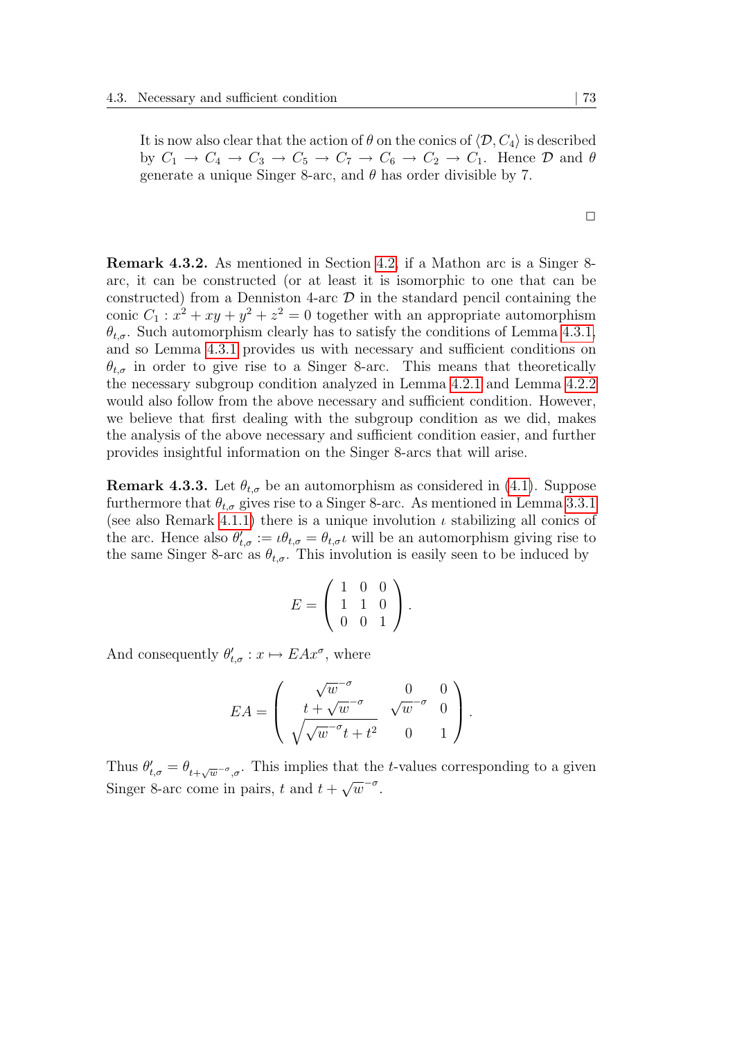It is now also clear that the action of $\theta$ on the conics of $\langle \mathcal{D}, C_4 \rangle$ is described by $C_1 \to C_4 \to C_3 \to C_5 \to C_7 \to C_6 \to C_2 \to C_1$. Hence $\mathcal{D}$ and $\theta$ generate a unique Singer 8-arc, and $\theta$ has order divisible by 7.

□

**Remark 4.3.2.** As mentioned in Section 4.2, if a Mathon arc is a Singer 8-arc, it can be constructed (or at least it is isomorphic to one that can be constructed) from a Denniston 4-arc $\mathcal{D}$ in the standard pencil containing the conic $C_1 : x^2 + xy + y^2 + z^2 = 0$ together with an appropriate automorphism $\theta_{t,\sigma}$. Such automorphism clearly has to satisfy the conditions of Lemma 4.3.1, and so Lemma 4.3.1 provides us with necessary and sufficient conditions on $\theta_{t,\sigma}$ in order to give rise to a Singer 8-arc. This means that theoretically the necessary subgroup condition analyzed in Lemma 4.2.1 and Lemma 4.2.2 would also follow from the above necessary and sufficient condition. However, we believe that first dealing with the subgroup condition as we did, makes the analysis of the above necessary and sufficient condition easier, and further provides insightful information on the Singer 8-arcs that will arise.

**Remark 4.3.3.** Let $\theta_{t,\sigma}$ be an automorphism as considered in (4.1). Suppose furthermore that $\theta_{t,\sigma}$ gives rise to a Singer 8-arc. As mentioned in Lemma 3.3.1 (see also Remark 4.1.1) there is a unique involution $\iota$ stabilizing all conics of the arc. Hence also $\theta'_{t,\sigma} := \iota\theta_{t,\sigma} = \theta_{t,\sigma}\iota$ will be an automorphism giving rise to the same Singer 8-arc as $\theta_{t,\sigma}$. This involution is easily seen to be induced by

$$E = \begin{pmatrix} 1 & 0 & 0 \\ 1 & 1 & 0 \\ 0 & 0 & 1 \end{pmatrix}.$$

And consequently $\theta'_{t,\sigma} : x \mapsto EAx^\sigma$, where

$$EA = \begin{pmatrix} \sqrt{w}^{-\sigma} & 0 & 0 \\ t + \sqrt{w}^{-\sigma} & \sqrt{w}^{-\sigma} & 0 \\ \sqrt{\sqrt{w}^{-\sigma} t + t^2} & 0 & 1 \end{pmatrix}.$$

Thus $\theta'_{t,\sigma} = \theta_{t+\sqrt{w}^{-\sigma},\sigma}$. This implies that the $t$-values corresponding to a given Singer 8-arc come in pairs, $t$ and $t + \sqrt{w}^{-\sigma}$.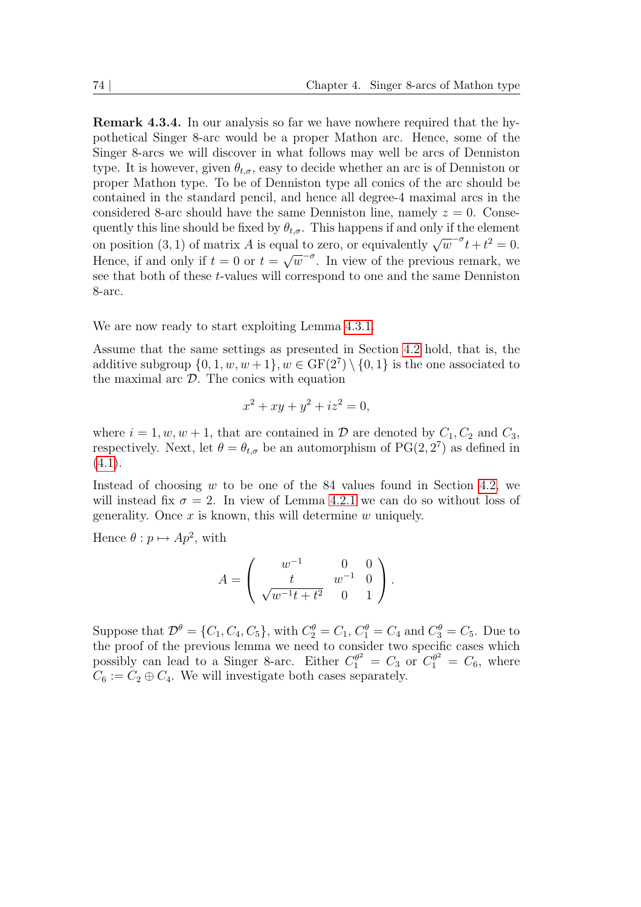**Remark 4.3.4.** In our analysis so far we have nowhere required that the hypothetical Singer 8-arc would be a proper Mathon arc. Hence, some of the Singer 8-arcs we will discover in what follows may well be arcs of Denniston type. It is however, given $\theta_{t,\sigma}$, easy to decide whether an arc is of Denniston or proper Mathon type. To be of Denniston type all conics of the arc should be contained in the standard pencil, and hence all degree-4 maximal arcs in the considered 8-arc should have the same Denniston line, namely $z = 0$. Consequently this line should be fixed by $\theta_{t,\sigma}$. This happens if and only if the element on position $(3, 1)$ of matrix $A$ is equal to zero, or equivalently $\sqrt{w}^{-\sigma}t + t^2 = 0$. Hence, if and only if $t = 0$ or $t = \sqrt{w}^{-\sigma}$. In view of the previous remark, we see that both of these $t$-values will correspond to one and the same Denniston 8-arc.

We are now ready to start exploiting Lemma 4.3.1.

Assume that the same settings as presented in Section 4.2 hold, that is, the additive subgroup $\{0, 1, w, w + 1\}, w \in \mathrm{GF}(2^7) \setminus \{0, 1\}$ is the one associated to the maximal arc $\mathcal{D}$. The conics with equation

$$x^2 + xy + y^2 + iz^2 = 0,$$

where $i = 1, w, w + 1$, that are contained in $\mathcal{D}$ are denoted by $C_1, C_2$ and $C_3$, respectively. Next, let $\theta = \theta_{t,\sigma}$ be an automorphism of $\mathrm{PG}(2, 2^7)$ as defined in (4.1).

Instead of choosing $w$ to be one of the 84 values found in Section 4.2, we will instead fix $\sigma = 2$. In view of Lemma 4.2.1 we can do so without loss of generality. Once $x$ is known, this will determine $w$ uniquely.

Hence $\theta : p \mapsto Ap^2$, with

$$A = \begin{pmatrix} w^{-1} & 0 & 0 \\ t & w^{-1} & 0 \\ \sqrt{w^{-1}t + t^2} & 0 & 1 \end{pmatrix}.$$

Suppose that $\mathcal{D}^\theta = \{C_1, C_4, C_5\}$, with $C_2^\theta = C_1$, $C_1^\theta = C_4$ and $C_3^\theta = C_5$. Due to the proof of the previous lemma we need to consider two specific cases which possibly can lead to a Singer 8-arc. Either $C_1^{\theta^2} = C_3$ or $C_1^{\theta^2} = C_6$, where $C_6 := C_2 \oplus C_4$. We will investigate both cases separately.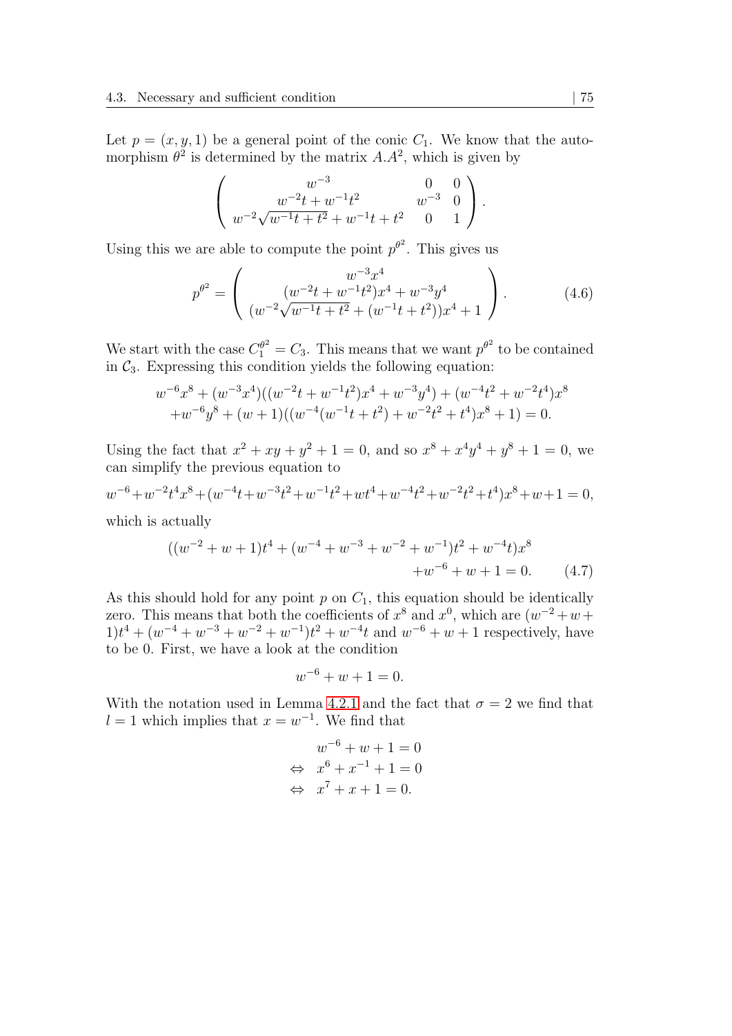Let $p = (x, y, 1)$ be a general point of the conic $C_1$. We know that the automorphism $\theta^2$ is determined by the matrix $A.A^2$, which is given by

$$\begin{pmatrix} w^{-3} & 0 & 0 \\ w^{-2}t + w^{-1}t^2 & w^{-3} & 0 \\ w^{-2}\sqrt{w^{-1}t + t^2} + w^{-1}t + t^2 & 0 & 1 \end{pmatrix}.$$

Using this we are able to compute the point $p^{\theta^2}$. This gives us

$$p^{\theta^2} = \begin{pmatrix} w^{-3}x^4 \\ (w^{-2}t + w^{-1}t^2)x^4 + w^{-3}y^4 \\ (w^{-2}\sqrt{w^{-1}t + t^2} + (w^{-1}t + t^2))x^4 + 1 \end{pmatrix}. \tag{4.6}$$

We start with the case $C_1^{\theta^2} = C_3$. This means that we want $p^{\theta^2}$ to be contained in $\mathcal{C}_3$. Expressing this condition yields the following equation:

$$\begin{aligned} w^{-6}x^8 + (w^{-3}x^4)((w^{-2}t + w^{-1}t^2)x^4 + w^{-3}y^4) + (w^{-4}t^2 + w^{-2}t^4)x^8 \\ + w^{-6}y^8 + (w+1)((w^{-4}(w^{-1}t + t^2) + w^{-2}t^2 + t^4)x^8 + 1) = 0. \end{aligned}$$

Using the fact that $x^2 + xy + y^2 + 1 = 0$, and so $x^8 + x^4y^4 + y^8 + 1 = 0$, we can simplify the previous equation to

$$w^{-6} + w^{-2}t^4x^8 + (w^{-4}t + w^{-3}t^2 + w^{-1}t^2 + wt^4 + w^{-4}t^2 + w^{-2}t^2 + t^4)x^8 + w + 1 = 0,$$

which is actually

$$\begin{aligned} ((w^{-2} + w + 1)t^4 + (w^{-4} + w^{-3} + w^{-2} + w^{-1})t^2 + w^{-4}t)x^8 \\ + w^{-6} + w + 1 = 0. \end{aligned} \tag{4.7}$$

As this should hold for any point $p$ on $C_1$, this equation should be identically zero. This means that both the coefficients of $x^8$ and $x^0$, which are $(w^{-2} + w + 1)t^4 + (w^{-4} + w^{-3} + w^{-2} + w^{-1})t^2 + w^{-4}t$ and $w^{-6} + w + 1$ respectively, have to be 0. First, we have a look at the condition

$$w^{-6} + w + 1 = 0.$$

With the notation used in Lemma 4.2.1 and the fact that $\sigma = 2$ we find that $l = 1$ which implies that $x = w^{-1}$. We find that

$$\begin{aligned} & w^{-6} + w + 1 = 0 \\ \Leftrightarrow \quad & x^6 + x^{-1} + 1 = 0 \\ \Leftrightarrow \quad & x^7 + x + 1 = 0. \end{aligned}$$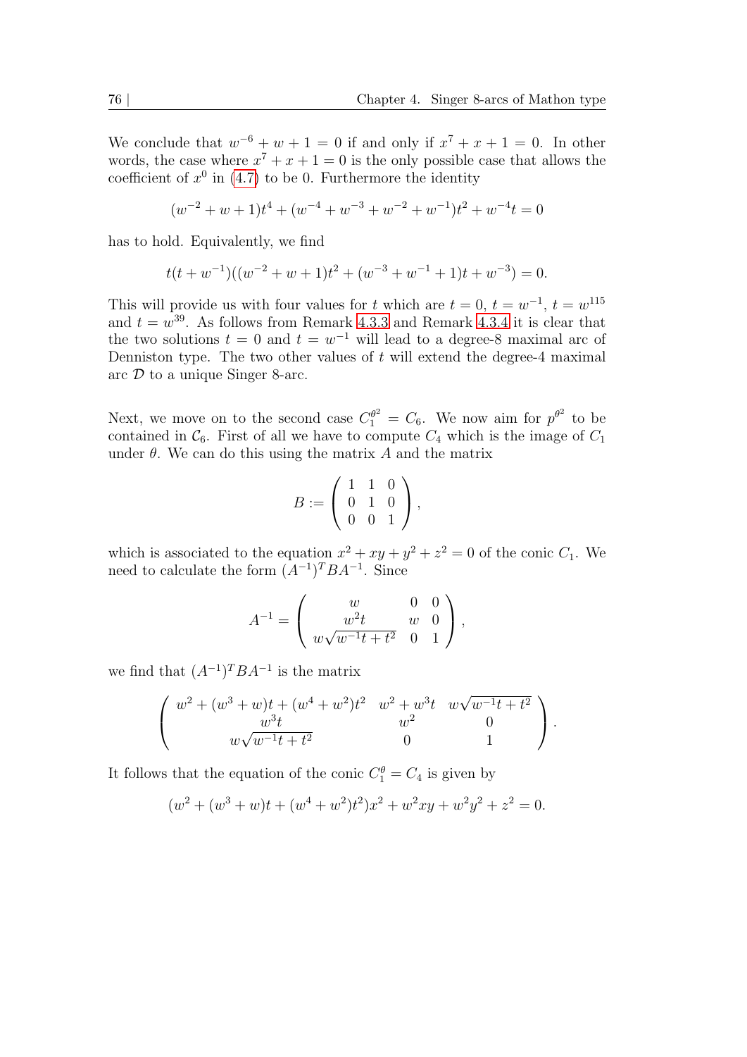We conclude that $w^{-6} + w + 1 = 0$ if and only if $x^7 + x + 1 = 0$. In other words, the case where $x^7 + x + 1 = 0$ is the only possible case that allows the coefficient of $x^0$ in (4.7) to be 0. Furthermore the identity

$$(w^{-2} + w + 1)t^4 + (w^{-4} + w^{-3} + w^{-2} + w^{-1})t^2 + w^{-4}t = 0$$

has to hold. Equivalently, we find

$$t(t + w^{-1})((w^{-2} + w + 1)t^2 + (w^{-3} + w^{-1} + 1)t + w^{-3}) = 0.$$

This will provide us with four values for $t$ which are $t = 0$, $t = w^{-1}$, $t = w^{115}$ and $t = w^{39}$. As follows from Remark 4.3.3 and Remark 4.3.4 it is clear that the two solutions $t = 0$ and $t = w^{-1}$ will lead to a degree-8 maximal arc of Denniston type. The two other values of $t$ will extend the degree-4 maximal arc $\mathcal{D}$ to a unique Singer 8-arc.

Next, we move on to the second case $C_1^{\theta^2} = C_6$. We now aim for $p^{\theta^2}$ to be contained in $\mathcal{C}_6$. First of all we have to compute $C_4$ which is the image of $C_1$ under $\theta$. We can do this using the matrix $A$ and the matrix

$$B := \begin{pmatrix} 1 & 1 & 0 \\ 0 & 1 & 0 \\ 0 & 0 & 1 \end{pmatrix},$$

which is associated to the equation $x^2 + xy + y^2 + z^2 = 0$ of the conic $C_1$. We need to calculate the form $(A^{-1})^T B A^{-1}$. Since

$$A^{-1} = \begin{pmatrix} w & 0 & 0 \\ w^2 t & w & 0 \\ w\sqrt{w^{-1}t + t^2} & 0 & 1 \end{pmatrix},$$

we find that $(A^{-1})^T B A^{-1}$ is the matrix

$$\begin{pmatrix} w^2 + (w^3 + w)t + (w^4 + w^2)t^2 & w^2 + w^3 t & w\sqrt{w^{-1}t + t^2} \\ w^3 t & w^2 & 0 \\ w\sqrt{w^{-1}t + t^2} & 0 & 1 \end{pmatrix}.$$

It follows that the equation of the conic $C_1^{\theta} = C_4$ is given by

$$(w^2 + (w^3 + w)t + (w^4 + w^2)t^2)x^2 + w^2 xy + w^2 y^2 + z^2 = 0.$$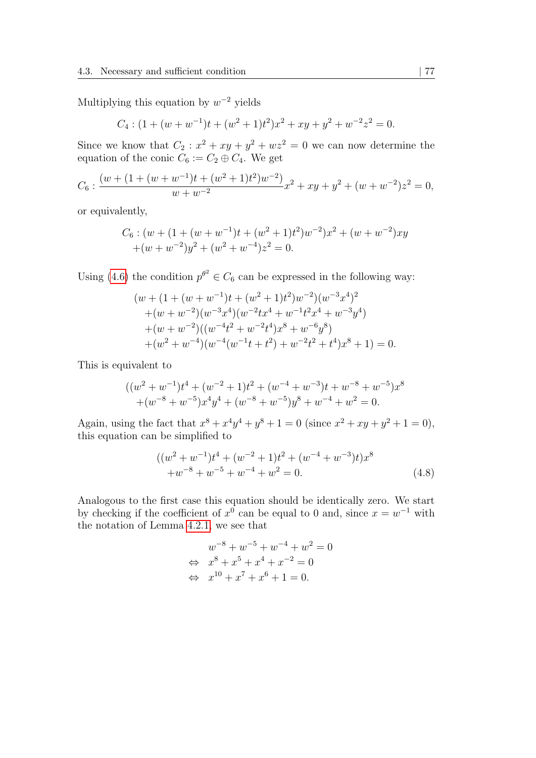Multiplying this equation by $w^{-2}$ yields

$$C_4 : (1 + (w + w^{-1})t + (w^2 + 1)t^2)x^2 + xy + y^2 + w^{-2}z^2 = 0.$$

Since we know that $C_2 : x^2 + xy + y^2 + wz^2 = 0$ we can now determine the equation of the conic $C_6 := C_2 \oplus C_4$. We get

$$C_6 : \frac{(w + (1 + (w + w^{-1})t + (w^2 + 1)t^2)w^{-2})}{w + w^{-2}}x^2 + xy + y^2 + (w + w^{-2})z^2 = 0,$$

or equivalently,

$$\begin{aligned} C_6 : &(w + (1 + (w + w^{-1})t + (w^2 + 1)t^2)w^{-2})x^2 + (w + w^{-2})xy \\ &+ (w + w^{-2})y^2 + (w^2 + w^{-4})z^2 = 0. \end{aligned}$$

Using (4.6) the condition $p^{\theta^2} \in C_6$ can be expressed in the following way:

$$\begin{aligned} &(w + (1 + (w + w^{-1})t + (w^2 + 1)t^2)w^{-2})(w^{-3}x^4)^2 \\ &+ (w + w^{-2})(w^{-3}x^4)(w^{-2}tx^4 + w^{-1}t^2x^4 + w^{-3}y^4) \\ &+ (w + w^{-2})((w^{-4}t^2 + w^{-2}t^4)x^8 + w^{-6}y^8) \\ &+ (w^2 + w^{-4})(w^{-4}(w^{-1}t + t^2) + w^{-2}t^2 + t^4)x^8 + 1) = 0. \end{aligned}$$

This is equivalent to

$$\begin{aligned} &((w^2 + w^{-1})t^4 + (w^{-2} + 1)t^2 + (w^{-4} + w^{-3})t + w^{-8} + w^{-5})x^8 \\ &+ (w^{-8} + w^{-5})x^4y^4 + (w^{-8} + w^{-5})y^8 + w^{-4} + w^2 = 0. \end{aligned}$$

Again, using the fact that $x^8 + x^4y^4 + y^8 + 1 = 0$ (since $x^2 + xy + y^2 + 1 = 0$), this equation can be simplified to

$$\begin{aligned} &((w^2 + w^{-1})t^4 + (w^{-2} + 1)t^2 + (w^{-4} + w^{-3})t)x^8 \\ &+ w^{-8} + w^{-5} + w^{-4} + w^2 = 0. \end{aligned} \tag{4.8}$$

Analogous to the first case this equation should be identically zero. We start by checking if the coefficient of $x^0$ can be equal to 0 and, since $x = w^{-1}$ with the notation of Lemma 4.2.1, we see that

$$\begin{aligned} & w^{-8} + w^{-5} + w^{-4} + w^2 = 0 \\ \Leftrightarrow \quad & x^8 + x^5 + x^4 + x^{-2} = 0 \\ \Leftrightarrow \quad & x^{10} + x^7 + x^6 + 1 = 0. \end{aligned}$$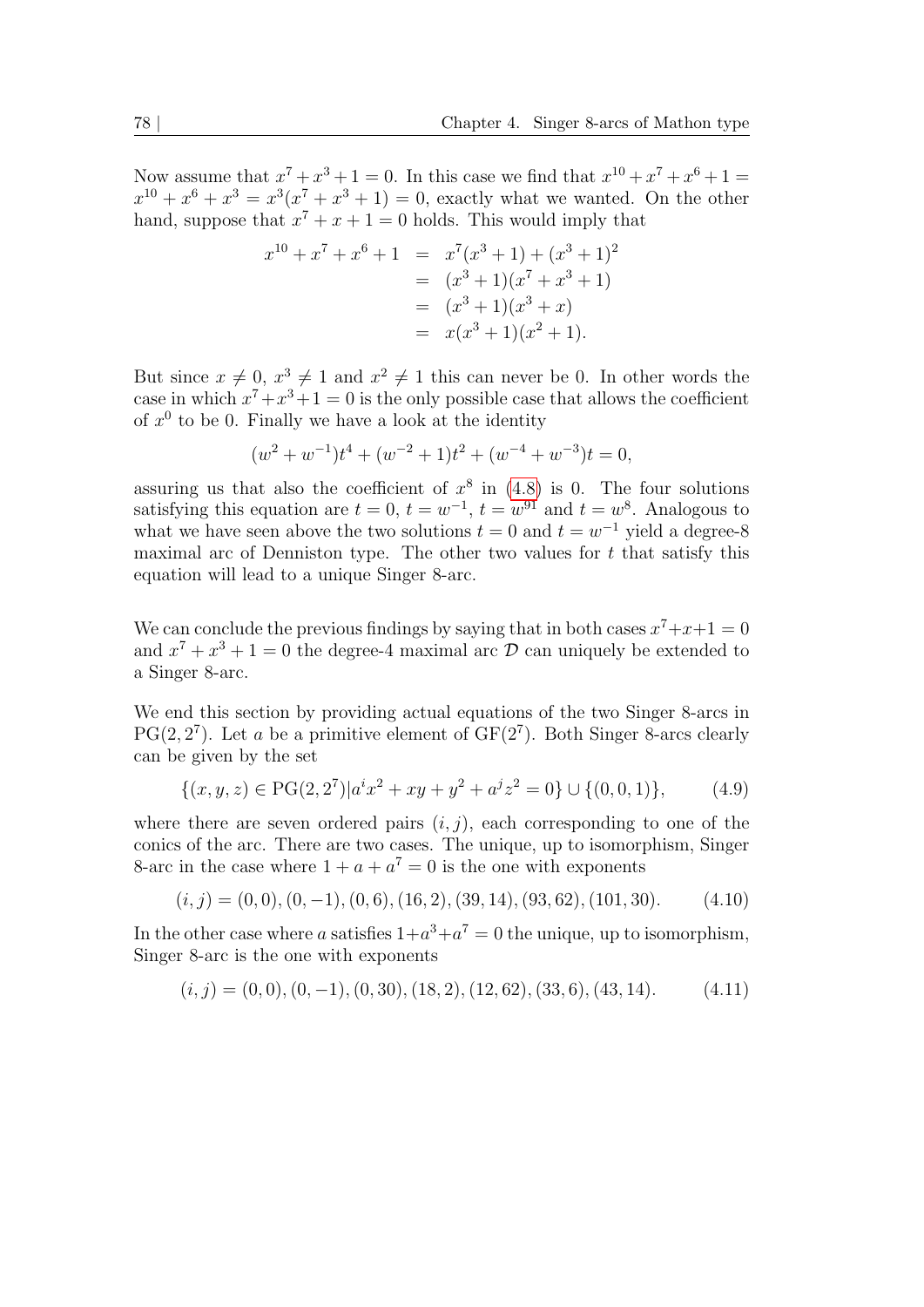Now assume that $x^7 + x^3 + 1 = 0$. In this case we find that $x^{10} + x^7 + x^6 + 1 = x^{10} + x^6 + x^3 = x^3(x^7 + x^3 + 1) = 0$, exactly what we wanted. On the other hand, suppose that $x^7 + x + 1 = 0$ holds. This would imply that

$$\begin{aligned}
x^{10} + x^7 + x^6 + 1 &= x^7(x^3 + 1) + (x^3 + 1)^2 \\
&= (x^3 + 1)(x^7 + x^3 + 1) \\
&= (x^3 + 1)(x^3 + x) \\
&= x(x^3 + 1)(x^2 + 1).
\end{aligned}$$

But since $x \neq 0$, $x^3 \neq 1$ and $x^2 \neq 1$ this can never be 0. In other words the case in which $x^7 + x^3 + 1 = 0$ is the only possible case that allows the coefficient of $x^0$ to be 0. Finally we have a look at the identity

$$(w^2 + w^{-1})t^4 + (w^{-2} + 1)t^2 + (w^{-4} + w^{-3})t = 0,$$

assuring us that also the coefficient of $x^8$ in (4.8) is 0. The four solutions satisfying this equation are $t = 0$, $t = w^{-1}$, $t = w^{91}$ and $t = w^8$. Analogous to what we have seen above the two solutions $t = 0$ and $t = w^{-1}$ yield a degree-8 maximal arc of Denniston type. The other two values for $t$ that satisfy this equation will lead to a unique Singer 8-arc.

We can conclude the previous findings by saying that in both cases $x^7 + x + 1 = 0$ and $x^7 + x^3 + 1 = 0$ the degree-4 maximal arc $\mathcal{D}$ can uniquely be extended to a Singer 8-arc.

We end this section by providing actual equations of the two Singer 8-arcs in $\mathrm{PG}(2, 2^7)$. Let $a$ be a primitive element of $\mathrm{GF}(2^7)$. Both Singer 8-arcs clearly can be given by the set

$$\{(x, y, z) \in \mathrm{PG}(2, 2^7) | a^i x^2 + xy + y^2 + a^j z^2 = 0\} \cup \{(0, 0, 1)\}, \tag{4.9}$$

where there are seven ordered pairs $(i, j)$, each corresponding to one of the conics of the arc. There are two cases. The unique, up to isomorphism, Singer 8-arc in the case where $1 + a + a^7 = 0$ is the one with exponents

$$(i, j) = (0, 0), (0, -1), (0, 6), (16, 2), (39, 14), (93, 62), (101, 30). \tag{4.10}$$

In the other case where $a$ satisfies $1 + a^3 + a^7 = 0$ the unique, up to isomorphism, Singer 8-arc is the one with exponents

$$(i, j) = (0, 0), (0, -1), (0, 30), (18, 2), (12, 62), (33, 6), (43, 14). \tag{4.11}$$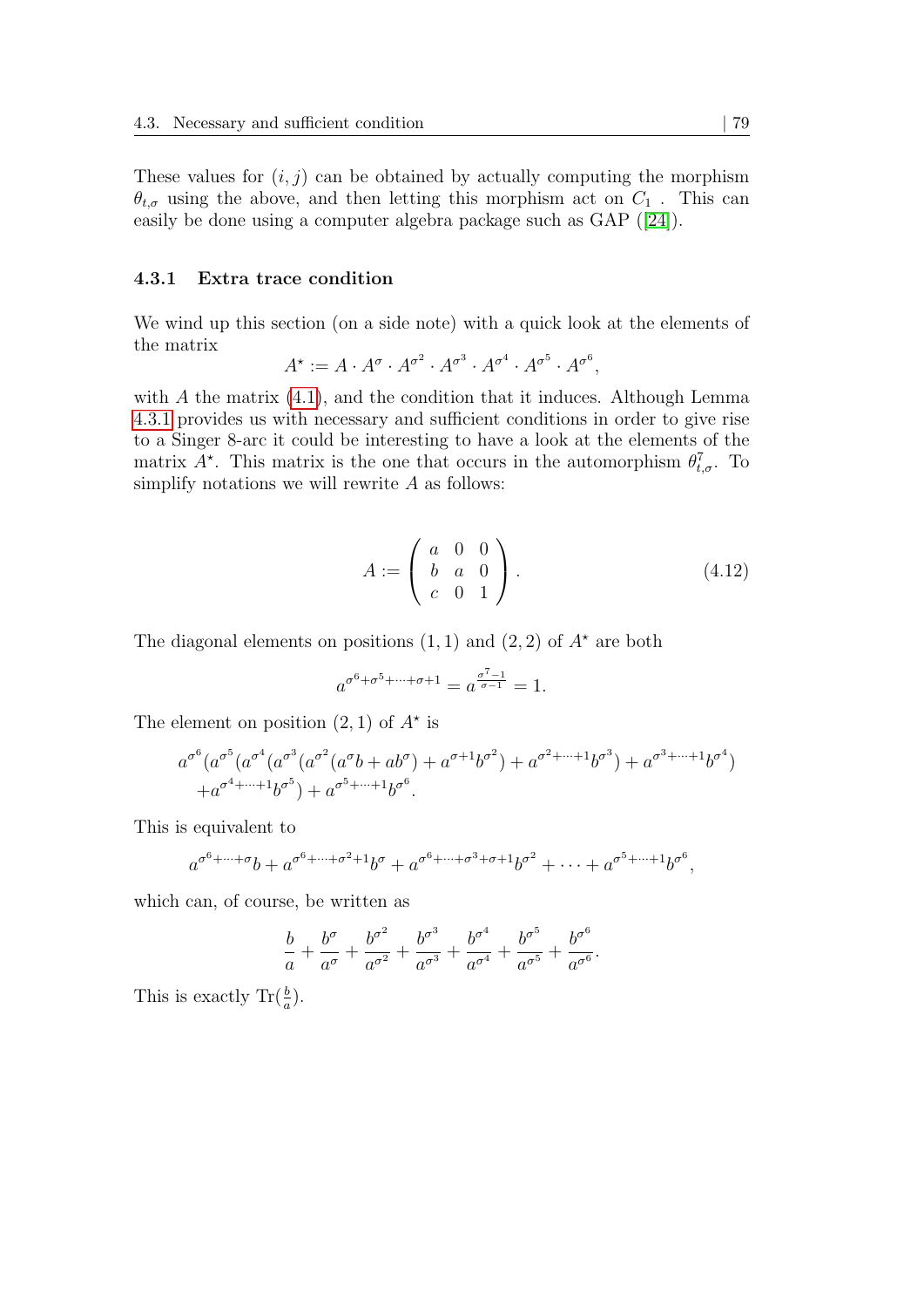These values for $(i, j)$ can be obtained by actually computing the morphism $\theta_{t,\sigma}$ using the above, and then letting this morphism act on $C_1$ . This can easily be done using a computer algebra package such as GAP ([24]).

### 4.3.1 Extra trace condition

We wind up this section (on a side note) with a quick look at the elements of the matrix

$$A^\star := A \cdot A^\sigma \cdot A^{\sigma^2} \cdot A^{\sigma^3} \cdot A^{\sigma^4} \cdot A^{\sigma^5} \cdot A^{\sigma^6},$$

with $A$ the matrix (4.1), and the condition that it induces. Although Lemma 4.3.1 provides us with necessary and sufficient conditions in order to give rise to a Singer 8-arc it could be interesting to have a look at the elements of the matrix $A^\star$. This matrix is the one that occurs in the automorphism $\theta^7_{t,\sigma}$. To simplify notations we will rewrite $A$ as follows:

$$A := \begin{pmatrix} a & 0 & 0 \\ b & a & 0 \\ c & 0 & 1 \end{pmatrix}. \tag{4.12}$$

The diagonal elements on positions $(1, 1)$ and $(2, 2)$ of $A^\star$ are both

$$a^{\sigma^6+\sigma^5+\cdots+\sigma+1} = a^{\frac{\sigma^7-1}{\sigma-1}} = 1.$$

The element on position $(2, 1)$ of $A^\star$ is

$$a^{\sigma^6}(a^{\sigma^5}(a^{\sigma^4}(a^{\sigma^3}(a^{\sigma^2}(a^\sigma b + ab^\sigma) + a^{\sigma+1}b^{\sigma^2}) + a^{\sigma^2+\cdots+1}b^{\sigma^3}) + a^{\sigma^3+\cdots+1}b^{\sigma^4})$$
$$+a^{\sigma^4+\cdots+1}b^{\sigma^5}) + a^{\sigma^5+\cdots+1}b^{\sigma^6}.$$

This is equivalent to

$$a^{\sigma^6+\cdots+\sigma}b + a^{\sigma^6+\cdots+\sigma^2+1}b^\sigma + a^{\sigma^6+\cdots+\sigma^3+\sigma+1}b^{\sigma^2} + \cdots + a^{\sigma^5+\cdots+1}b^{\sigma^6},$$

which can, of course, be written as

$$\frac{b}{a} + \frac{b^\sigma}{a^\sigma} + \frac{b^{\sigma^2}}{a^{\sigma^2}} + \frac{b^{\sigma^3}}{a^{\sigma^3}} + \frac{b^{\sigma^4}}{a^{\sigma^4}} + \frac{b^{\sigma^5}}{a^{\sigma^5}} + \frac{b^{\sigma^6}}{a^{\sigma^6}}.$$

This is exactly $\mathrm{Tr}(\frac{b}{a})$.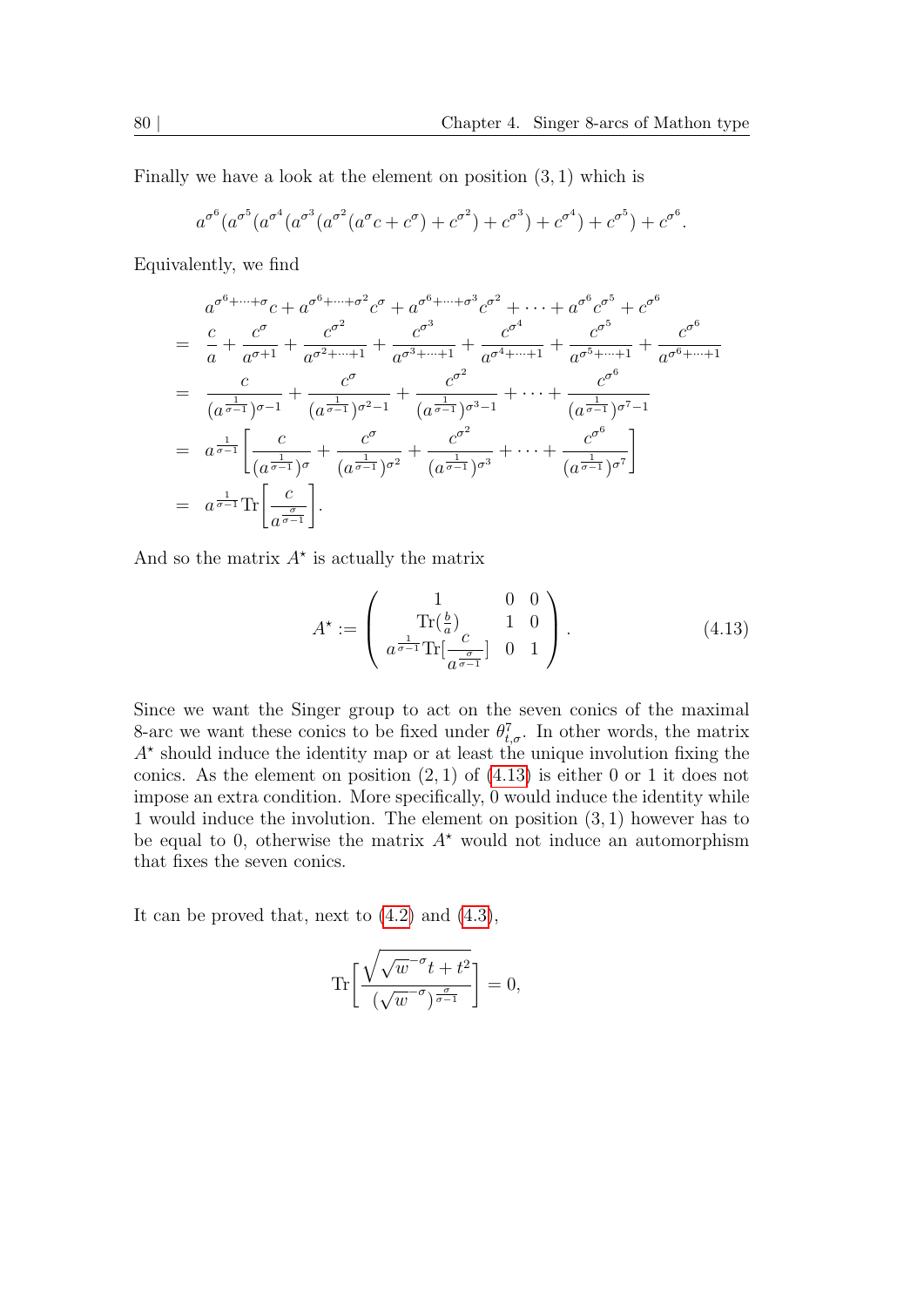Finally we have a look at the element on position $(3,1)$ which is

$$a^{\sigma^6}(a^{\sigma^5}(a^{\sigma^4}(a^{\sigma^3}(a^{\sigma^2}(a^{\sigma}c+c^{\sigma})+c^{\sigma^2})+c^{\sigma^3})+c^{\sigma^4})+c^{\sigma^5})+c^{\sigma^6}.$$

Equivalently, we find

$$\begin{aligned}
& a^{\sigma^6+\cdots+\sigma}c + a^{\sigma^6+\cdots+\sigma^2}c^{\sigma} + a^{\sigma^6+\cdots+\sigma^3}c^{\sigma^2} + \cdots + a^{\sigma^6}c^{\sigma^5} + c^{\sigma^6} \\
= \; & \frac{c}{a} + \frac{c^{\sigma}}{a^{\sigma+1}} + \frac{c^{\sigma^2}}{a^{\sigma^2+\cdots+1}} + \frac{c^{\sigma^3}}{a^{\sigma^3+\cdots+1}} + \frac{c^{\sigma^4}}{a^{\sigma^4+\cdots+1}} + \frac{c^{\sigma^5}}{a^{\sigma^5+\cdots+1}} + \frac{c^{\sigma^6}}{a^{\sigma^6+\cdots+1}} \\
= \; & \frac{c}{(a^{\frac{1}{\sigma-1}})^{\sigma-1}} + \frac{c^{\sigma}}{(a^{\frac{1}{\sigma-1}})^{\sigma^2-1}} + \frac{c^{\sigma^2}}{(a^{\frac{1}{\sigma-1}})^{\sigma^3-1}} + \cdots + \frac{c^{\sigma^6}}{(a^{\frac{1}{\sigma-1}})^{\sigma^7-1}} \\
= \; & a^{\frac{1}{\sigma-1}}\left[\frac{c}{(a^{\frac{1}{\sigma-1}})^{\sigma}} + \frac{c^{\sigma}}{(a^{\frac{1}{\sigma-1}})^{\sigma^2}} + \frac{c^{\sigma^2}}{(a^{\frac{1}{\sigma-1}})^{\sigma^3}} + \cdots + \frac{c^{\sigma^6}}{(a^{\frac{1}{\sigma-1}})^{\sigma^7}}\right] \\
= \; & a^{\frac{1}{\sigma-1}}\mathrm{Tr}\left[\frac{c}{a^{\frac{\sigma}{\sigma-1}}}\right].
\end{aligned}$$

And so the matrix $A^{\star}$ is actually the matrix

$$A^{\star} := \begin{pmatrix} 1 & 0 & 0 \\ \mathrm{Tr}(\frac{b}{a}) & 1 & 0 \\ a^{\frac{1}{\sigma-1}}\mathrm{Tr}[\frac{c}{a^{\frac{\sigma}{\sigma-1}}}] & 0 & 1 \end{pmatrix}. \tag{4.13}$$

Since we want the Singer group to act on the seven conics of the maximal 8-arc we want these conics to be fixed under $\theta^7_{t,\sigma}$. In other words, the matrix $A^{\star}$ should induce the identity map or at least the unique involution fixing the conics. As the element on position $(2,1)$ of (4.13) is either 0 or 1 it does not impose an extra condition. More specifically, 0 would induce the identity while 1 would induce the involution. The element on position $(3,1)$ however has to be equal to 0, otherwise the matrix $A^{\star}$ would not induce an automorphism that fixes the seven conics.

It can be proved that, next to (4.2) and (4.3),

$$\mathrm{Tr}\left[\frac{\sqrt{\sqrt{w}^{-\sigma}t+t^2}}{(\sqrt{w}^{-\sigma})^{\frac{\sigma}{\sigma-1}}}\right] = 0,$$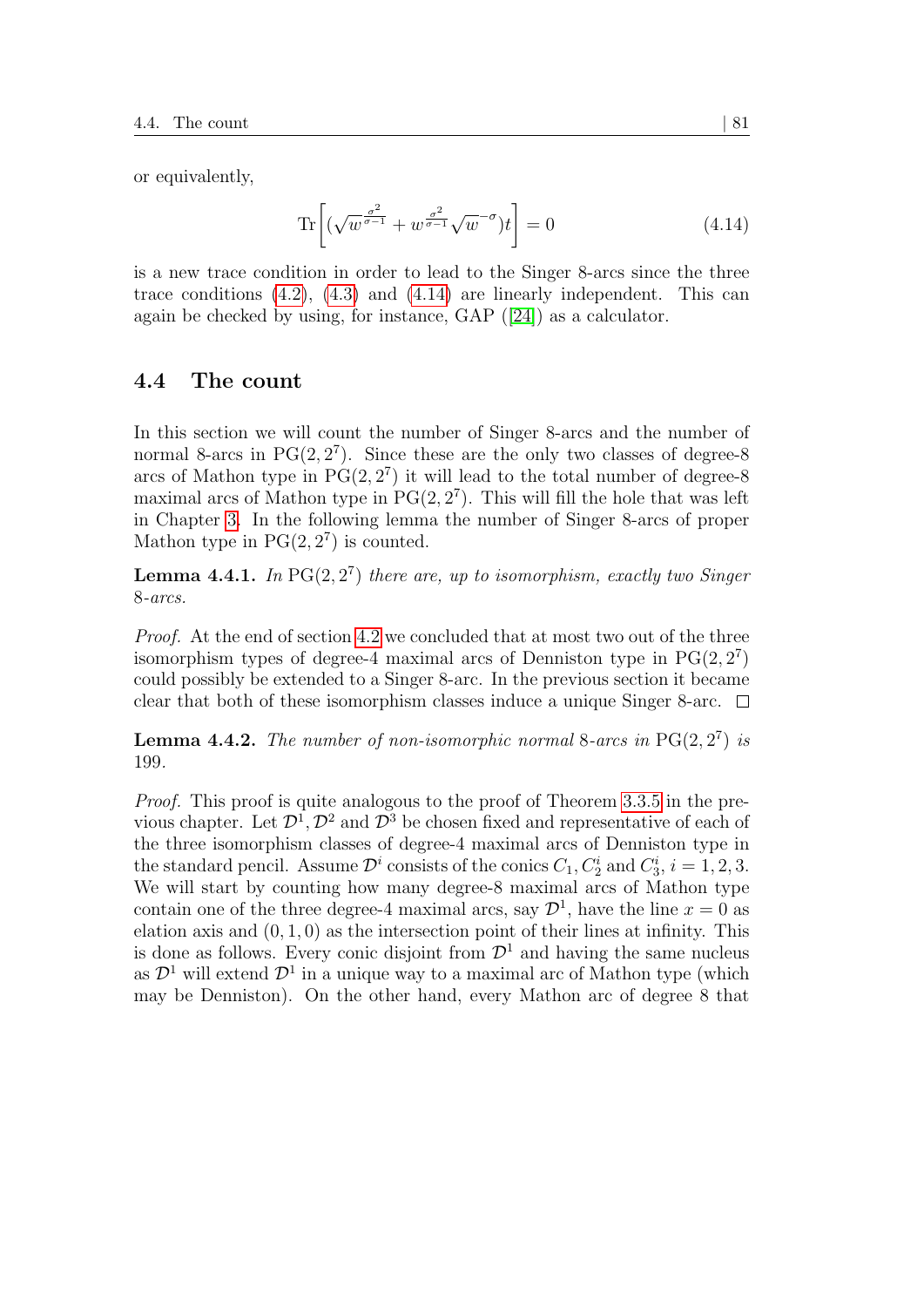or equivalently,

$$\mathrm{Tr}\left[(\sqrt{w}^{\frac{\sigma^2}{\sigma-1}} + w^{\frac{\sigma^2}{\sigma-1}}\sqrt{w}^{-\sigma})t\right] = 0 \tag{4.14}$$

is a new trace condition in order to lead to the Singer 8-arcs since the three trace conditions (4.2), (4.3) and (4.14) are linearly independent. This can again be checked by using, for instance, GAP ([24]) as a calculator.

## 4.4 The count

In this section we will count the number of Singer 8-arcs and the number of normal 8-arcs in $\mathrm{PG}(2, 2^7)$. Since these are the only two classes of degree-8 arcs of Mathon type in $\mathrm{PG}(2, 2^7)$ it will lead to the total number of degree-8 maximal arcs of Mathon type in $\mathrm{PG}(2, 2^7)$. This will fill the hole that was left in Chapter 3. In the following lemma the number of Singer 8-arcs of proper Mathon type in $\mathrm{PG}(2, 2^7)$ is counted.

**Lemma 4.4.1.** *In $\mathrm{PG}(2, 2^7)$ there are, up to isomorphism, exactly two Singer 8-arcs.*

*Proof.* At the end of section 4.2 we concluded that at most two out of the three isomorphism types of degree-4 maximal arcs of Denniston type in $\mathrm{PG}(2, 2^7)$ could possibly be extended to a Singer 8-arc. In the previous section it became clear that both of these isomorphism classes induce a unique Singer 8-arc. □

**Lemma 4.4.2.** *The number of non-isomorphic normal 8-arcs in $\mathrm{PG}(2, 2^7)$ is 199.*

*Proof.* This proof is quite analogous to the proof of Theorem 3.3.5 in the previous chapter. Let $\mathcal{D}^1, \mathcal{D}^2$ and $\mathcal{D}^3$ be chosen fixed and representative of each of the three isomorphism classes of degree-4 maximal arcs of Denniston type in the standard pencil. Assume $\mathcal{D}^i$ consists of the conics $C_1, C_2^i$ and $C_3^i$, $i = 1, 2, 3$. We will start by counting how many degree-8 maximal arcs of Mathon type contain one of the three degree-4 maximal arcs, say $\mathcal{D}^1$, have the line $x = 0$ as elation axis and $(0, 1, 0)$ as the intersection point of their lines at infinity. This is done as follows. Every conic disjoint from $\mathcal{D}^1$ and having the same nucleus as $\mathcal{D}^1$ will extend $\mathcal{D}^1$ in a unique way to a maximal arc of Mathon type (which may be Denniston). On the other hand, every Mathon arc of degree 8 that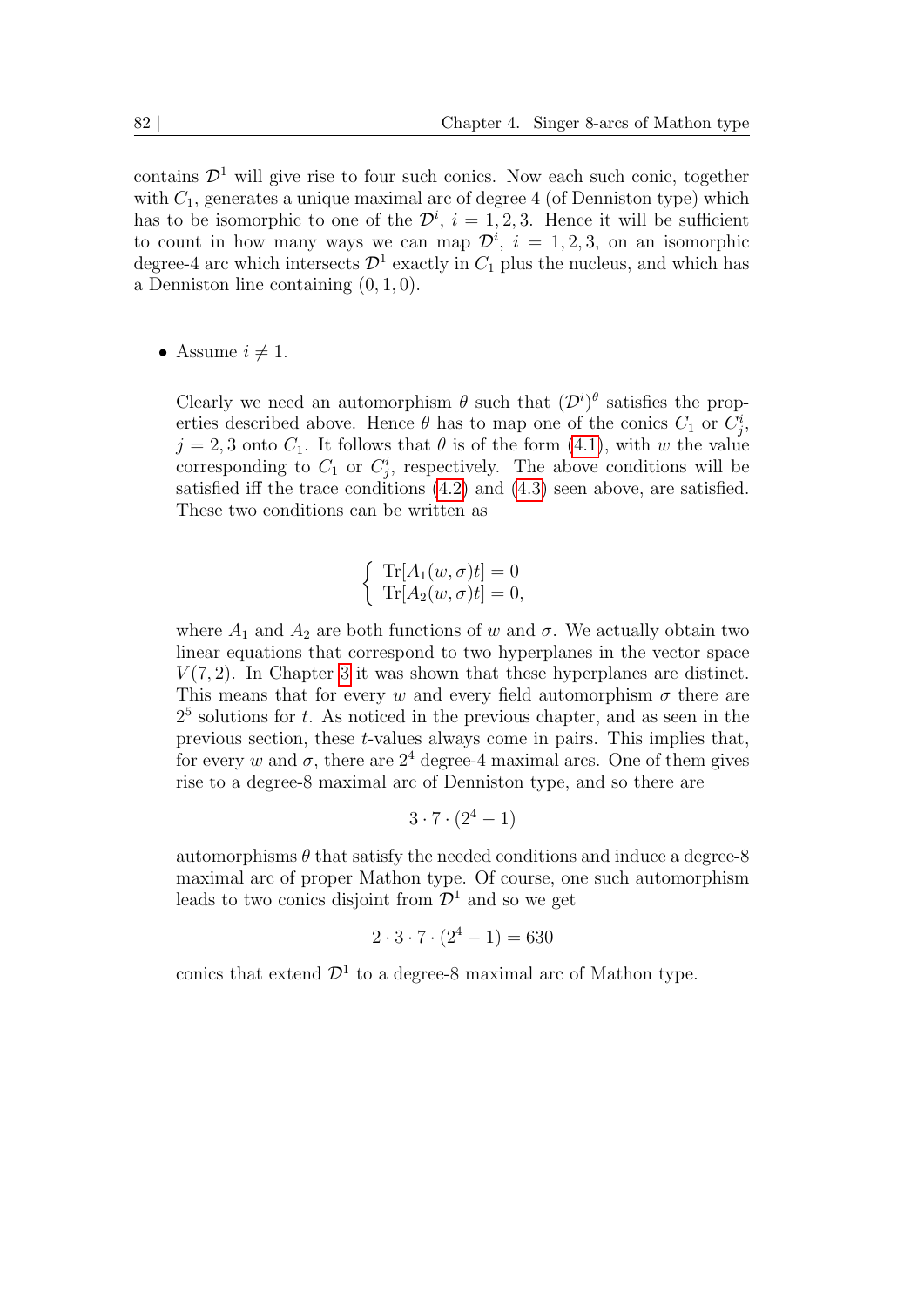contains $\mathcal{D}^1$ will give rise to four such conics. Now each such conic, together with $C_1$, generates a unique maximal arc of degree 4 (of Denniston type) which has to be isomorphic to one of the $\mathcal{D}^i$, $i = 1, 2, 3$. Hence it will be sufficient to count in how many ways we can map $\mathcal{D}^i$, $i = 1, 2, 3$, on an isomorphic degree-4 arc which intersects $\mathcal{D}^1$ exactly in $C_1$ plus the nucleus, and which has a Denniston line containing $(0, 1, 0)$.

- Assume $i \neq 1$.

  Clearly we need an automorphism $\theta$ such that $(\mathcal{D}^i)^\theta$ satisfies the properties described above. Hence $\theta$ has to map one of the conics $C_1$ or $C_j^i$, $j = 2, 3$ onto $C_1$. It follows that $\theta$ is of the form (4.1), with $w$ the value corresponding to $C_1$ or $C_j^i$, respectively. The above conditions will be satisfied iff the trace conditions (4.2) and (4.3) seen above, are satisfied. These two conditions can be written as

  $$\begin{cases} \mathrm{Tr}[A_1(w, \sigma)t] = 0 \\ \mathrm{Tr}[A_2(w, \sigma)t] = 0, \end{cases}$$

  where $A_1$ and $A_2$ are both functions of $w$ and $\sigma$. We actually obtain two linear equations that correspond to two hyperplanes in the vector space $V(7, 2)$. In Chapter 3 it was shown that these hyperplanes are distinct. This means that for every $w$ and every field automorphism $\sigma$ there are $2^5$ solutions for $t$. As noticed in the previous chapter, and as seen in the previous section, these $t$-values always come in pairs. This implies that, for every $w$ and $\sigma$, there are $2^4$ degree-4 maximal arcs. One of them gives rise to a degree-8 maximal arc of Denniston type, and so there are

  $$3 \cdot 7 \cdot (2^4 - 1)$$

  automorphisms $\theta$ that satisfy the needed conditions and induce a degree-8 maximal arc of proper Mathon type. Of course, one such automorphism leads to two conics disjoint from $\mathcal{D}^1$ and so we get

  $$2 \cdot 3 \cdot 7 \cdot (2^4 - 1) = 630$$

  conics that extend $\mathcal{D}^1$ to a degree-8 maximal arc of Mathon type.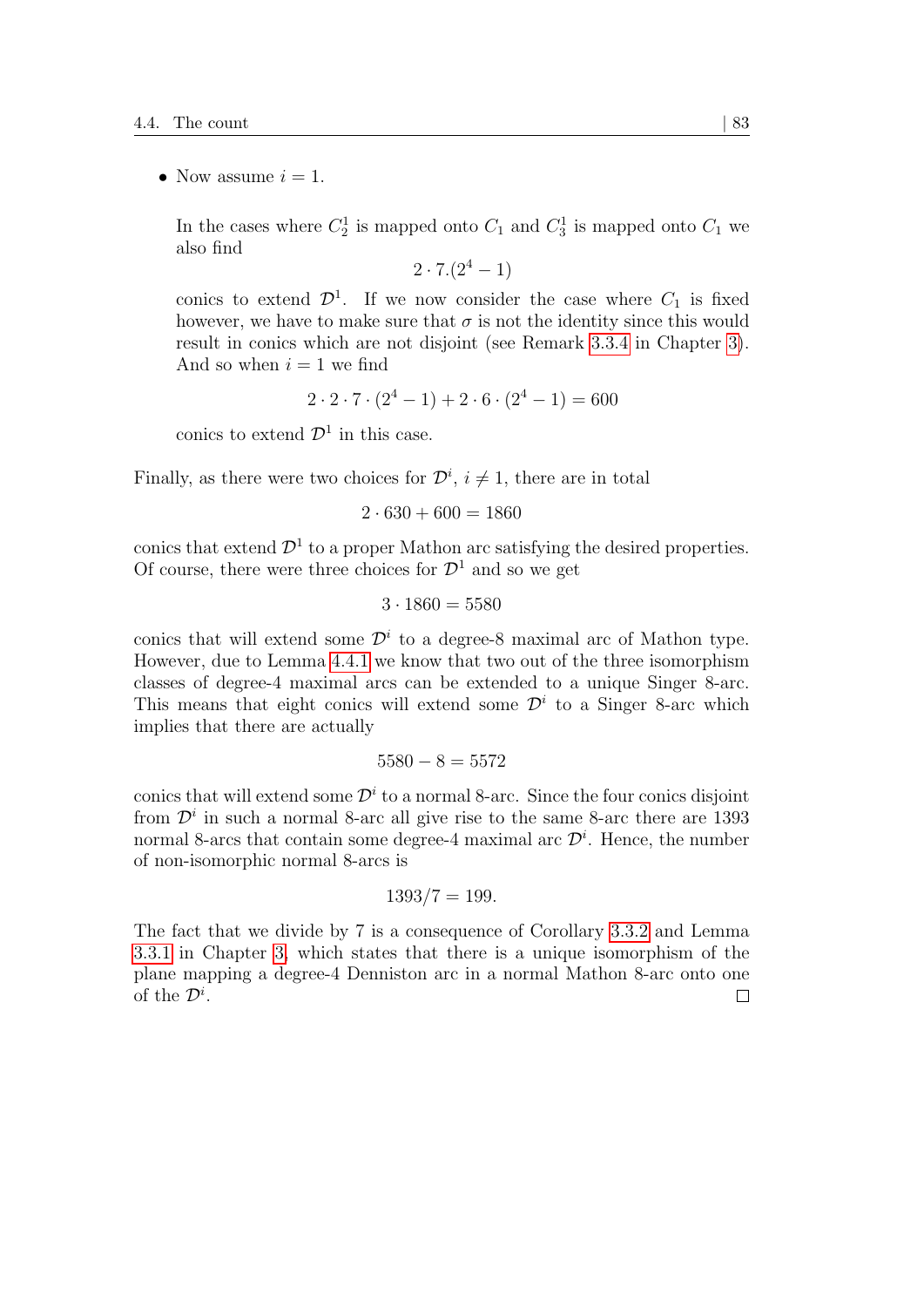- Now assume $i = 1$.

  In the cases where $C_2^1$ is mapped onto $C_1$ and $C_3^1$ is mapped onto $C_1$ we also find

  $$2 \cdot 7.(2^4 - 1)$$

  conics to extend $\mathcal{D}^1$. If we now consider the case where $C_1$ is fixed however, we have to make sure that $\sigma$ is not the identity since this would result in conics which are not disjoint (see Remark 3.3.4 in Chapter 3). And so when $i = 1$ we find

  $$2 \cdot 2 \cdot 7 \cdot (2^4 - 1) + 2 \cdot 6 \cdot (2^4 - 1) = 600$$

  conics to extend $\mathcal{D}^1$ in this case.

Finally, as there were two choices for $\mathcal{D}^i$, $i \neq 1$, there are in total

$$2 \cdot 630 + 600 = 1860$$

conics that extend $\mathcal{D}^1$ to a proper Mathon arc satisfying the desired properties. Of course, there were three choices for $\mathcal{D}^1$ and so we get

$$3 \cdot 1860 = 5580$$

conics that will extend some $\mathcal{D}^i$ to a degree-8 maximal arc of Mathon type. However, due to Lemma 4.4.1 we know that two out of the three isomorphism classes of degree-4 maximal arcs can be extended to a unique Singer 8-arc. This means that eight conics will extend some $\mathcal{D}^i$ to a Singer 8-arc which implies that there are actually

$$5580 - 8 = 5572$$

conics that will extend some $\mathcal{D}^i$ to a normal 8-arc. Since the four conics disjoint from $\mathcal{D}^i$ in such a normal 8-arc all give rise to the same 8-arc there are 1393 normal 8-arcs that contain some degree-4 maximal arc $\mathcal{D}^i$. Hence, the number of non-isomorphic normal 8-arcs is

$$1393/7 = 199.$$

The fact that we divide by 7 is a consequence of Corollary 3.3.2 and Lemma 3.3.1 in Chapter 3, which states that there is a unique isomorphism of the plane mapping a degree-4 Denniston arc in a normal Mathon 8-arc onto one of the $\mathcal{D}^i$. $\square$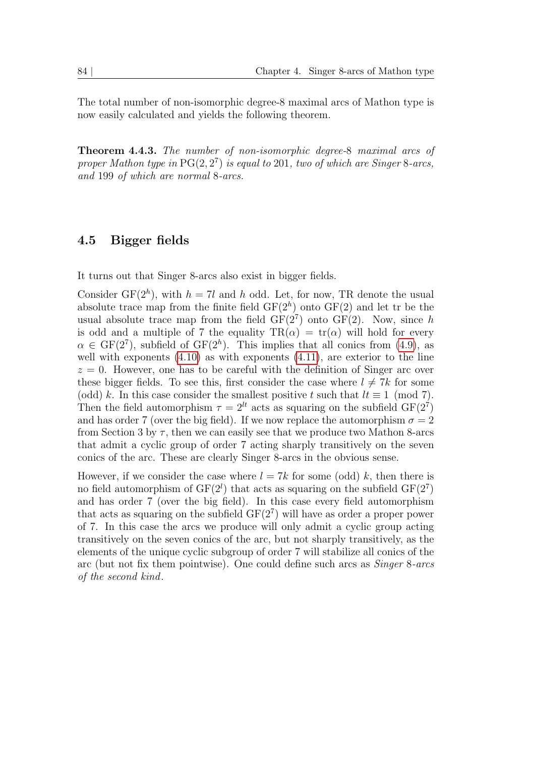The total number of non-isomorphic degree-8 maximal arcs of Mathon type is now easily calculated and yields the following theorem.

**Theorem 4.4.3.** *The number of non-isomorphic degree-*8 *maximal arcs of proper Mathon type in* $\mathrm{PG}(2, 2^7)$ *is equal to* 201*, two of which are Singer* 8*-arcs, and* 199 *of which are normal* 8*-arcs.*

## 4.5 Bigger fields

It turns out that Singer 8-arcs also exist in bigger fields.

Consider $\mathrm{GF}(2^h)$, with $h = 7l$ and $h$ odd. Let, for now, TR denote the usual absolute trace map from the finite field $\mathrm{GF}(2^h)$ onto $\mathrm{GF}(2)$ and let tr be the usual absolute trace map from the field $\mathrm{GF}(2^7)$ onto $\mathrm{GF}(2)$. Now, since $h$ is odd and a multiple of 7 the equality $\mathrm{TR}(\alpha) = \mathrm{tr}(\alpha)$ will hold for every $\alpha \in \mathrm{GF}(2^7)$, subfield of $\mathrm{GF}(2^h)$. This implies that all conics from (4.9), as well with exponents (4.10) as with exponents (4.11), are exterior to the line $z = 0$. However, one has to be careful with the definition of Singer arc over these bigger fields. To see this, first consider the case where $l \neq 7k$ for some (odd) $k$. In this case consider the smallest positive $t$ such that $lt \equiv 1 \pmod 7$. Then the field automorphism $\tau = 2^{lt}$ acts as squaring on the subfield $\mathrm{GF}(2^7)$ and has order 7 (over the big field). If we now replace the automorphism $\sigma = 2$ from Section 3 by $\tau$, then we can easily see that we produce two Mathon 8-arcs that admit a cyclic group of order 7 acting sharply transitively on the seven conics of the arc. These are clearly Singer 8-arcs in the obvious sense.

However, if we consider the case where $l = 7k$ for some (odd) $k$, then there is no field automorphism of $\mathrm{GF}(2^l)$ that acts as squaring on the subfield $\mathrm{GF}(2^7)$ and has order 7 (over the big field). In this case every field automorphism that acts as squaring on the subfield $\mathrm{GF}(2^7)$ will have as order a proper power of 7. In this case the arcs we produce will only admit a cyclic group acting transitively on the seven conics of the arc, but not sharply transitively, as the elements of the unique cyclic subgroup of order 7 will stabilize all conics of the arc (but not fix them pointwise). One could define such arcs as *Singer* 8*-arcs of the second kind*.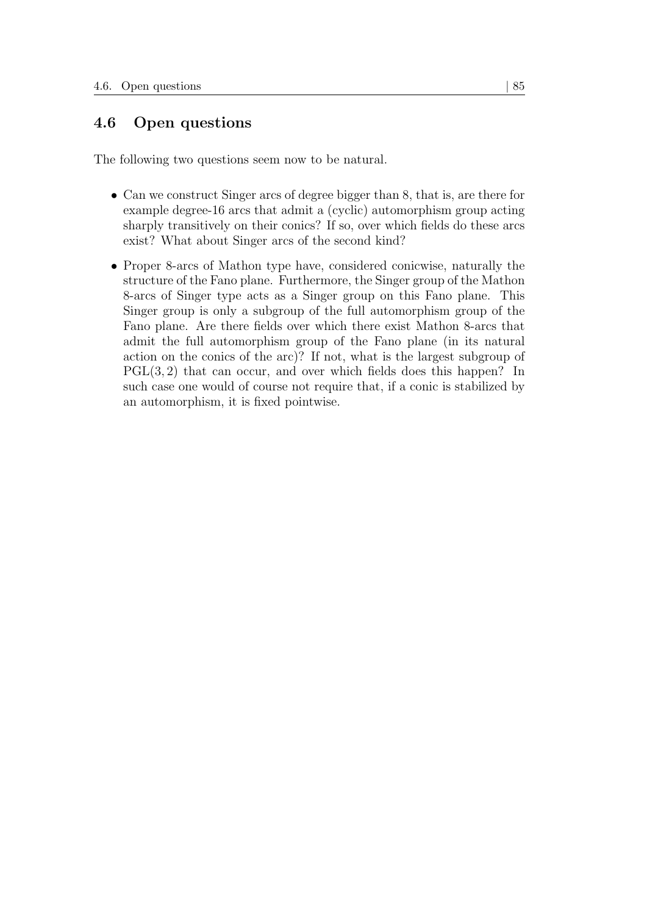## 4.6 Open questions

The following two questions seem now to be natural.

- Can we construct Singer arcs of degree bigger than 8, that is, are there for example degree-16 arcs that admit a (cyclic) automorphism group acting sharply transitively on their conics? If so, over which fields do these arcs exist? What about Singer arcs of the second kind?
- Proper 8-arcs of Mathon type have, considered conicwise, naturally the structure of the Fano plane. Furthermore, the Singer group of the Mathon 8-arcs of Singer type acts as a Singer group on this Fano plane. This Singer group is only a subgroup of the full automorphism group of the Fano plane. Are there fields over which there exist Mathon 8-arcs that admit the full automorphism group of the Fano plane (in its natural action on the conics of the arc)? If not, what is the largest subgroup of $\mathrm{PGL}(3,2)$ that can occur, and over which fields does this happen? In such case one would of course not require that, if a conic is stabilized by an automorphism, it is fixed pointwise.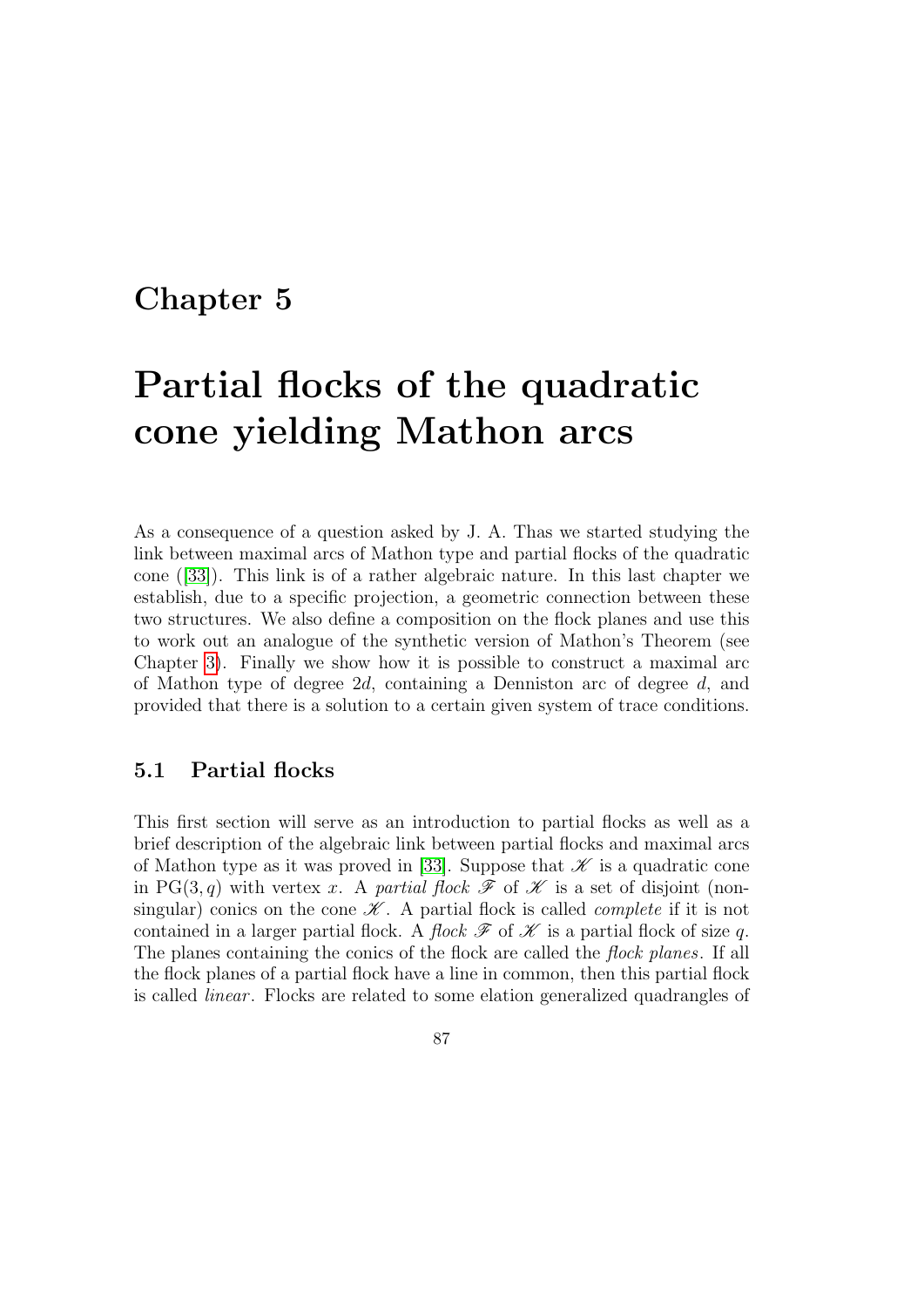# Chapter 5

# Partial flocks of the quadratic cone yielding Mathon arcs

As a consequence of a question asked by J. A. Thas we started studying the link between maximal arcs of Mathon type and partial flocks of the quadratic cone ([33]). This link is of a rather algebraic nature. In this last chapter we establish, due to a specific projection, a geometric connection between these two structures. We also define a composition on the flock planes and use this to work out an analogue of the synthetic version of Mathon's Theorem (see Chapter 3). Finally we show how it is possible to construct a maximal arc of Mathon type of degree $2d$, containing a Denniston arc of degree $d$, and provided that there is a solution to a certain given system of trace conditions.

## 5.1 Partial flocks

This first section will serve as an introduction to partial flocks as well as a brief description of the algebraic link between partial flocks and maximal arcs of Mathon type as it was proved in [33]. Suppose that $\mathscr{K}$ is a quadratic cone in $\mathrm{PG}(3, q)$ with vertex $x$. A *partial flock* $\mathscr{F}$ of $\mathscr{K}$ is a set of disjoint (non-singular) conics on the cone $\mathscr{K}$. A partial flock is called *complete* if it is not contained in a larger partial flock. A *flock* $\mathscr{F}$ of $\mathscr{K}$ is a partial flock of size $q$. The planes containing the conics of the flock are called the *flock planes*. If all the flock planes of a partial flock have a line in common, then this partial flock is called *linear*. Flocks are related to some elation generalized quadrangles of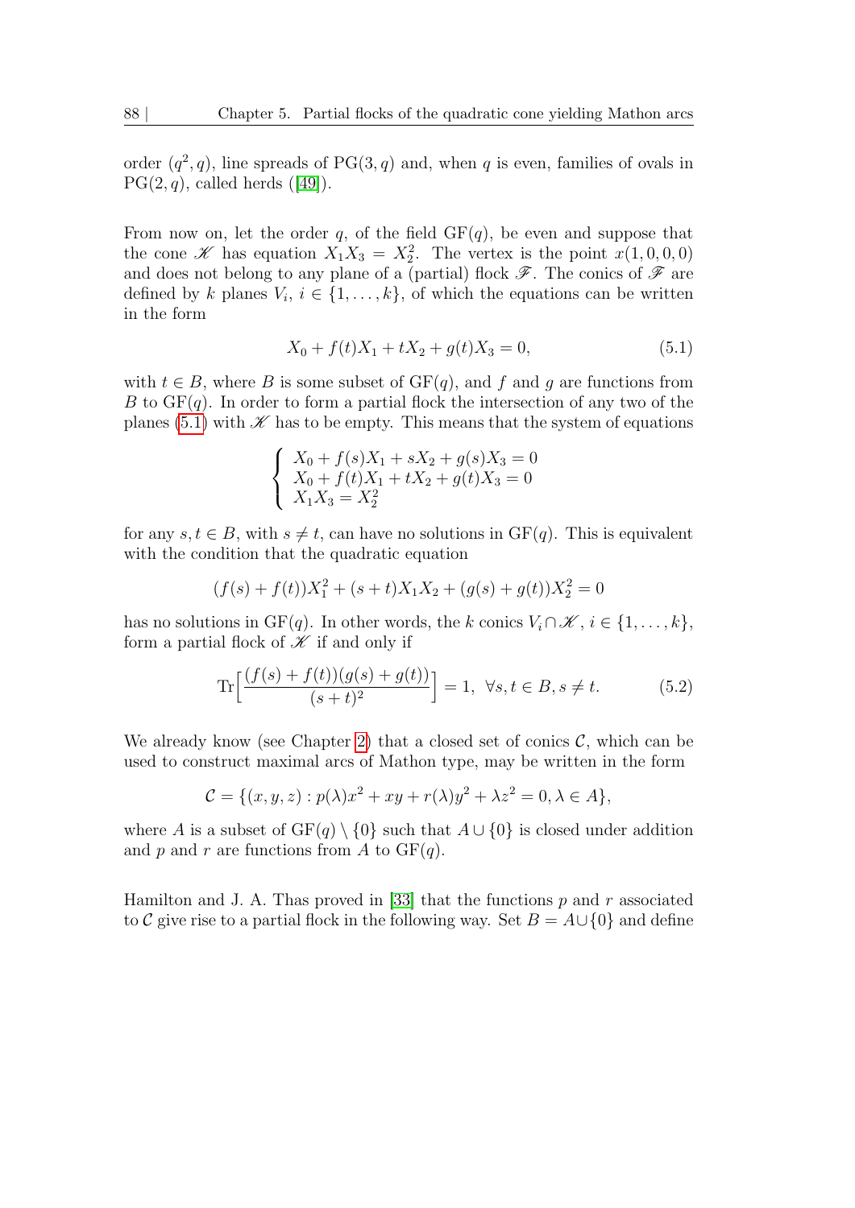order $(q^2, q)$, line spreads of $\mathrm{PG}(3, q)$ and, when $q$ is even, families of ovals in $\mathrm{PG}(2, q)$, called herds ([49]).

From now on, let the order $q$, of the field $\mathrm{GF}(q)$, be even and suppose that the cone $\mathscr{K}$ has equation $X_1X_3 = X_2^2$. The vertex is the point $x(1, 0, 0, 0)$ and does not belong to any plane of a (partial) flock $\mathscr{F}$. The conics of $\mathscr{F}$ are defined by $k$ planes $V_i$, $i \in \{1, \ldots, k\}$, of which the equations can be written in the form

$$X_0 + f(t)X_1 + tX_2 + g(t)X_3 = 0, \tag{5.1}$$

with $t \in B$, where $B$ is some subset of $\mathrm{GF}(q)$, and $f$ and $g$ are functions from $B$ to $\mathrm{GF}(q)$. In order to form a partial flock the intersection of any two of the planes (5.1) with $\mathscr{K}$ has to be empty. This means that the system of equations

$$\begin{cases} X_0 + f(s)X_1 + sX_2 + g(s)X_3 = 0 \\ X_0 + f(t)X_1 + tX_2 + g(t)X_3 = 0 \\ X_1X_3 = X_2^2 \end{cases}$$

for any $s, t \in B$, with $s \neq t$, can have no solutions in $\mathrm{GF}(q)$. This is equivalent with the condition that the quadratic equation

$$(f(s) + f(t))X_1^2 + (s + t)X_1X_2 + (g(s) + g(t))X_2^2 = 0$$

has no solutions in $\mathrm{GF}(q)$. In other words, the $k$ conics $V_i \cap \mathscr{K}$, $i \in \{1, \ldots, k\}$, form a partial flock of $\mathscr{K}$ if and only if

$$\mathrm{Tr}\Big[\frac{(f(s) + f(t))(g(s) + g(t))}{(s + t)^2}\Big] = 1, \ \ \forall s, t \in B, s \neq t. \tag{5.2}$$

We already know (see Chapter 2) that a closed set of conics $\mathcal{C}$, which can be used to construct maximal arcs of Mathon type, may be written in the form

$$\mathcal{C} = \{(x, y, z) : p(\lambda)x^2 + xy + r(\lambda)y^2 + \lambda z^2 = 0, \lambda \in A\},$$

where $A$ is a subset of $\mathrm{GF}(q) \setminus \{0\}$ such that $A \cup \{0\}$ is closed under addition and $p$ and $r$ are functions from $A$ to $\mathrm{GF}(q)$.

Hamilton and J. A. Thas proved in [33] that the functions $p$ and $r$ associated to $\mathcal{C}$ give rise to a partial flock in the following way. Set $B = A \cup \{0\}$ and define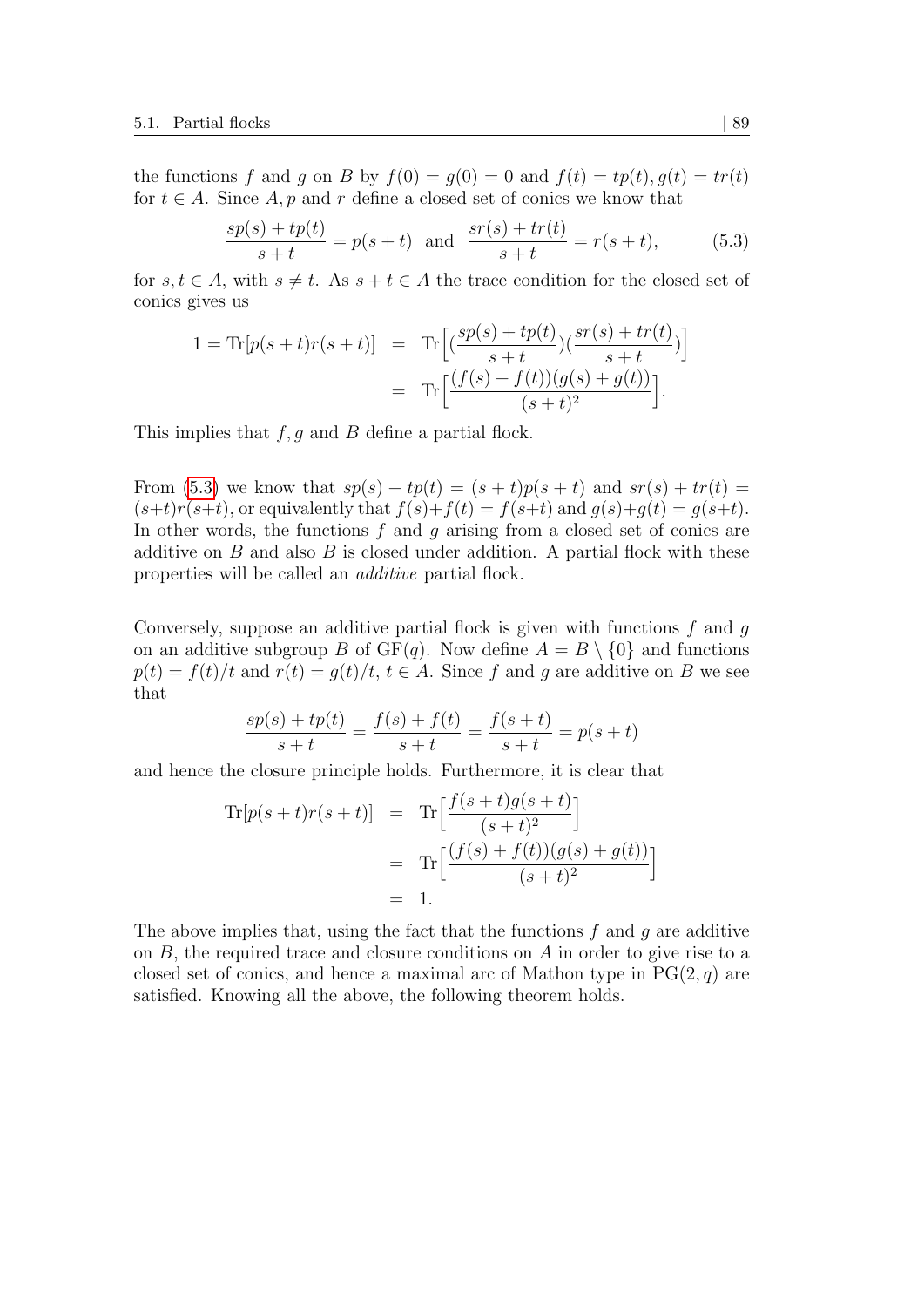the functions $f$ and $g$ on $B$ by $f(0) = g(0) = 0$ and $f(t) = tp(t), g(t) = tr(t)$ for $t \in A$. Since $A, p$ and $r$ define a closed set of conics we know that

$$\frac{sp(s) + tp(t)}{s+t} = p(s+t) \quad \text{and} \quad \frac{sr(s) + tr(t)}{s+t} = r(s+t), \tag{5.3}$$

for $s, t \in A$, with $s \neq t$. As $s + t \in A$ the trace condition for the closed set of conics gives us

$$\begin{aligned} 1 = \mathrm{Tr}[p(s+t)r(s+t)] &= \mathrm{Tr}\Big[\Big(\frac{sp(s)+tp(t)}{s+t}\Big)\Big(\frac{sr(s)+tr(t)}{s+t}\Big)\Big] \\ &= \mathrm{Tr}\Big[\frac{(f(s)+f(t))(g(s)+g(t))}{(s+t)^2}\Big]. \end{aligned}$$

This implies that $f, g$ and $B$ define a partial flock.

From (5.3) we know that $sp(s) + tp(t) = (s+t)p(s+t)$ and $sr(s) + tr(t) = (s+t)r(s+t)$, or equivalently that $f(s)+f(t) = f(s+t)$ and $g(s)+g(t) = g(s+t)$. In other words, the functions $f$ and $g$ arising from a closed set of conics are additive on $B$ and also $B$ is closed under addition. A partial flock with these properties will be called an *additive* partial flock.

Conversely, suppose an additive partial flock is given with functions $f$ and $g$ on an additive subgroup $B$ of $\mathrm{GF}(q)$. Now define $A = B \setminus \{0\}$ and functions $p(t) = f(t)/t$ and $r(t) = g(t)/t$, $t \in A$. Since $f$ and $g$ are additive on $B$ we see that

$$\frac{sp(s) + tp(t)}{s+t} = \frac{f(s)+f(t)}{s+t} = \frac{f(s+t)}{s+t} = p(s+t)$$

and hence the closure principle holds. Furthermore, it is clear that

$$\begin{aligned} \mathrm{Tr}[p(s+t)r(s+t)] &= \mathrm{Tr}\Big[\frac{f(s+t)g(s+t)}{(s+t)^2}\Big] \\ &= \mathrm{Tr}\Big[\frac{(f(s)+f(t))(g(s)+g(t))}{(s+t)^2}\Big] \\ &= 1. \end{aligned}$$

The above implies that, using the fact that the functions $f$ and $g$ are additive on $B$, the required trace and closure conditions on $A$ in order to give rise to a closed set of conics, and hence a maximal arc of Mathon type in $\mathrm{PG}(2, q)$ are satisfied. Knowing all the above, the following theorem holds.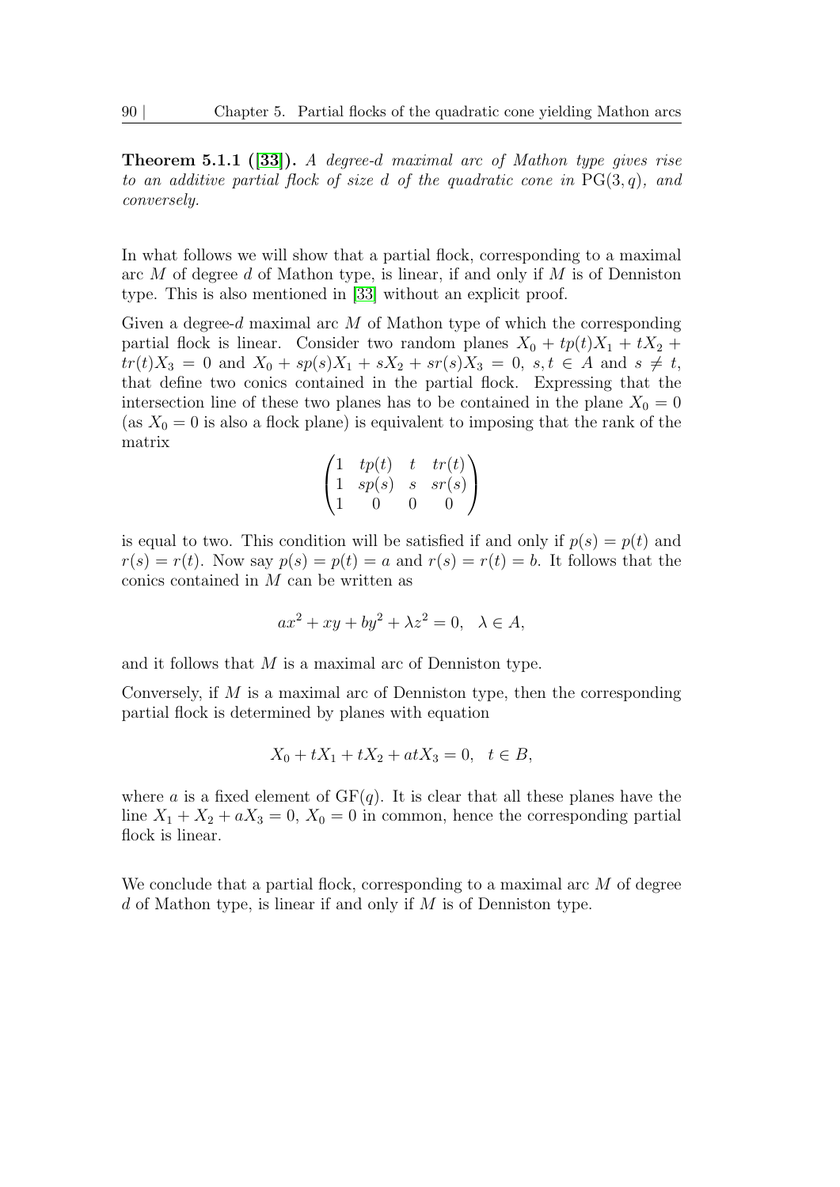**Theorem 5.1.1 ([33]).** *A degree-$d$ maximal arc of Mathon type gives rise to an additive partial flock of size $d$ of the quadratic cone in $\mathrm{PG}(3,q)$, and conversely.*

In what follows we will show that a partial flock, corresponding to a maximal arc $M$ of degree $d$ of Mathon type, is linear, if and only if $M$ is of Denniston type. This is also mentioned in [33] without an explicit proof.

Given a degree-$d$ maximal arc $M$ of Mathon type of which the corresponding partial flock is linear. Consider two random planes $X_0 + tp(t)X_1 + tX_2 + tr(t)X_3 = 0$ and $X_0 + sp(s)X_1 + sX_2 + sr(s)X_3 = 0$, $s, t \in A$ and $s \neq t$, that define two conics contained in the partial flock. Expressing that the intersection line of these two planes has to be contained in the plane $X_0 = 0$ (as $X_0 = 0$ is also a flock plane) is equivalent to imposing that the rank of the matrix

$$\begin{pmatrix} 1 & tp(t) & t & tr(t) \\ 1 & sp(s) & s & sr(s) \\ 1 & 0 & 0 & 0 \end{pmatrix}$$

is equal to two. This condition will be satisfied if and only if $p(s) = p(t)$ and $r(s) = r(t)$. Now say $p(s) = p(t) = a$ and $r(s) = r(t) = b$. It follows that the conics contained in $M$ can be written as

$$ax^2 + xy + by^2 + \lambda z^2 = 0, \quad \lambda \in A,$$

and it follows that $M$ is a maximal arc of Denniston type.

Conversely, if $M$ is a maximal arc of Denniston type, then the corresponding partial flock is determined by planes with equation

$$X_0 + tX_1 + tX_2 + atX_3 = 0, \quad t \in B,$$

where $a$ is a fixed element of $\mathrm{GF}(q)$. It is clear that all these planes have the line $X_1 + X_2 + aX_3 = 0$, $X_0 = 0$ in common, hence the corresponding partial flock is linear.

We conclude that a partial flock, corresponding to a maximal arc $M$ of degree $d$ of Mathon type, is linear if and only if $M$ is of Denniston type.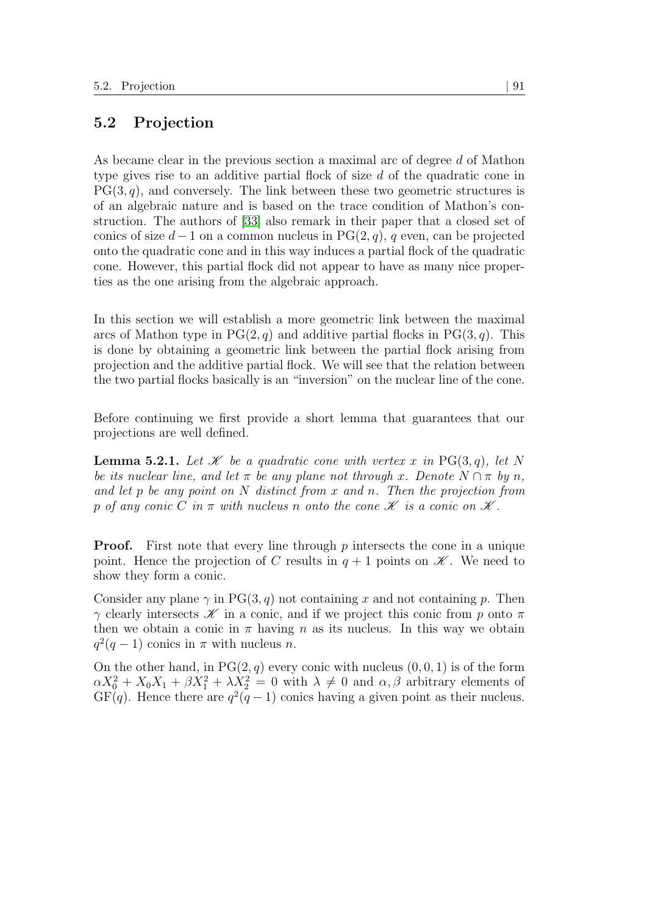## 5.2 Projection

As became clear in the previous section a maximal arc of degree $d$ of Mathon type gives rise to an additive partial flock of size $d$ of the quadratic cone in $\mathrm{PG}(3, q)$, and conversely. The link between these two geometric structures is of an algebraic nature and is based on the trace condition of Mathon's construction. The authors of [33] also remark in their paper that a closed set of conics of size $d-1$ on a common nucleus in $\mathrm{PG}(2, q)$, $q$ even, can be projected onto the quadratic cone and in this way induces a partial flock of the quadratic cone. However, this partial flock did not appear to have as many nice properties as the one arising from the algebraic approach.

In this section we will establish a more geometric link between the maximal arcs of Mathon type in $\mathrm{PG}(2, q)$ and additive partial flocks in $\mathrm{PG}(3, q)$. This is done by obtaining a geometric link between the partial flock arising from projection and the additive partial flock. We will see that the relation between the two partial flocks basically is an "inversion" on the nuclear line of the cone.

Before continuing we first provide a short lemma that guarantees that our projections are well defined.

**Lemma 5.2.1.** *Let $\mathscr{K}$ be a quadratic cone with vertex $x$ in $\mathrm{PG}(3, q)$, let $N$ be its nuclear line, and let $\pi$ be any plane not through $x$. Denote $N \cap \pi$ by $n$, and let $p$ be any point on $N$ distinct from $x$ and $n$. Then the projection from $p$ of any conic $C$ in $\pi$ with nucleus $n$ onto the cone $\mathscr{K}$ is a conic on $\mathscr{K}$.*

**Proof.** First note that every line through $p$ intersects the cone in a unique point. Hence the projection of $C$ results in $q+1$ points on $\mathscr{K}$. We need to show they form a conic.

Consider any plane $\gamma$ in $\mathrm{PG}(3, q)$ not containing $x$ and not containing $p$. Then $\gamma$ clearly intersects $\mathscr{K}$ in a conic, and if we project this conic from $p$ onto $\pi$ then we obtain a conic in $\pi$ having $n$ as its nucleus. In this way we obtain $q^2(q-1)$ conics in $\pi$ with nucleus $n$.

On the other hand, in $\mathrm{PG}(2, q)$ every conic with nucleus $(0, 0, 1)$ is of the form $\alpha X_0^2 + X_0X_1 + \beta X_1^2 + \lambda X_2^2 = 0$ with $\lambda \neq 0$ and $\alpha, \beta$ arbitrary elements of $\mathrm{GF}(q)$. Hence there are $q^2(q-1)$ conics having a given point as their nucleus.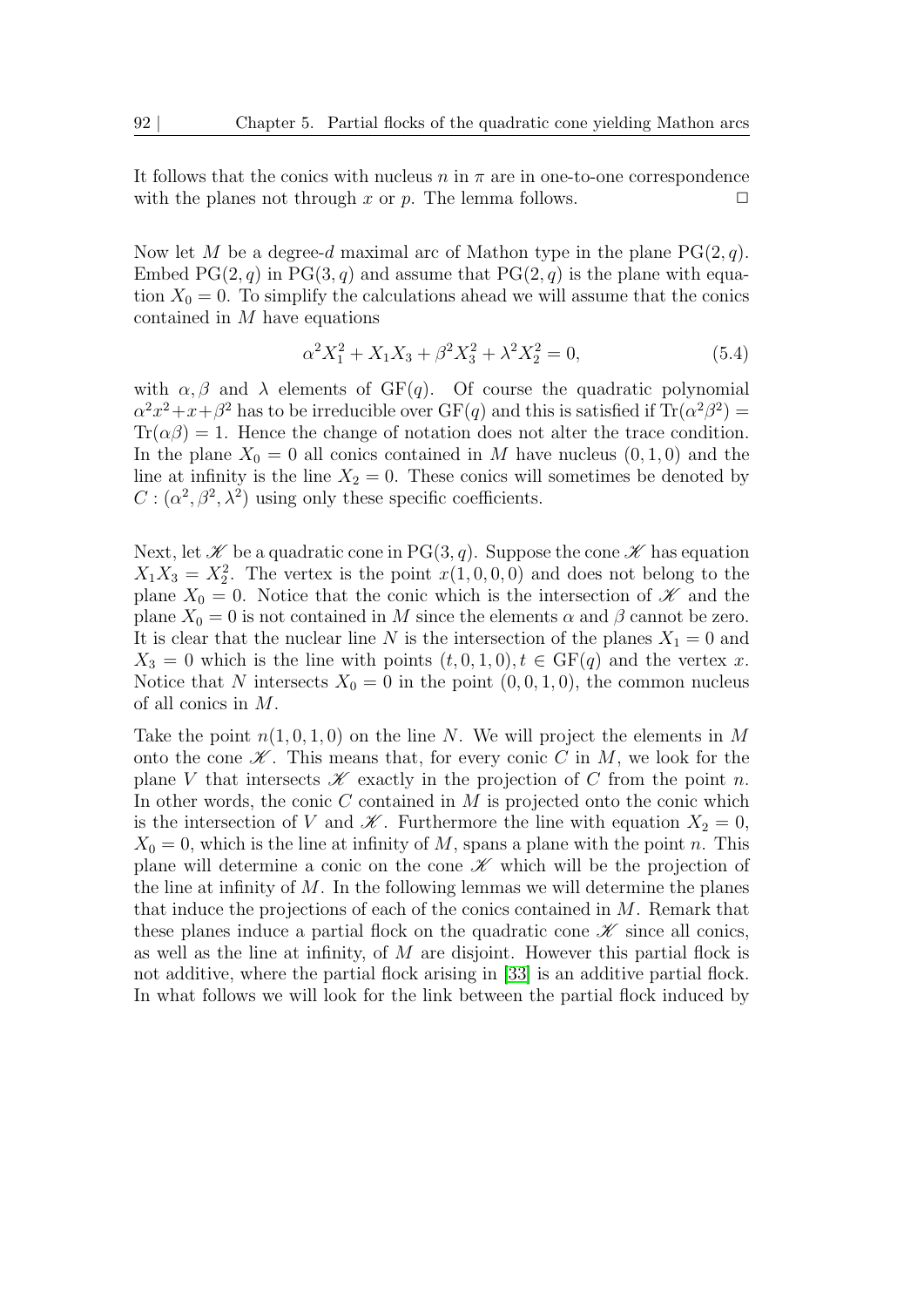It follows that the conics with nucleus $n$ in $\pi$ are in one-to-one correspondence with the planes not through $x$ or $p$. The lemma follows. $\square$

Now let $M$ be a degree-$d$ maximal arc of Mathon type in the plane $\mathrm{PG}(2, q)$. Embed $\mathrm{PG}(2, q)$ in $\mathrm{PG}(3, q)$ and assume that $\mathrm{PG}(2, q)$ is the plane with equation $X_0 = 0$. To simplify the calculations ahead we will assume that the conics contained in $M$ have equations

$$\alpha^2 X_1^2 + X_1 X_3 + \beta^2 X_3^2 + \lambda^2 X_2^2 = 0, \tag{5.4}$$

with $\alpha, \beta$ and $\lambda$ elements of $\mathrm{GF}(q)$. Of course the quadratic polynomial $\alpha^2 x^2 + x + \beta^2$ has to be irreducible over $\mathrm{GF}(q)$ and this is satisfied if $\mathrm{Tr}(\alpha^2 \beta^2) = \mathrm{Tr}(\alpha\beta) = 1$. Hence the change of notation does not alter the trace condition. In the plane $X_0 = 0$ all conics contained in $M$ have nucleus $(0, 1, 0)$ and the line at infinity is the line $X_2 = 0$. These conics will sometimes be denoted by $C : (\alpha^2, \beta^2, \lambda^2)$ using only these specific coefficients.

Next, let $\mathscr{K}$ be a quadratic cone in $\mathrm{PG}(3, q)$. Suppose the cone $\mathscr{K}$ has equation $X_1 X_3 = X_2^2$. The vertex is the point $x(1, 0, 0, 0)$ and does not belong to the plane $X_0 = 0$. Notice that the conic which is the intersection of $\mathscr{K}$ and the plane $X_0 = 0$ is not contained in $M$ since the elements $\alpha$ and $\beta$ cannot be zero. It is clear that the nuclear line $N$ is the intersection of the planes $X_1 = 0$ and $X_3 = 0$ which is the line with points $(t, 0, 1, 0), t \in \mathrm{GF}(q)$ and the vertex $x$. Notice that $N$ intersects $X_0 = 0$ in the point $(0, 0, 1, 0)$, the common nucleus of all conics in $M$.

Take the point $n(1, 0, 1, 0)$ on the line $N$. We will project the elements in $M$ onto the cone $\mathscr{K}$. This means that, for every conic $C$ in $M$, we look for the plane $V$ that intersects $\mathscr{K}$ exactly in the projection of $C$ from the point $n$. In other words, the conic $C$ contained in $M$ is projected onto the conic which is the intersection of $V$ and $\mathscr{K}$. Furthermore the line with equation $X_2 = 0$, $X_0 = 0$, which is the line at infinity of $M$, spans a plane with the point $n$. This plane will determine a conic on the cone $\mathscr{K}$ which will be the projection of the line at infinity of $M$. In the following lemmas we will determine the planes that induce the projections of each of the conics contained in $M$. Remark that these planes induce a partial flock on the quadratic cone $\mathscr{K}$ since all conics, as well as the line at infinity, of $M$ are disjoint. However this partial flock is not additive, where the partial flock arising in [33] is an additive partial flock. In what follows we will look for the link between the partial flock induced by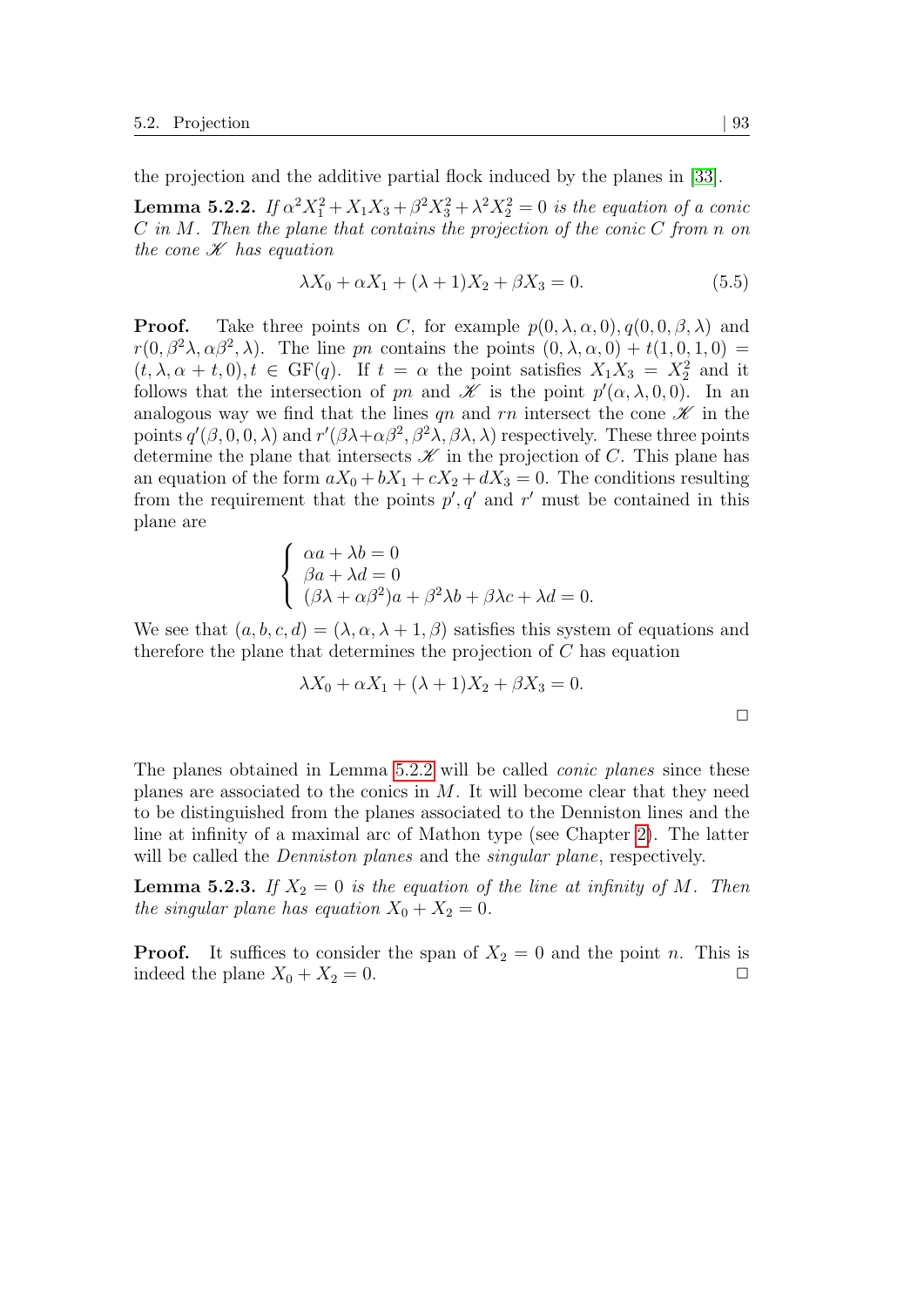the projection and the additive partial flock induced by the planes in [33].

**Lemma 5.2.2.** *If $\alpha^2 X_1^2 + X_1X_3 + \beta^2 X_3^2 + \lambda^2 X_2^2 = 0$ is the equation of a conic $C$ in $M$. Then the plane that contains the projection of the conic $C$ from $n$ on the cone $\mathscr{K}$ has equation*

$$\lambda X_0 + \alpha X_1 + (\lambda + 1)X_2 + \beta X_3 = 0. \tag{5.5}$$

**Proof.** Take three points on $C$, for example $p(0, \lambda, \alpha, 0), q(0, 0, \beta, \lambda)$ and $r(0, \beta^2\lambda, \alpha\beta^2, \lambda)$. The line $pn$ contains the points $(0, \lambda, \alpha, 0) + t(1, 0, 1, 0) = (t, \lambda, \alpha + t, 0), t \in \mathrm{GF}(q)$. If $t = \alpha$ the point satisfies $X_1X_3 = X_2^2$ and it follows that the intersection of $pn$ and $\mathscr{K}$ is the point $p'(\alpha, \lambda, 0, 0)$. In an analogous way we find that the lines $qn$ and $rn$ intersect the cone $\mathscr{K}$ in the points $q'(\beta, 0, 0, \lambda)$ and $r'(\beta\lambda + \alpha\beta^2, \beta^2\lambda, \beta\lambda, \lambda)$ respectively. These three points determine the plane that intersects $\mathscr{K}$ in the projection of $C$. This plane has an equation of the form $aX_0 + bX_1 + cX_2 + dX_3 = 0$. The conditions resulting from the requirement that the points $p', q'$ and $r'$ must be contained in this plane are

$$\begin{cases} \alpha a + \lambda b = 0 \\ \beta a + \lambda d = 0 \\ (\beta\lambda + \alpha\beta^2)a + \beta^2\lambda b + \beta\lambda c + \lambda d = 0. \end{cases}$$

We see that $(a, b, c, d) = (\lambda, \alpha, \lambda + 1, \beta)$ satisfies this system of equations and therefore the plane that determines the projection of $C$ has equation

$$\lambda X_0 + \alpha X_1 + (\lambda + 1)X_2 + \beta X_3 = 0.$$

□

The planes obtained in Lemma 5.2.2 will be called *conic planes* since these planes are associated to the conics in $M$. It will become clear that they need to be distinguished from the planes associated to the Denniston lines and the line at infinity of a maximal arc of Mathon type (see Chapter 2). The latter will be called the *Denniston planes* and the *singular plane*, respectively.

**Lemma 5.2.3.** *If $X_2 = 0$ is the equation of the line at infinity of $M$. Then the singular plane has equation $X_0 + X_2 = 0$.*

**Proof.** It suffices to consider the span of $X_2 = 0$ and the point $n$. This is indeed the plane $X_0 + X_2 = 0$. □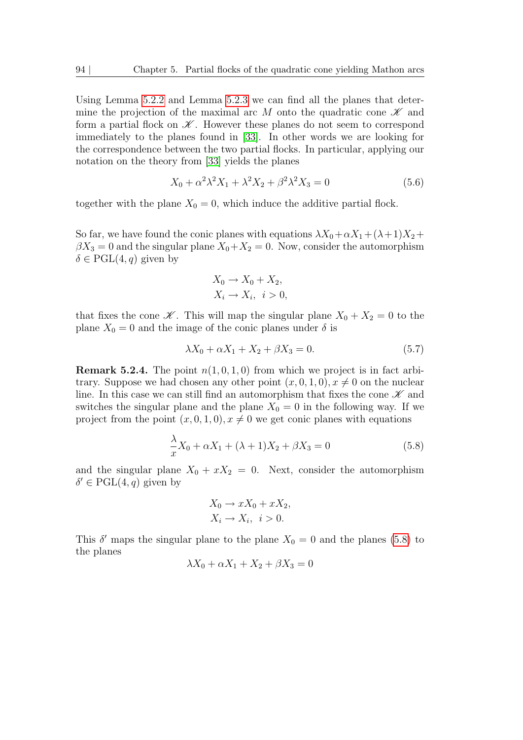Using Lemma 5.2.2 and Lemma 5.2.3 we can find all the planes that determine the projection of the maximal arc $M$ onto the quadratic cone $\mathscr{K}$ and form a partial flock on $\mathscr{K}$. However these planes do not seem to correspond immediately to the planes found in [33]. In other words we are looking for the correspondence between the two partial flocks. In particular, applying our notation on the theory from [33] yields the planes

$$X_0 + \alpha^2\lambda^2 X_1 + \lambda^2 X_2 + \beta^2\lambda^2 X_3 = 0 \tag{5.6}$$

together with the plane $X_0 = 0$, which induce the additive partial flock.

So far, we have found the conic planes with equations $\lambda X_0 + \alpha X_1 + (\lambda+1)X_2 + \beta X_3 = 0$ and the singular plane $X_0 + X_2 = 0$. Now, consider the automorphism $\delta \in \mathrm{PGL}(4, q)$ given by

$$\begin{aligned} X_0 &\to X_0 + X_2, \\ X_i &\to X_i, \ \ i > 0, \end{aligned}$$

that fixes the cone $\mathscr{K}$. This will map the singular plane $X_0 + X_2 = 0$ to the plane $X_0 = 0$ and the image of the conic planes under $\delta$ is

$$\lambda X_0 + \alpha X_1 + X_2 + \beta X_3 = 0. \tag{5.7}$$

**Remark 5.2.4.** The point $n(1, 0, 1, 0)$ from which we project is in fact arbitrary. Suppose we had chosen any other point $(x, 0, 1, 0), x \neq 0$ on the nuclear line. In this case we can still find an automorphism that fixes the cone $\mathscr{K}$ and switches the singular plane and the plane $X_0 = 0$ in the following way. If we project from the point $(x, 0, 1, 0), x \neq 0$ we get conic planes with equations

$$\frac{\lambda}{x} X_0 + \alpha X_1 + (\lambda + 1)X_2 + \beta X_3 = 0 \tag{5.8}$$

and the singular plane $X_0 + xX_2 = 0$. Next, consider the automorphism $\delta' \in \mathrm{PGL}(4, q)$ given by

$$\begin{aligned} X_0 &\to xX_0 + xX_2, \\ X_i &\to X_i, \ \ i > 0. \end{aligned}$$

This $\delta'$ maps the singular plane to the plane $X_0 = 0$ and the planes (5.8) to the planes

$$\lambda X_0 + \alpha X_1 + X_2 + \beta X_3 = 0$$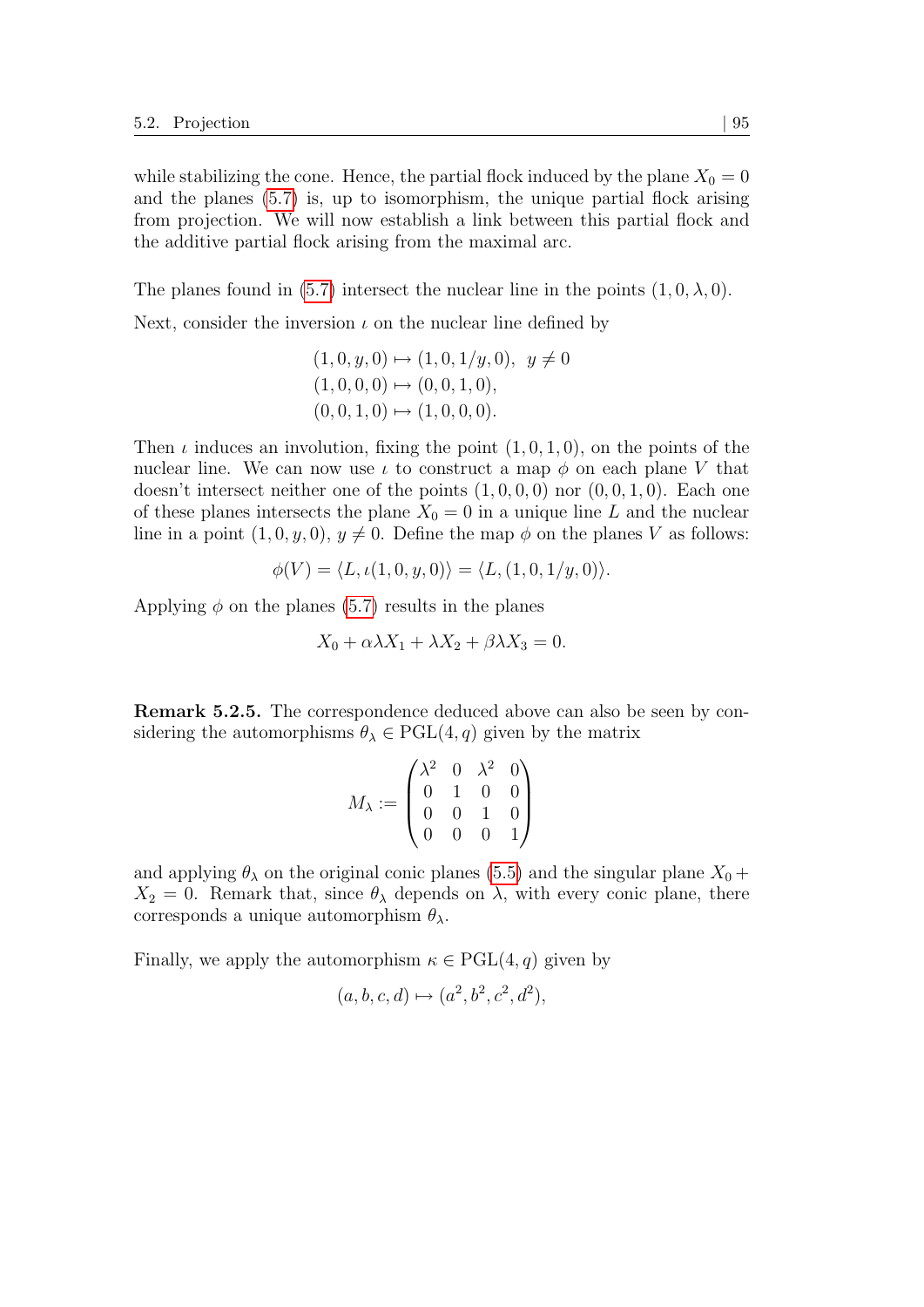while stabilizing the cone. Hence, the partial flock induced by the plane $X_0 = 0$ and the planes (5.7) is, up to isomorphism, the unique partial flock arising from projection. We will now establish a link between this partial flock and the additive partial flock arising from the maximal arc.

The planes found in (5.7) intersect the nuclear line in the points $(1, 0, \lambda, 0)$.

Next, consider the inversion $\iota$ on the nuclear line defined by

$$
\begin{aligned}
(1, 0, y, 0) &\mapsto (1, 0, 1/y, 0), \;\; y \neq 0 \\
(1, 0, 0, 0) &\mapsto (0, 0, 1, 0), \\
(0, 0, 1, 0) &\mapsto (1, 0, 0, 0).
\end{aligned}
$$

Then $\iota$ induces an involution, fixing the point $(1, 0, 1, 0)$, on the points of the nuclear line. We can now use $\iota$ to construct a map $\phi$ on each plane $V$ that doesn't intersect neither one of the points $(1, 0, 0, 0)$ nor $(0, 0, 1, 0)$. Each one of these planes intersects the plane $X_0 = 0$ in a unique line $L$ and the nuclear line in a point $(1, 0, y, 0)$, $y \neq 0$. Define the map $\phi$ on the planes $V$ as follows:

$$\phi(V) = \langle L, \iota(1, 0, y, 0)\rangle = \langle L, (1, 0, 1/y, 0)\rangle.$$

Applying $\phi$ on the planes (5.7) results in the planes

$$X_0 + \alpha\lambda X_1 + \lambda X_2 + \beta\lambda X_3 = 0.$$

**Remark 5.2.5.** The correspondence deduced above can also be seen by considering the automorphisms $\theta_\lambda \in \mathrm{PGL}(4, q)$ given by the matrix

$$M_\lambda := \begin{pmatrix} \lambda^2 & 0 & \lambda^2 & 0 \\ 0 & 1 & 0 & 0 \\ 0 & 0 & 1 & 0 \\ 0 & 0 & 0 & 1 \end{pmatrix}$$

and applying $\theta_\lambda$ on the original conic planes (5.5) and the singular plane $X_0 + X_2 = 0$. Remark that, since $\theta_\lambda$ depends on $\lambda$, with every conic plane, there corresponds a unique automorphism $\theta_\lambda$.

Finally, we apply the automorphism $\kappa \in \mathrm{PGL}(4, q)$ given by

$$(a, b, c, d) \mapsto (a^2, b^2, c^2, d^2),$$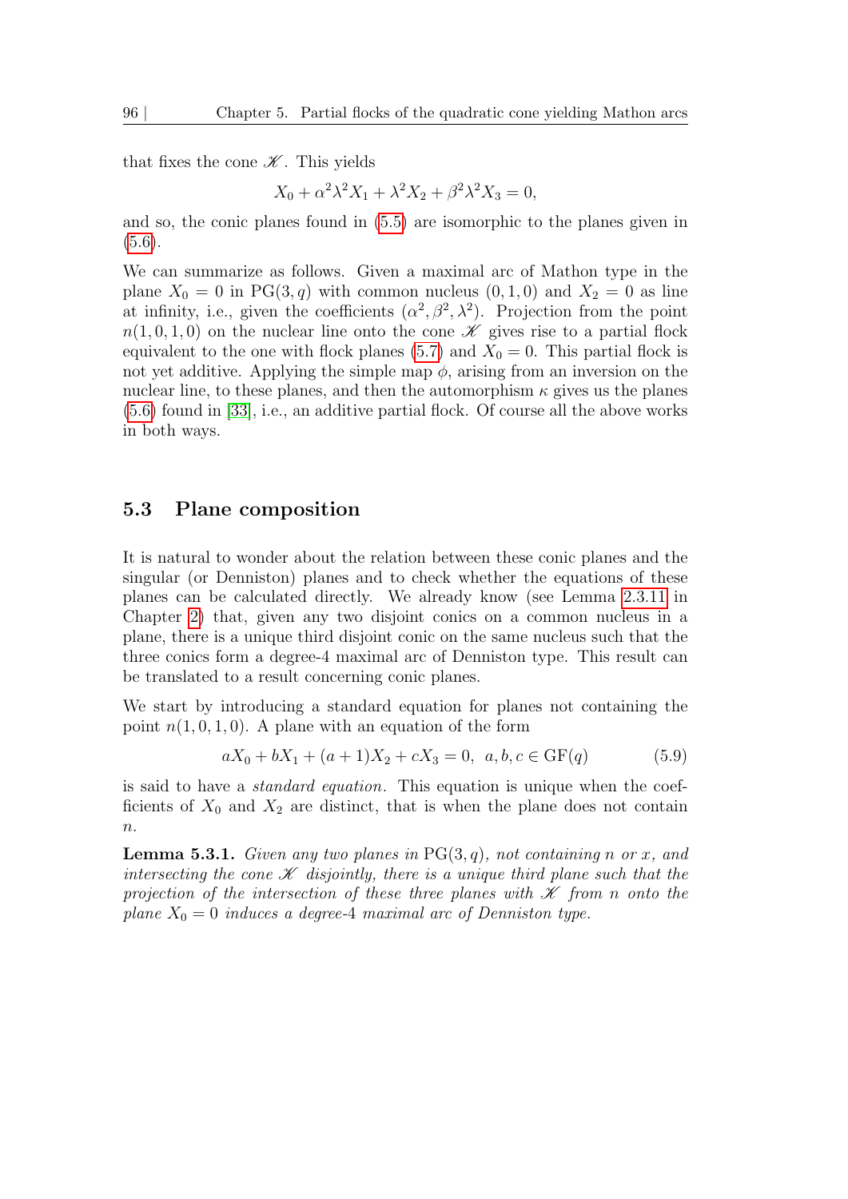that fixes the cone $\mathscr{K}$. This yields

$$X_0 + \alpha^2\lambda^2 X_1 + \lambda^2 X_2 + \beta^2\lambda^2 X_3 = 0,$$

and so, the conic planes found in (5.5) are isomorphic to the planes given in (5.6).

We can summarize as follows. Given a maximal arc of Mathon type in the plane $X_0 = 0$ in $\mathrm{PG}(3, q)$ with common nucleus $(0, 1, 0)$ and $X_2 = 0$ as line at infinity, i.e., given the coefficients $(\alpha^2, \beta^2, \lambda^2)$. Projection from the point $n(1, 0, 1, 0)$ on the nuclear line onto the cone $\mathscr{K}$ gives rise to a partial flock equivalent to the one with flock planes (5.7) and $X_0 = 0$. This partial flock is not yet additive. Applying the simple map $\phi$, arising from an inversion on the nuclear line, to these planes, and then the automorphism $\kappa$ gives us the planes (5.6) found in [33], i.e., an additive partial flock. Of course all the above works in both ways.

## 5.3 Plane composition

It is natural to wonder about the relation between these conic planes and the singular (or Denniston) planes and to check whether the equations of these planes can be calculated directly. We already know (see Lemma 2.3.11 in Chapter 2) that, given any two disjoint conics on a common nucleus in a plane, there is a unique third disjoint conic on the same nucleus such that the three conics form a degree-4 maximal arc of Denniston type. This result can be translated to a result concerning conic planes.

We start by introducing a standard equation for planes not containing the point $n(1, 0, 1, 0)$. A plane with an equation of the form

$$aX_0 + bX_1 + (a + 1)X_2 + cX_3 = 0, \;\; a, b, c \in \mathrm{GF}(q) \tag{5.9}$$

is said to have a *standard equation*. This equation is unique when the coefficients of $X_0$ and $X_2$ are distinct, that is when the plane does not contain $n$.

**Lemma 5.3.1.** *Given any two planes in $\mathrm{PG}(3, q)$, not containing $n$ or $x$, and intersecting the cone $\mathscr{K}$ disjointly, there is a unique third plane such that the projection of the intersection of these three planes with $\mathscr{K}$ from $n$ onto the plane $X_0 = 0$ induces a degree-4 maximal arc of Denniston type.*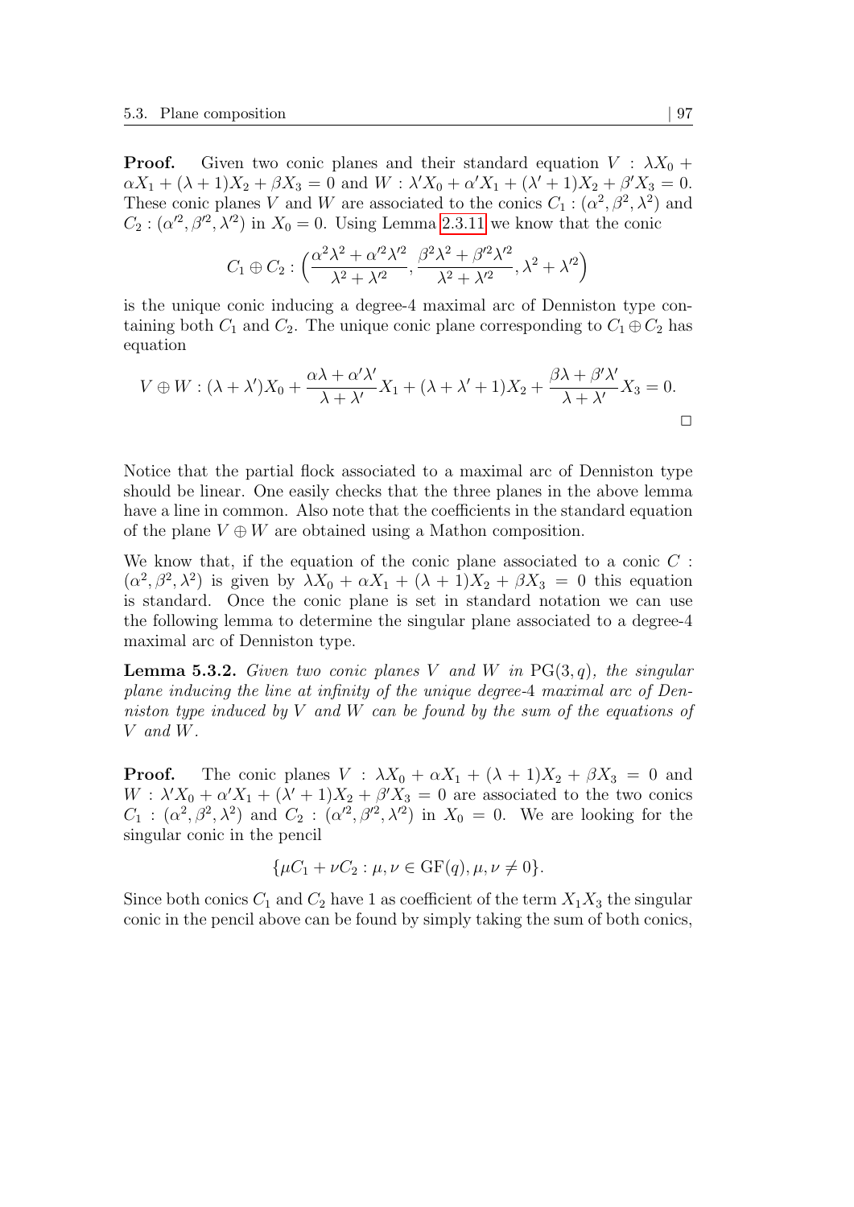**Proof.** Given two conic planes and their standard equation $V : \lambda X_0 + \alpha X_1 + (\lambda + 1)X_2 + \beta X_3 = 0$ and $W : \lambda' X_0 + \alpha' X_1 + (\lambda' + 1)X_2 + \beta' X_3 = 0$. These conic planes $V$ and $W$ are associated to the conics $C_1 : (\alpha^2, \beta^2, \lambda^2)$ and $C_2 : (\alpha'^2, \beta'^2, \lambda'^2)$ in $X_0 = 0$. Using Lemma 2.3.11 we know that the conic

$$C_1 \oplus C_2 : \Big(\frac{\alpha^2\lambda^2 + \alpha'^2\lambda'^2}{\lambda^2 + \lambda'^2}, \frac{\beta^2\lambda^2 + \beta'^2\lambda'^2}{\lambda^2 + \lambda'^2}, \lambda^2 + \lambda'^2\Big)$$

is the unique conic inducing a degree-4 maximal arc of Denniston type containing both $C_1$ and $C_2$. The unique conic plane corresponding to $C_1 \oplus C_2$ has equation

$$V \oplus W : (\lambda + \lambda')X_0 + \frac{\alpha\lambda + \alpha'\lambda'}{\lambda + \lambda'}X_1 + (\lambda + \lambda' + 1)X_2 + \frac{\beta\lambda + \beta'\lambda'}{\lambda + \lambda'}X_3 = 0.$$

$\square$

Notice that the partial flock associated to a maximal arc of Denniston type should be linear. One easily checks that the three planes in the above lemma have a line in common. Also note that the coefficients in the standard equation of the plane $V \oplus W$ are obtained using a Mathon composition.

We know that, if the equation of the conic plane associated to a conic $C : (\alpha^2, \beta^2, \lambda^2)$ is given by $\lambda X_0 + \alpha X_1 + (\lambda + 1)X_2 + \beta X_3 = 0$ this equation is standard. Once the conic plane is set in standard notation we can use the following lemma to determine the singular plane associated to a degree-4 maximal arc of Denniston type.

**Lemma 5.3.2.** *Given two conic planes $V$ and $W$ in $\mathrm{PG}(3, q)$, the singular plane inducing the line at infinity of the unique degree-4 maximal arc of Denniston type induced by $V$ and $W$ can be found by the sum of the equations of $V$ and $W$.*

**Proof.** The conic planes $V : \lambda X_0 + \alpha X_1 + (\lambda + 1)X_2 + \beta X_3 = 0$ and $W : \lambda' X_0 + \alpha' X_1 + (\lambda' + 1)X_2 + \beta' X_3 = 0$ are associated to the two conics $C_1 : (\alpha^2, \beta^2, \lambda^2)$ and $C_2 : (\alpha'^2, \beta'^2, \lambda'^2)$ in $X_0 = 0$. We are looking for the singular conic in the pencil

$$\{\mu C_1 + \nu C_2 : \mu, \nu \in \mathrm{GF}(q), \mu, \nu \neq 0\}.$$

Since both conics $C_1$ and $C_2$ have 1 as coefficient of the term $X_1X_3$ the singular conic in the pencil above can be found by simply taking the sum of both conics,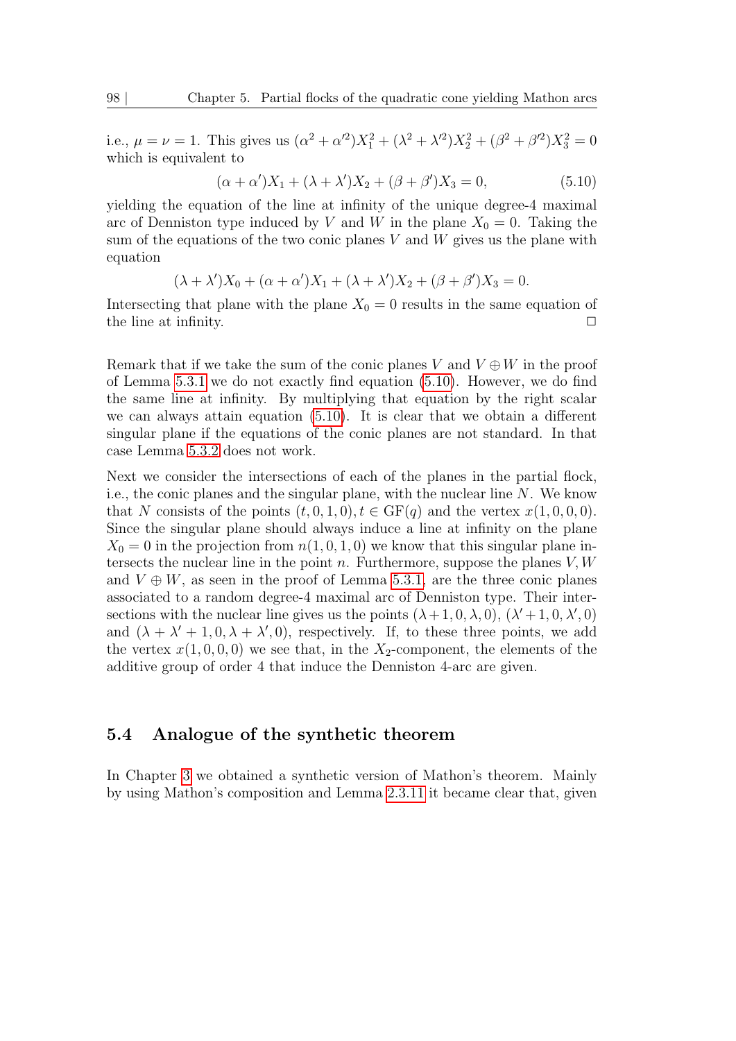i.e., $\mu = \nu = 1$. This gives us $(\alpha^2 + \alpha'^2)X_1^2 + (\lambda^2 + \lambda'^2)X_2^2 + (\beta^2 + \beta'^2)X_3^2 = 0$ which is equivalent to

$$(\alpha + \alpha')X_1 + (\lambda + \lambda')X_2 + (\beta + \beta')X_3 = 0, \tag{5.10}$$

yielding the equation of the line at infinity of the unique degree-4 maximal arc of Denniston type induced by $V$ and $W$ in the plane $X_0 = 0$. Taking the sum of the equations of the two conic planes $V$ and $W$ gives us the plane with equation

$$(\lambda + \lambda')X_0 + (\alpha + \alpha')X_1 + (\lambda + \lambda')X_2 + (\beta + \beta')X_3 = 0.$$

Intersecting that plane with the plane $X_0 = 0$ results in the same equation of the line at infinity. □

Remark that if we take the sum of the conic planes $V$ and $V \oplus W$ in the proof of Lemma 5.3.1 we do not exactly find equation (5.10). However, we do find the same line at infinity. By multiplying that equation by the right scalar we can always attain equation (5.10). It is clear that we obtain a different singular plane if the equations of the conic planes are not standard. In that case Lemma 5.3.2 does not work.

Next we consider the intersections of each of the planes in the partial flock, i.e., the conic planes and the singular plane, with the nuclear line $N$. We know that $N$ consists of the points $(t, 0, 1, 0), t \in \mathrm{GF}(q)$ and the vertex $x(1, 0, 0, 0)$. Since the singular plane should always induce a line at infinity on the plane $X_0 = 0$ in the projection from $n(1, 0, 1, 0)$ we know that this singular plane intersects the nuclear line in the point $n$. Furthermore, suppose the planes $V, W$ and $V \oplus W$, as seen in the proof of Lemma 5.3.1, are the three conic planes associated to a random degree-4 maximal arc of Denniston type. Their intersections with the nuclear line gives us the points $(\lambda + 1, 0, \lambda, 0)$, $(\lambda' + 1, 0, \lambda', 0)$ and $(\lambda + \lambda' + 1, 0, \lambda + \lambda', 0)$, respectively. If, to these three points, we add the vertex $x(1, 0, 0, 0)$ we see that, in the $X_2$-component, the elements of the additive group of order 4 that induce the Denniston 4-arc are given.

## 5.4 Analogue of the synthetic theorem

In Chapter 3 we obtained a synthetic version of Mathon's theorem. Mainly by using Mathon's composition and Lemma 2.3.11 it became clear that, given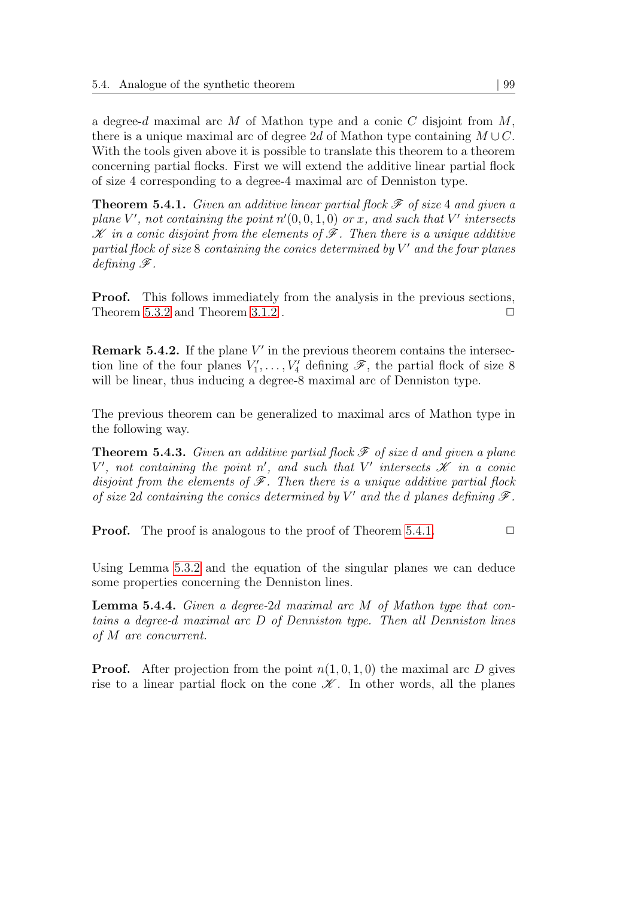a degree-$d$ maximal arc $M$ of Mathon type and a conic $C$ disjoint from $M$, there is a unique maximal arc of degree $2d$ of Mathon type containing $M \cup C$. With the tools given above it is possible to translate this theorem to a theorem concerning partial flocks. First we will extend the additive linear partial flock of size 4 corresponding to a degree-4 maximal arc of Denniston type.

**Theorem 5.4.1.** *Given an additive linear partial flock $\mathscr{F}$ of size 4 and given a plane $V'$, not containing the point $n'(0, 0, 1, 0)$ or $x$, and such that $V'$ intersects $\mathscr{K}$ in a conic disjoint from the elements of $\mathscr{F}$. Then there is a unique additive partial flock of size 8 containing the conics determined by $V'$ and the four planes defining $\mathscr{F}$.*

**Proof.** This follows immediately from the analysis in the previous sections, Theorem 5.3.2 and Theorem 3.1.2 . $\square$

**Remark 5.4.2.** If the plane $V'$ in the previous theorem contains the intersection line of the four planes $V'_1, \ldots, V'_4$ defining $\mathscr{F}$, the partial flock of size 8 will be linear, thus inducing a degree-8 maximal arc of Denniston type.

The previous theorem can be generalized to maximal arcs of Mathon type in the following way.

**Theorem 5.4.3.** *Given an additive partial flock $\mathscr{F}$ of size $d$ and given a plane $V'$, not containing the point $n'$, and such that $V'$ intersects $\mathscr{K}$ in a conic disjoint from the elements of $\mathscr{F}$. Then there is a unique additive partial flock of size $2d$ containing the conics determined by $V'$ and the $d$ planes defining $\mathscr{F}$.*

**Proof.** The proof is analogous to the proof of Theorem 5.4.1. $\square$

Using Lemma 5.3.2 and the equation of the singular planes we can deduce some properties concerning the Denniston lines.

**Lemma 5.4.4.** *Given a degree-$2d$ maximal arc $M$ of Mathon type that contains a degree-$d$ maximal arc $D$ of Denniston type. Then all Denniston lines of $M$ are concurrent.*

**Proof.** After projection from the point $n(1, 0, 1, 0)$ the maximal arc $D$ gives rise to a linear partial flock on the cone $\mathscr{K}$. In other words, all the planes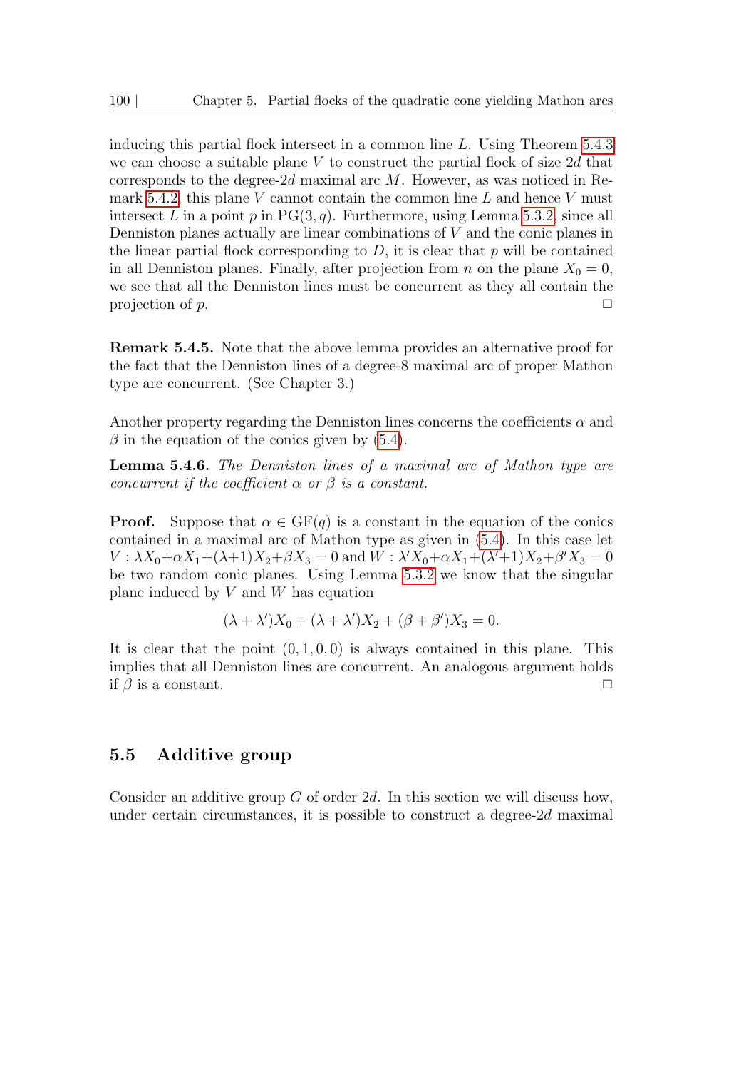inducing this partial flock intersect in a common line $L$. Using Theorem 5.4.3 we can choose a suitable plane $V$ to construct the partial flock of size $2d$ that corresponds to the degree-$2d$ maximal arc $M$. However, as was noticed in Remark 5.4.2, this plane $V$ cannot contain the common line $L$ and hence $V$ must intersect $L$ in a point $p$ in $\mathrm{PG}(3, q)$. Furthermore, using Lemma 5.3.2, since all Denniston planes actually are linear combinations of $V$ and the conic planes in the linear partial flock corresponding to $D$, it is clear that $p$ will be contained in all Denniston planes. Finally, after projection from $n$ on the plane $X_0 = 0$, we see that all the Denniston lines must be concurrent as they all contain the projection of $p$. $\square$

**Remark 5.4.5.** Note that the above lemma provides an alternative proof for the fact that the Denniston lines of a degree-8 maximal arc of proper Mathon type are concurrent. (See Chapter 3.)

Another property regarding the Denniston lines concerns the coefficients $\alpha$ and $\beta$ in the equation of the conics given by (5.4).

**Lemma 5.4.6.** *The Denniston lines of a maximal arc of Mathon type are concurrent if the coefficient $\alpha$ or $\beta$ is a constant.*

**Proof.** Suppose that $\alpha \in \mathrm{GF}(q)$ is a constant in the equation of the conics contained in a maximal arc of Mathon type as given in (5.4). In this case let $V : \lambda X_0 + \alpha X_1 + (\lambda+1)X_2 + \beta X_3 = 0$ and $W : \lambda' X_0 + \alpha X_1 + (\lambda'+1)X_2 + \beta' X_3 = 0$ be two random conic planes. Using Lemma 5.3.2 we know that the singular plane induced by $V$ and $W$ has equation

$$(\lambda + \lambda')X_0 + (\lambda + \lambda')X_2 + (\beta + \beta')X_3 = 0.$$

It is clear that the point $(0, 1, 0, 0)$ is always contained in this plane. This implies that all Denniston lines are concurrent. An analogous argument holds if $\beta$ is a constant. $\square$

## 5.5 Additive group

Consider an additive group $G$ of order $2d$. In this section we will discuss how, under certain circumstances, it is possible to construct a degree-$2d$ maximal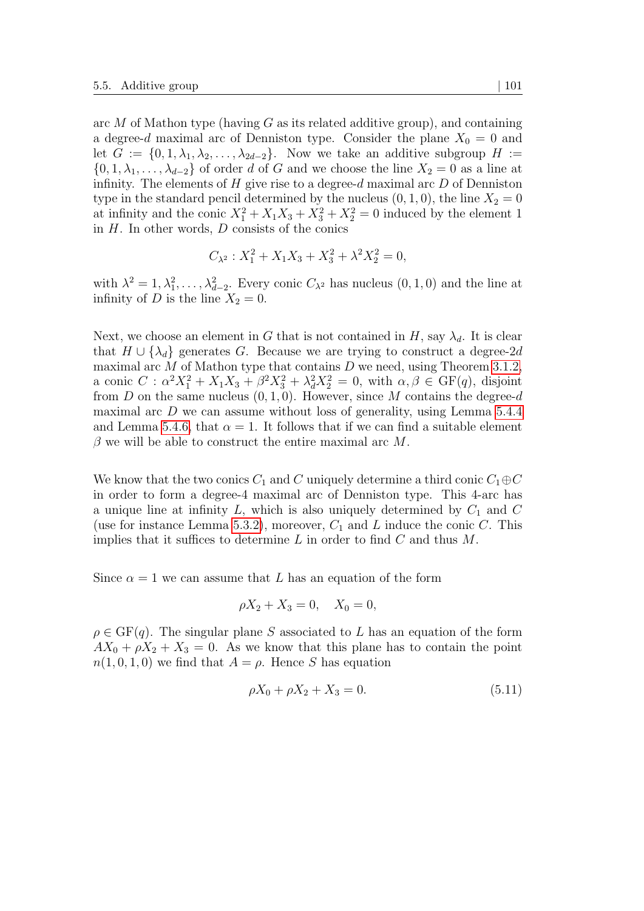arc $M$ of Mathon type (having $G$ as its related additive group), and containing a degree-$d$ maximal arc of Denniston type. Consider the plane $X_0 = 0$ and let $G := \{0, 1, \lambda_1, \lambda_2, \dots, \lambda_{2d-2}\}$. Now we take an additive subgroup $H := \{0, 1, \lambda_1, \dots, \lambda_{d-2}\}$ of order $d$ of $G$ and we choose the line $X_2 = 0$ as a line at infinity. The elements of $H$ give rise to a degree-$d$ maximal arc $D$ of Denniston type in the standard pencil determined by the nucleus $(0, 1, 0)$, the line $X_2 = 0$ at infinity and the conic $X_1^2 + X_1X_3 + X_3^2 + X_2^2 = 0$ induced by the element 1 in $H$. In other words, $D$ consists of the conics

$$C_{\lambda^2} : X_1^2 + X_1X_3 + X_3^2 + \lambda^2 X_2^2 = 0,$$

with $\lambda^2 = 1, \lambda_1^2, \dots, \lambda_{d-2}^2$. Every conic $C_{\lambda^2}$ has nucleus $(0, 1, 0)$ and the line at infinity of $D$ is the line $X_2 = 0$.

Next, we choose an element in $G$ that is not contained in $H$, say $\lambda_d$. It is clear that $H \cup \{\lambda_d\}$ generates $G$. Because we are trying to construct a degree-$2d$ maximal arc $M$ of Mathon type that contains $D$ we need, using Theorem 3.1.2, a conic $C : \alpha^2 X_1^2 + X_1X_3 + \beta^2 X_3^2 + \lambda_d^2 X_2^2 = 0$, with $\alpha, \beta \in \mathrm{GF}(q)$, disjoint from $D$ on the same nucleus $(0, 1, 0)$. However, since $M$ contains the degree-$d$ maximal arc $D$ we can assume without loss of generality, using Lemma 5.4.4 and Lemma 5.4.6, that $\alpha = 1$. It follows that if we can find a suitable element $\beta$ we will be able to construct the entire maximal arc $M$.

We know that the two conics $C_1$ and $C$ uniquely determine a third conic $C_1 \oplus C$ in order to form a degree-4 maximal arc of Denniston type. This 4-arc has a unique line at infinity $L$, which is also uniquely determined by $C_1$ and $C$ (use for instance Lemma 5.3.2), moreover, $C_1$ and $L$ induce the conic $C$. This implies that it suffices to determine $L$ in order to find $C$ and thus $M$.

Since $\alpha = 1$ we can assume that $L$ has an equation of the form

$$\rho X_2 + X_3 = 0, \quad X_0 = 0,$$

$\rho \in \mathrm{GF}(q)$. The singular plane $S$ associated to $L$ has an equation of the form $AX_0 + \rho X_2 + X_3 = 0$. As we know that this plane has to contain the point $n(1, 0, 1, 0)$ we find that $A = \rho$. Hence $S$ has equation

$$\rho X_0 + \rho X_2 + X_3 = 0. \tag{5.11}$$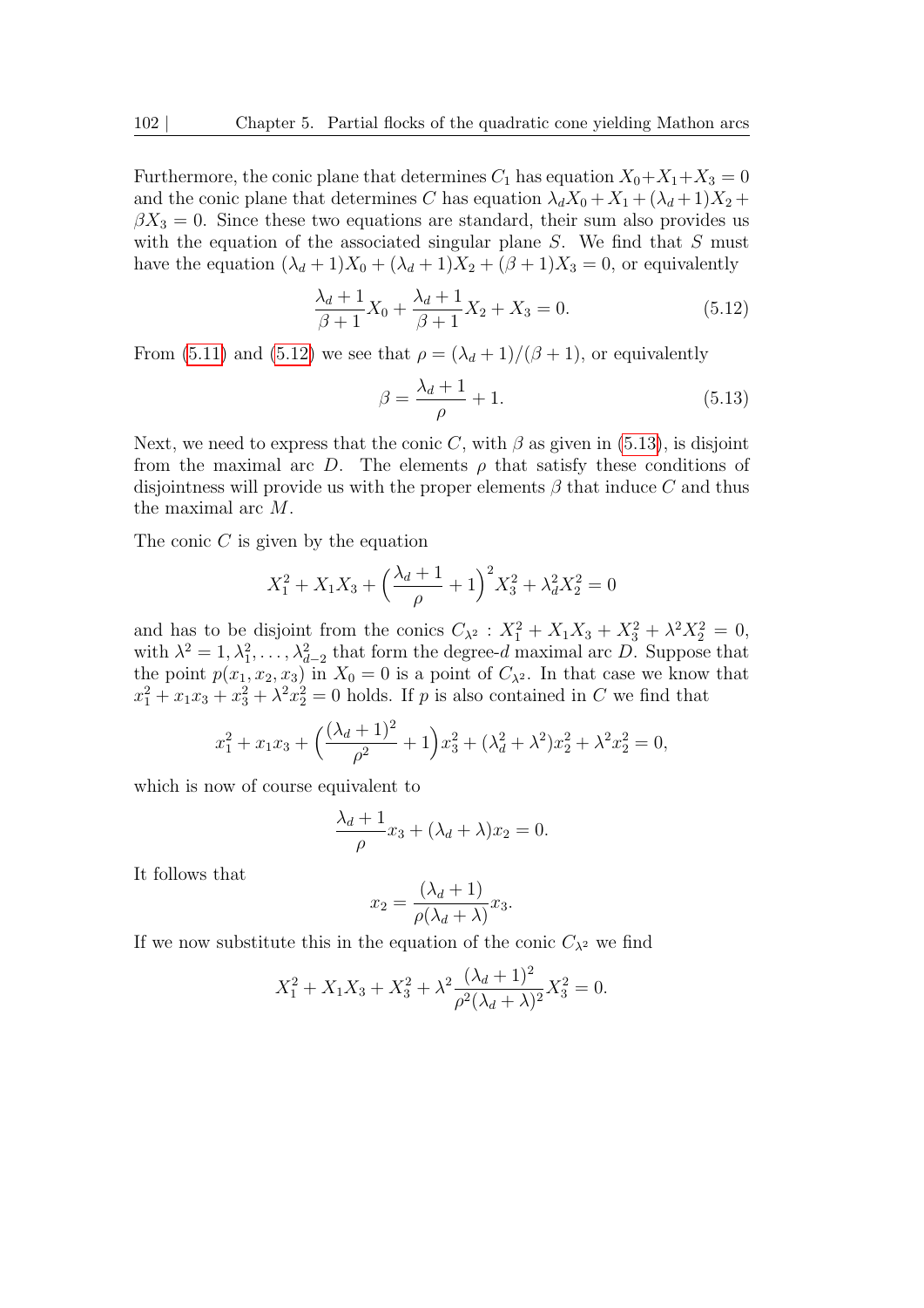Furthermore, the conic plane that determines $C_1$ has equation $X_0+X_1+X_3 = 0$ and the conic plane that determines $C$ has equation $\lambda_d X_0 + X_1 + (\lambda_d+1)X_2 + \beta X_3 = 0$. Since these two equations are standard, their sum also provides us with the equation of the associated singular plane $S$. We find that $S$ must have the equation $(\lambda_d+1)X_0 + (\lambda_d+1)X_2 + (\beta+1)X_3 = 0$, or equivalently

$$\frac{\lambda_d+1}{\beta+1}X_0 + \frac{\lambda_d+1}{\beta+1}X_2 + X_3 = 0. \tag{5.12}$$

From (5.11) and (5.12) we see that $\rho = (\lambda_d+1)/(\beta+1)$, or equivalently

$$\beta = \frac{\lambda_d+1}{\rho} + 1. \tag{5.13}$$

Next, we need to express that the conic $C$, with $\beta$ as given in (5.13), is disjoint from the maximal arc $D$. The elements $\rho$ that satisfy these conditions of disjointness will provide us with the proper elements $\beta$ that induce $C$ and thus the maximal arc $M$.

The conic $C$ is given by the equation

$$X_1^2 + X_1X_3 + \Big(\frac{\lambda_d+1}{\rho} + 1\Big)^2 X_3^2 + \lambda_d^2 X_2^2 = 0$$

and has to be disjoint from the conics $C_{\lambda^2} : X_1^2 + X_1X_3 + X_3^2 + \lambda^2 X_2^2 = 0$, with $\lambda^2 = 1, \lambda_1^2, \dots, \lambda_{d-2}^2$ that form the degree-$d$ maximal arc $D$. Suppose that the point $p(x_1, x_2, x_3)$ in $X_0 = 0$ is a point of $C_{\lambda^2}$. In that case we know that $x_1^2 + x_1x_3 + x_3^2 + \lambda^2 x_2^2 = 0$ holds. If $p$ is also contained in $C$ we find that

$$x_1^2 + x_1x_3 + \Big(\frac{(\lambda_d+1)^2}{\rho^2} + 1\Big)x_3^2 + (\lambda_d^2 + \lambda^2)x_2^2 + \lambda^2 x_2^2 = 0,$$

which is now of course equivalent to

$$\frac{\lambda_d+1}{\rho}x_3 + (\lambda_d+\lambda)x_2 = 0.$$

It follows that

$$x_2 = \frac{(\lambda_d+1)}{\rho(\lambda_d+\lambda)}x_3.$$

If we now substitute this in the equation of the conic $C_{\lambda^2}$ we find

$$X_1^2 + X_1X_3 + X_3^2 + \lambda^2 \frac{(\lambda_d+1)^2}{\rho^2(\lambda_d+\lambda)^2}X_3^2 = 0.$$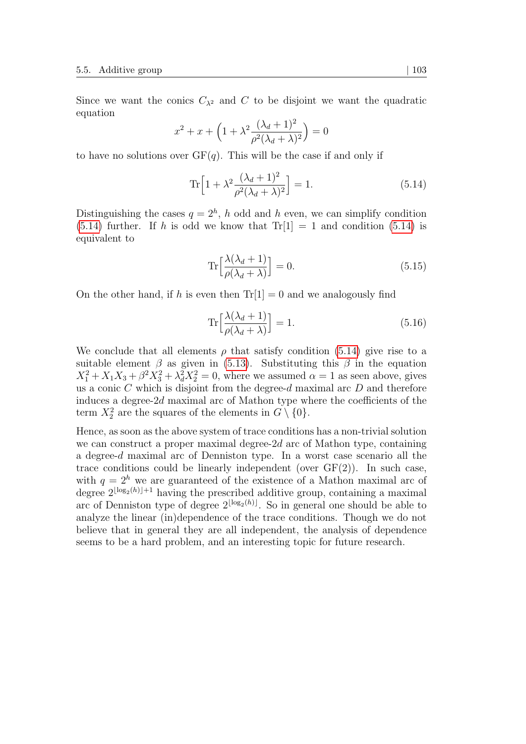Since we want the conics $C_{\lambda^2}$ and $C$ to be disjoint we want the quadratic equation

$$x^2 + x + \Big(1 + \lambda^2 \frac{(\lambda_d + 1)^2}{\rho^2(\lambda_d + \lambda)^2}\Big) = 0$$

to have no solutions over $\mathrm{GF}(q)$. This will be the case if and only if

$$\mathrm{Tr}\Big[1 + \lambda^2 \frac{(\lambda_d + 1)^2}{\rho^2(\lambda_d + \lambda)^2}\Big] = 1. \tag{5.14}$$

Distinguishing the cases $q = 2^h$, $h$ odd and $h$ even, we can simplify condition (5.14) further. If $h$ is odd we know that $\mathrm{Tr}[1] = 1$ and condition (5.14) is equivalent to

$$\mathrm{Tr}\Big[\frac{\lambda(\lambda_d + 1)}{\rho(\lambda_d + \lambda)}\Big] = 0. \tag{5.15}$$

On the other hand, if $h$ is even then $\mathrm{Tr}[1] = 0$ and we analogously find

$$\mathrm{Tr}\Big[\frac{\lambda(\lambda_d + 1)}{\rho(\lambda_d + \lambda)}\Big] = 1. \tag{5.16}$$

We conclude that all elements $\rho$ that satisfy condition (5.14) give rise to a suitable element $\beta$ as given in (5.13). Substituting this $\beta$ in the equation $X_1^2 + X_1X_3 + \beta^2 X_3^2 + \lambda_d^2 X_2^2 = 0$, where we assumed $\alpha = 1$ as seen above, gives us a conic $C$ which is disjoint from the degree-$d$ maximal arc $D$ and therefore induces a degree-$2d$ maximal arc of Mathon type where the coefficients of the term $X_2^2$ are the squares of the elements in $G \setminus \{0\}$.

Hence, as soon as the above system of trace conditions has a non-trivial solution we can construct a proper maximal degree-$2d$ arc of Mathon type, containing a degree-$d$ maximal arc of Denniston type. In a worst case scenario all the trace conditions could be linearly independent (over $\mathrm{GF}(2)$). In such case, with $q = 2^h$ we are guaranteed of the existence of a Mathon maximal arc of degree $2^{\lfloor \log_2(h) \rfloor + 1}$ having the prescribed additive group, containing a maximal arc of Denniston type of degree $2^{\lfloor \log_2(h) \rfloor}$. So in general one should be able to analyze the linear (in)dependence of the trace conditions. Though we do not believe that in general they are all independent, the analysis of dependence seems to be a hard problem, and an interesting topic for future research.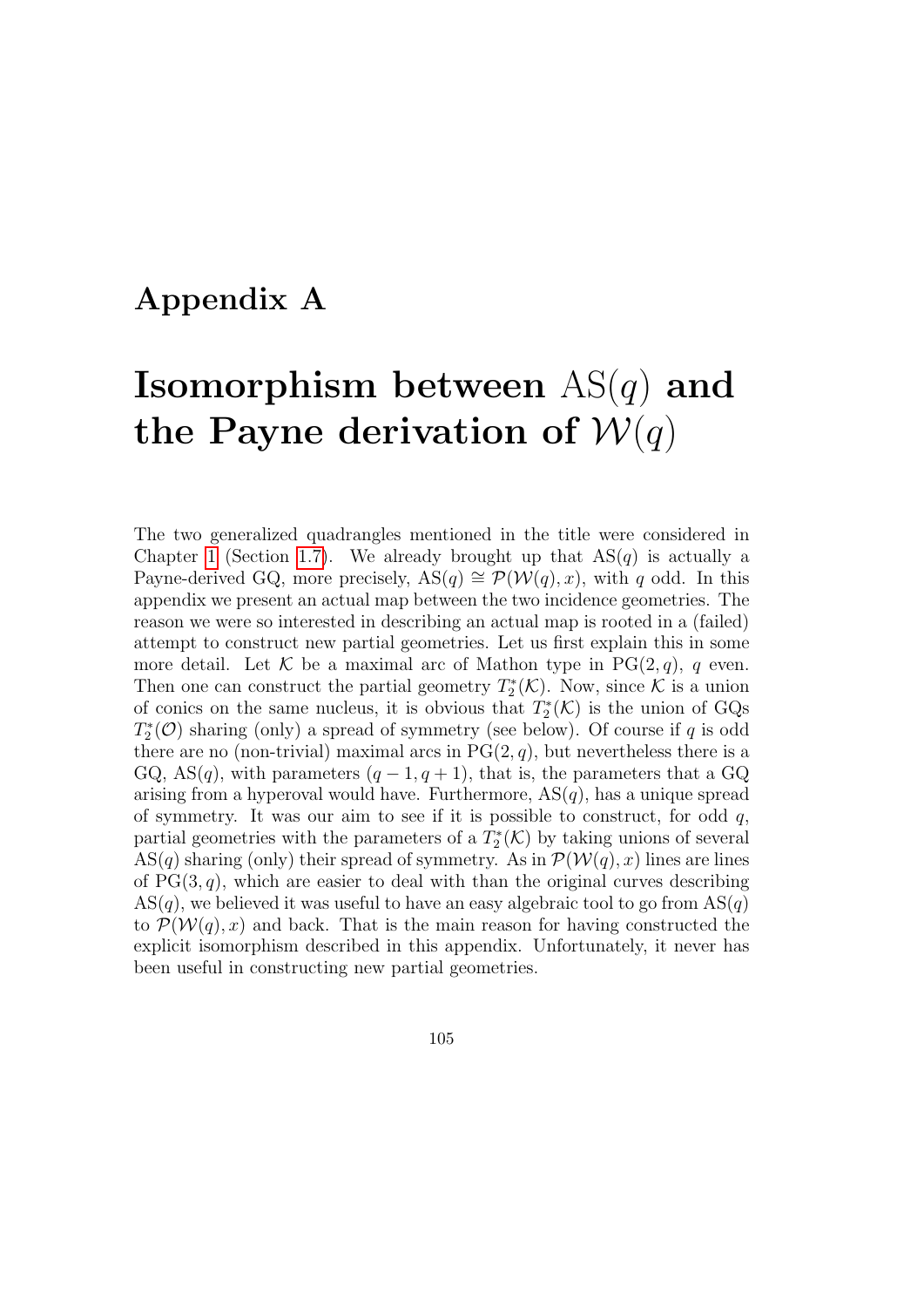# Appendix A

# Isomorphism between $\mathrm{AS}(q)$ and the Payne derivation of $\mathcal{W}(q)$

The two generalized quadrangles mentioned in the title were considered in Chapter 1 (Section 1.7). We already brought up that $\mathrm{AS}(q)$ is actually a Payne-derived GQ, more precisely, $\mathrm{AS}(q) \cong \mathcal{P}(\mathcal{W}(q), x)$, with $q$ odd. In this appendix we present an actual map between the two incidence geometries. The reason we were so interested in describing an actual map is rooted in a (failed) attempt to construct new partial geometries. Let us first explain this in some more detail. Let $\mathcal{K}$ be a maximal arc of Mathon type in $\mathrm{PG}(2, q)$, $q$ even. Then one can construct the partial geometry $T_2^*(\mathcal{K})$. Now, since $\mathcal{K}$ is a union of conics on the same nucleus, it is obvious that $T_2^*(\mathcal{K})$ is the union of GQs $T_2^*(\mathcal{O})$ sharing (only) a spread of symmetry (see below). Of course if $q$ is odd there are no (non-trivial) maximal arcs in $\mathrm{PG}(2, q)$, but nevertheless there is a GQ, $\mathrm{AS}(q)$, with parameters $(q - 1, q + 1)$, that is, the parameters that a GQ arising from a hyperoval would have. Furthermore, $\mathrm{AS}(q)$, has a unique spread of symmetry. It was our aim to see if it is possible to construct, for odd $q$, partial geometries with the parameters of a $T_2^*(\mathcal{K})$ by taking unions of several $\mathrm{AS}(q)$ sharing (only) their spread of symmetry. As in $\mathcal{P}(\mathcal{W}(q), x)$ lines are lines of $\mathrm{PG}(3, q)$, which are easier to deal with than the original curves describing $\mathrm{AS}(q)$, we believed it was useful to have an easy algebraic tool to go from $\mathrm{AS}(q)$ to $\mathcal{P}(\mathcal{W}(q), x)$ and back. That is the main reason for having constructed the explicit isomorphism described in this appendix. Unfortunately, it never has been useful in constructing new partial geometries.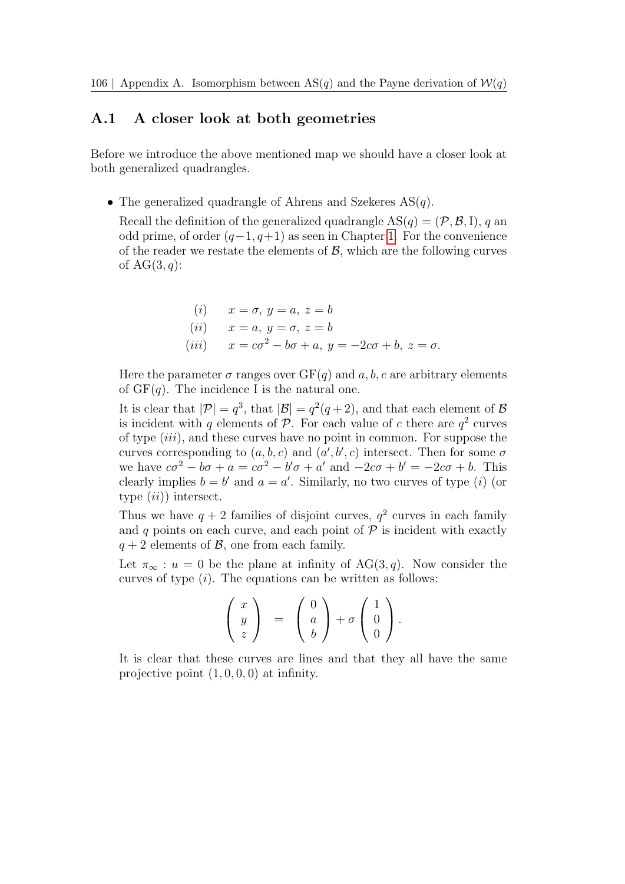## A.1 A closer look at both geometries

Before we introduce the above mentioned map we should have a closer look at both generalized quadrangles.

- The generalized quadrangle of Ahrens and Szekeres $\mathrm{AS}(q)$.

  Recall the definition of the generalized quadrangle $\mathrm{AS}(q) = (\mathcal{P}, \mathcal{B}, \mathrm{I})$, $q$ an odd prime, of order $(q-1, q+1)$ as seen in Chapter 1. For the convenience of the reader we restate the elements of $\mathcal{B}$, which are the following curves of $\mathrm{AG}(3, q)$:

  $$\begin{array}{rl} (i) & x = \sigma,\ y = a,\ z = b \\ (ii) & x = a,\ y = \sigma,\ z = b \\ (iii) & x = c\sigma^2 - b\sigma + a,\ y = -2c\sigma + b,\ z = \sigma. \end{array}$$

  Here the parameter $\sigma$ ranges over $\mathrm{GF}(q)$ and $a, b, c$ are arbitrary elements of $\mathrm{GF}(q)$. The incidence I is the natural one.

  It is clear that $|\mathcal{P}| = q^3$, that $|\mathcal{B}| = q^2(q+2)$, and that each element of $\mathcal{B}$ is incident with $q$ elements of $\mathcal{P}$. For each value of $c$ there are $q^2$ curves of type $(iii)$, and these curves have no point in common. For suppose the curves corresponding to $(a, b, c)$ and $(a', b', c)$ intersect. Then for some $\sigma$ we have $c\sigma^2 - b\sigma + a = c\sigma^2 - b'\sigma + a'$ and $-2c\sigma + b' = -2c\sigma + b$. This clearly implies $b = b'$ and $a = a'$. Similarly, no two curves of type $(i)$ (or type $(ii)$) intersect.

  Thus we have $q + 2$ families of disjoint curves, $q^2$ curves in each family and $q$ points on each curve, and each point of $\mathcal{P}$ is incident with exactly $q + 2$ elements of $\mathcal{B}$, one from each family.

  Let $\pi_\infty : u = 0$ be the plane at infinity of $\mathrm{AG}(3, q)$. Now consider the curves of type $(i)$. The equations can be written as follows:

  $$\begin{pmatrix} x \\ y \\ z \end{pmatrix} = \begin{pmatrix} 0 \\ a \\ b \end{pmatrix} + \sigma \begin{pmatrix} 1 \\ 0 \\ 0 \end{pmatrix}.$$

  It is clear that these curves are lines and that they all have the same projective point $(1, 0, 0, 0)$ at infinity.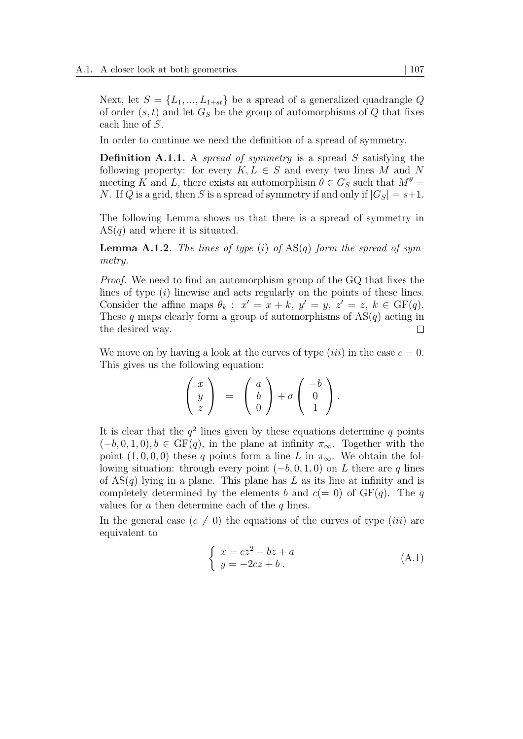Next, let $S = \{L_1, ..., L_{1+st}\}$ be a spread of a generalized quadrangle $Q$ of order $(s,t)$ and let $G_S$ be the group of automorphisms of $Q$ that fixes each line of $S$.

In order to continue we need the definition of a spread of symmetry.

**Definition A.1.1.** A *spread of symmetry* is a spread $S$ satisfying the following property: for every $K, L \in S$ and every two lines $M$ and $N$ meeting $K$ and $L$, there exists an automorphism $\theta \in G_S$ such that $M^\theta = N$. If $Q$ is a grid, then $S$ is a spread of symmetry if and only if $|G_S| = s+1$.

The following Lemma shows us that there is a spread of symmetry in $\mathrm{AS}(q)$ and where it is situated.

**Lemma A.1.2.** *The lines of type* $(i)$ *of* $\mathrm{AS}(q)$ *form the spread of symmetry.*

*Proof.* We need to find an automorphism group of the GQ that fixes the lines of type $(i)$ linewise and acts regularly on the points of these lines. Consider the affine maps $\theta_k :\ x' = x + k,\ y' = y,\ z' = z,\ k \in \mathrm{GF}(q)$. These $q$ maps clearly form a group of automorphisms of $\mathrm{AS}(q)$ acting in the desired way. $\square$

We move on by having a look at the curves of type $(iii)$ in the case $c = 0$. This gives us the following equation:

$$\begin{pmatrix} x \\ y \\ z \end{pmatrix} = \begin{pmatrix} a \\ b \\ 0 \end{pmatrix} + \sigma \begin{pmatrix} -b \\ 0 \\ 1 \end{pmatrix}.$$

It is clear that the $q^2$ lines given by these equations determine $q$ points $(-b, 0, 1, 0), b \in \mathrm{GF}(q)$, in the plane at infinity $\pi_\infty$. Together with the point $(1, 0, 0, 0)$ these $q$ points form a line $L$ in $\pi_\infty$. We obtain the following situation: through every point $(-b, 0, 1, 0)$ on $L$ there are $q$ lines of $\mathrm{AS}(q)$ lying in a plane. This plane has $L$ as its line at infinity and is completely determined by the elements $b$ and $c(= 0)$ of $\mathrm{GF}(q)$. The $q$ values for $a$ then determine each of the $q$ lines.

In the general case ($c \neq 0$) the equations of the curves of type $(iii)$ are equivalent to

$$\begin{cases} x = cz^2 - bz + a \\ y = -2cz + b\,. \end{cases} \tag{A.1}$$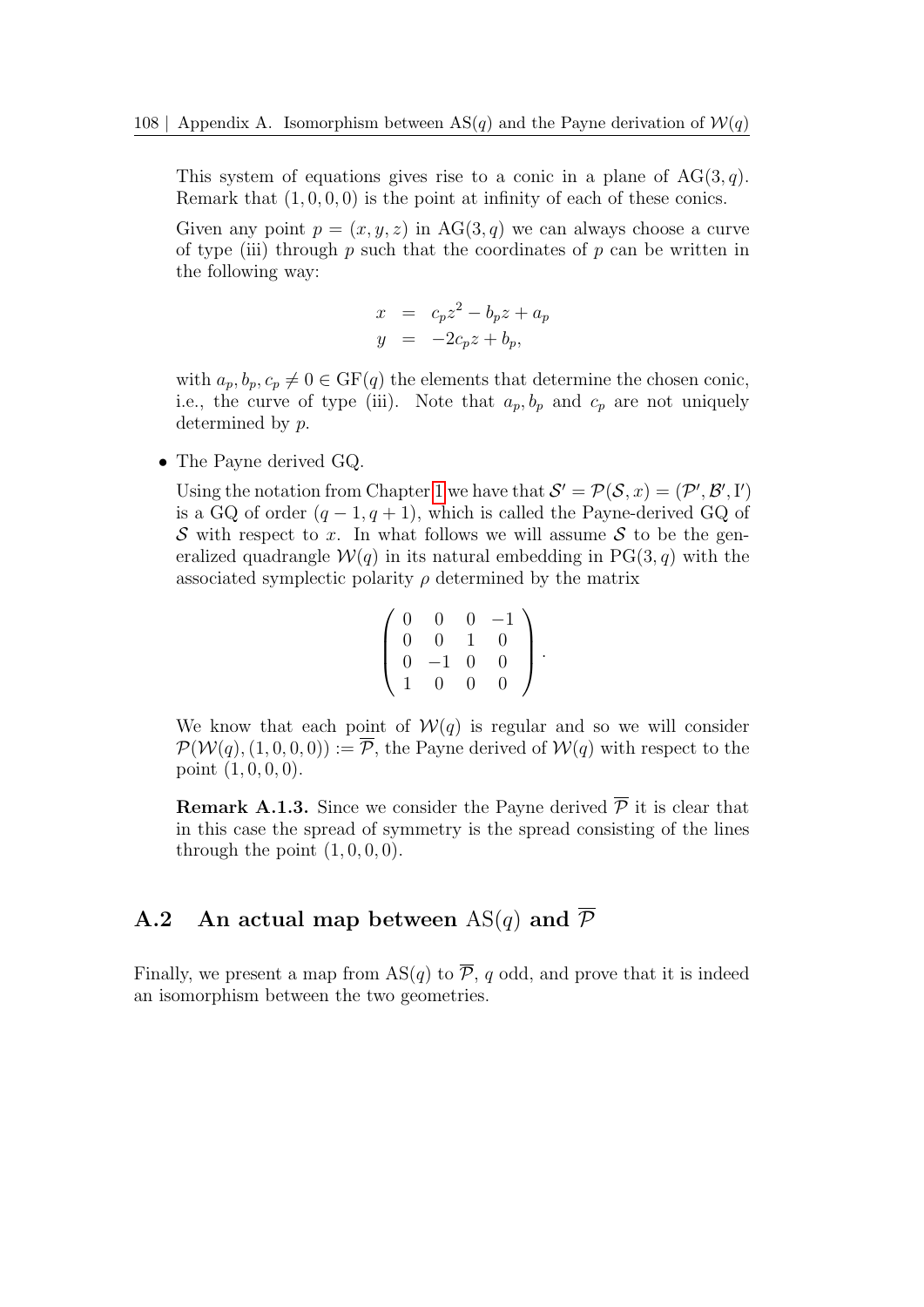This system of equations gives rise to a conic in a plane of $\mathrm{AG}(3, q)$. Remark that $(1, 0, 0, 0)$ is the point at infinity of each of these conics.

Given any point $p = (x, y, z)$ in $\mathrm{AG}(3, q)$ we can always choose a curve of type (iii) through $p$ such that the coordinates of $p$ can be written in the following way:

$$\begin{aligned} x &= c_p z^2 - b_p z + a_p \\ y &= -2c_p z + b_p, \end{aligned}$$

with $a_p, b_p, c_p \neq 0 \in \mathrm{GF}(q)$ the elements that determine the chosen conic, i.e., the curve of type (iii). Note that $a_p, b_p$ and $c_p$ are not uniquely determined by $p$.

- The Payne derived GQ.

  Using the notation from Chapter 1 we have that $\mathcal{S}' = \mathcal{P}(\mathcal{S}, x) = (\mathcal{P}', \mathcal{B}', \mathrm{I}')$ is a GQ of order $(q-1, q+1)$, which is called the Payne-derived GQ of $\mathcal{S}$ with respect to $x$. In what follows we will assume $\mathcal{S}$ to be the generalized quadrangle $\mathcal{W}(q)$ in its natural embedding in $\mathrm{PG}(3, q)$ with the associated symplectic polarity $\rho$ determined by the matrix

  $$\begin{pmatrix} 0 & 0 & 0 & -1 \\ 0 & 0 & 1 & 0 \\ 0 & -1 & 0 & 0 \\ 1 & 0 & 0 & 0 \end{pmatrix}.$$

  We know that each point of $\mathcal{W}(q)$ is regular and so we will consider $\mathcal{P}(\mathcal{W}(q), (1, 0, 0, 0)) := \overline{\mathcal{P}}$, the Payne derived of $\mathcal{W}(q)$ with respect to the point $(1, 0, 0, 0)$.

  **Remark A.1.3.** Since we consider the Payne derived $\overline{\mathcal{P}}$ it is clear that in this case the spread of symmetry is the spread consisting of the lines through the point $(1, 0, 0, 0)$.

## A.2 An actual map between $\mathrm{AS}(q)$ and $\overline{\mathcal{P}}$

Finally, we present a map from $\mathrm{AS}(q)$ to $\overline{\mathcal{P}}$, $q$ odd, and prove that it is indeed an isomorphism between the two geometries.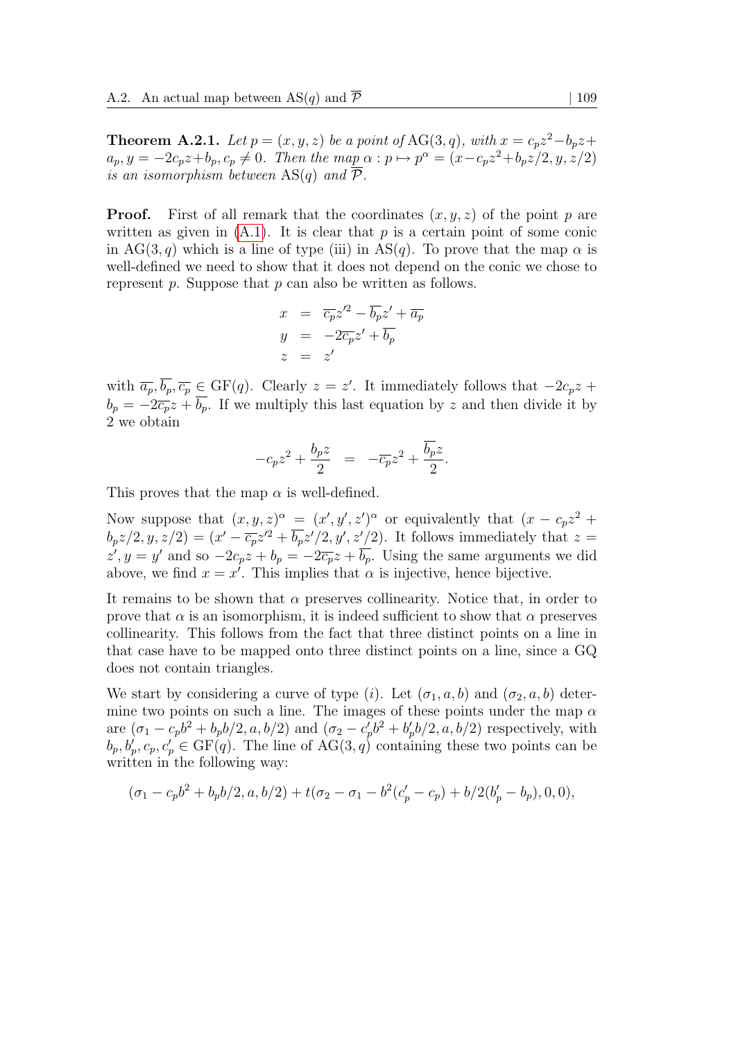**Theorem A.2.1.** *Let $p = (x, y, z)$ be a point of $\mathrm{AG}(3, q)$, with $x = c_p z^2 - b_p z + a_p$, $y = -2c_p z + b_p$, $c_p \neq 0$. Then the map $\alpha : p \mapsto p^\alpha = (x - c_p z^2 + b_p z/2, y, z/2)$ is an isomorphism between $\mathrm{AS}(q)$ and $\overline{\mathcal{P}}$.*

**Proof.** First of all remark that the coordinates $(x, y, z)$ of the point $p$ are written as given in (A.1). It is clear that $p$ is a certain point of some conic in $\mathrm{AG}(3, q)$ which is a line of type (iii) in $\mathrm{AS}(q)$. To prove that the map $\alpha$ is well-defined we need to show that it does not depend on the conic we chose to represent $p$. Suppose that $p$ can also be written as follows.

$$
\begin{aligned}
x &= \overline{c_p} z'^2 - \overline{b_p} z' + \overline{a_p} \\
y &= -2\overline{c_p} z' + \overline{b_p} \\
z &= z'
\end{aligned}
$$

with $\overline{a_p}, \overline{b_p}, \overline{c_p} \in \mathrm{GF}(q)$. Clearly $z = z'$. It immediately follows that $-2c_p z + b_p = -2\overline{c_p} z + \overline{b_p}$. If we multiply this last equation by $z$ and then divide it by 2 we obtain

$$
-c_p z^2 + \frac{b_p z}{2} = -\overline{c_p} z^2 + \frac{\overline{b_p} z}{2}.
$$

This proves that the map $\alpha$ is well-defined.

Now suppose that $(x, y, z)^\alpha = (x', y', z')^\alpha$ or equivalently that $(x - c_p z^2 + b_p z/2, y, z/2) = (x' - \overline{c_p} z'^2 + \overline{b_p} z'/2, y', z'/2)$. It follows immediately that $z = z', y = y'$ and so $-2c_p z + b_p = -2\overline{c_p} z + \overline{b_p}$. Using the same arguments we did above, we find $x = x'$. This implies that $\alpha$ is injective, hence bijective.

It remains to be shown that $\alpha$ preserves collinearity. Notice that, in order to prove that $\alpha$ is an isomorphism, it is indeed sufficient to show that $\alpha$ preserves collinearity. This follows from the fact that three distinct points on a line in that case have to be mapped onto three distinct points on a line, since a GQ does not contain triangles.

We start by considering a curve of type $(i)$. Let $(\sigma_1, a, b)$ and $(\sigma_2, a, b)$ determine two points on such a line. The images of these points under the map $\alpha$ are $(\sigma_1 - c_p b^2 + b_p b/2, a, b/2)$ and $(\sigma_2 - c_p' b^2 + b_p' b/2, a, b/2)$ respectively, with $b_p, b_p', c_p, c_p' \in \mathrm{GF}(q)$. The line of $\mathrm{AG}(3, q)$ containing these two points can be written in the following way:

$$
(\sigma_1 - c_p b^2 + b_p b/2, a, b/2) + t(\sigma_2 - \sigma_1 - b^2(c_p' - c_p) + b/2(b_p' - b_p), 0, 0),
$$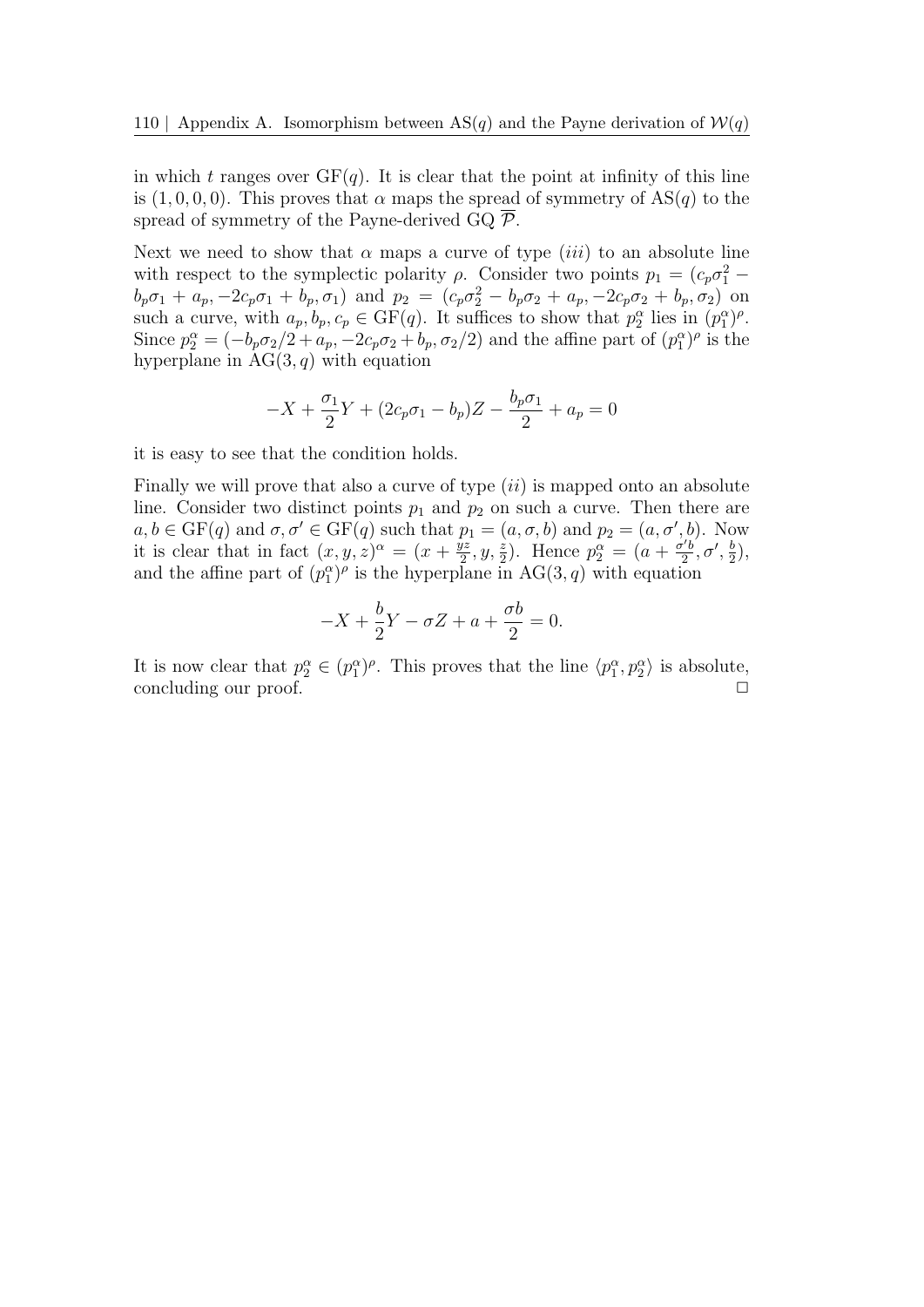in which $t$ ranges over $\mathrm{GF}(q)$. It is clear that the point at infinity of this line is $(1,0,0,0)$. This proves that $\alpha$ maps the spread of symmetry of $\mathrm{AS}(q)$ to the spread of symmetry of the Payne-derived GQ $\overline{\mathcal{P}}$.

Next we need to show that $\alpha$ maps a curve of type $(iii)$ to an absolute line with respect to the symplectic polarity $\rho$. Consider two points $p_1 = (c_p\sigma_1^2 - b_p\sigma_1 + a_p, -2c_p\sigma_1 + b_p, \sigma_1)$ and $p_2 = (c_p\sigma_2^2 - b_p\sigma_2 + a_p, -2c_p\sigma_2 + b_p, \sigma_2)$ on such a curve, with $a_p, b_p, c_p \in \mathrm{GF}(q)$. It suffices to show that $p_2^\alpha$ lies in $(p_1^\alpha)^\rho$. Since $p_2^\alpha = (-b_p\sigma_2/2 + a_p, -2c_p\sigma_2 + b_p, \sigma_2/2)$ and the affine part of $(p_1^\alpha)^\rho$ is the hyperplane in $\mathrm{AG}(3,q)$ with equation

$$-X + \frac{\sigma_1}{2}Y + (2c_p\sigma_1 - b_p)Z - \frac{b_p\sigma_1}{2} + a_p = 0$$

it is easy to see that the condition holds.

Finally we will prove that also a curve of type $(ii)$ is mapped onto an absolute line. Consider two distinct points $p_1$ and $p_2$ on such a curve. Then there are $a, b \in \mathrm{GF}(q)$ and $\sigma, \sigma' \in \mathrm{GF}(q)$ such that $p_1 = (a, \sigma, b)$ and $p_2 = (a, \sigma', b)$. Now it is clear that in fact $(x,y,z)^\alpha = (x + \frac{yz}{2}, y, \frac{z}{2})$. Hence $p_2^\alpha = (a + \frac{\sigma' b}{2}, \sigma', \frac{b}{2})$, and the affine part of $(p_1^\alpha)^\rho$ is the hyperplane in $\mathrm{AG}(3,q)$ with equation

$$-X + \frac{b}{2}Y - \sigma Z + a + \frac{\sigma b}{2} = 0.$$

It is now clear that $p_2^\alpha \in (p_1^\alpha)^\rho$. This proves that the line $\langle p_1^\alpha, p_2^\alpha \rangle$ is absolute, concluding our proof. $\square$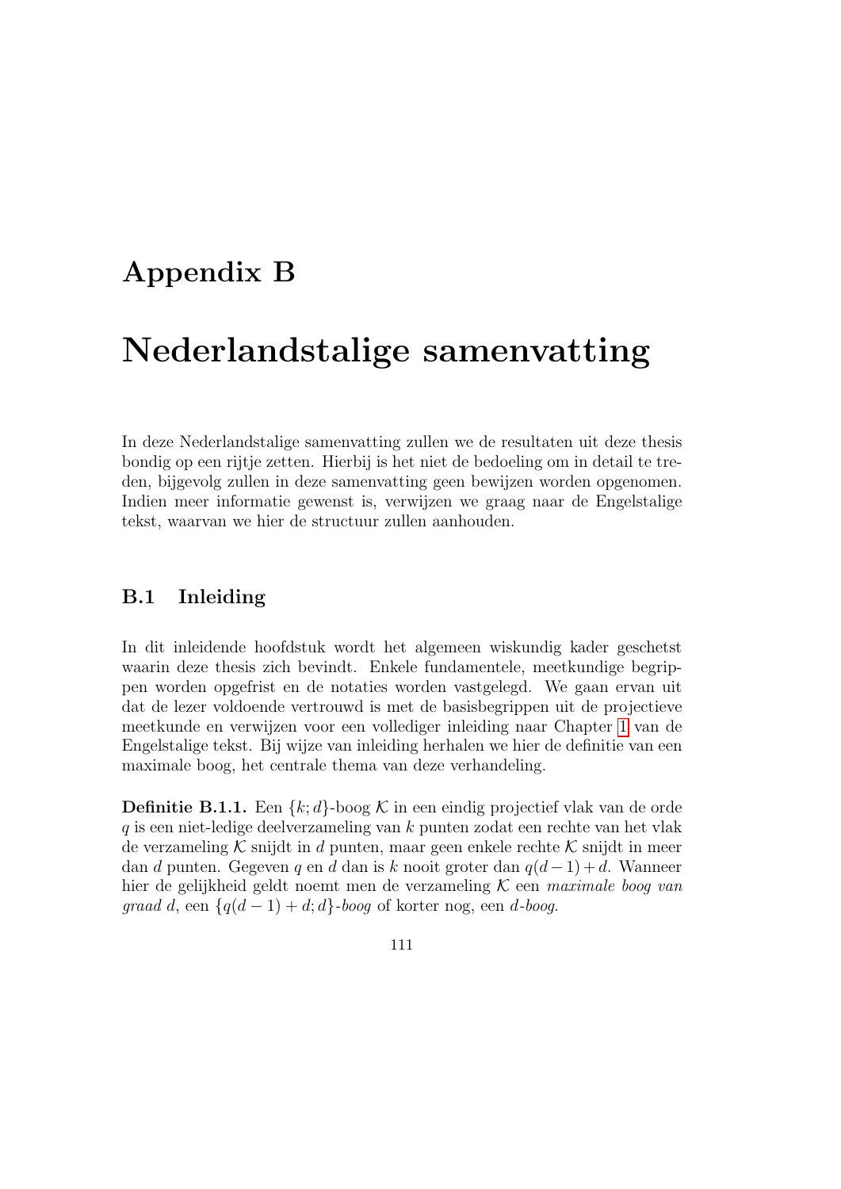# Appendix B

# Nederlandstalige samenvatting

In deze Nederlandstalige samenvatting zullen we de resultaten uit deze thesis bondig op een rijtje zetten. Hierbij is het niet de bedoeling om in detail te treden, bijgevolg zullen in deze samenvatting geen bewijzen worden opgenomen. Indien meer informatie gewenst is, verwijzen we graag naar de Engelstalige tekst, waarvan we hier de structuur zullen aanhouden.

## B.1 Inleiding

In dit inleidende hoofdstuk wordt het algemeen wiskundig kader geschetst waarin deze thesis zich bevindt. Enkele fundamentele, meetkundige begrippen worden opgefrist en de notaties worden vastgelegd. We gaan ervan uit dat de lezer voldoende vertrouwd is met de basisbegrippen uit de projectieve meetkunde en verwijzen voor een vollediger inleiding naar Chapter 1 van de Engelstalige tekst. Bij wijze van inleiding herhalen we hier de definitie van een maximale boog, het centrale thema van deze verhandeling.

**Definitie B.1.1.** Een $\{k; d\}$-boog $\mathcal{K}$ in een eindig projectief vlak van de orde $q$ is een niet-ledige deelverzameling van $k$ punten zodat een rechte van het vlak de verzameling $\mathcal{K}$ snijdt in $d$ punten, maar geen enkele rechte $\mathcal{K}$ snijdt in meer dan $d$ punten. Gegeven $q$ en $d$ dan is $k$ nooit groter dan $q(d-1)+d$. Wanneer hier de gelijkheid geldt noemt men de verzameling $\mathcal{K}$ een *maximale boog van graad $d$*, een *$\{q(d-1)+d; d\}$-boog* of korter nog, een *$d$-boog*.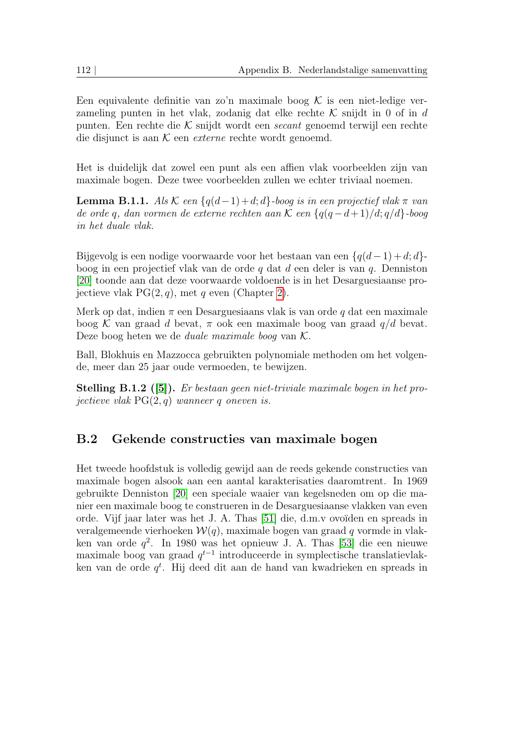Een equivalente definitie van zo'n maximale boog $\mathcal{K}$ is een niet-ledige verzameling punten in het vlak, zodanig dat elke rechte $\mathcal{K}$ snijdt in 0 of in $d$ punten. Een rechte die $\mathcal{K}$ snijdt wordt een *secant* genoemd terwijl een rechte die disjunct is aan $\mathcal{K}$ een *externe* rechte wordt genoemd.

Het is duidelijk dat zowel een punt als een affien vlak voorbeelden zijn van maximale bogen. Deze twee voorbeelden zullen we echter triviaal noemen.

**Lemma B.1.1.** *Als $\mathcal{K}$ een $\{q(d-1)+d; d\}$-boog is in een projectief vlak $\pi$ van de orde $q$, dan vormen de externe rechten aan $\mathcal{K}$ een $\{q(q-d+1)/d; q/d\}$-boog in het duale vlak.*

Bijgevolg is een nodige voorwaarde voor het bestaan van een $\{q(d-1)+d; d\}$-boog in een projectief vlak van de orde $q$ dat $d$ een deler is van $q$. Denniston [20] toonde aan dat deze voorwaarde voldoende is in het Desarguesiaanse projectieve vlak $\mathrm{PG}(2, q)$, met $q$ even (Chapter 2).

Merk op dat, indien $\pi$ een Desarguesiaans vlak is van orde $q$ dat een maximale boog $\mathcal{K}$ van graad $d$ bevat, $\pi$ ook een maximale boog van graad $q/d$ bevat. Deze boog heten we de *duale maximale boog* van $\mathcal{K}$.

Ball, Blokhuis en Mazzocca gebruikten polynomiale methoden om het volgende, meer dan 25 jaar oude vermoeden, te bewijzen.

**Stelling B.1.2 ([5]).** *Er bestaan geen niet-triviale maximale bogen in het projectieve vlak $\mathrm{PG}(2, q)$ wanneer $q$ oneven is.*

## B.2 Gekende constructies van maximale bogen

Het tweede hoofdstuk is volledig gewijd aan de reeds gekende constructies van maximale bogen alsook aan een aantal karakterisaties daaromtrent. In 1969 gebruikte Denniston [20] een speciale waaier van kegelsneden om op die manier een maximale boog te construeren in de Desarguesiaanse vlakken van even orde. Vijf jaar later was het J. A. Thas [51] die, d.m.v ovoïden en spreads in veralgemeende vierhoeken $\mathcal{W}(q)$, maximale bogen van graad $q$ vormde in vlakken van orde $q^2$. In 1980 was het opnieuw J. A. Thas [53] die een nieuwe maximale boog van graad $q^{t-1}$ introduceerde in symplectische translatievlakken van de orde $q^t$. Hij deed dit aan de hand van kwadrieken en spreads in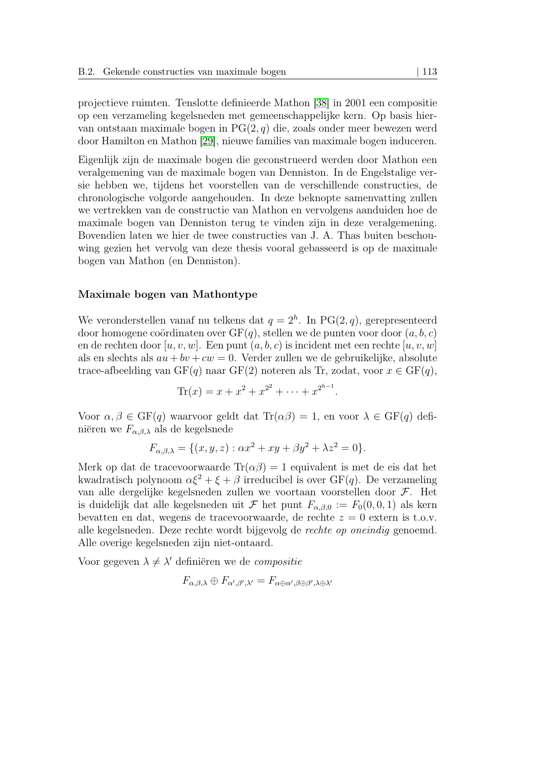projectieve ruimten. Tenslotte definieerde Mathon [38] in 2001 een compositie op een verzameling kegelsneden met gemeenschappelijke kern. Op basis hiervan ontstaan maximale bogen in $\mathrm{PG}(2,q)$ die, zoals onder meer bewezen werd door Hamilton en Mathon [29], nieuwe families van maximale bogen induceren.

Eigenlijk zijn de maximale bogen die geconstrueerd werden door Mathon een veralgemening van de maximale bogen van Denniston. In de Engelstalige versie hebben we, tijdens het voorstellen van de verschillende constructies, de chronologische volgorde aangehouden. In deze beknopte samenvatting zullen we vertrekken van de constructie van Mathon en vervolgens aanduiden hoe de maximale bogen van Denniston terug te vinden zijn in deze veralgemening. Bovendien laten we hier de twee constructies van J. A. Thas buiten beschouwing gezien het vervolg van deze thesis vooral gebasseerd is op de maximale bogen van Mathon (en Denniston).

#### Maximale bogen van Mathontype

We veronderstellen vanaf nu telkens dat $q = 2^h$. In $\mathrm{PG}(2,q)$, gerepresenteerd door homogene coördinaten over $\mathrm{GF}(q)$, stellen we de punten voor door $(a,b,c)$ en de rechten door $[u,v,w]$. Een punt $(a,b,c)$ is incident met een rechte $[u,v,w]$ als en slechts als $au+bv+cw = 0$. Verder zullen we de gebruikelijke, absolute trace-afbeelding van $\mathrm{GF}(q)$ naar $\mathrm{GF}(2)$ noteren als Tr, zodat, voor $x \in \mathrm{GF}(q)$,

$$\mathrm{Tr}(x) = x + x^2 + x^{2^2} + \cdots + x^{2^{h-1}}.$$

Voor $\alpha, \beta \in \mathrm{GF}(q)$ waarvoor geldt dat $\mathrm{Tr}(\alpha\beta) = 1$, en voor $\lambda \in \mathrm{GF}(q)$ definiëren we $F_{\alpha,\beta,\lambda}$ als de kegelsnede

$$F_{\alpha,\beta,\lambda} = \{(x,y,z) : \alpha x^2 + xy + \beta y^2 + \lambda z^2 = 0\}.$$

Merk op dat de tracevoorwaarde $\mathrm{Tr}(\alpha\beta) = 1$ equivalent is met de eis dat het kwadratisch polynoom $\alpha\xi^2 + \xi + \beta$ irreducibel is over $\mathrm{GF}(q)$. De verzameling van alle dergelijke kegelsneden zullen we voortaan voorstellen door $\mathcal{F}$. Het is duidelijk dat alle kegelsneden uit $\mathcal{F}$ het punt $F_{\alpha,\beta,0} := F_0(0,0,1)$ als kern bevatten en dat, wegens de tracevoorwaarde, de rechte $z = 0$ extern is t.o.v. alle kegelsneden. Deze rechte wordt bijgevolg de *rechte op oneindig* genoemd. Alle overige kegelsneden zijn niet-ontaard.

Voor gegeven $\lambda \neq \lambda'$ definiëren we de *compositie*

$$F_{\alpha,\beta,\lambda} \oplus F_{\alpha',\beta',\lambda'} = F_{\alpha\oplus\alpha',\beta\oplus\beta',\lambda\oplus\lambda'}$$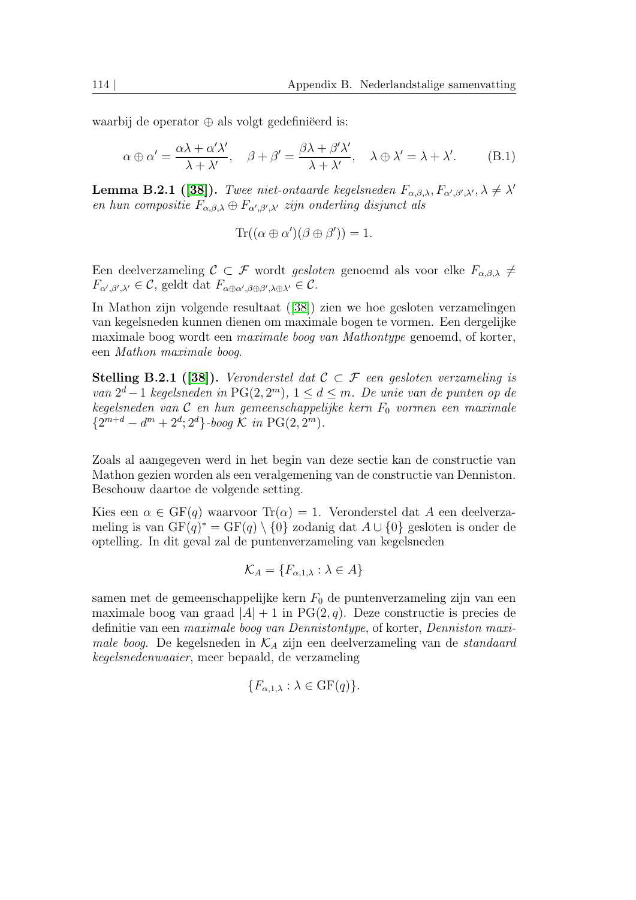waarbij de operator $\oplus$ als volgt gedefiniëerd is:

$$\alpha \oplus \alpha' = \frac{\alpha\lambda + \alpha'\lambda'}{\lambda + \lambda'}, \quad \beta + \beta' = \frac{\beta\lambda + \beta'\lambda'}{\lambda + \lambda'}, \quad \lambda \oplus \lambda' = \lambda + \lambda'. \tag{B.1}$$

**Lemma B.2.1 ([38]).** *Twee niet-ontaarde kegelsneden $F_{\alpha,\beta,\lambda}, F_{\alpha',\beta',\lambda'}, \lambda \neq \lambda'$ en hun compositie $F_{\alpha,\beta,\lambda} \oplus F_{\alpha',\beta',\lambda'}$ zijn onderling disjunct als*

$$\mathrm{Tr}((\alpha \oplus \alpha')(\beta \oplus \beta')) = 1.$$

Een deelverzameling $\mathcal{C} \subset \mathcal{F}$ wordt *gesloten* genoemd als voor elke $F_{\alpha,\beta,\lambda} \neq F_{\alpha',\beta',\lambda'} \in \mathcal{C}$, geldt dat $F_{\alpha\oplus\alpha',\beta\oplus\beta',\lambda\oplus\lambda'} \in \mathcal{C}$.

In Mathon zijn volgende resultaat ([38]) zien we hoe gesloten verzamelingen van kegelsneden kunnen dienen om maximale bogen te vormen. Een dergelijke maximale boog wordt een *maximale boog van Mathontype* genoemd, of korter, een *Mathon maximale boog*.

**Stelling B.2.1 ([38]).** *Veronderstel dat $\mathcal{C} \subset \mathcal{F}$ een gesloten verzameling is van $2^d - 1$ kegelsneden in $\mathrm{PG}(2, 2^m)$, $1 \leq d \leq m$. De unie van de punten op de kegelsneden van $\mathcal{C}$ en hun gemeenschappelijke kern $F_0$ vormen een maximale $\{2^{m+d} - d^m + 2^d; 2^d\}$-boog $\mathcal{K}$ in $\mathrm{PG}(2, 2^m)$.*

Zoals al aangegeven werd in het begin van deze sectie kan de constructie van Mathon gezien worden als een veralgemening van de constructie van Denniston. Beschouw daartoe de volgende setting.

Kies een $\alpha \in \mathrm{GF}(q)$ waarvoor $\mathrm{Tr}(\alpha) = 1$. Veronderstel dat $A$ een deelverzameling is van $\mathrm{GF}(q)^* = \mathrm{GF}(q) \setminus \{0\}$ zodanig dat $A \cup \{0\}$ gesloten is onder de optelling. In dit geval zal de puntenverzameling van kegelsneden

$$\mathcal{K}_A = \{F_{\alpha,1,\lambda} : \lambda \in A\}$$

samen met de gemeenschappelijke kern $F_0$ de puntenverzameling zijn van een maximale boog van graad $|A| + 1$ in $\mathrm{PG}(2, q)$. Deze constructie is precies de definitie van een *maximale boog van Dennistontype*, of korter, *Denniston maximale boog*. De kegelsneden in $\mathcal{K}_A$ zijn een deelverzameling van de *standaard kegelsnedenwaaier*, meer bepaald, de verzameling

$$\{F_{\alpha,1,\lambda} : \lambda \in \mathrm{GF}(q)\}.$$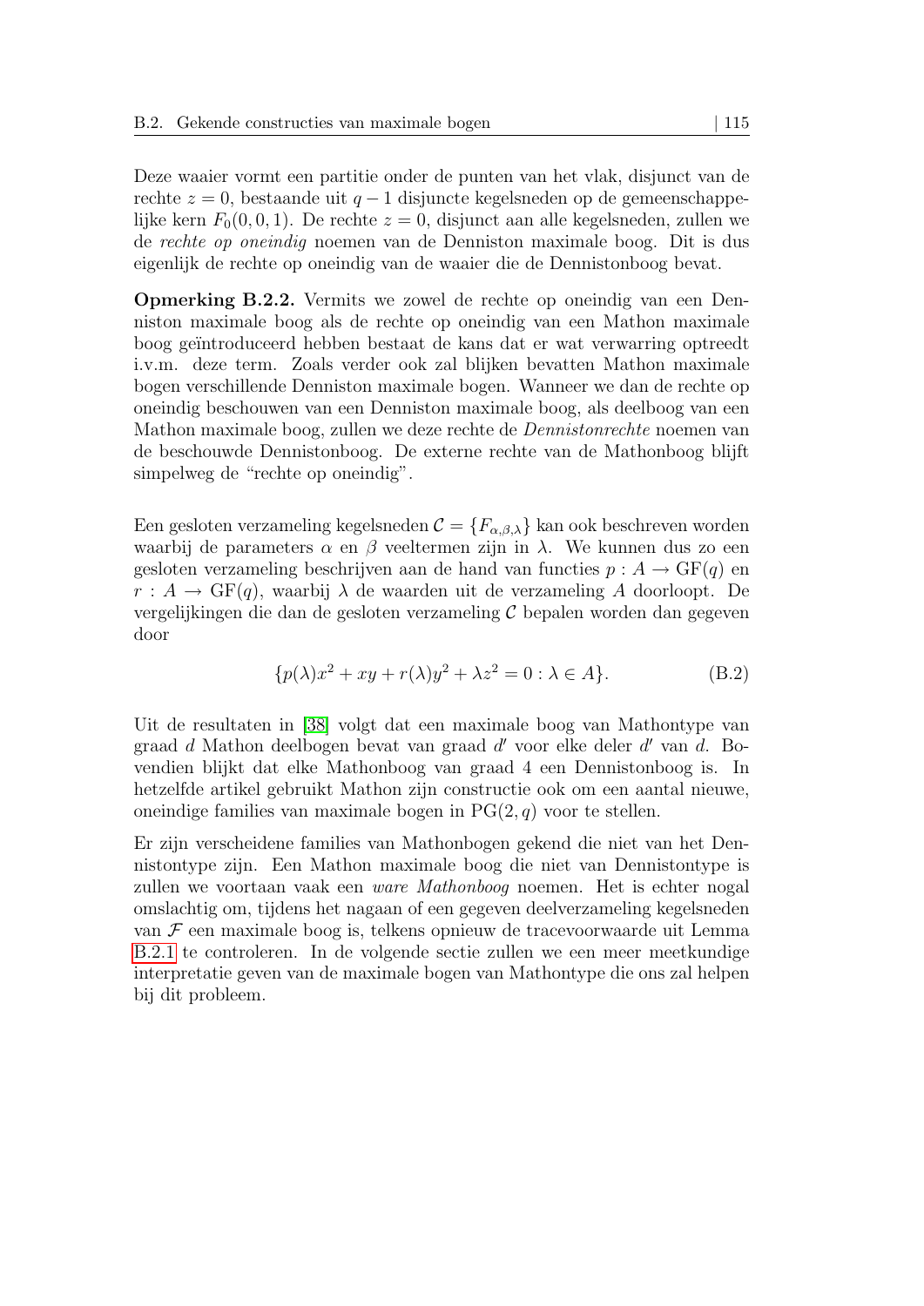Deze waaier vormt een partitie onder de punten van het vlak, disjunct van de rechte $z = 0$, bestaande uit $q-1$ disjuncte kegelsneden op de gemeenschappelijke kern $F_0(0,0,1)$. De rechte $z = 0$, disjunct aan alle kegelsneden, zullen we de *rechte op oneindig* noemen van de Denniston maximale boog. Dit is dus eigenlijk de rechte op oneindig van de waaier die de Dennistonboog bevat.

**Opmerking B.2.2.** Vermits we zowel de rechte op oneindig van een Denniston maximale boog als de rechte op oneindig van een Mathon maximale boog geïntroduceerd hebben bestaat de kans dat er wat verwarring optreedt i.v.m. deze term. Zoals verder ook zal blijken bevatten Mathon maximale bogen verschillende Denniston maximale bogen. Wanneer we dan de rechte op oneindig beschouwen van een Denniston maximale boog, als deelboog van een Mathon maximale boog, zullen we deze rechte de *Dennistonrechte* noemen van de beschouwde Dennistonboog. De externe rechte van de Mathonboog blijft simpelweg de "rechte op oneindig".

Een gesloten verzameling kegelsneden $\mathcal{C} = \{F_{\alpha,\beta,\lambda}\}$ kan ook beschreven worden waarbij de parameters $\alpha$ en $\beta$ veeltermen zijn in $\lambda$. We kunnen dus zo een gesloten verzameling beschrijven aan de hand van functies $p : A \to \mathrm{GF}(q)$ en $r : A \to \mathrm{GF}(q)$, waarbij $\lambda$ de waarden uit de verzameling $A$ doorloopt. De vergelijkingen die dan de gesloten verzameling $\mathcal{C}$ bepalen worden dan gegeven door

$$\{p(\lambda)x^2 + xy + r(\lambda)y^2 + \lambda z^2 = 0 : \lambda \in A\}. \tag{B.2}$$

Uit de resultaten in [38] volgt dat een maximale boog van Mathontype van graad $d$ Mathon deelbogen bevat van graad $d'$ voor elke deler $d'$ van $d$. Bovendien blijkt dat elke Mathonboog van graad 4 een Dennistonboog is. In hetzelfde artikel gebruikt Mathon zijn constructie ook om een aantal nieuwe, oneindige families van maximale bogen in $\mathrm{PG}(2, q)$ voor te stellen.

Er zijn verscheidene families van Mathonbogen gekend die niet van het Dennistontype zijn. Een Mathon maximale boog die niet van Dennistontype is zullen we voortaan vaak een *ware Mathonboog* noemen. Het is echter nogal omslachtig om, tijdens het nagaan of een gegeven deelverzameling kegelsneden van $\mathcal{F}$ een maximale boog is, telkens opnieuw de tracevoorwaarde uit Lemma B.2.1 te controleren. In de volgende sectie zullen we een meer meetkundige interpretatie geven van de maximale bogen van Mathontype die ons zal helpen bij dit probleem.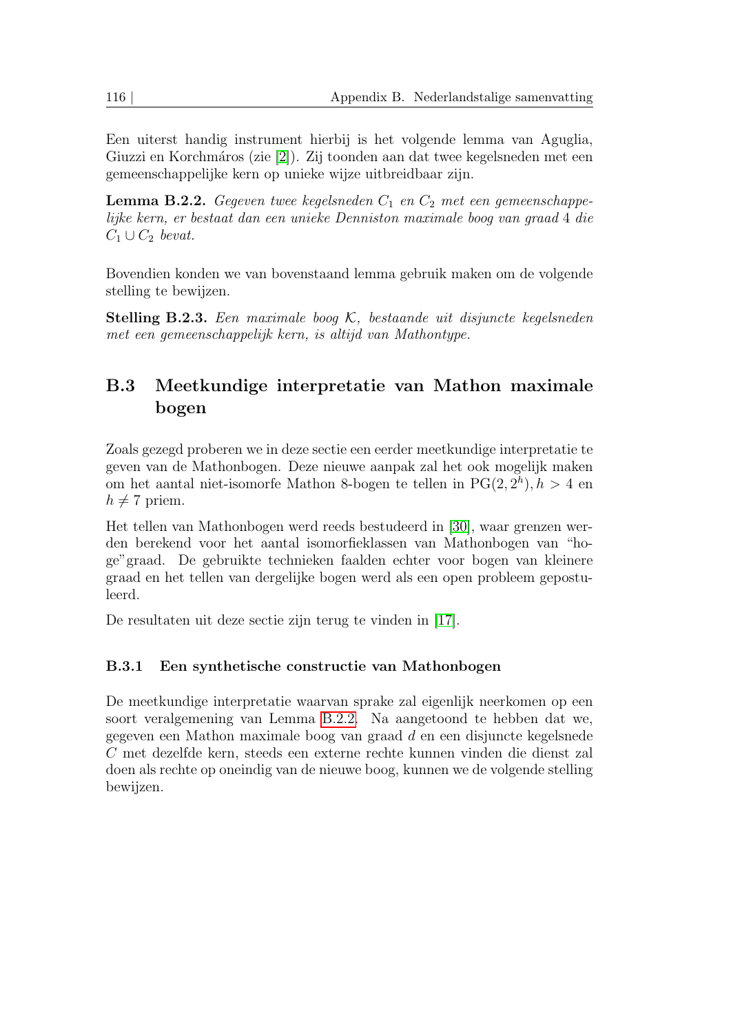Een uiterst handig instrument hierbij is het volgende lemma van Aguglia, Giuzzi en Korchmáros (zie [2]). Zij toonden aan dat twee kegelsneden met een gemeenschappelijke kern op unieke wijze uitbreidbaar zijn.

**Lemma B.2.2.** *Gegeven twee kegelsneden $C_1$ en $C_2$ met een gemeenschappelijke kern, er bestaat dan een unieke Denniston maximale boog van graad 4 die $C_1 \cup C_2$ bevat.*

Bovendien konden we van bovenstaand lemma gebruik maken om de volgende stelling te bewijzen.

**Stelling B.2.3.** *Een maximale boog $\mathcal{K}$, bestaande uit disjuncte kegelsneden met een gemeenschappelijk kern, is altijd van Mathontype.*

## B.3 Meetkundige interpretatie van Mathon maximale bogen

Zoals gezegd proberen we in deze sectie een eerder meetkundige interpretatie te geven van de Mathonbogen. Deze nieuwe aanpak zal het ook mogelijk maken om het aantal niet-isomorfe Mathon 8-bogen te tellen in $\mathrm{PG}(2, 2^h), h > 4$ en $h \neq 7$ priem.

Het tellen van Mathonbogen werd reeds bestudeerd in [30], waar grenzen werden berekend voor het aantal isomorfieklassen van Mathonbogen van "hoge"graad. De gebruikte technieken faalden echter voor bogen van kleinere graad en het tellen van dergelijke bogen werd als een open probleem gepostuleerd.

De resultaten uit deze sectie zijn terug te vinden in [17].

### B.3.1 Een synthetische constructie van Mathonbogen

De meetkundige interpretatie waarvan sprake zal eigenlijk neerkomen op een soort veralgemening van Lemma B.2.2. Na aangetoond te hebben dat we, gegeven een Mathon maximale boog van graad $d$ en een disjuncte kegelsnede $C$ met dezelfde kern, steeds een externe rechte kunnen vinden die dienst zal doen als rechte op oneindig van de nieuwe boog, kunnen we de volgende stelling bewijzen.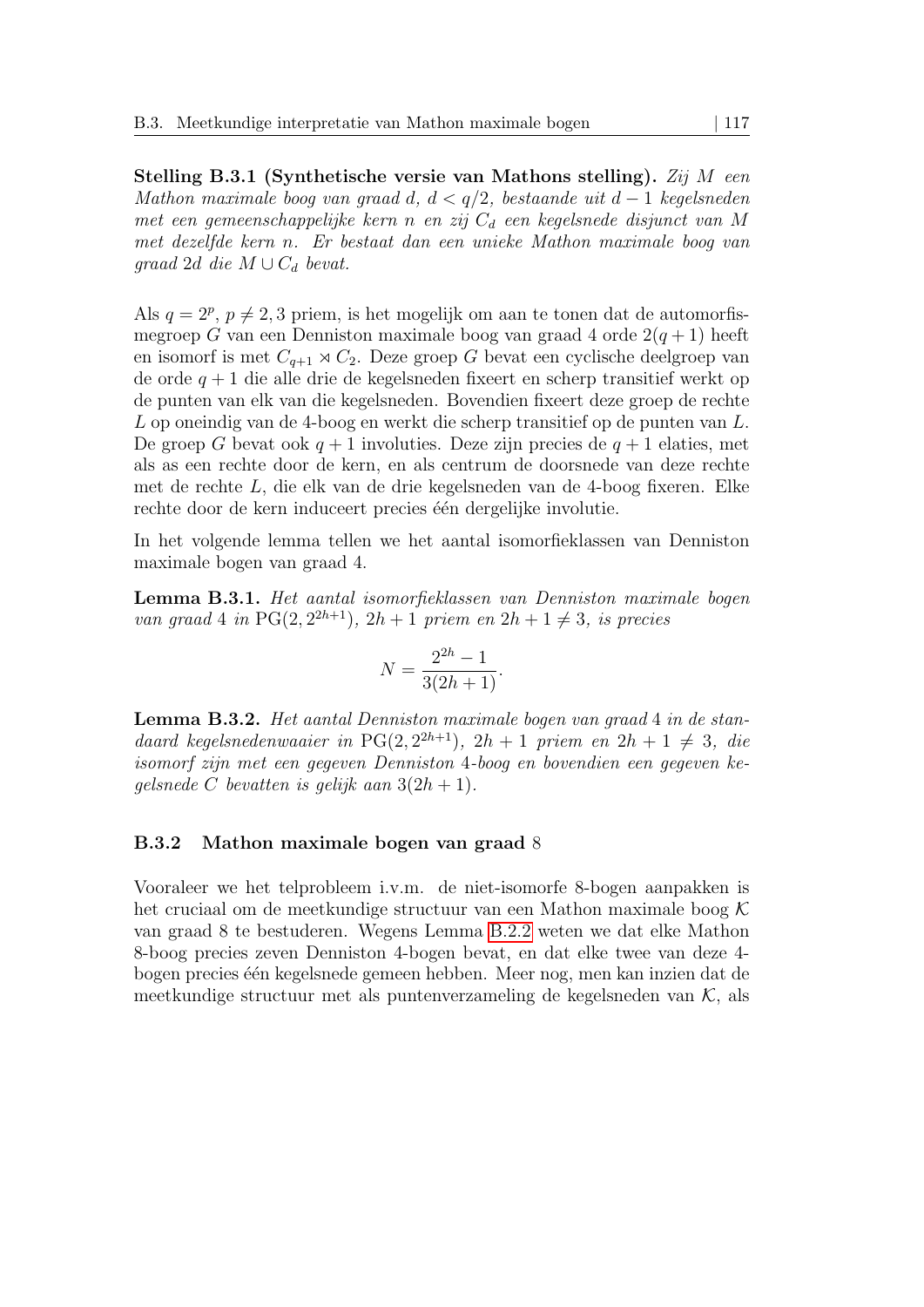**Stelling B.3.1 (Synthetische versie van Mathons stelling).** *Zij $M$ een Mathon maximale boog van graad $d$, $d < q/2$, bestaande uit $d-1$ kegelsneden met een gemeenschappelijke kern $n$ en zij $C_d$ een kegelsnede disjunct van $M$ met dezelfde kern $n$. Er bestaat dan een unieke Mathon maximale boog van graad $2d$ die $M \cup C_d$ bevat.*

Als $q = 2^p$, $p \neq 2, 3$ priem, is het mogelijk om aan te tonen dat de automorfismegroep $G$ van een Denniston maximale boog van graad 4 orde $2(q+1)$ heeft en isomorf is met $C_{q+1} \rtimes C_2$. Deze groep $G$ bevat een cyclische deelgroep van de orde $q+1$ die alle drie de kegelsneden fixeert en scherp transitief werkt op de punten van elk van die kegelsneden. Bovendien fixeert deze groep de rechte $L$ op oneindig van de 4-boog en werkt die scherp transitief op de punten van $L$. De groep $G$ bevat ook $q+1$ involuties. Deze zijn precies de $q+1$ elaties, met als as een rechte door de kern, en als centrum de doorsnede van deze rechte met de rechte $L$, die elk van de drie kegelsneden van de 4-boog fixeren. Elke rechte door de kern induceert precies één dergelijke involutie.

In het volgende lemma tellen we het aantal isomorfieklassen van Denniston maximale bogen van graad 4.

**Lemma B.3.1.** *Het aantal isomorfieklassen van Denniston maximale bogen van graad 4 in $\mathrm{PG}(2, 2^{2h+1})$, $2h+1$ priem en $2h+1 \neq 3$, is precies*

$$N = \frac{2^{2h} - 1}{3(2h+1)}.$$

**Lemma B.3.2.** *Het aantal Denniston maximale bogen van graad 4 in de standaard kegelsnedenwaaier in $\mathrm{PG}(2, 2^{2h+1})$, $2h+1$ priem en $2h+1 \neq 3$, die isomorf zijn met een gegeven Denniston 4-boog en bovendien een gegeven kegelsnede $C$ bevatten is gelijk aan $3(2h+1)$.*

### B.3.2 Mathon maximale bogen van graad 8

Vooraleer we het telprobleem i.v.m. de niet-isomorfe 8-bogen aanpakken is het cruciaal om de meetkundige structuur van een Mathon maximale boog $\mathcal{K}$ van graad 8 te bestuderen. Wegens Lemma B.2.2 weten we dat elke Mathon 8-boog precies zeven Denniston 4-bogen bevat, en dat elke twee van deze 4-bogen precies één kegelsnede gemeen hebben. Meer nog, men kan inzien dat de meetkundige structuur met als puntenverzameling de kegelsneden van $\mathcal{K}$, als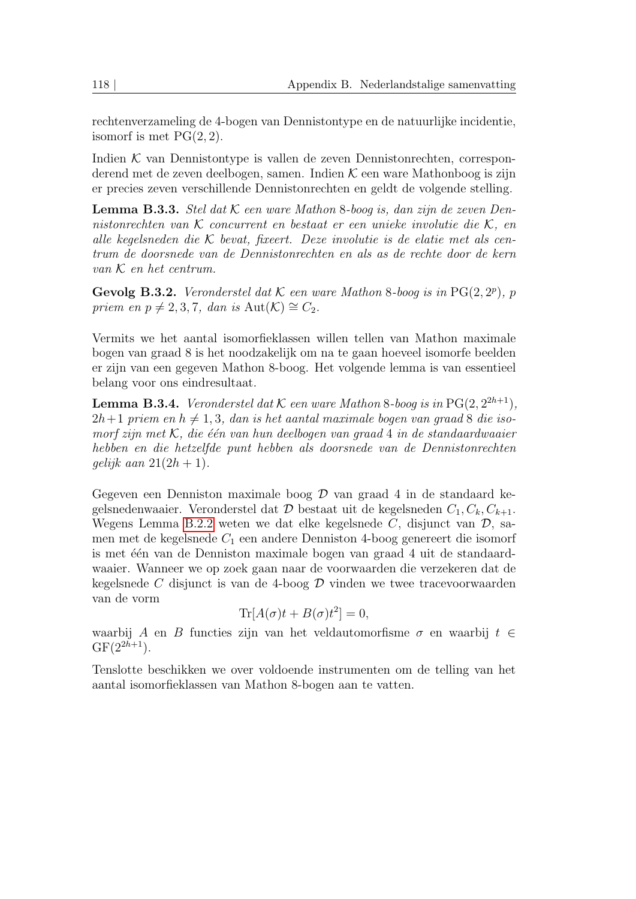rechtenverzameling de 4-bogen van Dennistontype en de natuurlijke incidentie, isomorf is met $\mathrm{PG}(2,2)$.

Indien $\mathcal{K}$ van Dennistontype is vallen de zeven Dennistonrechten, corresponderend met de zeven deelbogen, samen. Indien $\mathcal{K}$ een ware Mathonboog is zijn er precies zeven verschillende Dennistonrechten en geldt de volgende stelling.

**Lemma B.3.3.** *Stel dat $\mathcal{K}$ een ware Mathon 8-boog is, dan zijn de zeven Dennistonrechten van $\mathcal{K}$ concurrent en bestaat er een unieke involutie die $\mathcal{K}$, en alle kegelsneden die $\mathcal{K}$ bevat, fixeert. Deze involutie is de elatie met als centrum de doorsnede van de Dennistonrechten en als as de rechte door de kern van $\mathcal{K}$ en het centrum.*

**Gevolg B.3.2.** *Veronderstel dat $\mathcal{K}$ een ware Mathon 8-boog is in $\mathrm{PG}(2,2^p)$, $p$ priem en $p \neq 2,3,7$, dan is $\mathrm{Aut}(\mathcal{K}) \cong C_2$.*

Vermits we het aantal isomorfieklassen willen tellen van Mathon maximale bogen van graad 8 is het noodzakelijk om na te gaan hoeveel isomorfe beelden er zijn van een gegeven Mathon 8-boog. Het volgende lemma is van essentieel belang voor ons eindresultaat.

**Lemma B.3.4.** *Veronderstel dat $\mathcal{K}$ een ware Mathon 8-boog is in $\mathrm{PG}(2,2^{2h+1})$, $2h+1$ priem en $h \neq 1,3$, dan is het aantal maximale bogen van graad 8 die isomorf zijn met $\mathcal{K}$, die één van hun deelbogen van graad 4 in de standaardwaaier hebben en die hetzelfde punt hebben als doorsnede van de Dennistonrechten gelijk aan $21(2h+1)$.*

Gegeven een Denniston maximale boog $\mathcal{D}$ van graad 4 in de standaard kegelsnedenwaaier. Veronderstel dat $\mathcal{D}$ bestaat uit de kegelsneden $C_1, C_k, C_{k+1}$. Wegens Lemma B.2.2 weten we dat elke kegelsnede $C$, disjunct van $\mathcal{D}$, samen met de kegelsnede $C_1$ een andere Denniston 4-boog genereert die isomorf is met één van de Denniston maximale bogen van graad 4 uit de standaardwaaier. Wanneer we op zoek gaan naar de voorwaarden die verzekeren dat de kegelsnede $C$ disjunct is van de 4-boog $\mathcal{D}$ vinden we twee tracevoorwaarden van de vorm

$$\mathrm{Tr}[A(\sigma)t + B(\sigma)t^2] = 0,$$

waarbij $A$ en $B$ functies zijn van het veldautomorfisme $\sigma$ en waarbij $t \in \mathrm{GF}(2^{2h+1})$.

Tenslotte beschikken we over voldoende instrumenten om de telling van het aantal isomorfieklassen van Mathon 8-bogen aan te vatten.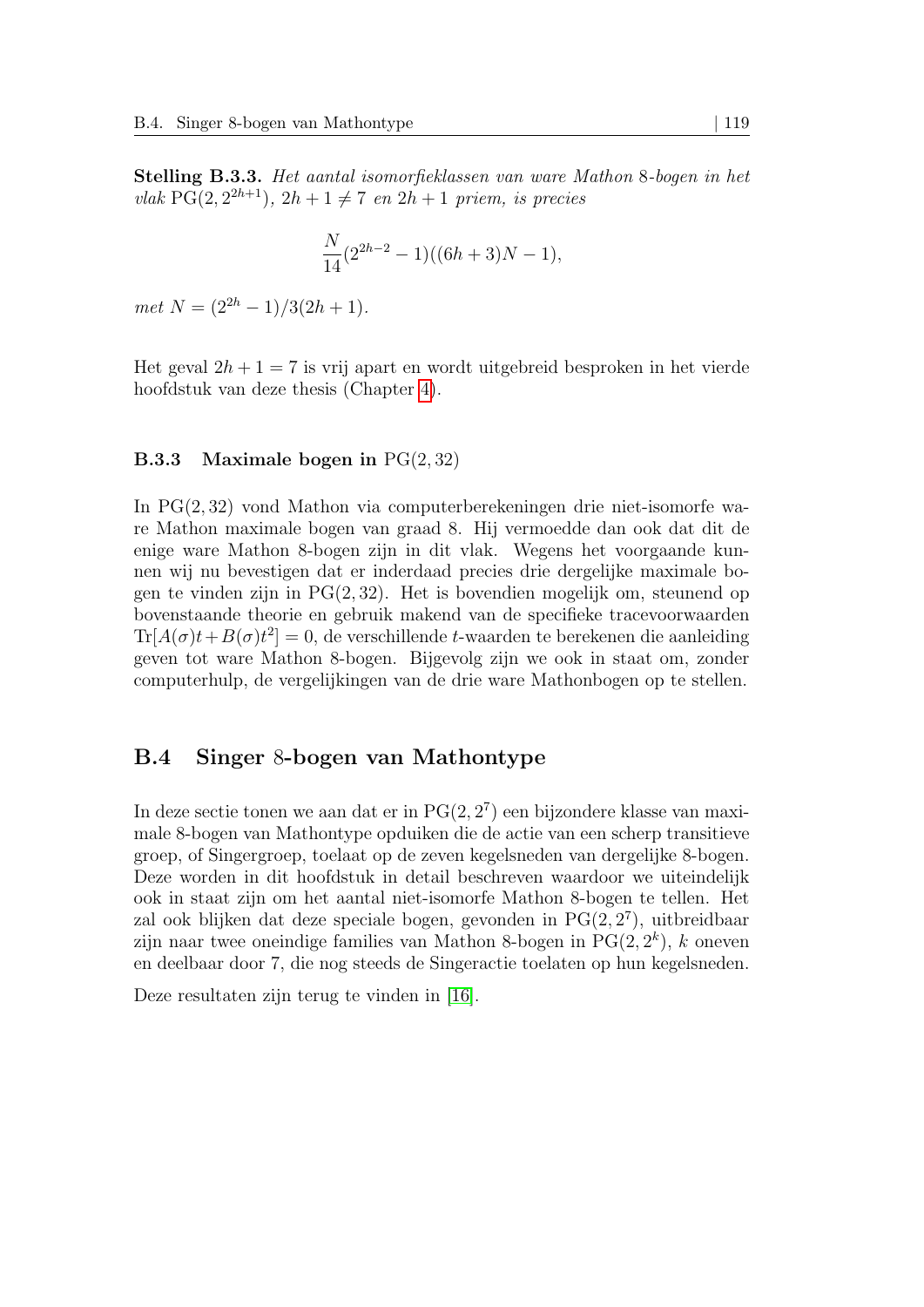**Stelling B.3.3.** *Het aantal isomorfieklassen van ware Mathon 8-bogen in het vlak* $\mathrm{PG}(2, 2^{2h+1})$*,* $2h+1 \neq 7$ *en* $2h+1$ *priem, is precies*

$$\frac{N}{14}(2^{2h-2}-1)((6h+3)N-1),$$

*met* $N = (2^{2h}-1)/3(2h+1)$*.*

Het geval $2h+1 = 7$ is vrij apart en wordt uitgebreid besproken in het vierde hoofdstuk van deze thesis (Chapter 4).

### B.3.3 Maximale bogen in $\mathrm{PG}(2, 32)$

In $\mathrm{PG}(2, 32)$ vond Mathon via computerberekeningen drie niet-isomorfe ware Mathon maximale bogen van graad 8. Hij vermoedde dan ook dat dit de enige ware Mathon 8-bogen zijn in dit vlak. Wegens het voorgaande kunnen wij nu bevestigen dat er inderdaad precies drie dergelijke maximale bogen te vinden zijn in $\mathrm{PG}(2, 32)$. Het is bovendien mogelijk om, steunend op bovenstaande theorie en gebruik makend van de specifieke tracevoorwaarden $\mathrm{Tr}[A(\sigma)t + B(\sigma)t^2] = 0$, de verschillende $t$-waarden te berekenen die aanleiding geven tot ware Mathon 8-bogen. Bijgevolg zijn we ook in staat om, zonder computerhulp, de vergelijkingen van de drie ware Mathonbogen op te stellen.

## B.4 Singer 8-bogen van Mathontype

In deze sectie tonen we aan dat er in $\mathrm{PG}(2, 2^7)$ een bijzondere klasse van maximale 8-bogen van Mathontype opduiken die de actie van een scherp transitieve groep, of Singergroep, toelaat op de zeven kegelsneden van dergelijke 8-bogen. Deze worden in dit hoofdstuk in detail beschreven waardoor we uiteindelijk ook in staat zijn om het aantal niet-isomorfe Mathon 8-bogen te tellen. Het zal ook blijken dat deze speciale bogen, gevonden in $\mathrm{PG}(2, 2^7)$, uitbreidbaar zijn naar twee oneindige families van Mathon 8-bogen in $\mathrm{PG}(2, 2^k)$, $k$ oneven en deelbaar door 7, die nog steeds de Singeractie toelaten op hun kegelsneden.

Deze resultaten zijn terug te vinden in [16].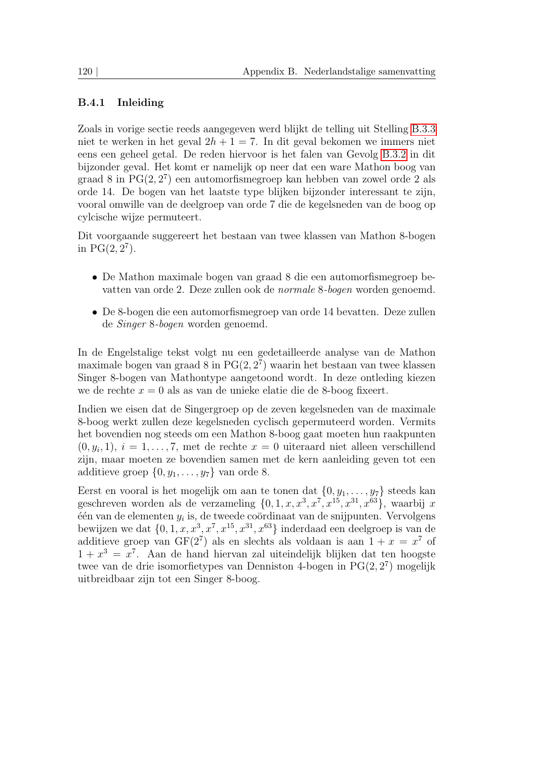### B.4.1 Inleiding

Zoals in vorige sectie reeds aangegeven werd blijkt de telling uit Stelling B.3.3 niet te werken in het geval $2h + 1 = 7$. In dit geval bekomen we immers niet eens een geheel getal. De reden hiervoor is het falen van Gevolg B.3.2 in dit bijzonder geval. Het komt er namelijk op neer dat een ware Mathon boog van graad 8 in $\mathrm{PG}(2, 2^7)$ een automorfismegroep kan hebben van zowel orde 2 als orde 14. De bogen van het laatste type blijken bijzonder interessant te zijn, vooral omwille van de deelgroep van orde 7 die de kegelsneden van de boog op cylcische wijze permuteert.

Dit voorgaande suggereert het bestaan van twee klassen van Mathon 8-bogen in $\mathrm{PG}(2, 2^7)$.

- De Mathon maximale bogen van graad 8 die een automorfismegroep bevatten van orde 2. Deze zullen ook de *normale* 8*-bogen* worden genoemd.
- De 8-bogen die een automorfismegroep van orde 14 bevatten. Deze zullen de *Singer* 8*-bogen* worden genoemd.

In de Engelstalige tekst volgt nu een gedetailleerde analyse van de Mathon maximale bogen van graad 8 in $\mathrm{PG}(2, 2^7)$ waarin het bestaan van twee klassen Singer 8-bogen van Mathontype aangetoond wordt. In deze ontleding kiezen we de rechte $x = 0$ als as van de unieke elatie die de 8-boog fixeert.

Indien we eisen dat de Singergroep op de zeven kegelsneden van de maximale 8-boog werkt zullen deze kegelsneden cyclisch gepermuteerd worden. Vermits het bovendien nog steeds om een Mathon 8-boog gaat moeten hun raakpunten $(0, y_i, 1)$, $i = 1, \ldots, 7$, met de rechte $x = 0$ uiteraard niet alleen verschillend zijn, maar moeten ze bovendien samen met de kern aanleiding geven tot een additieve groep $\{0, y_1, \ldots, y_7\}$ van orde 8.

Eerst en vooral is het mogelijk om aan te tonen dat $\{0, y_1, \ldots, y_7\}$ steeds kan geschreven worden als de verzameling $\{0, 1, x, x^3, x^7, x^{15}, x^{31}, x^{63}\}$, waarbij $x$ één van de elementen $y_i$ is, de tweede coördinaat van de snijpunten. Vervolgens bewijzen we dat $\{0, 1, x, x^3, x^7, x^{15}, x^{31}, x^{63}\}$ inderdaad een deelgroep is van de additieve groep van $\mathrm{GF}(2^7)$ als en slechts als voldaan is aan $1 + x = x^7$ of $1 + x^3 = x^7$. Aan de hand hiervan zal uiteindelijk blijken dat ten hoogste twee van de drie isomorfietypes van Denniston 4-bogen in $\mathrm{PG}(2, 2^7)$ mogelijk uitbreidbaar zijn tot een Singer 8-boog.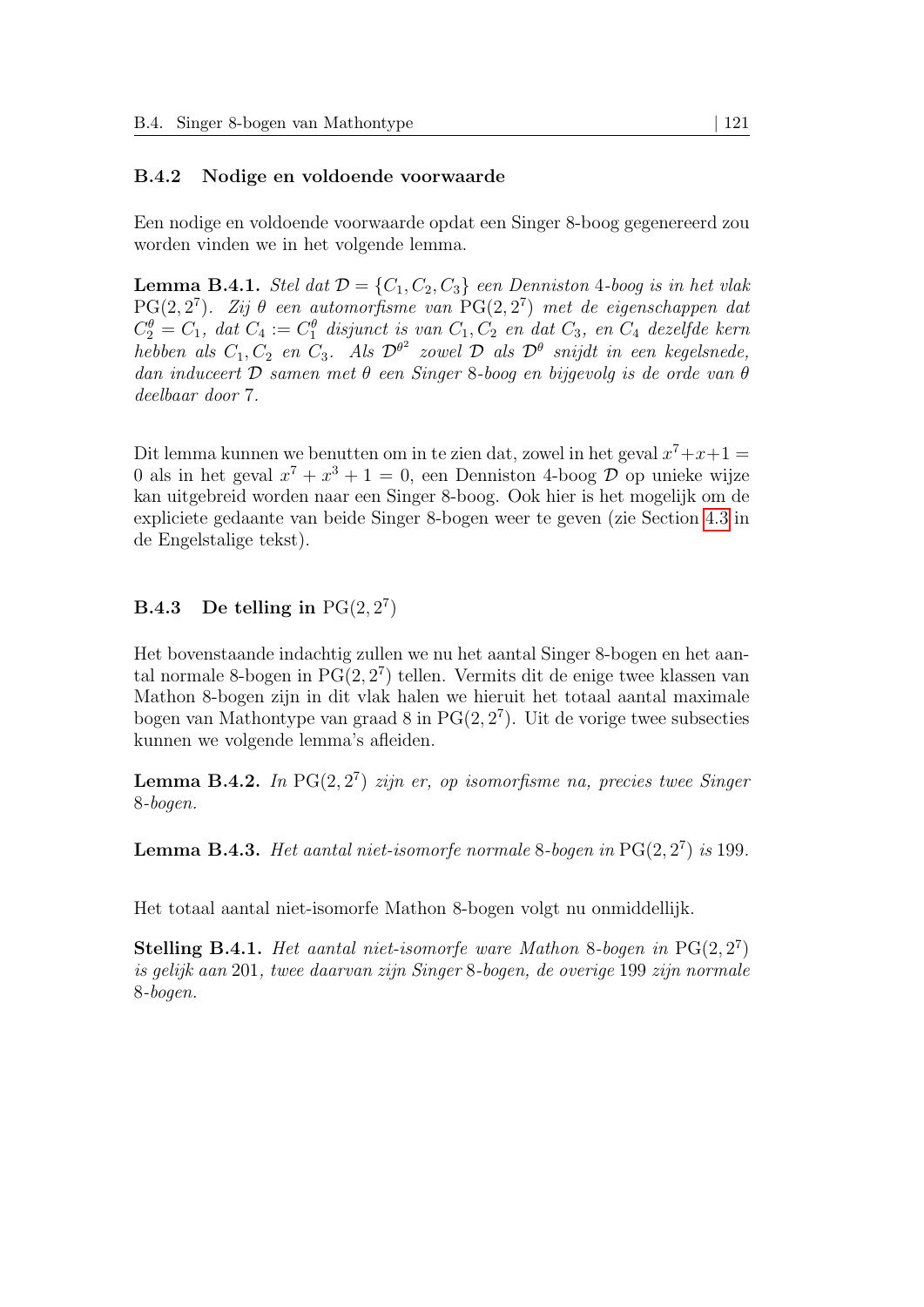### B.4.2 Nodige en voldoende voorwaarde

Een nodige en voldoende voorwaarde opdat een Singer 8-boog gegenereerd zou worden vinden we in het volgende lemma.

**Lemma B.4.1.** *Stel dat $\mathcal{D} = \{C_1, C_2, C_3\}$ een Denniston 4-boog is in het vlak $\mathrm{PG}(2, 2^7)$. Zij $\theta$ een automorfisme van $\mathrm{PG}(2, 2^7)$ met de eigenschappen dat $C_2^\theta = C_1$, dat $C_4 := C_1^\theta$ disjunct is van $C_1, C_2$ en dat $C_3$, en $C_4$ dezelfde kern hebben als $C_1, C_2$ en $C_3$. Als $\mathcal{D}^{\theta^2}$ zowel $\mathcal{D}$ als $\mathcal{D}^\theta$ snijdt in een kegelsnede, dan induceert $\mathcal{D}$ samen met $\theta$ een Singer 8-boog en bijgevolg is de orde van $\theta$ deelbaar door 7.*

Dit lemma kunnen we benutten om in te zien dat, zowel in het geval $x^7+x+1 = 0$ als in het geval $x^7 + x^3 + 1 = 0$, een Denniston 4-boog $\mathcal{D}$ op unieke wijze kan uitgebreid worden naar een Singer 8-boog. Ook hier is het mogelijk om de expliciete gedaante van beide Singer 8-bogen weer te geven (zie Section 4.3 in de Engelstalige tekst).

### B.4.3 De telling in $\mathrm{PG}(2, 2^7)$

Het bovenstaande indachtig zullen we nu het aantal Singer 8-bogen en het aantal normale 8-bogen in $\mathrm{PG}(2, 2^7)$ tellen. Vermits dit de enige twee klassen van Mathon 8-bogen zijn in dit vlak halen we hieruit het totaal aantal maximale bogen van Mathontype van graad 8 in $\mathrm{PG}(2, 2^7)$. Uit de vorige twee subsecties kunnen we volgende lemma's afleiden.

**Lemma B.4.2.** *In $\mathrm{PG}(2, 2^7)$ zijn er, op isomorfisme na, precies twee Singer 8-bogen.*

**Lemma B.4.3.** *Het aantal niet-isomorfe normale 8-bogen in $\mathrm{PG}(2, 2^7)$ is 199.*

Het totaal aantal niet-isomorfe Mathon 8-bogen volgt nu onmiddellijk.

**Stelling B.4.1.** *Het aantal niet-isomorfe ware Mathon 8-bogen in $\mathrm{PG}(2, 2^7)$ is gelijk aan 201, twee daarvan zijn Singer 8-bogen, de overige 199 zijn normale 8-bogen.*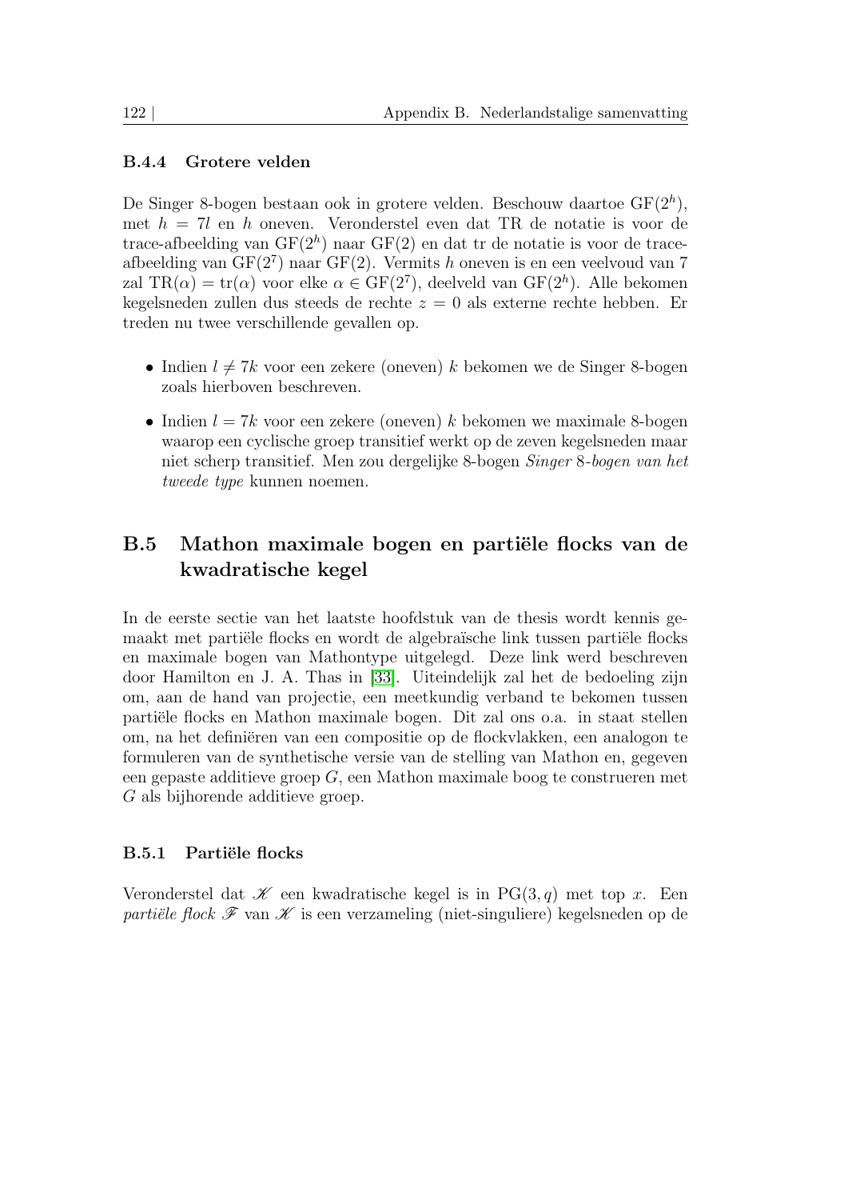### B.4.4 Grotere velden

De Singer 8-bogen bestaan ook in grotere velden. Beschouw daartoe $\mathrm{GF}(2^h)$, met $h = 7l$ en $h$ oneven. Veronderstel even dat TR de notatie is voor de trace-afbeelding van $\mathrm{GF}(2^h)$ naar $\mathrm{GF}(2)$ en dat tr de notatie is voor de trace-afbeelding van $\mathrm{GF}(2^7)$ naar $\mathrm{GF}(2)$. Vermits $h$ oneven is en een veelvoud van 7 zal $\mathrm{TR}(\alpha) = \mathrm{tr}(\alpha)$ voor elke $\alpha \in \mathrm{GF}(2^7)$, deelveld van $\mathrm{GF}(2^h)$. Alle bekomen kegelsneden zullen dus steeds de rechte $z = 0$ als externe rechte hebben. Er treden nu twee verschillende gevallen op.

- Indien $l \neq 7k$ voor een zekere (oneven) $k$ bekomen we de Singer 8-bogen zoals hierboven beschreven.
- Indien $l = 7k$ voor een zekere (oneven) $k$ bekomen we maximale 8-bogen waarop een cyclische groep transitief werkt op de zeven kegelsneden maar niet scherp transitief. Men zou dergelijke 8-bogen *Singer 8-bogen van het tweede type* kunnen noemen.

## B.5 Mathon maximale bogen en partiële flocks van de kwadratische kegel

In de eerste sectie van het laatste hoofdstuk van de thesis wordt kennis gemaakt met partiële flocks en wordt de algebraïsche link tussen partiële flocks en maximale bogen van Mathontype uitgelegd. Deze link werd beschreven door Hamilton en J. A. Thas in [33]. Uiteindelijk zal het de bedoeling zijn om, aan de hand van projectie, een meetkundig verband te bekomen tussen partiële flocks en Mathon maximale bogen. Dit zal ons o.a. in staat stellen om, na het definiëren van een compositie op de flockvlakken, een analogon te formuleren van de synthetische versie van de stelling van Mathon en, gegeven een gepaste additieve groep $G$, een Mathon maximale boog te construeren met $G$ als bijhorende additieve groep.

### B.5.1 Partiële flocks

Veronderstel dat $\mathscr{K}$ een kwadratische kegel is in $\mathrm{PG}(3, q)$ met top $x$. Een *partiële flock* $\mathscr{F}$ van $\mathscr{K}$ is een verzameling (niet-singuliere) kegelsneden op de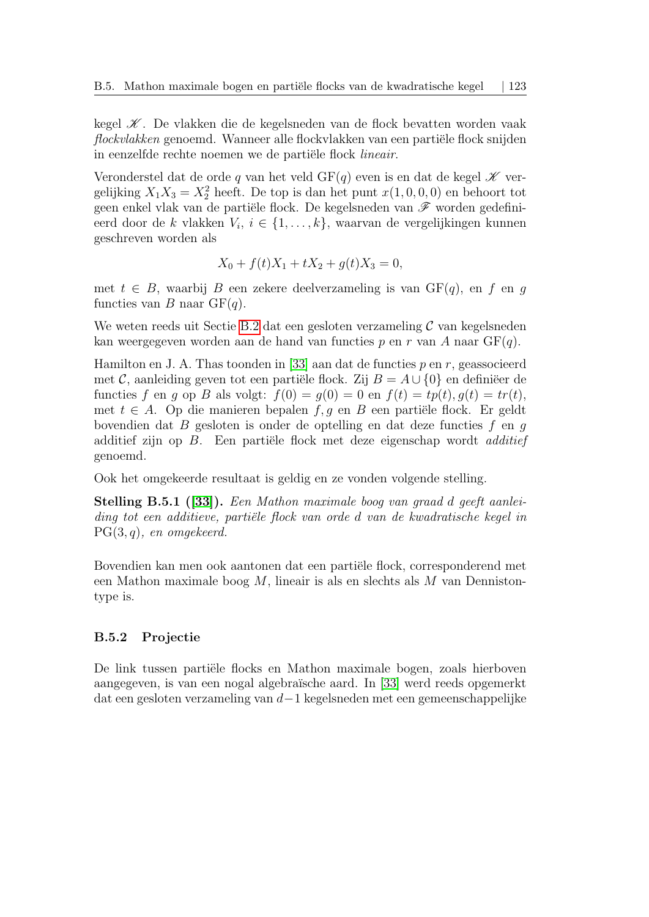kegel $\mathscr{K}$. De vlakken die de kegelsneden van de flock bevatten worden vaak *flockvlakken* genoemd. Wanneer alle flockvlakken van een partiële flock snijden in eenzelfde rechte noemen we de partiële flock *lineair*.

Veronderstel dat de orde $q$ van het veld $\mathrm{GF}(q)$ even is en dat de kegel $\mathscr{K}$ vergelijking $X_1X_3 = X_2^2$ heeft. De top is dan het punt $x(1,0,0,0)$ en behoort tot geen enkel vlak van de partiële flock. De kegelsneden van $\mathscr{F}$ worden gedefinieerd door de $k$ vlakken $V_i$, $i \in \{1,\ldots,k\}$, waarvan de vergelijkingen kunnen geschreven worden als

$$X_0 + f(t)X_1 + tX_2 + g(t)X_3 = 0,$$

met $t \in B$, waarbij $B$ een zekere deelverzameling is van $\mathrm{GF}(q)$, en $f$ en $g$ functies van $B$ naar $\mathrm{GF}(q)$.

We weten reeds uit Sectie B.2 dat een gesloten verzameling $\mathcal{C}$ van kegelsneden kan weergegeven worden aan de hand van functies $p$ en $r$ van $A$ naar $\mathrm{GF}(q)$.

Hamilton en J. A. Thas toonden in [33] aan dat de functies $p$ en $r$, geassocieerd met $\mathcal{C}$, aanleiding geven tot een partiële flock. Zij $B = A \cup \{0\}$ en definiëer de functies $f$ en $g$ op $B$ als volgt: $f(0) = g(0) = 0$ en $f(t) = tp(t), g(t) = tr(t)$, met $t \in A$. Op die manieren bepalen $f, g$ en $B$ een partiële flock. Er geldt bovendien dat $B$ gesloten is onder de optelling en dat deze functies $f$ en $g$ additief zijn op $B$. Een partiële flock met deze eigenschap wordt *additief* genoemd.

Ook het omgekeerde resultaat is geldig en ze vonden volgende stelling.

**Stelling B.5.1 ([33]).** *Een Mathon maximale boog van graad $d$ geeft aanleiding tot een additieve, partiële flock van orde $d$ van de kwadratische kegel in $\mathrm{PG}(3,q)$, en omgekeerd.*

Bovendien kan men ook aantonen dat een partiële flock, corresponderend met een Mathon maximale boog $M$, lineair is als en slechts als $M$ van Denniston-type is.

### B.5.2 Projectie

De link tussen partiële flocks en Mathon maximale bogen, zoals hierboven aangegeven, is van een nogal algebraïsche aard. In [33] werd reeds opgemerkt dat een gesloten verzameling van $d-1$ kegelsneden met een gemeenschappelijke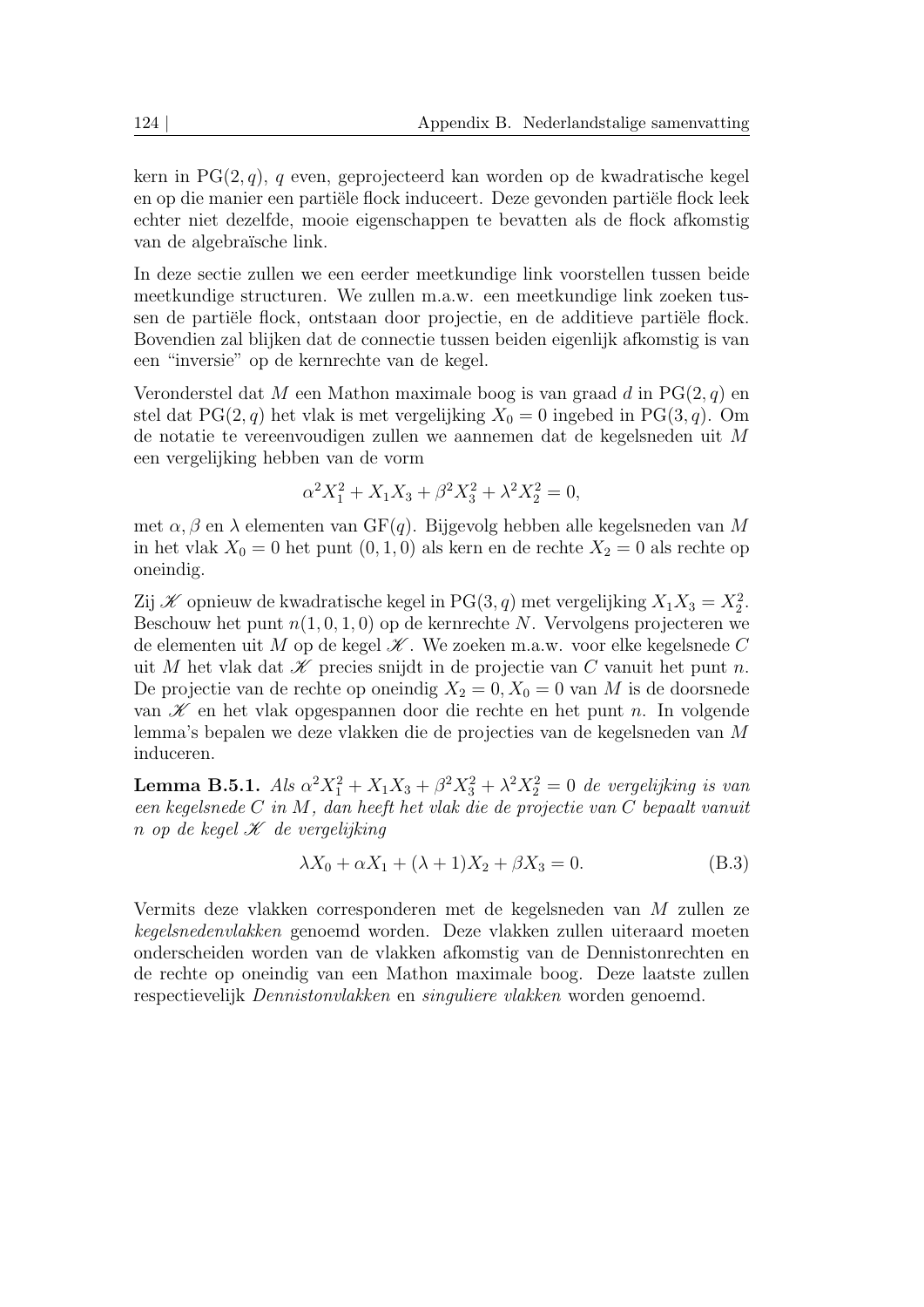kern in $\mathrm{PG}(2,q)$, $q$ even, geprojecteerd kan worden op de kwadratische kegel en op die manier een partiële flock induceert. Deze gevonden partiële flock leek echter niet dezelfde, mooie eigenschappen te bevatten als de flock afkomstig van de algebraïsche link.

In deze sectie zullen we een eerder meetkundige link voorstellen tussen beide meetkundige structuren. We zullen m.a.w. een meetkundige link zoeken tussen de partiële flock, ontstaan door projectie, en de additieve partiële flock. Bovendien zal blijken dat de connectie tussen beiden eigenlijk afkomstig is van een "inversie" op de kernrechte van de kegel.

Veronderstel dat $M$ een Mathon maximale boog is van graad $d$ in $\mathrm{PG}(2,q)$ en stel dat $\mathrm{PG}(2,q)$ het vlak is met vergelijking $X_0 = 0$ ingebed in $\mathrm{PG}(3,q)$. Om de notatie te vereenvoudigen zullen we aannemen dat de kegelsneden uit $M$ een vergelijking hebben van de vorm

$$\alpha^2 X_1^2 + X_1 X_3 + \beta^2 X_3^2 + \lambda^2 X_2^2 = 0,$$

met $\alpha, \beta$ en $\lambda$ elementen van $\mathrm{GF}(q)$. Bijgevolg hebben alle kegelsneden van $M$ in het vlak $X_0 = 0$ het punt $(0,1,0)$ als kern en de rechte $X_2 = 0$ als rechte op oneindig.

Zij $\mathscr{K}$ opnieuw de kwadratische kegel in $\mathrm{PG}(3,q)$ met vergelijking $X_1 X_3 = X_2^2$. Beschouw het punt $n(1,0,1,0)$ op de kernrechte $N$. Vervolgens projecteren we de elementen uit $M$ op de kegel $\mathscr{K}$. We zoeken m.a.w. voor elke kegelsnede $C$ uit $M$ het vlak dat $\mathscr{K}$ precies snijdt in de projectie van $C$ vanuit het punt $n$. De projectie van de rechte op oneindig $X_2 = 0, X_0 = 0$ van $M$ is de doorsnede van $\mathscr{K}$ en het vlak opgespannen door die rechte en het punt $n$. In volgende lemma's bepalen we deze vlakken die de projecties van de kegelsneden van $M$ induceren.

**Lemma B.5.1.** *Als $\alpha^2 X_1^2 + X_1 X_3 + \beta^2 X_3^2 + \lambda^2 X_2^2 = 0$ de vergelijking is van een kegelsnede $C$ in $M$, dan heeft het vlak die de projectie van $C$ bepaalt vanuit $n$ op de kegel $\mathscr{K}$ de vergelijking*

$$\lambda X_0 + \alpha X_1 + (\lambda + 1) X_2 + \beta X_3 = 0. \tag{B.3}$$

Vermits deze vlakken corresponderen met de kegelsneden van $M$ zullen ze *kegelsnedenvlakken* genoemd worden. Deze vlakken zullen uiteraard moeten onderscheiden worden van de vlakken afkomstig van de Dennistonrechten en de rechte op oneindig van een Mathon maximale boog. Deze laatste zullen respectievelijk *Dennistonvlakken* en *singuliere vlakken* worden genoemd.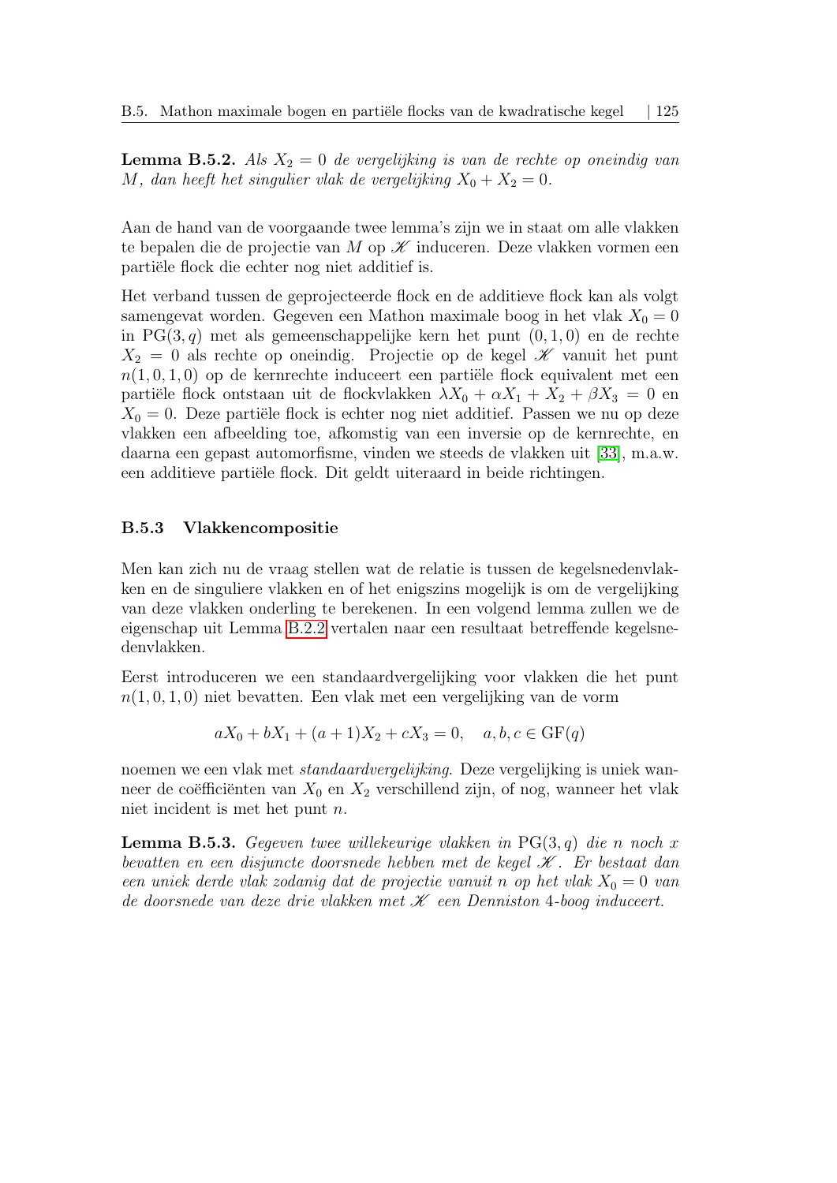**Lemma B.5.2.** *Als $X_2 = 0$ de vergelijking is van de rechte op oneindig van $M$, dan heeft het singulier vlak de vergelijking $X_0 + X_2 = 0$.*

Aan de hand van de voorgaande twee lemma's zijn we in staat om alle vlakken te bepalen die de projectie van $M$ op $\mathscr{K}$ induceren. Deze vlakken vormen een partiële flock die echter nog niet additief is.

Het verband tussen de geprojecteerde flock en de additieve flock kan als volgt samengevat worden. Gegeven een Mathon maximale boog in het vlak $X_0 = 0$ in $\mathrm{PG}(3, q)$ met als gemeenschappelijke kern het punt $(0, 1, 0)$ en de rechte $X_2 = 0$ als rechte op oneindig. Projectie op de kegel $\mathscr{K}$ vanuit het punt $n(1, 0, 1, 0)$ op de kernrechte induceert een partiële flock equivalent met een partiële flock ontstaan uit de flockvlakken $\lambda X_0 + \alpha X_1 + X_2 + \beta X_3 = 0$ en $X_0 = 0$. Deze partiële flock is echter nog niet additief. Passen we nu op deze vlakken een afbeelding toe, afkomstig van een inversie op de kernrechte, en daarna een gepast automorfisme, vinden we steeds de vlakken uit [33], m.a.w. een additieve partiële flock. Dit geldt uiteraard in beide richtingen.

### B.5.3 Vlakkencompositie

Men kan zich nu de vraag stellen wat de relatie is tussen de kegelsnedenvlakken en de singuliere vlakken en of het enigszins mogelijk is om de vergelijking van deze vlakken onderling te berekenen. In een volgend lemma zullen we de eigenschap uit Lemma B.2.2 vertalen naar een resultaat betreffende kegelsnedenvlakken.

Eerst introduceren we een standaardvergelijking voor vlakken die het punt $n(1, 0, 1, 0)$ niet bevatten. Een vlak met een vergelijking van de vorm

$$aX_0 + bX_1 + (a + 1)X_2 + cX_3 = 0, \quad a, b, c \in \mathrm{GF}(q)$$

noemen we een vlak met *standaardvergelijking*. Deze vergelijking is uniek wanneer de coëfficiënten van $X_0$ en $X_2$ verschillend zijn, of nog, wanneer het vlak niet incident is met het punt $n$.

**Lemma B.5.3.** *Gegeven twee willekeurige vlakken in $\mathrm{PG}(3, q)$ die $n$ noch $x$ bevatten en een disjuncte doorsnede hebben met de kegel $\mathscr{K}$. Er bestaat dan een uniek derde vlak zodanig dat de projectie vanuit $n$ op het vlak $X_0 = 0$ van de doorsnede van deze drie vlakken met $\mathscr{K}$ een Denniston 4-boog induceert.*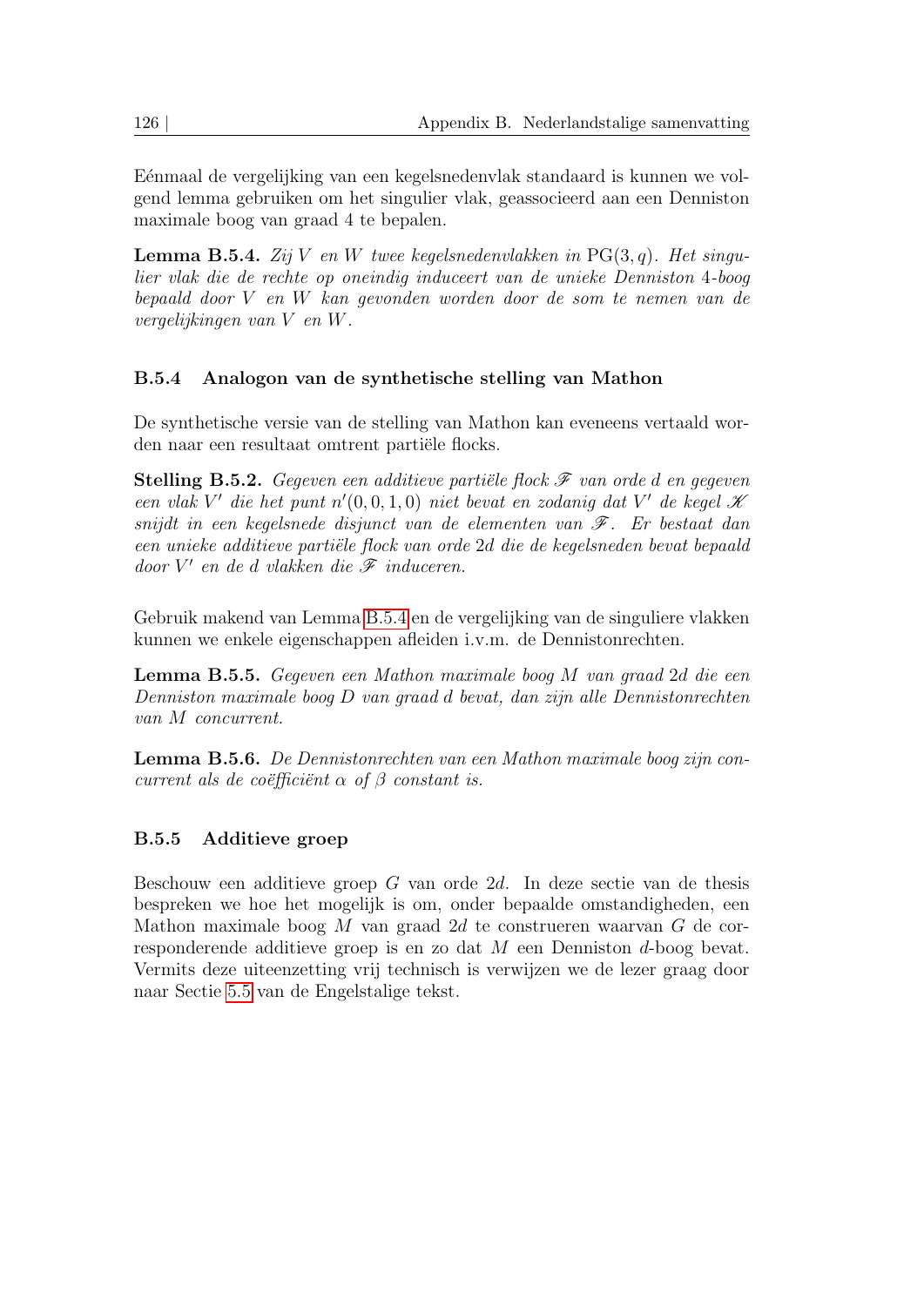Eénmaal de vergelijking van een kegelsnedenvlak standaard is kunnen we volgend lemma gebruiken om het singulier vlak, geassocieerd aan een Denniston maximale boog van graad 4 te bepalen.

**Lemma B.5.4.** *Zij $V$ en $W$ twee kegelsnedenvlakken in* $\mathrm{PG}(3, q)$*. Het singulier vlak die de rechte op oneindig induceert van de unieke Denniston 4-boog bepaald door $V$ en $W$ kan gevonden worden door de som te nemen van de vergelijkingen van $V$ en $W$.*

### B.5.4 Analogon van de synthetische stelling van Mathon

De synthetische versie van de stelling van Mathon kan eveneens vertaald worden naar een resultaat omtrent partiële flocks.

**Stelling B.5.2.** *Gegeven een additieve partiële flock $\mathscr{F}$ van orde $d$ en gegeven een vlak $V'$ die het punt $n'(0, 0, 1, 0)$ niet bevat en zodanig dat $V'$ de kegel $\mathscr{K}$ snijdt in een kegelsnede disjunct van de elementen van $\mathscr{F}$. Er bestaat dan een unieke additieve partiële flock van orde $2d$ die de kegelsneden bevat bepaald door $V'$ en de $d$ vlakken die $\mathscr{F}$ induceren.*

Gebruik makend van Lemma B.5.4 en de vergelijking van de singuliere vlakken kunnen we enkele eigenschappen afleiden i.v.m. de Dennistonrechten.

**Lemma B.5.5.** *Gegeven een Mathon maximale boog $M$ van graad $2d$ die een Denniston maximale boog $D$ van graad $d$ bevat, dan zijn alle Dennistonrechten van $M$ concurrent.*

**Lemma B.5.6.** *De Dennistonrechten van een Mathon maximale boog zijn concurrent als de coëfficiënt $\alpha$ of $\beta$ constant is.*

### B.5.5 Additieve groep

Beschouw een additieve groep $G$ van orde $2d$. In deze sectie van de thesis bespreken we hoe het mogelijk is om, onder bepaalde omstandigheden, een Mathon maximale boog $M$ van graad $2d$ te construeren waarvan $G$ de corresponderende additieve groep is en zo dat $M$ een Denniston $d$-boog bevat. Vermits deze uiteenzetting vrij technisch is verwijzen we de lezer graag door naar Sectie 5.5 van de Engelstalige tekst.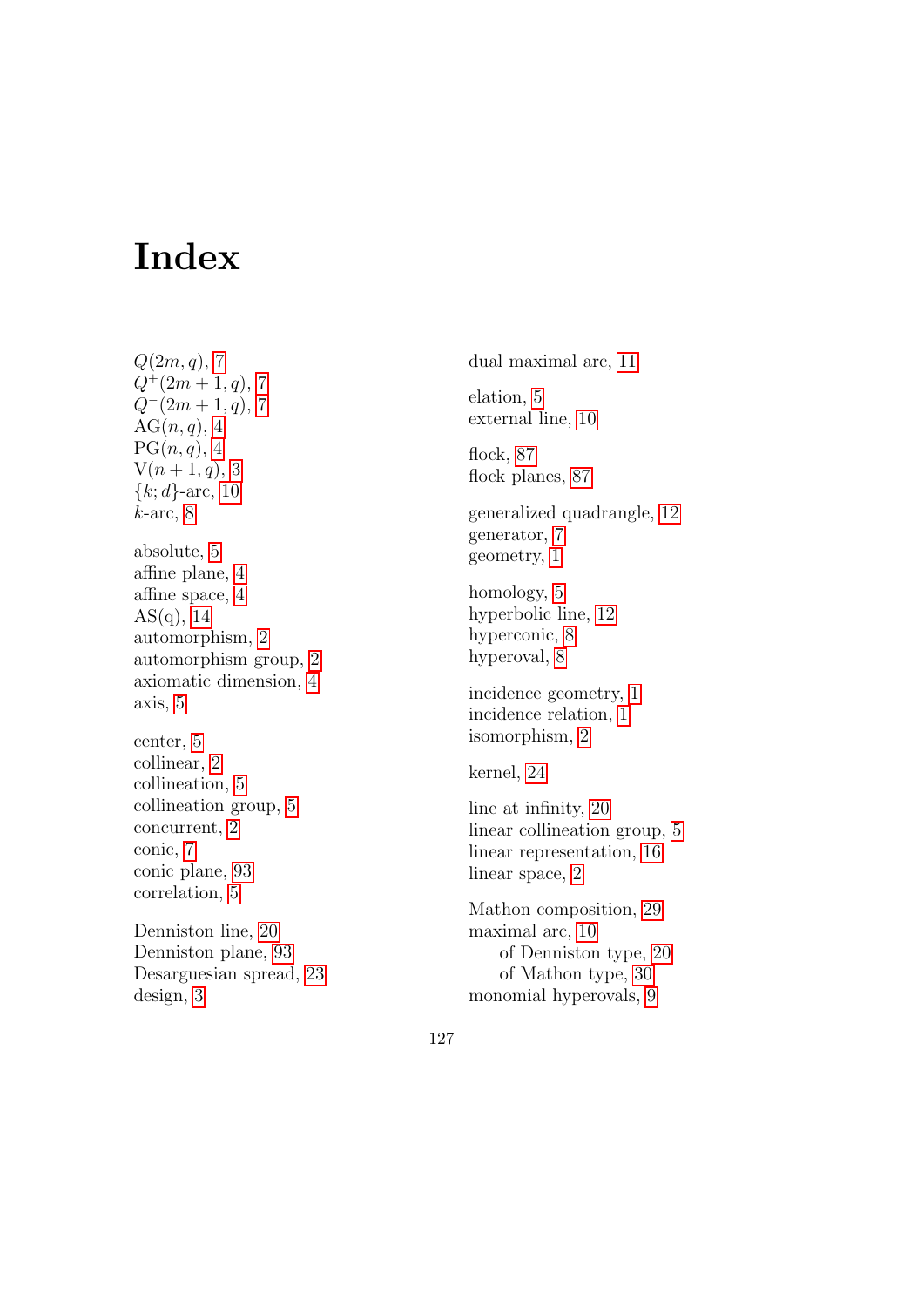# Index

$Q(2m, q)$, 7
$Q^+(2m+1, q)$, 7
$Q^-(2m+1, q)$, 7
$\mathrm{AG}(n, q)$, 4
$\mathrm{PG}(n, q)$, 4
$\mathrm{V}(n+1, q)$, 3
$\{k; d\}$-arc, 10
$k$-arc, 8

absolute, 5
affine plane, 4
affine space, 4
AS(q), 14
automorphism, 2
automorphism group, 2
axiomatic dimension, 4
axis, 5

center, 5
collinear, 2
collineation, 5
collineation group, 5
concurrent, 2
conic, 7
conic plane, 93
correlation, 5

Denniston line, 20
Denniston plane, 93
Desarguesian spread, 23
design, 3

dual maximal arc, 11

elation, 5
external line, 10

flock, 87
flock planes, 87

generalized quadrangle, 12
generator, 7
geometry, 1

homology, 5
hyperbolic line, 12
hyperconic, 8
hyperoval, 8

incidence geometry, 1
incidence relation, 1
isomorphism, 2

kernel, 24

line at infinity, 20
linear collineation group, 5
linear representation, 16
linear space, 2

Mathon composition, 29
maximal arc, 10
    of Denniston type, 20
    of Mathon type, 30
monomial hyperovals, 9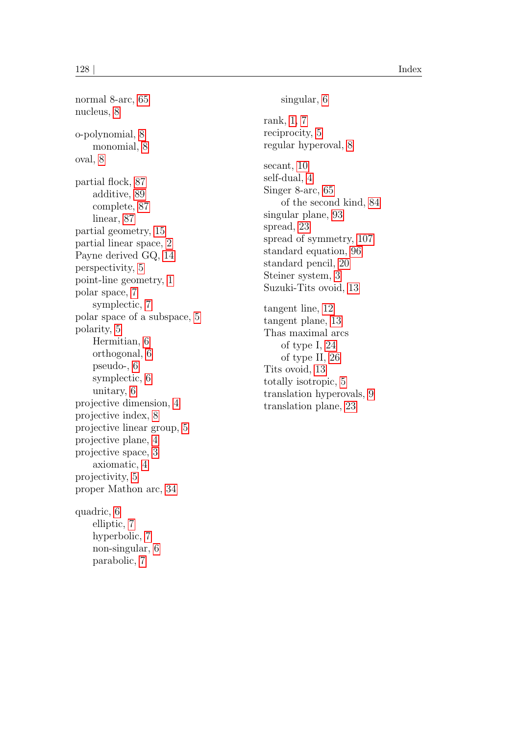normal 8-arc, 65
nucleus, 8

o-polynomial, 8
  monomial, 8
oval, 8

partial flock, 87
  additive, 89
  complete, 87
  linear, 87
partial geometry, 15
partial linear space, 2
Payne derived GQ, 14
perspectivity, 5
point-line geometry, 1
polar space, 7
  symplectic, 7
polar space of a subspace, 5
polarity, 5
  Hermitian, 6
  orthogonal, 6
  pseudo-, 6
  symplectic, 6
  unitary, 6
projective dimension, 4
projective index, 8
projective linear group, 5
projective plane, 4
projective space, 3
  axiomatic, 4
projectivity, 5
proper Mathon arc, 34

quadric, 6
  elliptic, 7
  hyperbolic, 7
  non-singular, 6
  parabolic, 7
  singular, 6

rank, 1, 7
reciprocity, 5
regular hyperoval, 8

secant, 10
self-dual, 4
Singer 8-arc, 65
  of the second kind, 84
singular plane, 93
spread, 23
spread of symmetry, 107
standard equation, 96
standard pencil, 20
Steiner system, 3
Suzuki-Tits ovoid, 13

tangent line, 12
tangent plane, 13
Thas maximal arcs
  of type I, 24
  of type II, 26
Tits ovoid, 13
totally isotropic, 5
translation hyperovals, 9
translation plane, 23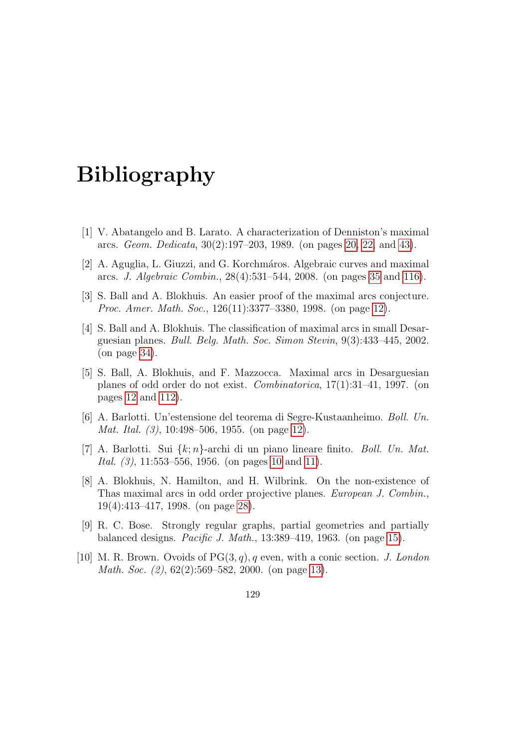# Bibliography

[1] V. Abatangelo and B. Larato. A characterization of Denniston's maximal arcs. *Geom. Dedicata*, 30(2):197–203, 1989. (on pages 20, 22, and 43).

[2] A. Aguglia, L. Giuzzi, and G. Korchmáros. Algebraic curves and maximal arcs. *J. Algebraic Combin.*, 28(4):531–544, 2008. (on pages 35 and 116).

[3] S. Ball and A. Blokhuis. An easier proof of the maximal arcs conjecture. *Proc. Amer. Math. Soc.*, 126(11):3377–3380, 1998. (on page 12).

[4] S. Ball and A. Blokhuis. The classification of maximal arcs in small Desarguesian planes. *Bull. Belg. Math. Soc. Simon Stevin*, 9(3):433–445, 2002. (on page 34).

[5] S. Ball, A. Blokhuis, and F. Mazzocca. Maximal arcs in Desarguesian planes of odd order do not exist. *Combinatorica*, 17(1):31–41, 1997. (on pages 12 and 112).

[6] A. Barlotti. Un'estensione del teorema di Segre-Kustaanheimo. *Boll. Un. Mat. Ital. (3)*, 10:498–506, 1955. (on page 12).

[7] A. Barlotti. Sui $\{k;n\}$-archi di un piano lineare finito. *Boll. Un. Mat. Ital. (3)*, 11:553–556, 1956. (on pages 10 and 11).

[8] A. Blokhuis, N. Hamilton, and H. Wilbrink. On the non-existence of Thas maximal arcs in odd order projective planes. *European J. Combin.*, 19(4):413–417, 1998. (on page 28).

[9] R. C. Bose. Strongly regular graphs, partial geometries and partially balanced designs. *Pacific J. Math.*, 13:389–419, 1963. (on page 15).

[10] M. R. Brown. Ovoids of $\mathrm{PG}(3,q), q$ even, with a conic section. *J. London Math. Soc. (2)*, 62(2):569–582, 2000. (on page 13).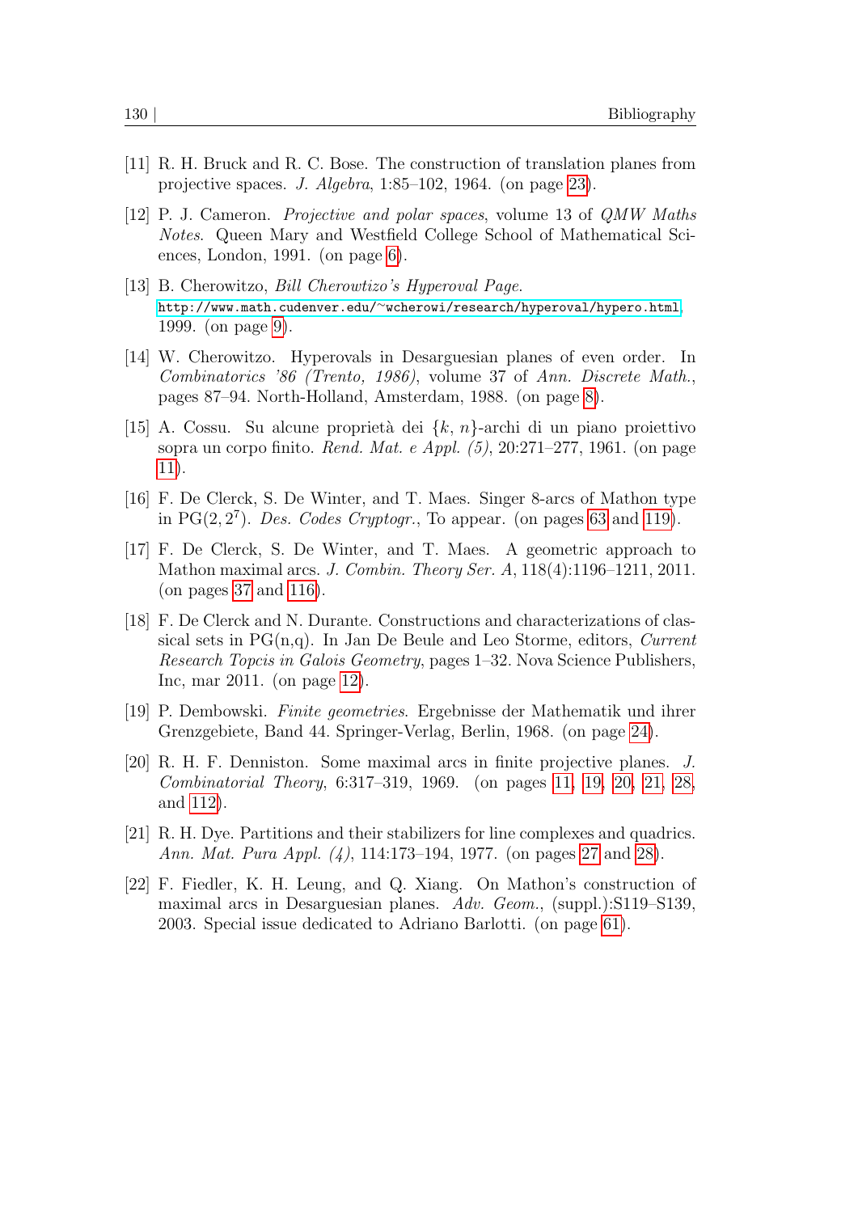[11] R. H. Bruck and R. C. Bose. The construction of translation planes from projective spaces. *J. Algebra*, 1:85–102, 1964. (on page 23).

[12] P. J. Cameron. *Projective and polar spaces*, volume 13 of *QMW Maths Notes*. Queen Mary and Westfield College School of Mathematical Sciences, London, 1991. (on page 6).

[13] B. Cherowitzo, *Bill Cherowtizo's Hyperoval Page*. `http://www.math.cudenver.edu/~wcherowi/research/hyperoval/hypero.html`, 1999. (on page 9).

[14] W. Cherowitzo. Hyperovals in Desarguesian planes of even order. In *Combinatorics '86 (Trento, 1986)*, volume 37 of *Ann. Discrete Math.*, pages 87–94. North-Holland, Amsterdam, 1988. (on page 8).

[15] A. Cossu. Su alcune proprietà dei $\{k, n\}$-archi di un piano proiettivo sopra un corpo finito. *Rend. Mat. e Appl. (5)*, 20:271–277, 1961. (on page 11).

[16] F. De Clerck, S. De Winter, and T. Maes. Singer 8-arcs of Mathon type in $\mathrm{PG}(2, 2^7)$. *Des. Codes Cryptogr.*, To appear. (on pages 63 and 119).

[17] F. De Clerck, S. De Winter, and T. Maes. A geometric approach to Mathon maximal arcs. *J. Combin. Theory Ser. A*, 118(4):1196–1211, 2011. (on pages 37 and 116).

[18] F. De Clerck and N. Durante. Constructions and characterizations of classical sets in PG(n,q). In Jan De Beule and Leo Storme, editors, *Current Research Topcis in Galois Geometry*, pages 1–32. Nova Science Publishers, Inc, mar 2011. (on page 12).

[19] P. Dembowski. *Finite geometries*. Ergebnisse der Mathematik und ihrer Grenzgebiete, Band 44. Springer-Verlag, Berlin, 1968. (on page 24).

[20] R. H. F. Denniston. Some maximal arcs in finite projective planes. *J. Combinatorial Theory*, 6:317–319, 1969. (on pages 11, 19, 20, 21, 28, and 112).

[21] R. H. Dye. Partitions and their stabilizers for line complexes and quadrics. *Ann. Mat. Pura Appl. (4)*, 114:173–194, 1977. (on pages 27 and 28).

[22] F. Fiedler, K. H. Leung, and Q. Xiang. On Mathon's construction of maximal arcs in Desarguesian planes. *Adv. Geom.*, (suppl.):S119–S139, 2003. Special issue dedicated to Adriano Barlotti. (on page 61).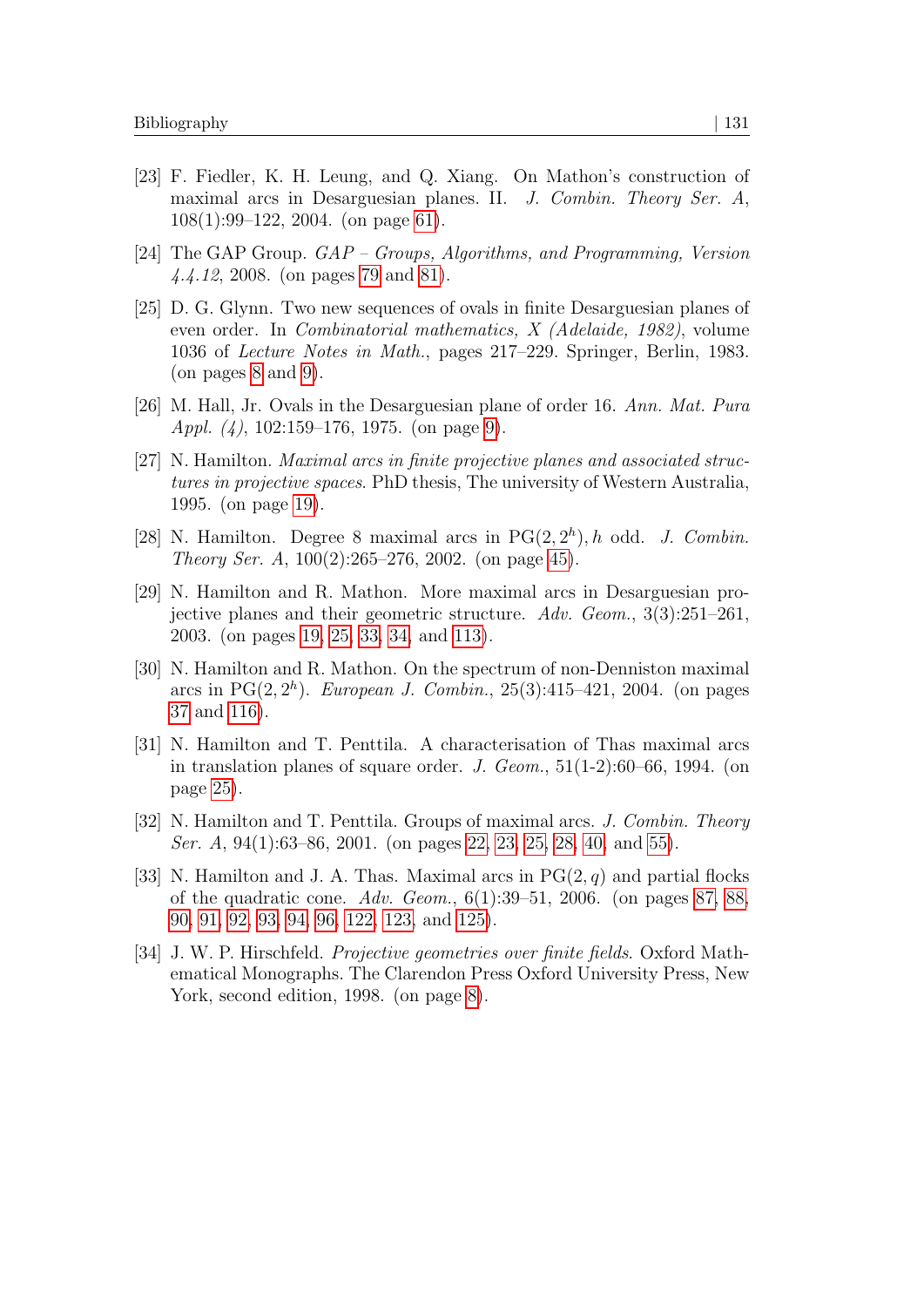[23] F. Fiedler, K. H. Leung, and Q. Xiang. On Mathon's construction of maximal arcs in Desarguesian planes. II. *J. Combin. Theory Ser. A*, 108(1):99–122, 2004. (on page 61).

[24] The GAP Group. *GAP – Groups, Algorithms, and Programming, Version 4.4.12*, 2008. (on pages 79 and 81).

[25] D. G. Glynn. Two new sequences of ovals in finite Desarguesian planes of even order. In *Combinatorial mathematics, X (Adelaide, 1982)*, volume 1036 of *Lecture Notes in Math.*, pages 217–229. Springer, Berlin, 1983. (on pages 8 and 9).

[26] M. Hall, Jr. Ovals in the Desarguesian plane of order 16. *Ann. Mat. Pura Appl. (4)*, 102:159–176, 1975. (on page 9).

[27] N. Hamilton. *Maximal arcs in finite projective planes and associated structures in projective spaces*. PhD thesis, The university of Western Australia, 1995. (on page 19).

[28] N. Hamilton. Degree 8 maximal arcs in $\mathrm{PG}(2, 2^h), h$ odd. *J. Combin. Theory Ser. A*, 100(2):265–276, 2002. (on page 45).

[29] N. Hamilton and R. Mathon. More maximal arcs in Desarguesian projective planes and their geometric structure. *Adv. Geom.*, 3(3):251–261, 2003. (on pages 19, 25, 33, 34, and 113).

[30] N. Hamilton and R. Mathon. On the spectrum of non-Denniston maximal arcs in $\mathrm{PG}(2, 2^h)$. *European J. Combin.*, 25(3):415–421, 2004. (on pages 37 and 116).

[31] N. Hamilton and T. Penttila. A characterisation of Thas maximal arcs in translation planes of square order. *J. Geom.*, 51(1-2):60–66, 1994. (on page 25).

[32] N. Hamilton and T. Penttila. Groups of maximal arcs. *J. Combin. Theory Ser. A*, 94(1):63–86, 2001. (on pages 22, 23, 25, 28, 40, and 55).

[33] N. Hamilton and J. A. Thas. Maximal arcs in $\mathrm{PG}(2, q)$ and partial flocks of the quadratic cone. *Adv. Geom.*, 6(1):39–51, 2006. (on pages 87, 88, 90, 91, 92, 93, 94, 96, 122, 123, and 125).

[34] J. W. P. Hirschfeld. *Projective geometries over finite fields*. Oxford Mathematical Monographs. The Clarendon Press Oxford University Press, New York, second edition, 1998. (on page 8).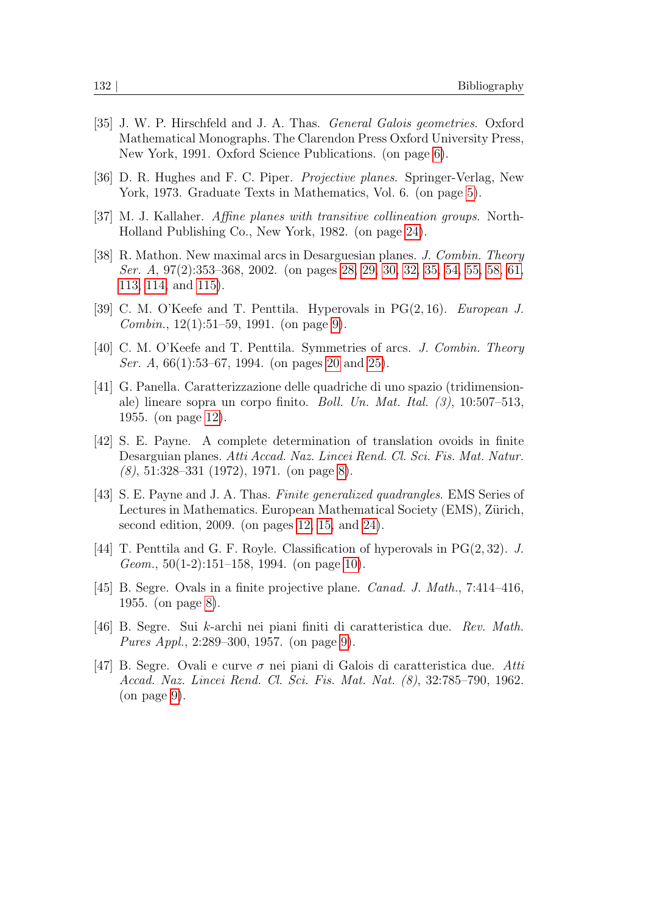[35] J. W. P. Hirschfeld and J. A. Thas. *General Galois geometries*. Oxford Mathematical Monographs. The Clarendon Press Oxford University Press, New York, 1991. Oxford Science Publications. (on page 6).

[36] D. R. Hughes and F. C. Piper. *Projective planes*. Springer-Verlag, New York, 1973. Graduate Texts in Mathematics, Vol. 6. (on page 5).

[37] M. J. Kallaher. *Affine planes with transitive collineation groups*. North-Holland Publishing Co., New York, 1982. (on page 24).

[38] R. Mathon. New maximal arcs in Desarguesian planes. *J. Combin. Theory Ser. A*, 97(2):353–368, 2002. (on pages 28, 29, 30, 32, 35, 54, 55, 58, 61, 113, 114, and 115).

[39] C. M. O'Keefe and T. Penttila. Hyperovals in $\mathrm{PG}(2,16)$. *European J. Combin.*, 12(1):51–59, 1991. (on page 9).

[40] C. M. O'Keefe and T. Penttila. Symmetries of arcs. *J. Combin. Theory Ser. A*, 66(1):53–67, 1994. (on pages 20 and 25).

[41] G. Panella. Caratterizzazione delle quadriche di uno spazio (tridimensionale) lineare sopra un corpo finito. *Boll. Un. Mat. Ital. (3)*, 10:507–513, 1955. (on page 12).

[42] S. E. Payne. A complete determination of translation ovoids in finite Desarguian planes. *Atti Accad. Naz. Lincei Rend. Cl. Sci. Fis. Mat. Natur. (8)*, 51:328–331 (1972), 1971. (on page 8).

[43] S. E. Payne and J. A. Thas. *Finite generalized quadrangles*. EMS Series of Lectures in Mathematics. European Mathematical Society (EMS), Zürich, second edition, 2009. (on pages 12, 15, and 24).

[44] T. Penttila and G. F. Royle. Classification of hyperovals in $\mathrm{PG}(2,32)$. *J. Geom.*, 50(1-2):151–158, 1994. (on page 10).

[45] B. Segre. Ovals in a finite projective plane. *Canad. J. Math.*, 7:414–416, 1955. (on page 8).

[46] B. Segre. Sui $k$-archi nei piani finiti di caratteristica due. *Rev. Math. Pures Appl.*, 2:289–300, 1957. (on page 9).

[47] B. Segre. Ovali e curve $\sigma$ nei piani di Galois di caratteristica due. *Atti Accad. Naz. Lincei Rend. Cl. Sci. Fis. Mat. Nat. (8)*, 32:785–790, 1962. (on page 9).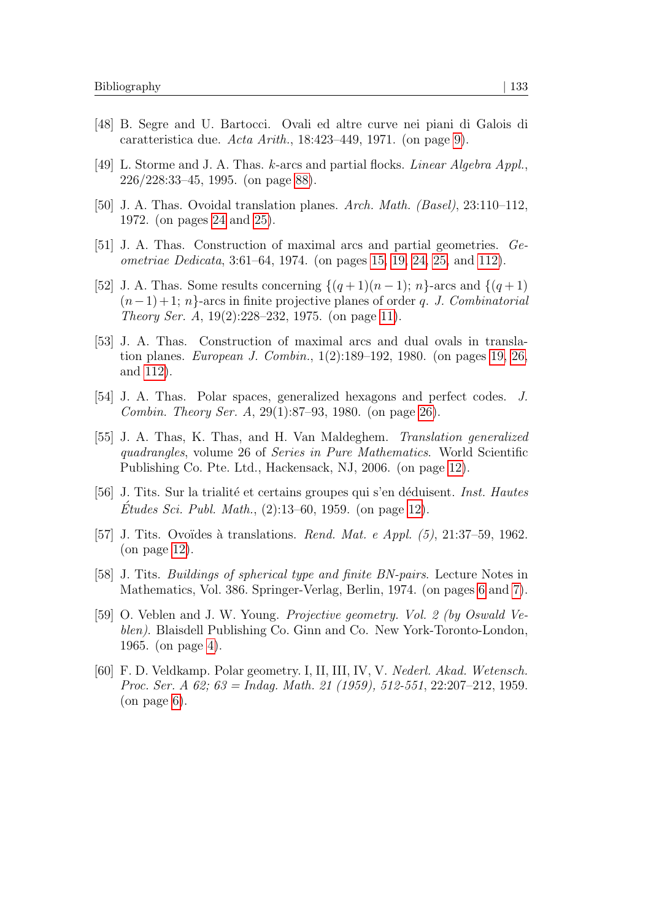[48] B. Segre and U. Bartocci. Ovali ed altre curve nei piani di Galois di caratteristica due. *Acta Arith.*, 18:423–449, 1971. (on page 9).

[49] L. Storme and J. A. Thas. $k$-arcs and partial flocks. *Linear Algebra Appl.*, 226/228:33–45, 1995. (on page 88).

[50] J. A. Thas. Ovoidal translation planes. *Arch. Math. (Basel)*, 23:110–112, 1972. (on pages 24 and 25).

[51] J. A. Thas. Construction of maximal arcs and partial geometries. *Geometriae Dedicata*, 3:61–64, 1974. (on pages 15, 19, 24, 25, and 112).

[52] J. A. Thas. Some results concerning $\{(q+1)(n-1);n\}$-arcs and $\{(q+1)(n-1)+1;n\}$-arcs in finite projective planes of order $q$. *J. Combinatorial Theory Ser. A*, 19(2):228–232, 1975. (on page 11).

[53] J. A. Thas. Construction of maximal arcs and dual ovals in translation planes. *European J. Combin.*, 1(2):189–192, 1980. (on pages 19, 26, and 112).

[54] J. A. Thas. Polar spaces, generalized hexagons and perfect codes. *J. Combin. Theory Ser. A*, 29(1):87–93, 1980. (on page 26).

[55] J. A. Thas, K. Thas, and H. Van Maldeghem. *Translation generalized quadrangles*, volume 26 of *Series in Pure Mathematics*. World Scientific Publishing Co. Pte. Ltd., Hackensack, NJ, 2006. (on page 12).

[56] J. Tits. Sur la trialité et certains groupes qui s'en déduisent. *Inst. Hautes Études Sci. Publ. Math.*, (2):13–60, 1959. (on page 12).

[57] J. Tits. Ovoïdes à translations. *Rend. Mat. e Appl. (5)*, 21:37–59, 1962. (on page 12).

[58] J. Tits. *Buildings of spherical type and finite BN-pairs*. Lecture Notes in Mathematics, Vol. 386. Springer-Verlag, Berlin, 1974. (on pages 6 and 7).

[59] O. Veblen and J. W. Young. *Projective geometry. Vol. 2 (by Oswald Veblen)*. Blaisdell Publishing Co. Ginn and Co. New York-Toronto-London, 1965. (on page 4).

[60] F. D. Veldkamp. Polar geometry. I, II, III, IV, V. *Nederl. Akad. Wetensch. Proc. Ser. A 62; 63 = Indag. Math. 21 (1959), 512-551*, 22:207–212, 1959. (on page 6).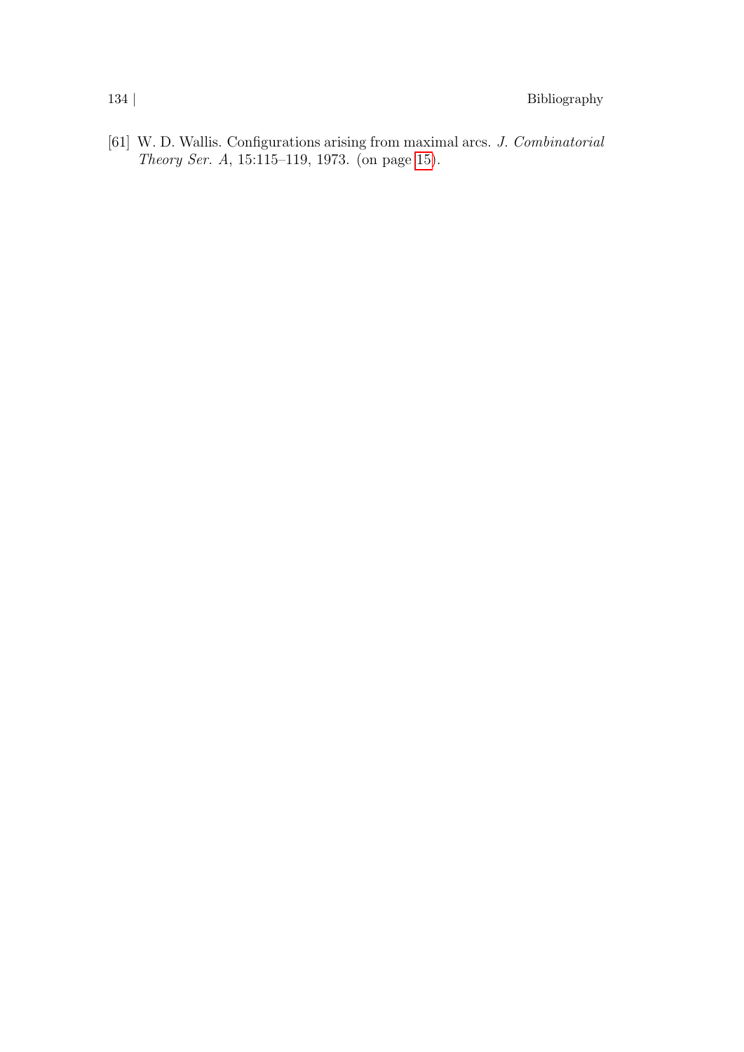[61] W. D. Wallis. Configurations arising from maximal arcs. *J. Combinatorial Theory Ser. A*, 15:115–119, 1973. (on page 15).